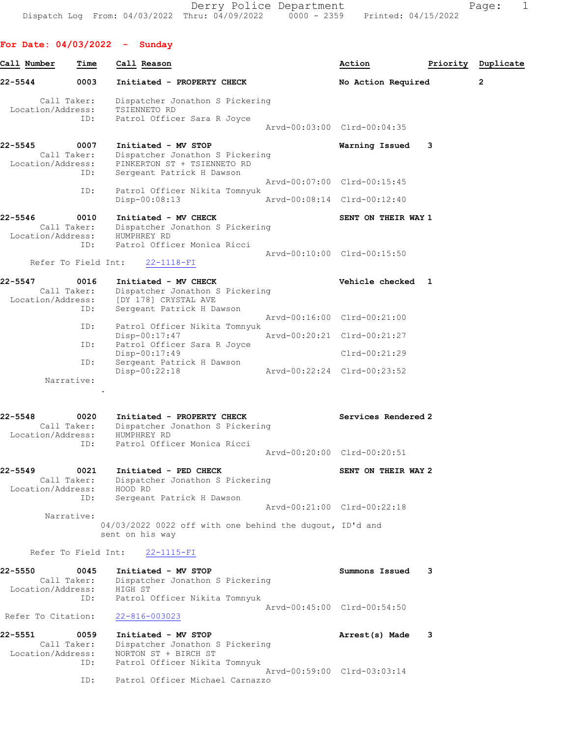Derry Police Department
Dispatch Log From: 04/03/2022 Thru: 04/09/2022 0000 - 2359 Printed: 04/15/2022

## For Date: 04/03/2022 - Sunday

| Call Number | Time | Call Reason | Action | Priority | Duplicate |
|---|---|---|---|---|---|

**22-5544** 0003 **Initiated - PROPERTY CHECK** — **No Action Required** — Duplicate: **2**

Call Taker: Dispatcher Jonathon S Pickering
Location/Address: TSIENNETO RD
ID: Patrol Officer Sara R Joyce
Arvd-00:03:00 Clrd-00:04:35

**22-5545** 0007 **Initiated - MV STOP** — **Warning Issued** — Priority **3**

Call Taker: Dispatcher Jonathon S Pickering
Location/Address: PINKERTON ST + TSIENNETO RD
ID: Sergeant Patrick H Dawson
Arvd-00:07:00 Clrd-00:15:45
ID: Patrol Officer Nikita Tomnyuk
Disp-00:08:13 Arvd-00:08:14 Clrd-00:12:40

**22-5546** 0010 **Initiated - MV CHECK** — **SENT ON THEIR WAY** — Priority **1**

Call Taker: Dispatcher Jonathon S Pickering
Location/Address: HUMPHREY RD
ID: Patrol Officer Monica Ricci
Arvd-00:10:00 Clrd-00:15:50
Refer To Field Int: 22-1118-FI

**22-5547** 0016 **Initiated - MV CHECK** — **Vehicle checked** — Priority **1**

Call Taker: Dispatcher Jonathon S Pickering
Location/Address: [DY 178] CRYSTAL AVE
ID: Sergeant Patrick H Dawson
Arvd-00:16:00 Clrd-00:21:00
ID: Patrol Officer Nikita Tomnyuk
Disp-00:17:47 Arvd-00:20:21 Clrd-00:21:27
ID: Patrol Officer Sara R Joyce
Disp-00:17:49 Clrd-00:21:29
ID: Sergeant Patrick H Dawson
Disp-00:22:18 Arvd-00:22:24 Clrd-00:23:52
Narrative:
.

**22-5548** 0020 **Initiated - PROPERTY CHECK** — **Services Rendered** — Priority **2**

Call Taker: Dispatcher Jonathon S Pickering
Location/Address: HUMPHREY RD
ID: Patrol Officer Monica Ricci
Arvd-00:20:00 Clrd-00:20:51

**22-5549** 0021 **Initiated - PED CHECK** — **SENT ON THEIR WAY** — Priority **2**

Call Taker: Dispatcher Jonathon S Pickering
Location/Address: HOOD RD
ID: Sergeant Patrick H Dawson
Arvd-00:21:00 Clrd-00:22:18
Narrative:
04/03/2022 0022 off with one behind the dugout, ID'd and sent on his way

Refer To Field Int: 22-1115-FI

**22-5550** 0045 **Initiated - MV STOP** — **Summons Issued** — Priority **3**

Call Taker: Dispatcher Jonathon S Pickering
Location/Address: HIGH ST
ID: Patrol Officer Nikita Tomnyuk
Arvd-00:45:00 Clrd-00:54:50
Refer To Citation: 22-816-003023

**22-5551** 0059 **Initiated - MV STOP** — **Arrest(s) Made** — Priority **3**

Call Taker: Dispatcher Jonathon S Pickering
Location/Address: NORTON ST + BIRCH ST
ID: Patrol Officer Nikita Tomnyuk
Arvd-00:59:00 Clrd-03:03:14
ID: Patrol Officer Michael Carnazzo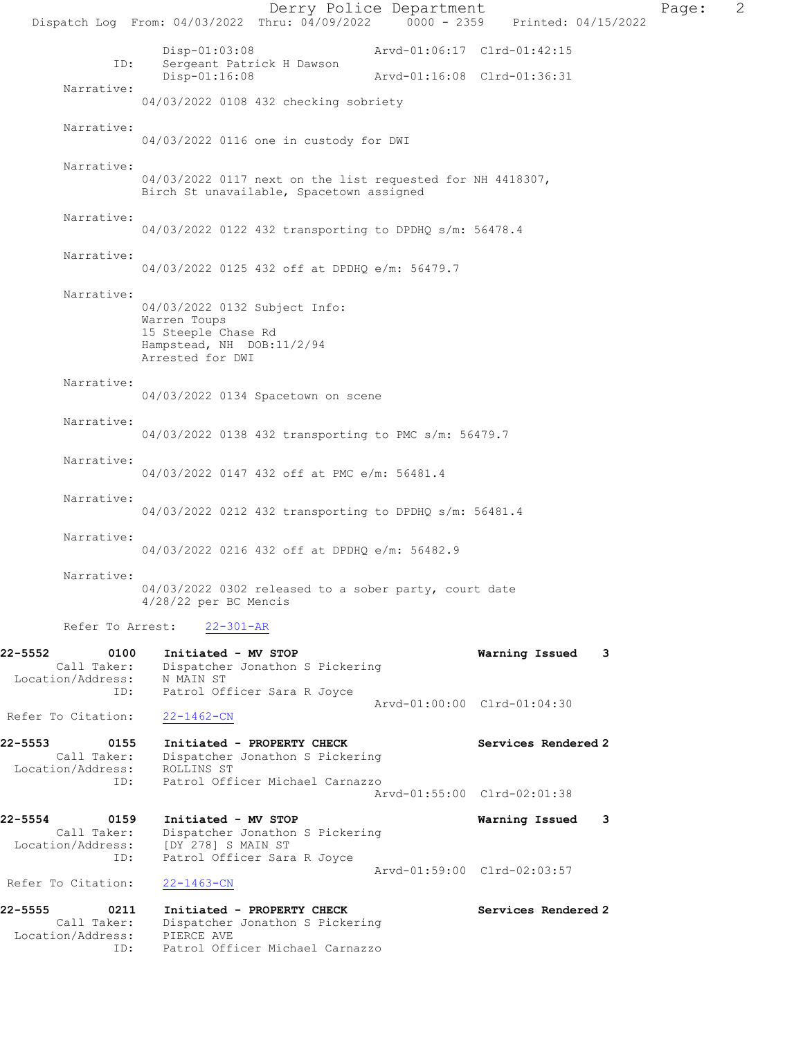Disp-01:03:08 Arvd-01:06:17 Clrd-01:42:15
ID: Sergeant Patrick H Dawson
Disp-01:16:08 Arvd-01:16:08 Clrd-01:36:31

Narrative:
04/03/2022 0108 432 checking sobriety

Narrative:
04/03/2022 0116 one in custody for DWI

Narrative:
04/03/2022 0117 next on the list requested for NH 4418307, Birch St unavailable, Spacetown assigned

Narrative:
04/03/2022 0122 432 transporting to DPDHQ s/m: 56478.4

Narrative:
04/03/2022 0125 432 off at DPDHQ e/m: 56479.7

Narrative:
04/03/2022 0132 Subject Info:
Warren Toups
15 Steeple Chase Rd
Hampstead, NH DOB:11/2/94
Arrested for DWI

Narrative:
04/03/2022 0134 Spacetown on scene

Narrative:
04/03/2022 0138 432 transporting to PMC s/m: 56479.7

Narrative:
04/03/2022 0147 432 off at PMC e/m: 56481.4

Narrative:
04/03/2022 0212 432 transporting to DPDHQ s/m: 56481.4

Narrative:
04/03/2022 0216 432 off at DPDHQ e/m: 56482.9

Narrative:
04/03/2022 0302 released to a sober party, court date 4/28/22 per BC Mencis

Refer To Arrest: 22-301-AR

**22-5552 0100 Initiated - MV STOP** Warning Issued 3
Call Taker: Dispatcher Jonathon S Pickering
Location/Address: N MAIN ST
ID: Patrol Officer Sara R Joyce
Arvd-01:00:00 Clrd-01:04:30
Refer To Citation: 22-1462-CN

**22-5553 0155 Initiated - PROPERTY CHECK** Services Rendered 2
Call Taker: Dispatcher Jonathon S Pickering
Location/Address: ROLLINS ST
ID: Patrol Officer Michael Carnazzo
Arvd-01:55:00 Clrd-02:01:38

**22-5554 0159 Initiated - MV STOP** Warning Issued 3
Call Taker: Dispatcher Jonathon S Pickering
Location/Address: [DY 278] S MAIN ST
ID: Patrol Officer Sara R Joyce
Arvd-01:59:00 Clrd-02:03:57
Refer To Citation: 22-1463-CN

**22-5555 0211 Initiated - PROPERTY CHECK** Services Rendered 2
Call Taker: Dispatcher Jonathon S Pickering
Location/Address: PIERCE AVE
ID: Patrol Officer Michael Carnazzo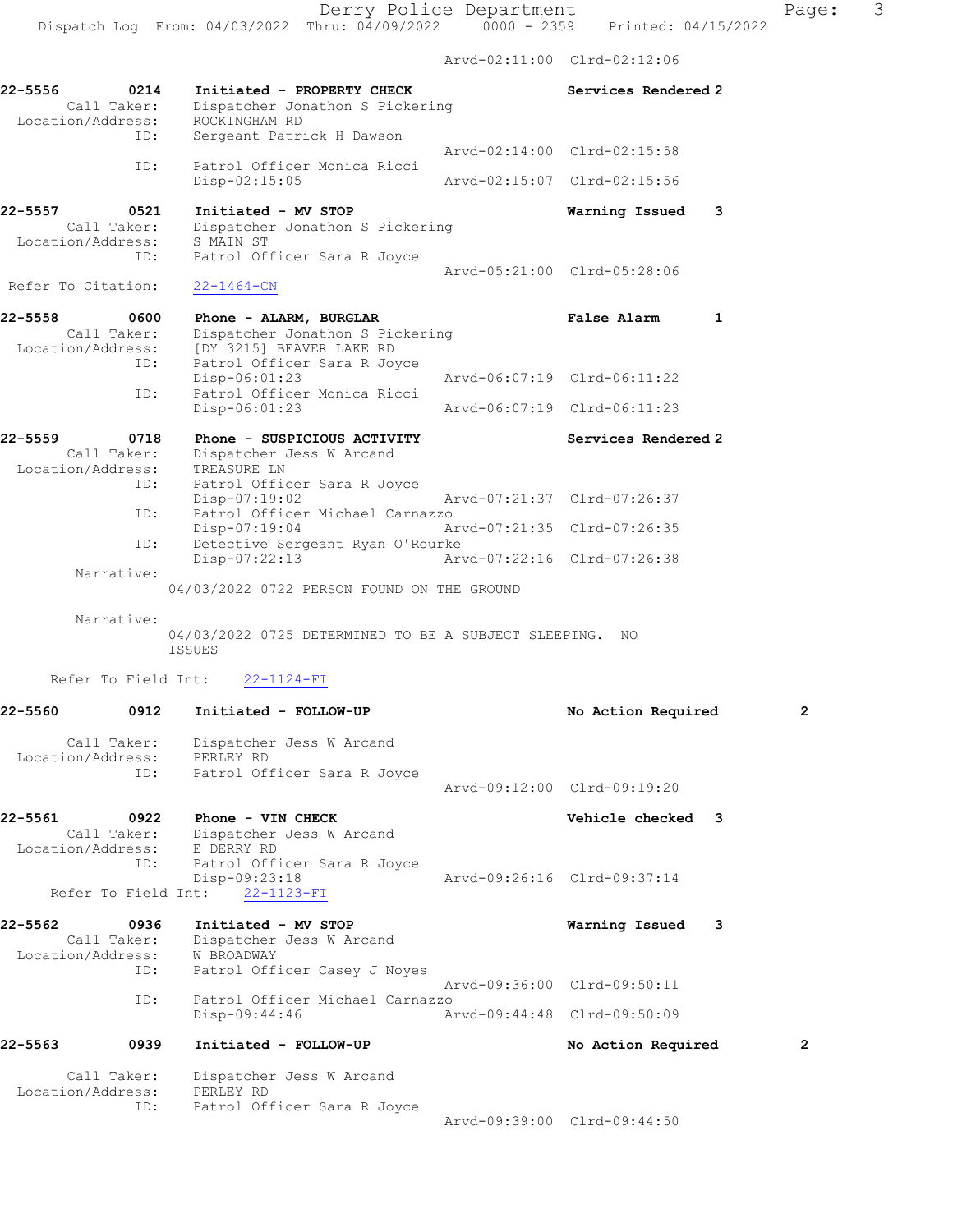Arvd-02:11:00 Clrd-02:12:06

**22-5556 0214 Initiated - PROPERTY CHECK** — Services Rendered 2
Call Taker: Dispatcher Jonathon S Pickering
Location/Address: ROCKINGHAM RD
ID: Sergeant Patrick H Dawson
Arvd-02:14:00 Clrd-02:15:58
ID: Patrol Officer Monica Ricci
Disp-02:15:05 Arvd-02:15:07 Clrd-02:15:56

**22-5557 0521 Initiated - MV STOP** — Warning Issued 3
Call Taker: Dispatcher Jonathon S Pickering
Location/Address: S MAIN ST
ID: Patrol Officer Sara R Joyce
Arvd-05:21:00 Clrd-05:28:06
Refer To Citation: 22-1464-CN

**22-5558 0600 Phone - ALARM, BURGLAR** — False Alarm 1
Call Taker: Dispatcher Jonathon S Pickering
Location/Address: [DY 3215] BEAVER LAKE RD
ID: Patrol Officer Sara R Joyce
Disp-06:01:23 Arvd-06:07:19 Clrd-06:11:22
ID: Patrol Officer Monica Ricci
Disp-06:01:23 Arvd-06:07:19 Clrd-06:11:23

**22-5559 0718 Phone - SUSPICIOUS ACTIVITY** — Services Rendered 2
Call Taker: Dispatcher Jess W Arcand
Location/Address: TREASURE LN
ID: Patrol Officer Sara R Joyce
Disp-07:19:02 Arvd-07:21:37 Clrd-07:26:37
ID: Patrol Officer Michael Carnazzo
Disp-07:19:04 Arvd-07:21:35 Clrd-07:26:35
ID: Detective Sergeant Ryan O'Rourke
Disp-07:22:13 Arvd-07:22:16 Clrd-07:26:38
Narrative:
04/03/2022 0722 PERSON FOUND ON THE GROUND

Narrative:
04/03/2022 0725 DETERMINED TO BE A SUBJECT SLEEPING. NO ISSUES

Refer To Field Int: 22-1124-FI

**22-5560 0912 Initiated - FOLLOW-UP** — No Action Required 2
Call Taker: Dispatcher Jess W Arcand
Location/Address: PERLEY RD
ID: Patrol Officer Sara R Joyce
Arvd-09:12:00 Clrd-09:19:20

**22-5561 0922 Phone - VIN CHECK** — Vehicle checked 3
Call Taker: Dispatcher Jess W Arcand
Location/Address: E DERRY RD
ID: Patrol Officer Sara R Joyce
Disp-09:23:18 Arvd-09:26:16 Clrd-09:37:14
Refer To Field Int: 22-1123-FI

**22-5562 0936 Initiated - MV STOP** — Warning Issued 3
Call Taker: Dispatcher Jess W Arcand
Location/Address: W BROADWAY
ID: Patrol Officer Casey J Noyes
Arvd-09:36:00 Clrd-09:50:11
ID: Patrol Officer Michael Carnazzo
Disp-09:44:46 Arvd-09:44:48 Clrd-09:50:09

**22-5563 0939 Initiated - FOLLOW-UP** — No Action Required 2
Call Taker: Dispatcher Jess W Arcand
Location/Address: PERLEY RD
ID: Patrol Officer Sara R Joyce
Arvd-09:39:00 Clrd-09:44:50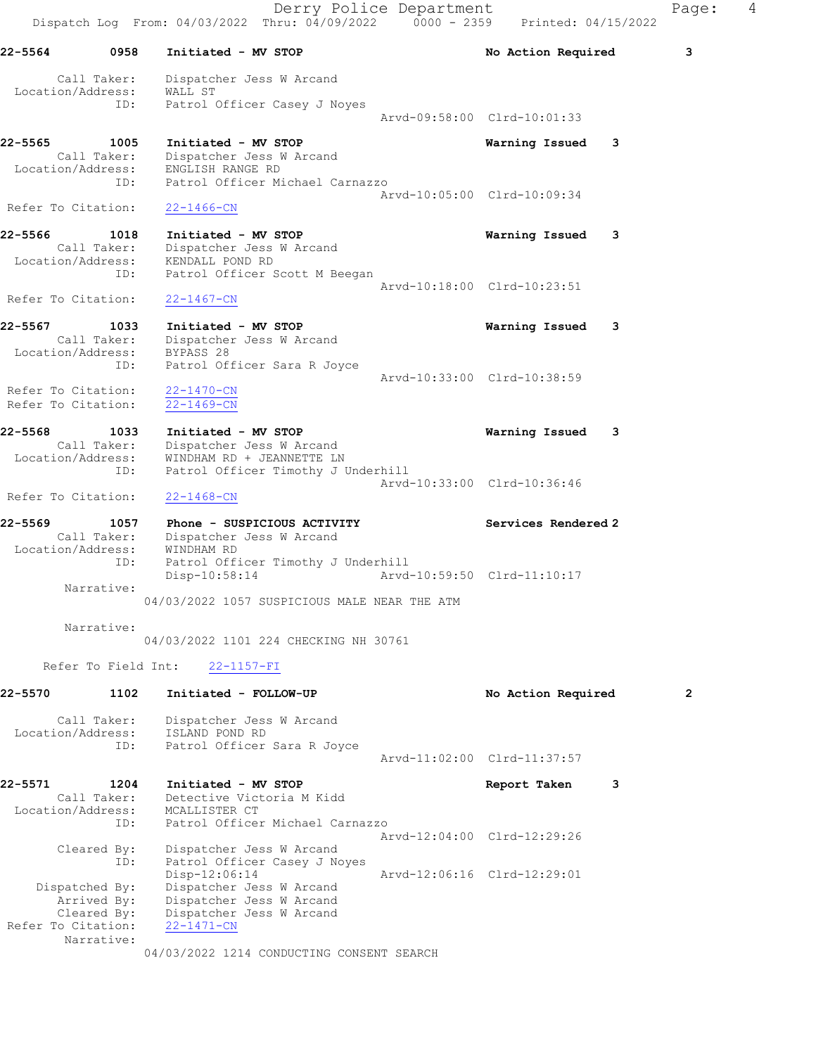Derry Police Department
Dispatch Log From: 04/03/2022 Thru: 04/09/2022 0000 - 2359 Printed: 04/15/2022

```
22-5564        0958    Initiated - MV STOP                        No Action Required        3

        Call Taker:    Dispatcher Jess W Arcand
  Location/Address:    WALL ST
                ID:    Patrol Officer Casey J Noyes
                                                   Arvd-09:58:00  Clrd-10:01:33

22-5565        1005    Initiated - MV STOP                        Warning Issued    3
        Call Taker:    Dispatcher Jess W Arcand
  Location/Address:    ENGLISH RANGE RD
                ID:    Patrol Officer Michael Carnazzo
                                                   Arvd-10:05:00  Clrd-10:09:34
 Refer To Citation:    22-1466-CN

22-5566        1018    Initiated - MV STOP                        Warning Issued    3
        Call Taker:    Dispatcher Jess W Arcand
  Location/Address:    KENDALL POND RD
                ID:    Patrol Officer Scott M Beegan
                                                   Arvd-10:18:00  Clrd-10:23:51
 Refer To Citation:    22-1467-CN

22-5567        1033    Initiated - MV STOP                        Warning Issued    3
        Call Taker:    Dispatcher Jess W Arcand
  Location/Address:    BYPASS 28
                ID:    Patrol Officer Sara R Joyce
                                                   Arvd-10:33:00  Clrd-10:38:59
 Refer To Citation:    22-1470-CN
 Refer To Citation:    22-1469-CN

22-5568        1033    Initiated - MV STOP                        Warning Issued    3
        Call Taker:    Dispatcher Jess W Arcand
  Location/Address:    WINDHAM RD + JEANNETTE LN
                ID:    Patrol Officer Timothy J Underhill
                                                   Arvd-10:33:00  Clrd-10:36:46
 Refer To Citation:    22-1468-CN

22-5569        1057    Phone - SUSPICIOUS ACTIVITY                Services Rendered 2
        Call Taker:    Dispatcher Jess W Arcand
  Location/Address:    WINDHAM RD
                ID:    Patrol Officer Timothy J Underhill
                       Disp-10:58:14               Arvd-10:59:50  Clrd-11:10:17
         Narrative:
                    04/03/2022 1057 SUSPICIOUS MALE NEAR THE ATM

         Narrative:
                    04/03/2022 1101 224 CHECKING NH 30761

      Refer To Field Int:    22-1157-FI

22-5570        1102    Initiated - FOLLOW-UP                      No Action Required        2

        Call Taker:    Dispatcher Jess W Arcand
  Location/Address:    ISLAND POND RD
                ID:    Patrol Officer Sara R Joyce
                                                   Arvd-11:02:00  Clrd-11:37:57

22-5571        1204    Initiated - MV STOP                        Report Taken      3
        Call Taker:    Detective Victoria M Kidd
  Location/Address:    MCALLISTER CT
                ID:    Patrol Officer Michael Carnazzo
                                                   Arvd-12:04:00  Clrd-12:29:26
        Cleared By:    Dispatcher Jess W Arcand
                ID:    Patrol Officer Casey J Noyes
                       Disp-12:06:14               Arvd-12:06:16  Clrd-12:29:01
     Dispatched By:    Dispatcher Jess W Arcand
        Arrived By:    Dispatcher Jess W Arcand
        Cleared By:    Dispatcher Jess W Arcand
 Refer To Citation:    22-1471-CN
         Narrative:
                    04/03/2022 1214 CONDUCTING CONSENT SEARCH
```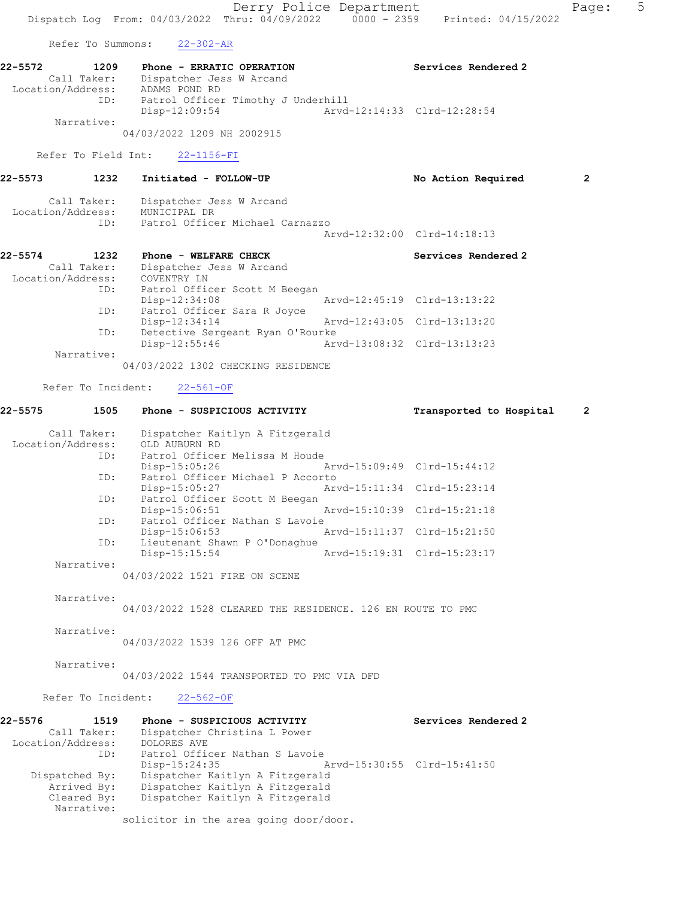Refer To Summons: 22-302-AR

**22-5572** 1209 Phone - ERRATIC OPERATION — Services Rendered 2

Call Taker: Dispatcher Jess W Arcand
Location/Address: ADAMS POND RD
ID: Patrol Officer Timothy J Underhill
Disp-12:09:54 Arvd-12:14:33 Clrd-12:28:54
Narrative:
04/03/2022 1209 NH 2002915

Refer To Field Int: 22-1156-FI

**22-5573** 1232 Initiated - FOLLOW-UP — No Action Required 2

Call Taker: Dispatcher Jess W Arcand
Location/Address: MUNICIPAL DR
ID: Patrol Officer Michael Carnazzo
Arvd-12:32:00 Clrd-14:18:13

**22-5574** 1232 Phone - WELFARE CHECK — Services Rendered 2

Call Taker: Dispatcher Jess W Arcand
Location/Address: COVENTRY LN
ID: Patrol Officer Scott M Beegan
Disp-12:34:08 Arvd-12:45:19 Clrd-13:13:22
ID: Patrol Officer Sara R Joyce
Disp-12:34:14 Arvd-12:43:05 Clrd-13:13:20
ID: Detective Sergeant Ryan O'Rourke
Disp-12:55:46 Arvd-13:08:32 Clrd-13:13:23
Narrative:
04/03/2022 1302 CHECKING RESIDENCE

Refer To Incident: 22-561-OF

**22-5575** 1505 Phone - SUSPICIOUS ACTIVITY — Transported to Hospital 2

Call Taker: Dispatcher Kaitlyn A Fitzgerald
Location/Address: OLD AUBURN RD
ID: Patrol Officer Melissa M Houde
Disp-15:05:26 Arvd-15:09:49 Clrd-15:44:12
ID: Patrol Officer Michael P Accorto
Disp-15:05:27 Arvd-15:11:34 Clrd-15:23:14
ID: Patrol Officer Scott M Beegan
Disp-15:06:51 Arvd-15:10:39 Clrd-15:21:18
ID: Patrol Officer Nathan S Lavoie
Disp-15:06:53 Arvd-15:11:37 Clrd-15:21:50
ID: Lieutenant Shawn P O'Donaghue
Disp-15:15:54 Arvd-15:19:31 Clrd-15:23:17
Narrative:
04/03/2022 1521 FIRE ON SCENE

Narrative:
04/03/2022 1528 CLEARED THE RESIDENCE. 126 EN ROUTE TO PMC

Narrative:
04/03/2022 1539 126 OFF AT PMC

Narrative:
04/03/2022 1544 TRANSPORTED TO PMC VIA DFD

Refer To Incident: 22-562-OF

**22-5576** 1519 Phone - SUSPICIOUS ACTIVITY — Services Rendered 2

Call Taker: Dispatcher Christina L Power
Location/Address: DOLORES AVE
ID: Patrol Officer Nathan S Lavoie
Disp-15:24:35 Arvd-15:30:55 Clrd-15:41:50
Dispatched By: Dispatcher Kaitlyn A Fitzgerald
Arrived By: Dispatcher Kaitlyn A Fitzgerald
Cleared By: Dispatcher Kaitlyn A Fitzgerald
Narrative:
solicitor in the area going door/door.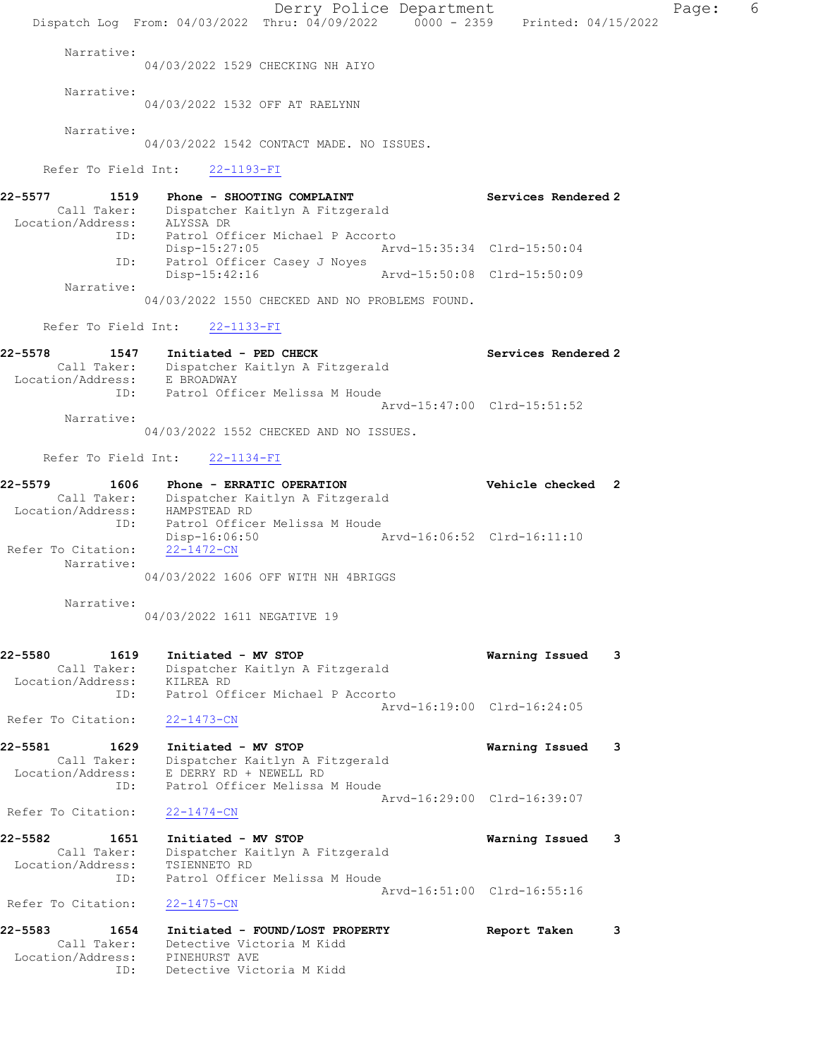Narrative:
04/03/2022 1529 CHECKING NH AIYO

Narrative:
04/03/2022 1532 OFF AT RAELYNN

Narrative:
04/03/2022 1542 CONTACT MADE. NO ISSUES.

Refer To Field Int: 22-1193-FI

**22-5577 1519 Phone - SHOOTING COMPLAINT** Services Rendered 2
Call Taker: Dispatcher Kaitlyn A Fitzgerald
Location/Address: ALYSSA DR
ID: Patrol Officer Michael P Accorto
Disp-15:27:05 Arvd-15:35:34 Clrd-15:50:04
ID: Patrol Officer Casey J Noyes
Disp-15:42:16 Arvd-15:50:08 Clrd-15:50:09
Narrative:
04/03/2022 1550 CHECKED AND NO PROBLEMS FOUND.

Refer To Field Int: 22-1133-FI

**22-5578 1547 Initiated - PED CHECK** Services Rendered 2
Call Taker: Dispatcher Kaitlyn A Fitzgerald
Location/Address: E BROADWAY
ID: Patrol Officer Melissa M Houde
Arvd-15:47:00 Clrd-15:51:52
Narrative:
04/03/2022 1552 CHECKED AND NO ISSUES.

Refer To Field Int: 22-1134-FI

**22-5579 1606 Phone - ERRATIC OPERATION** Vehicle checked 2
Call Taker: Dispatcher Kaitlyn A Fitzgerald
Location/Address: HAMPSTEAD RD
ID: Patrol Officer Melissa M Houde
Disp-16:06:50 Arvd-16:06:52 Clrd-16:11:10
Refer To Citation: 22-1472-CN
Narrative:
04/03/2022 1606 OFF WITH NH 4BRIGGS

Narrative:
04/03/2022 1611 NEGATIVE 19

**22-5580 1619 Initiated - MV STOP** Warning Issued 3
Call Taker: Dispatcher Kaitlyn A Fitzgerald
Location/Address: KILREA RD
ID: Patrol Officer Michael P Accorto
Arvd-16:19:00 Clrd-16:24:05
Refer To Citation: 22-1473-CN

**22-5581 1629 Initiated - MV STOP** Warning Issued 3
Call Taker: Dispatcher Kaitlyn A Fitzgerald
Location/Address: E DERRY RD + NEWELL RD
ID: Patrol Officer Melissa M Houde
Arvd-16:29:00 Clrd-16:39:07
Refer To Citation: 22-1474-CN

**22-5582 1651 Initiated - MV STOP** Warning Issued 3
Call Taker: Dispatcher Kaitlyn A Fitzgerald
Location/Address: TSIENNETO RD
ID: Patrol Officer Melissa M Houde
Arvd-16:51:00 Clrd-16:55:16
Refer To Citation: 22-1475-CN

**22-5583 1654 Initiated - FOUND/LOST PROPERTY** Report Taken 3
Call Taker: Detective Victoria M Kidd
Location/Address: PINEHURST AVE
ID: Detective Victoria M Kidd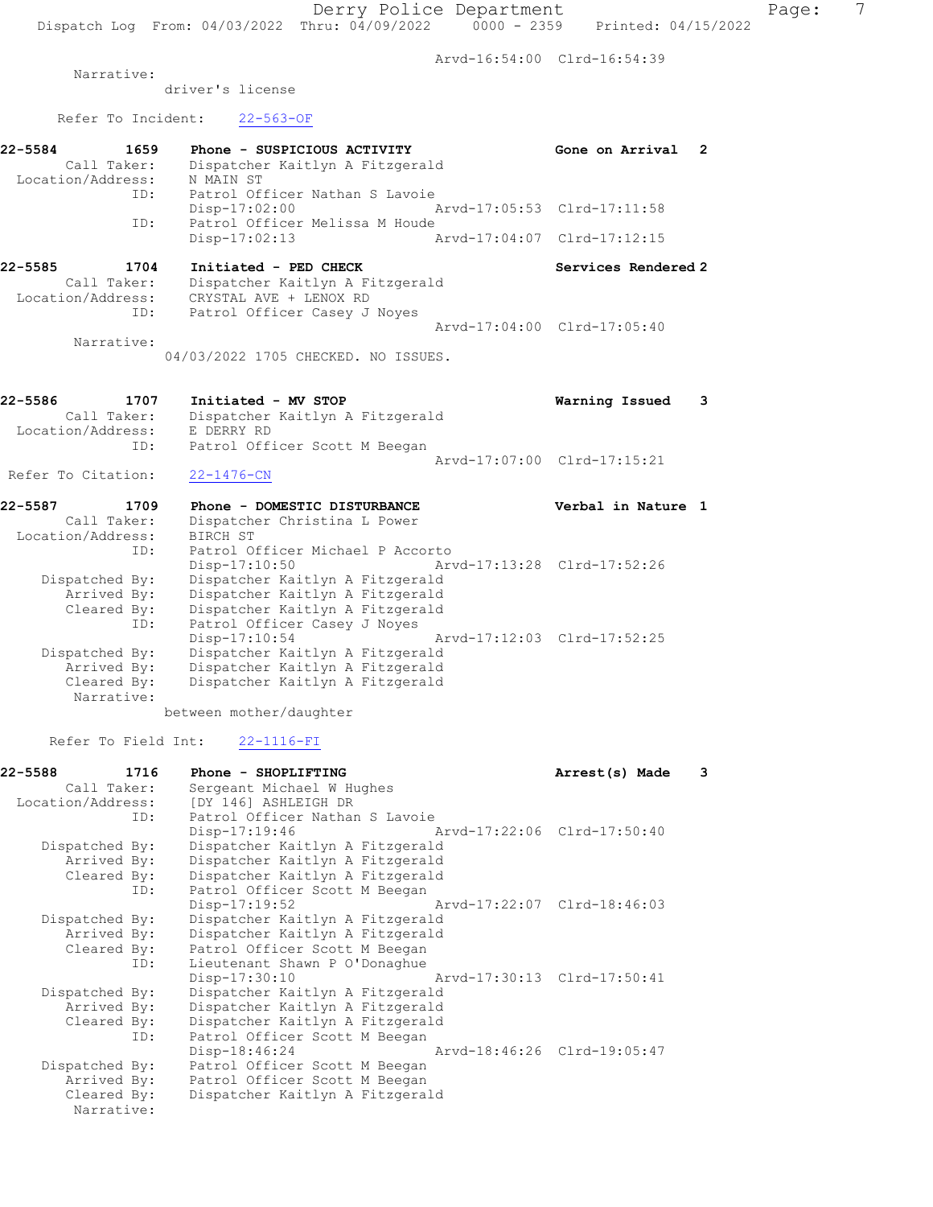Arvd-16:54:00 Clrd-16:54:39

Narrative:
driver's license

Refer To Incident: 22-563-OF

```
22-5584        1659    Phone - SUSPICIOUS ACTIVITY                   Gone on Arrival  2
      Call Taker:      Dispatcher Kaitlyn A Fitzgerald
 Location/Address:     N MAIN ST
              ID:      Patrol Officer Nathan S Lavoie
                       Disp-17:02:00                 Arvd-17:05:53  Clrd-17:11:58
              ID:      Patrol Officer Melissa M Houde
                       Disp-17:02:13                 Arvd-17:04:07  Clrd-17:12:15

22-5585        1704    Initiated - PED CHECK                         Services Rendered 2
      Call Taker:      Dispatcher Kaitlyn A Fitzgerald
 Location/Address:     CRYSTAL AVE + LENOX RD
              ID:      Patrol Officer Casey J Noyes
                                                     Arvd-17:04:00  Clrd-17:05:40
       Narrative:
                  04/03/2022 1705 CHECKED. NO ISSUES.

22-5586        1707    Initiated - MV STOP                           Warning Issued   3
      Call Taker:      Dispatcher Kaitlyn A Fitzgerald
 Location/Address:     E DERRY RD
              ID:      Patrol Officer Scott M Beegan
                                                     Arvd-17:07:00  Clrd-17:15:21
 Refer To Citation:   22-1476-CN

22-5587        1709    Phone - DOMESTIC DISTURBANCE                  Verbal in Nature 1
      Call Taker:      Dispatcher Christina L Power
 Location/Address:     BIRCH ST
              ID:      Patrol Officer Michael P Accorto
                       Disp-17:10:50                 Arvd-17:13:28  Clrd-17:52:26
    Dispatched By:     Dispatcher Kaitlyn A Fitzgerald
       Arrived By:     Dispatcher Kaitlyn A Fitzgerald
       Cleared By:     Dispatcher Kaitlyn A Fitzgerald
              ID:      Patrol Officer Casey J Noyes
                       Disp-17:10:54                 Arvd-17:12:03  Clrd-17:52:25
    Dispatched By:     Dispatcher Kaitlyn A Fitzgerald
       Arrived By:     Dispatcher Kaitlyn A Fitzgerald
       Cleared By:     Dispatcher Kaitlyn A Fitzgerald
       Narrative:
                  between mother/daughter

   Refer To Field Int:   22-1116-FI

22-5588        1716    Phone - SHOPLIFTING                           Arrest(s) Made   3
      Call Taker:      Sergeant Michael W Hughes
 Location/Address:     [DY 146] ASHLEIGH DR
              ID:      Patrol Officer Nathan S Lavoie
                       Disp-17:19:46                 Arvd-17:22:06  Clrd-17:50:40
    Dispatched By:     Dispatcher Kaitlyn A Fitzgerald
       Arrived By:     Dispatcher Kaitlyn A Fitzgerald
       Cleared By:     Dispatcher Kaitlyn A Fitzgerald
              ID:      Patrol Officer Scott M Beegan
                       Disp-17:19:52                 Arvd-17:22:07  Clrd-18:46:03
    Dispatched By:     Dispatcher Kaitlyn A Fitzgerald
       Arrived By:     Dispatcher Kaitlyn A Fitzgerald
       Cleared By:     Patrol Officer Scott M Beegan
              ID:      Lieutenant Shawn P O'Donaghue
                       Disp-17:30:10                 Arvd-17:30:13  Clrd-17:50:41
    Dispatched By:     Dispatcher Kaitlyn A Fitzgerald
       Arrived By:     Dispatcher Kaitlyn A Fitzgerald
       Cleared By:     Dispatcher Kaitlyn A Fitzgerald
              ID:      Patrol Officer Scott M Beegan
                       Disp-18:46:24                 Arvd-18:46:26  Clrd-19:05:47
    Dispatched By:     Patrol Officer Scott M Beegan
       Arrived By:     Patrol Officer Scott M Beegan
       Cleared By:     Dispatcher Kaitlyn A Fitzgerald
       Narrative:
```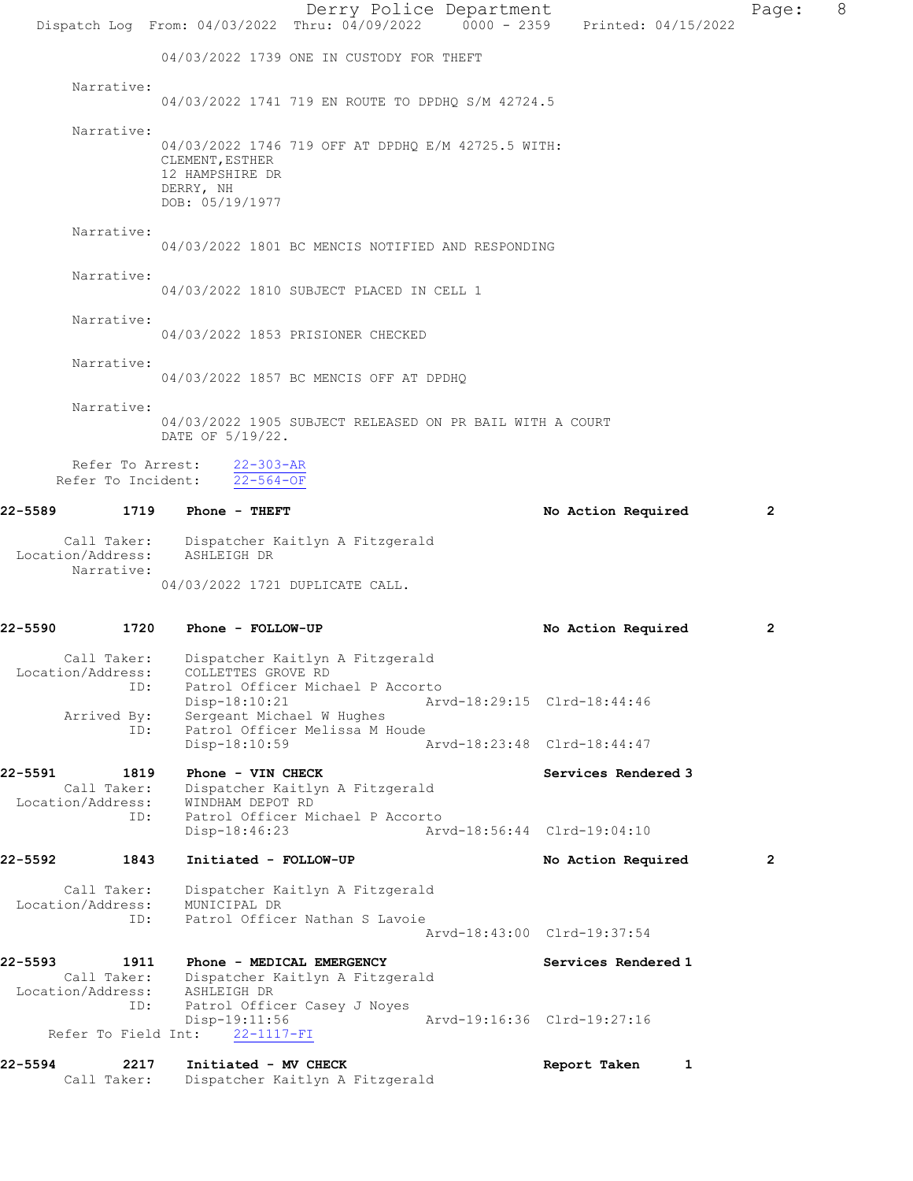04/03/2022 1739 ONE IN CUSTODY FOR THEFT

Narrative:
04/03/2022 1741 719 EN ROUTE TO DPDHQ S/M 42724.5

Narrative:
04/03/2022 1746 719 OFF AT DPDHQ E/M 42725.5 WITH:
CLEMENT,ESTHER
12 HAMPSHIRE DR
DERRY, NH
DOB: 05/19/1977

Narrative:
04/03/2022 1801 BC MENCIS NOTIFIED AND RESPONDING

Narrative:
04/03/2022 1810 SUBJECT PLACED IN CELL 1

Narrative:
04/03/2022 1853 PRISIONER CHECKED

Narrative:
04/03/2022 1857 BC MENCIS OFF AT DPDHQ

Narrative:
04/03/2022 1905 SUBJECT RELEASED ON PR BAIL WITH A COURT DATE OF 5/19/22.

Refer To Arrest: 22-303-AR
Refer To Incident: 22-564-OF

**22-5589 1719 Phone - THEFT** — No Action Required 2

Call Taker: Dispatcher Kaitlyn A Fitzgerald
Location/Address: ASHLEIGH DR
Narrative:
04/03/2022 1721 DUPLICATE CALL.

**22-5590 1720 Phone - FOLLOW-UP** — No Action Required 2

Call Taker: Dispatcher Kaitlyn A Fitzgerald
Location/Address: COLLETTES GROVE RD
ID: Patrol Officer Michael P Accorto
Disp-18:10:21 Arvd-18:29:15 Clrd-18:44:46
Arrived By: Sergeant Michael W Hughes
ID: Patrol Officer Melissa M Houde
Disp-18:10:59 Arvd-18:23:48 Clrd-18:44:47

**22-5591 1819 Phone - VIN CHECK** — Services Rendered 3

Call Taker: Dispatcher Kaitlyn A Fitzgerald
Location/Address: WINDHAM DEPOT RD
ID: Patrol Officer Michael P Accorto
Disp-18:46:23 Arvd-18:56:44 Clrd-19:04:10

**22-5592 1843 Initiated - FOLLOW-UP** — No Action Required 2

Call Taker: Dispatcher Kaitlyn A Fitzgerald
Location/Address: MUNICIPAL DR
ID: Patrol Officer Nathan S Lavoie
Arvd-18:43:00 Clrd-19:37:54

**22-5593 1911 Phone - MEDICAL EMERGENCY** — Services Rendered 1

Call Taker: Dispatcher Kaitlyn A Fitzgerald
Location/Address: ASHLEIGH DR
ID: Patrol Officer Casey J Noyes
Disp-19:11:56 Arvd-19:16:36 Clrd-19:27:16
Refer To Field Int: 22-1117-FI

**22-5594 2217 Initiated - MV CHECK** — Report Taken 1

Call Taker: Dispatcher Kaitlyn A Fitzgerald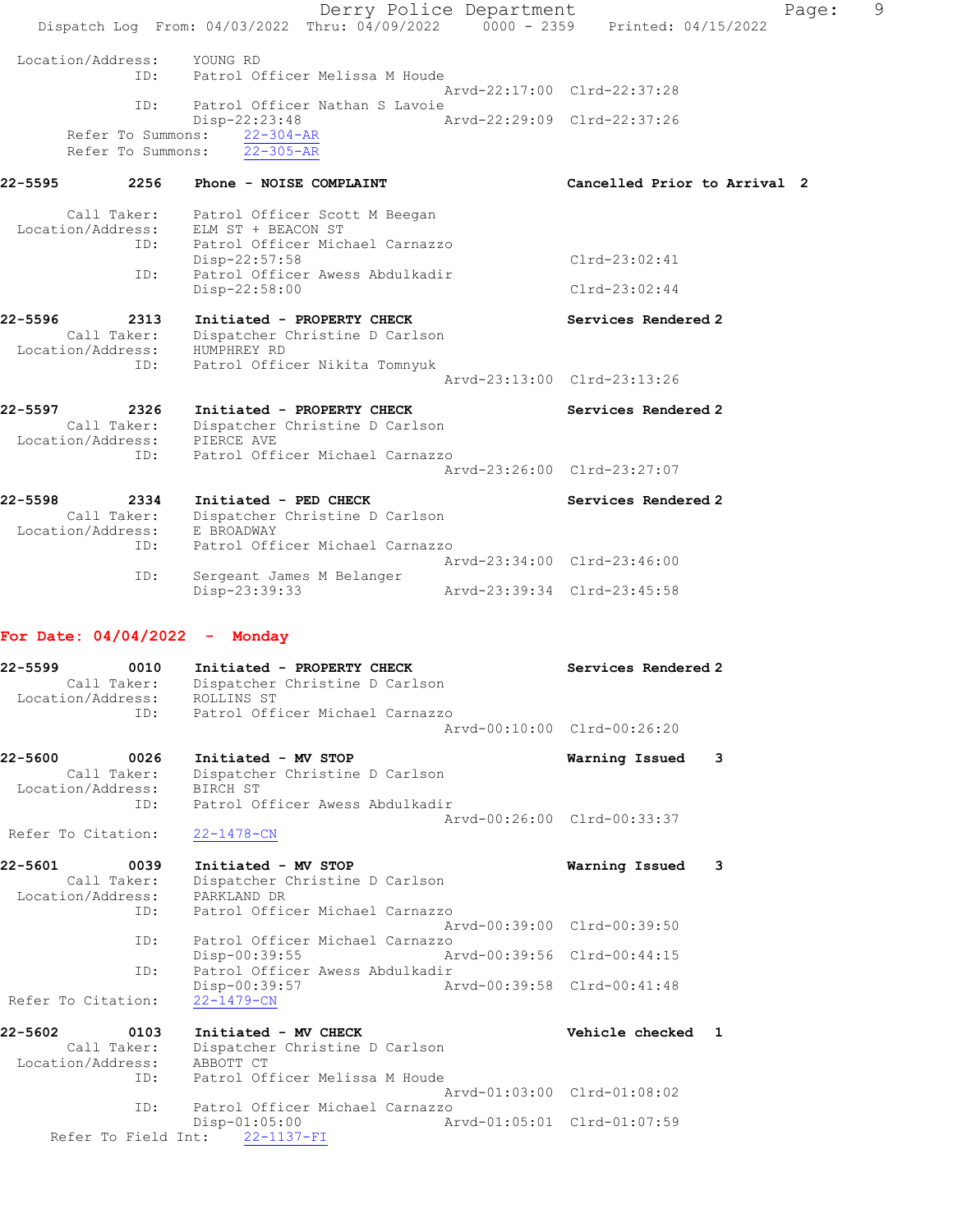```
 Location/Address:    YOUNG RD
              ID:     Patrol Officer Melissa M Houde
                                              Arvd-22:17:00  Clrd-22:37:28
              ID:     Patrol Officer Nathan S Lavoie
                      Disp-22:23:48           Arvd-22:29:09  Clrd-22:37:26
      Refer To Summons:    22-304-AR
      Refer To Summons:    22-305-AR

22-5595        2256    Phone - NOISE COMPLAINT                    Cancelled Prior to Arrival  2

       Call Taker:    Patrol Officer Scott M Beegan
 Location/Address:    ELM ST + BEACON ST
              ID:     Patrol Officer Michael Carnazzo
                      Disp-22:57:58                          Clrd-23:02:41
              ID:     Patrol Officer Awess Abdulkadir
                      Disp-22:58:00                          Clrd-23:02:44

22-5596        2313    Initiated - PROPERTY CHECK                 Services Rendered 2
       Call Taker:    Dispatcher Christine D Carlson
 Location/Address:    HUMPHREY RD
              ID:     Patrol Officer Nikita Tomnyuk
                                              Arvd-23:13:00  Clrd-23:13:26

22-5597        2326    Initiated - PROPERTY CHECK                 Services Rendered 2
       Call Taker:    Dispatcher Christine D Carlson
 Location/Address:    PIERCE AVE
              ID:     Patrol Officer Michael Carnazzo
                                              Arvd-23:26:00  Clrd-23:27:07

22-5598        2334    Initiated - PED CHECK                      Services Rendered 2
       Call Taker:    Dispatcher Christine D Carlson
 Location/Address:    E BROADWAY
              ID:     Patrol Officer Michael Carnazzo
                                              Arvd-23:34:00  Clrd-23:46:00
              ID:     Sergeant James M Belanger
                      Disp-23:39:33           Arvd-23:39:34  Clrd-23:45:58
```

**For Date: 04/04/2022 - Monday**

```
22-5599        0010    Initiated - PROPERTY CHECK                 Services Rendered 2
       Call Taker:    Dispatcher Christine D Carlson
 Location/Address:    ROLLINS ST
              ID:     Patrol Officer Michael Carnazzo
                                              Arvd-00:10:00  Clrd-00:26:20

22-5600        0026    Initiated - MV STOP                        Warning Issued    3
       Call Taker:    Dispatcher Christine D Carlson
 Location/Address:    BIRCH ST
              ID:     Patrol Officer Awess Abdulkadir
                                              Arvd-00:26:00  Clrd-00:33:37
 Refer To Citation:   22-1478-CN

22-5601        0039    Initiated - MV STOP                        Warning Issued    3
       Call Taker:    Dispatcher Christine D Carlson
 Location/Address:    PARKLAND DR
              ID:     Patrol Officer Michael Carnazzo
                                              Arvd-00:39:00  Clrd-00:39:50
              ID:     Patrol Officer Michael Carnazzo
                      Disp-00:39:55           Arvd-00:39:56  Clrd-00:44:15
              ID:     Patrol Officer Awess Abdulkadir
                      Disp-00:39:57           Arvd-00:39:58  Clrd-00:41:48
 Refer To Citation:   22-1479-CN

22-5602        0103    Initiated - MV CHECK                       Vehicle checked   1
       Call Taker:    Dispatcher Christine D Carlson
 Location/Address:    ABBOTT CT
              ID:     Patrol Officer Melissa M Houde
                                              Arvd-01:03:00  Clrd-01:08:02
              ID:     Patrol Officer Michael Carnazzo
                      Disp-01:05:00           Arvd-01:05:01  Clrd-01:07:59
     Refer To Field Int:    22-1137-FI
```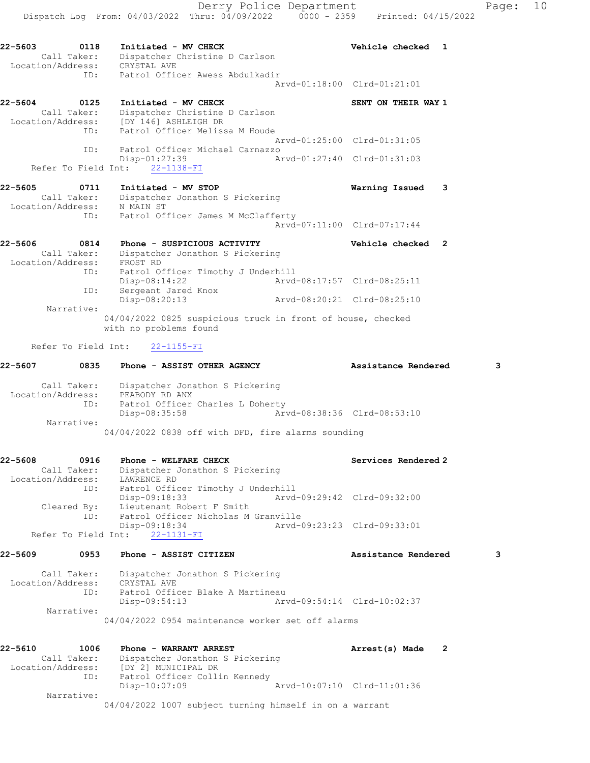```
22-5603        0118    Initiated - MV CHECK                         Vehicle checked  1
        Call Taker:    Dispatcher Christine D Carlson
  Location/Address:    CRYSTAL AVE
                ID:    Patrol Officer Awess Abdulkadir
                                                 Arvd-01:18:00  Clrd-01:21:01

22-5604        0125    Initiated - MV CHECK                         SENT ON THEIR WAY 1
        Call Taker:    Dispatcher Christine D Carlson
  Location/Address:    [DY 146] ASHLEIGH DR
                ID:    Patrol Officer Melissa M Houde
                                                 Arvd-01:25:00  Clrd-01:31:05
                ID:    Patrol Officer Michael Carnazzo
                       Disp-01:27:39             Arvd-01:27:40  Clrd-01:31:03
     Refer To Field Int:    22-1138-FI

22-5605        0711    Initiated - MV STOP                          Warning Issued   3
        Call Taker:    Dispatcher Jonathon S Pickering
  Location/Address:    N MAIN ST
                ID:    Patrol Officer James M McClafferty
                                                 Arvd-07:11:00  Clrd-07:17:44

22-5606        0814    Phone - SUSPICIOUS ACTIVITY                  Vehicle checked  2
        Call Taker:    Dispatcher Jonathon S Pickering
  Location/Address:    FROST RD
                ID:    Patrol Officer Timothy J Underhill
                       Disp-08:14:22             Arvd-08:17:57  Clrd-08:25:11
                ID:    Sergeant Jared Knox
                       Disp-08:20:13             Arvd-08:20:21  Clrd-08:25:10
         Narrative:
                    04/04/2022 0825 suspicious truck in front of house, checked
                    with no problems found

     Refer To Field Int:    22-1155-FI

22-5607        0835    Phone - ASSIST OTHER AGENCY                  Assistance Rendered        3

        Call Taker:    Dispatcher Jonathon S Pickering
  Location/Address:    PEABODY RD ANX
                ID:    Patrol Officer Charles L Doherty
                       Disp-08:35:58             Arvd-08:38:36  Clrd-08:53:10
         Narrative:
                    04/04/2022 0838 off with DFD, fire alarms sounding


22-5608        0916    Phone - WELFARE CHECK                        Services Rendered 2
        Call Taker:    Dispatcher Jonathon S Pickering
  Location/Address:    LAWRENCE RD
                ID:    Patrol Officer Timothy J Underhill
                       Disp-09:18:33             Arvd-09:29:42  Clrd-09:32:00
        Cleared By:    Lieutenant Robert F Smith
                ID:    Patrol Officer Nicholas M Granville
                       Disp-09:18:34             Arvd-09:23:23  Clrd-09:33:01
     Refer To Field Int:    22-1131-FI

22-5609        0953    Phone - ASSIST CITIZEN                       Assistance Rendered        3

        Call Taker:    Dispatcher Jonathon S Pickering
  Location/Address:    CRYSTAL AVE
                ID:    Patrol Officer Blake A Martineau
                       Disp-09:54:13             Arvd-09:54:14  Clrd-10:02:37
         Narrative:
                    04/04/2022 0954 maintenance worker set off alarms


22-5610        1006    Phone - WARRANT ARREST                       Arrest(s) Made   2
        Call Taker:    Dispatcher Jonathon S Pickering
  Location/Address:    [DY 2] MUNICIPAL DR
                ID:    Patrol Officer Collin Kennedy
                       Disp-10:07:09             Arvd-10:07:10  Clrd-11:01:36
         Narrative:
                    04/04/2022 1007 subject turning himself in on a warrant
```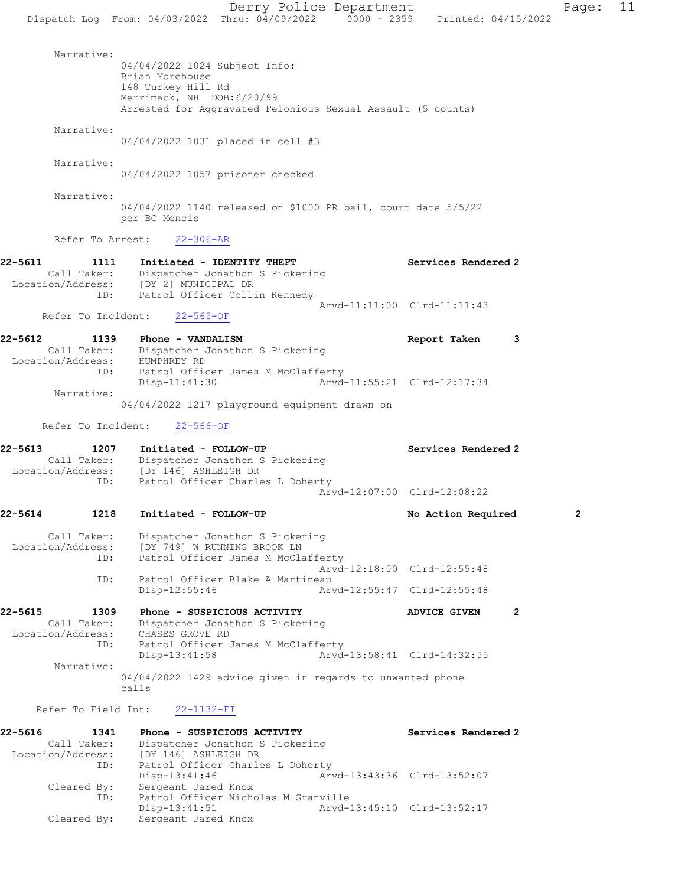Narrative:
04/04/2022 1024 Subject Info:
Brian Morehouse
148 Turkey Hill Rd
Merrimack, NH DOB:6/20/99
Arrested for Aggravated Felonious Sexual Assault (5 counts)

Narrative:
04/04/2022 1031 placed in cell #3

Narrative:
04/04/2022 1057 prisoner checked

Narrative:
04/04/2022 1140 released on $1000 PR bail, court date 5/5/22
per BC Mencis

Refer To Arrest: 22-306-AR

**22-5611 1111 Initiated - IDENTITY THEFT** Services Rendered 2
Call Taker: Dispatcher Jonathon S Pickering
Location/Address: [DY 2] MUNICIPAL DR
ID: Patrol Officer Collin Kennedy
Arvd-11:11:00 Clrd-11:11:43
Refer To Incident: 22-565-OF

**22-5612 1139 Phone - VANDALISM** Report Taken 3
Call Taker: Dispatcher Jonathon S Pickering
Location/Address: HUMPHREY RD
ID: Patrol Officer James M McClafferty
Disp-11:41:30 Arvd-11:55:21 Clrd-12:17:34
Narrative:
04/04/2022 1217 playground equipment drawn on

Refer To Incident: 22-566-OF

**22-5613 1207 Initiated - FOLLOW-UP** Services Rendered 2
Call Taker: Dispatcher Jonathon S Pickering
Location/Address: [DY 146] ASHLEIGH DR
ID: Patrol Officer Charles L Doherty
Arvd-12:07:00 Clrd-12:08:22

**22-5614 1218 Initiated - FOLLOW-UP** No Action Required 2
Call Taker: Dispatcher Jonathon S Pickering
Location/Address: [DY 749] W RUNNING BROOK LN
ID: Patrol Officer James M McClafferty
Arvd-12:18:00 Clrd-12:55:48
ID: Patrol Officer Blake A Martineau
Disp-12:55:46 Arvd-12:55:47 Clrd-12:55:48

**22-5615 1309 Phone - SUSPICIOUS ACTIVITY** ADVICE GIVEN 2
Call Taker: Dispatcher Jonathon S Pickering
Location/Address: CHASES GROVE RD
ID: Patrol Officer James M McClafferty
Disp-13:41:58 Arvd-13:58:41 Clrd-14:32:55
Narrative:
04/04/2022 1429 advice given in regards to unwanted phone calls

Refer To Field Int: 22-1132-FI

**22-5616 1341 Phone - SUSPICIOUS ACTIVITY** Services Rendered 2
Call Taker: Dispatcher Jonathon S Pickering
Location/Address: [DY 146] ASHLEIGH DR
ID: Patrol Officer Charles L Doherty
Disp-13:41:46 Arvd-13:43:36 Clrd-13:52:07
Cleared By: Sergeant Jared Knox
ID: Patrol Officer Nicholas M Granville
Disp-13:41:51 Arvd-13:45:10 Clrd-13:52:17
Cleared By: Sergeant Jared Knox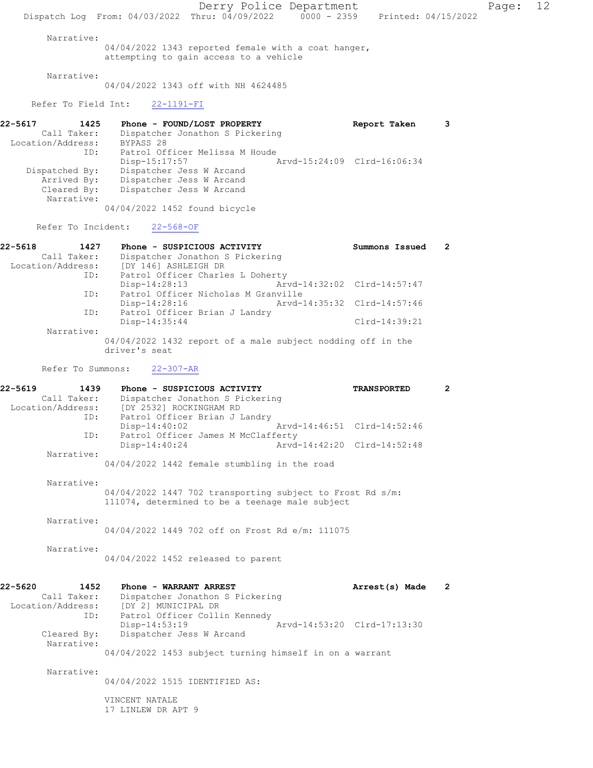Narrative:
04/04/2022 1343 reported female with a coat hanger, attempting to gain access to a vehicle

Narrative:
04/04/2022 1343 off with NH 4624485

Refer To Field Int: 22-1191-FI

**22-5617 1425 Phone - FOUND/LOST PROPERTY** Report Taken 3

Call Taker: Dispatcher Jonathon S Pickering
Location/Address: BYPASS 28
ID: Patrol Officer Melissa M Houde
Disp-15:17:57 Arvd-15:24:09 Clrd-16:06:34
Dispatched By: Dispatcher Jess W Arcand
Arrived By: Dispatcher Jess W Arcand
Cleared By: Dispatcher Jess W Arcand
Narrative:
04/04/2022 1452 found bicycle

Refer To Incident: 22-568-OF

**22-5618 1427 Phone - SUSPICIOUS ACTIVITY** Summons Issued 2

Call Taker: Dispatcher Jonathon S Pickering
Location/Address: [DY 146] ASHLEIGH DR
ID: Patrol Officer Charles L Doherty
Disp-14:28:13 Arvd-14:32:02 Clrd-14:57:47
ID: Patrol Officer Nicholas M Granville
Disp-14:28:16 Arvd-14:35:32 Clrd-14:57:46
ID: Patrol Officer Brian J Landry
Disp-14:35:44 Clrd-14:39:21
Narrative:
04/04/2022 1432 report of a male subject nodding off in the driver's seat

Refer To Summons: 22-307-AR

**22-5619 1439 Phone - SUSPICIOUS ACTIVITY** TRANSPORTED 2

Call Taker: Dispatcher Jonathon S Pickering
Location/Address: [DY 2532] ROCKINGHAM RD
ID: Patrol Officer Brian J Landry
Disp-14:40:02 Arvd-14:46:51 Clrd-14:52:46
ID: Patrol Officer James M McClafferty
Disp-14:40:24 Arvd-14:42:20 Clrd-14:52:48
Narrative:
04/04/2022 1442 female stumbling in the road

Narrative:
04/04/2022 1447 702 transporting subject to Frost Rd s/m: 111074, determined to be a teenage male subject

Narrative:
04/04/2022 1449 702 off on Frost Rd e/m: 111075

Narrative:
04/04/2022 1452 released to parent

**22-5620 1452 Phone - WARRANT ARREST** Arrest(s) Made 2

Call Taker: Dispatcher Jonathon S Pickering
Location/Address: [DY 2] MUNICIPAL DR
ID: Patrol Officer Collin Kennedy
Disp-14:53:19 Arvd-14:53:20 Clrd-17:13:30
Cleared By: Dispatcher Jess W Arcand
Narrative:
04/04/2022 1453 subject turning himself in on a warrant

Narrative:
04/04/2022 1515 IDENTIFIED AS:

VINCENT NATALE
17 LINLEW DR APT 9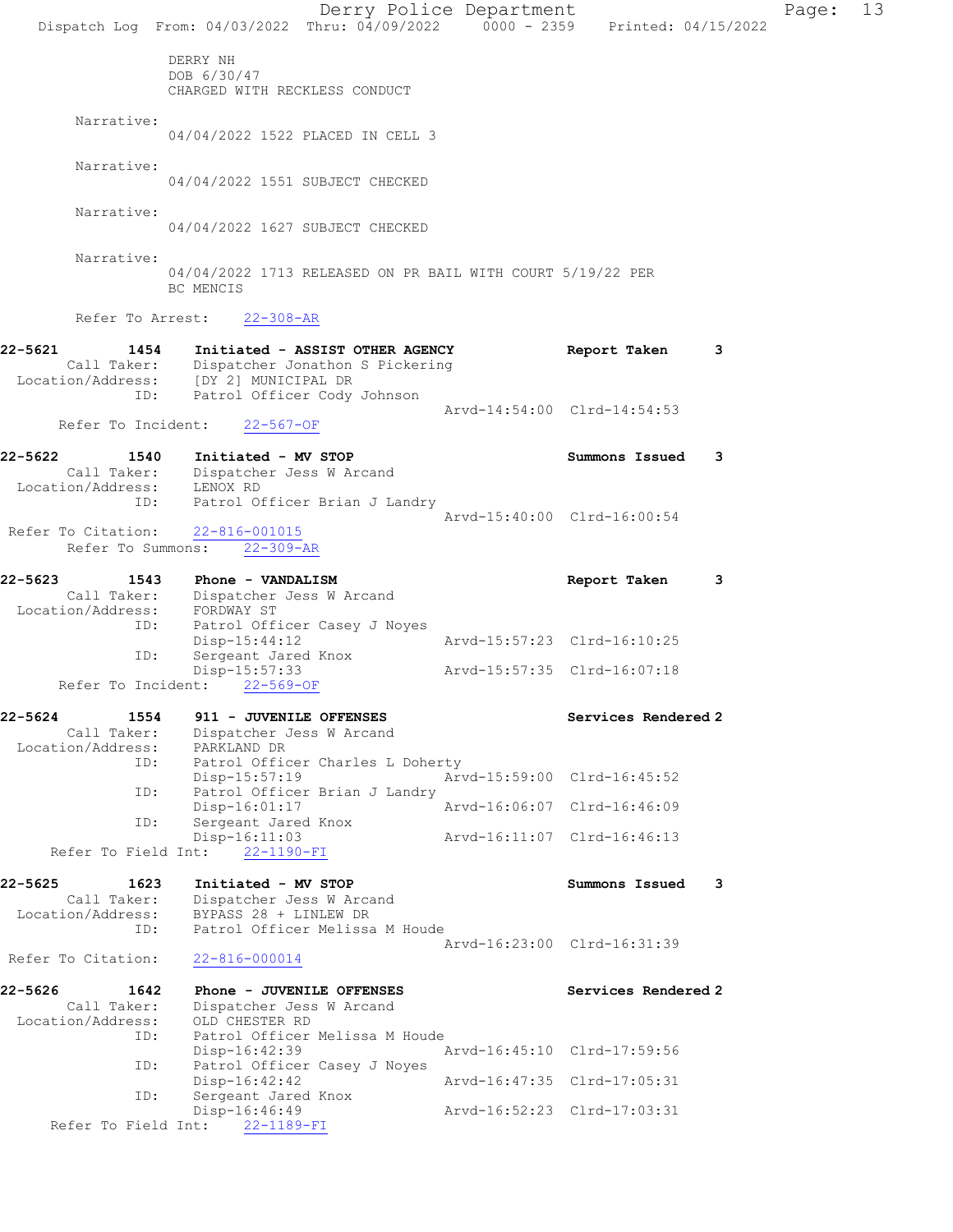DERRY NH
DOB 6/30/47
CHARGED WITH RECKLESS CONDUCT

Narrative:
04/04/2022 1522 PLACED IN CELL 3

Narrative:
04/04/2022 1551 SUBJECT CHECKED

Narrative:
04/04/2022 1627 SUBJECT CHECKED

Narrative:
04/04/2022 1713 RELEASED ON PR BAIL WITH COURT 5/19/22 PER BC MENCIS

Refer To Arrest: 22-308-AR

**22-5621 1454 Initiated - ASSIST OTHER AGENCY — Report Taken 3**
Call Taker: Dispatcher Jonathon S Pickering
Location/Address: [DY 2] MUNICIPAL DR
ID: Patrol Officer Cody Johnson
Arvd-14:54:00 Clrd-14:54:53
Refer To Incident: 22-567-OF

**22-5622 1540 Initiated - MV STOP — Summons Issued 3**
Call Taker: Dispatcher Jess W Arcand
Location/Address: LENOX RD
ID: Patrol Officer Brian J Landry
Arvd-15:40:00 Clrd-16:00:54
Refer To Citation: 22-816-001015
Refer To Summons: 22-309-AR

**22-5623 1543 Phone - VANDALISM — Report Taken 3**
Call Taker: Dispatcher Jess W Arcand
Location/Address: FORDWAY ST
ID: Patrol Officer Casey J Noyes
Disp-15:44:12 Arvd-15:57:23 Clrd-16:10:25
ID: Sergeant Jared Knox
Disp-15:57:33 Arvd-15:57:35 Clrd-16:07:18
Refer To Incident: 22-569-OF

**22-5624 1554 911 - JUVENILE OFFENSES — Services Rendered 2**
Call Taker: Dispatcher Jess W Arcand
Location/Address: PARKLAND DR
ID: Patrol Officer Charles L Doherty
Disp-15:57:19 Arvd-15:59:00 Clrd-16:45:52
ID: Patrol Officer Brian J Landry
Disp-16:01:17 Arvd-16:06:07 Clrd-16:46:09
ID: Sergeant Jared Knox
Disp-16:11:03 Arvd-16:11:07 Clrd-16:46:13
Refer To Field Int: 22-1190-FI

**22-5625 1623 Initiated - MV STOP — Summons Issued 3**
Call Taker: Dispatcher Jess W Arcand
Location/Address: BYPASS 28 + LINLEW DR
ID: Patrol Officer Melissa M Houde
Arvd-16:23:00 Clrd-16:31:39
Refer To Citation: 22-816-000014

**22-5626 1642 Phone - JUVENILE OFFENSES — Services Rendered 2**
Call Taker: Dispatcher Jess W Arcand
Location/Address: OLD CHESTER RD
ID: Patrol Officer Melissa M Houde
Disp-16:42:39 Arvd-16:45:10 Clrd-17:59:56
ID: Patrol Officer Casey J Noyes
Disp-16:42:42 Arvd-16:47:35 Clrd-17:05:31
ID: Sergeant Jared Knox
Disp-16:46:49 Arvd-16:52:23 Clrd-17:03:31
Refer To Field Int: 22-1189-FI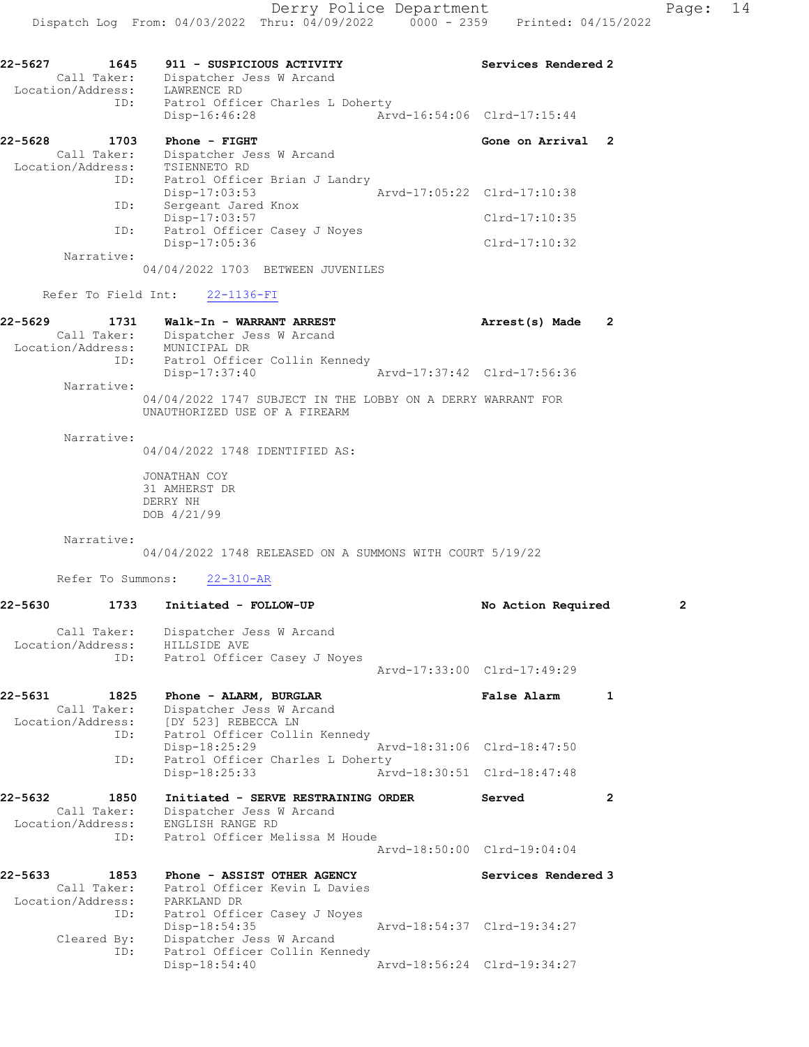22-5627 1645 911 - SUSPICIOUS ACTIVITY Services Rendered 2
Call Taker: Dispatcher Jess W Arcand
Location/Address: LAWRENCE RD
ID: Patrol Officer Charles L Doherty
Disp-16:46:28 Arvd-16:54:06 Clrd-17:15:44

22-5628 1703 Phone - FIGHT Gone on Arrival 2
Call Taker: Dispatcher Jess W Arcand
Location/Address: TSIENNETO RD
ID: Patrol Officer Brian J Landry
Disp-17:03:53 Arvd-17:05:22 Clrd-17:10:38
ID: Sergeant Jared Knox
Disp-17:03:57 Clrd-17:10:35
ID: Patrol Officer Casey J Noyes
Disp-17:05:36 Clrd-17:10:32
Narrative:
04/04/2022 1703 BETWEEN JUVENILES

Refer To Field Int: 22-1136-FI

22-5629 1731 Walk-In - WARRANT ARREST Arrest(s) Made 2
Call Taker: Dispatcher Jess W Arcand
Location/Address: MUNICIPAL DR
ID: Patrol Officer Collin Kennedy
Disp-17:37:40 Arvd-17:37:42 Clrd-17:56:36
Narrative:
04/04/2022 1747 SUBJECT IN THE LOBBY ON A DERRY WARRANT FOR UNAUTHORIZED USE OF A FIREARM

Narrative:
04/04/2022 1748 IDENTIFIED AS:

JONATHAN COY
31 AMHERST DR
DERRY NH
DOB 4/21/99

Narrative:
04/04/2022 1748 RELEASED ON A SUMMONS WITH COURT 5/19/22

Refer To Summons: 22-310-AR

22-5630 1733 Initiated - FOLLOW-UP No Action Required 2
Call Taker: Dispatcher Jess W Arcand
Location/Address: HILLSIDE AVE
ID: Patrol Officer Casey J Noyes
Arvd-17:33:00 Clrd-17:49:29

22-5631 1825 Phone - ALARM, BURGLAR False Alarm 1
Call Taker: Dispatcher Jess W Arcand
Location/Address: [DY 523] REBECCA LN
ID: Patrol Officer Collin Kennedy
Disp-18:25:29 Arvd-18:31:06 Clrd-18:47:50
ID: Patrol Officer Charles L Doherty
Disp-18:25:33 Arvd-18:30:51 Clrd-18:47:48

22-5632 1850 Initiated - SERVE RESTRAINING ORDER Served 2
Call Taker: Dispatcher Jess W Arcand
Location/Address: ENGLISH RANGE RD
ID: Patrol Officer Melissa M Houde
Arvd-18:50:00 Clrd-19:04:04

22-5633 1853 Phone - ASSIST OTHER AGENCY Services Rendered 3
Call Taker: Patrol Officer Kevin L Davies
Location/Address: PARKLAND DR
ID: Patrol Officer Casey J Noyes
Disp-18:54:35 Arvd-18:54:37 Clrd-19:34:27
Cleared By: Dispatcher Jess W Arcand
ID: Patrol Officer Collin Kennedy
Disp-18:54:40 Arvd-18:56:24 Clrd-19:34:27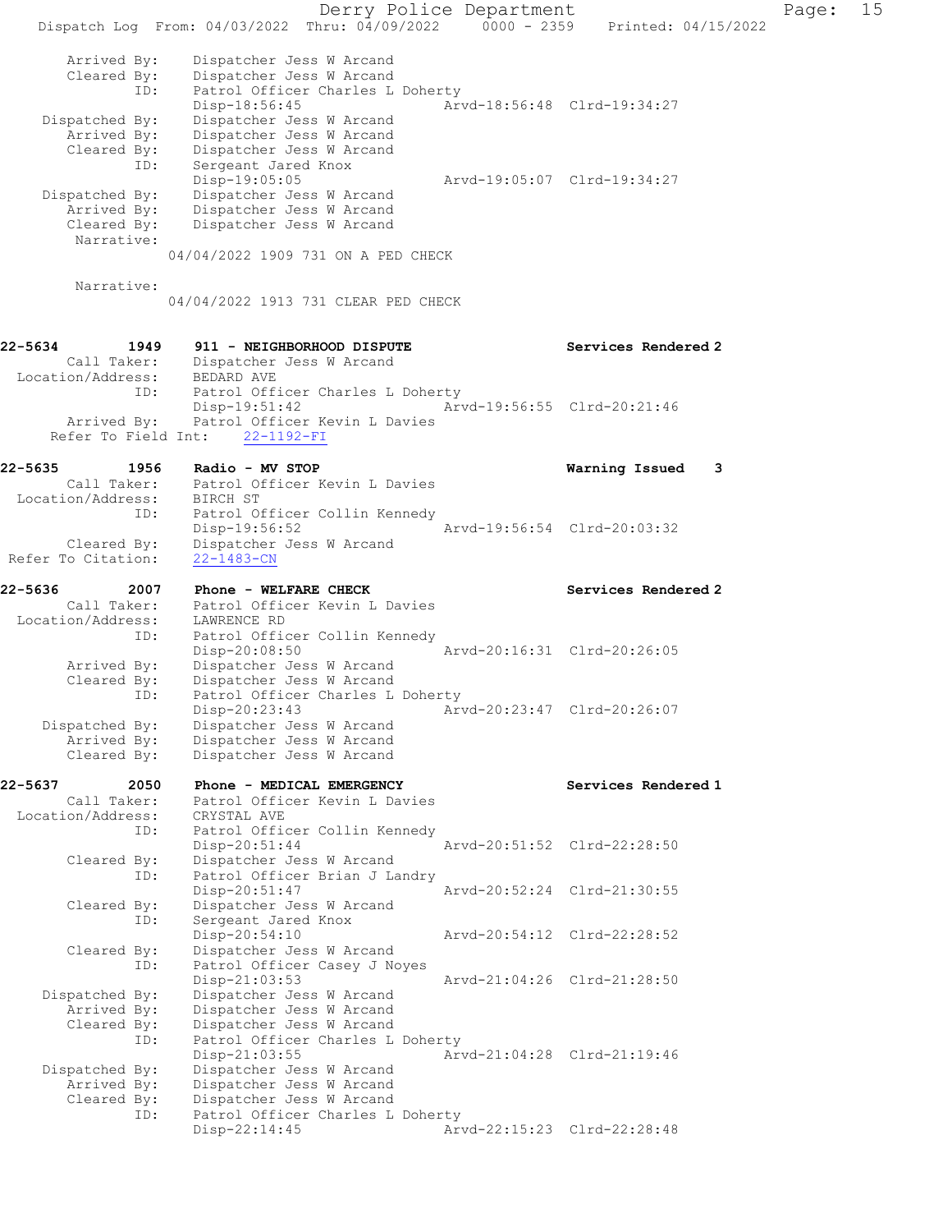```
        Arrived By:    Dispatcher Jess W Arcand
        Cleared By:    Dispatcher Jess W Arcand
               ID:     Patrol Officer Charles L Doherty
                       Disp-18:56:45                Arvd-18:56:48  Clrd-19:34:27
     Dispatched By:    Dispatcher Jess W Arcand
        Arrived By:    Dispatcher Jess W Arcand
        Cleared By:    Dispatcher Jess W Arcand
               ID:     Sergeant Jared Knox
                       Disp-19:05:05                Arvd-19:05:07  Clrd-19:34:27
     Dispatched By:    Dispatcher Jess W Arcand
        Arrived By:    Dispatcher Jess W Arcand
        Cleared By:    Dispatcher Jess W Arcand
         Narrative:
                    04/04/2022 1909 731 ON A PED CHECK

         Narrative:
                    04/04/2022 1913 731 CLEAR PED CHECK


22-5634        1949    911 - NEIGHBORHOOD DISPUTE                Services Rendered 2
        Call Taker:    Dispatcher Jess W Arcand
  Location/Address:    BEDARD AVE
               ID:     Patrol Officer Charles L Doherty
                       Disp-19:51:42                Arvd-19:56:55  Clrd-20:21:46
        Arrived By:    Patrol Officer Kevin L Davies
   Refer To Field Int:    22-1192-FI

22-5635        1956    Radio - MV STOP                           Warning Issued    3
        Call Taker:    Patrol Officer Kevin L Davies
  Location/Address:    BIRCH ST
               ID:     Patrol Officer Collin Kennedy
                       Disp-19:56:52                Arvd-19:56:54  Clrd-20:03:32
        Cleared By:    Dispatcher Jess W Arcand
 Refer To Citation:    22-1483-CN

22-5636        2007    Phone - WELFARE CHECK                     Services Rendered 2
        Call Taker:    Patrol Officer Kevin L Davies
  Location/Address:    LAWRENCE RD
               ID:     Patrol Officer Collin Kennedy
                       Disp-20:08:50                Arvd-20:16:31  Clrd-20:26:05
        Arrived By:    Dispatcher Jess W Arcand
        Cleared By:    Dispatcher Jess W Arcand
               ID:     Patrol Officer Charles L Doherty
                       Disp-20:23:43                Arvd-20:23:47  Clrd-20:26:07
     Dispatched By:    Dispatcher Jess W Arcand
        Arrived By:    Dispatcher Jess W Arcand
        Cleared By:    Dispatcher Jess W Arcand

22-5637        2050    Phone - MEDICAL EMERGENCY                 Services Rendered 1
        Call Taker:    Patrol Officer Kevin L Davies
  Location/Address:    CRYSTAL AVE
               ID:     Patrol Officer Collin Kennedy
                       Disp-20:51:44                Arvd-20:51:52  Clrd-22:28:50
        Cleared By:    Dispatcher Jess W Arcand
               ID:     Patrol Officer Brian J Landry
                       Disp-20:51:47                Arvd-20:52:24  Clrd-21:30:55
        Cleared By:    Dispatcher Jess W Arcand
               ID:     Sergeant Jared Knox
                       Disp-20:54:10                Arvd-20:54:12  Clrd-22:28:52
        Cleared By:    Dispatcher Jess W Arcand
               ID:     Patrol Officer Casey J Noyes
                       Disp-21:03:53                Arvd-21:04:26  Clrd-21:28:50
     Dispatched By:    Dispatcher Jess W Arcand
        Arrived By:    Dispatcher Jess W Arcand
        Cleared By:    Dispatcher Jess W Arcand
               ID:     Patrol Officer Charles L Doherty
                       Disp-21:03:55                Arvd-21:04:28  Clrd-21:19:46
     Dispatched By:    Dispatcher Jess W Arcand
        Arrived By:    Dispatcher Jess W Arcand
        Cleared By:    Dispatcher Jess W Arcand
               ID:     Patrol Officer Charles L Doherty
                       Disp-22:14:45                Arvd-22:15:23  Clrd-22:28:48
```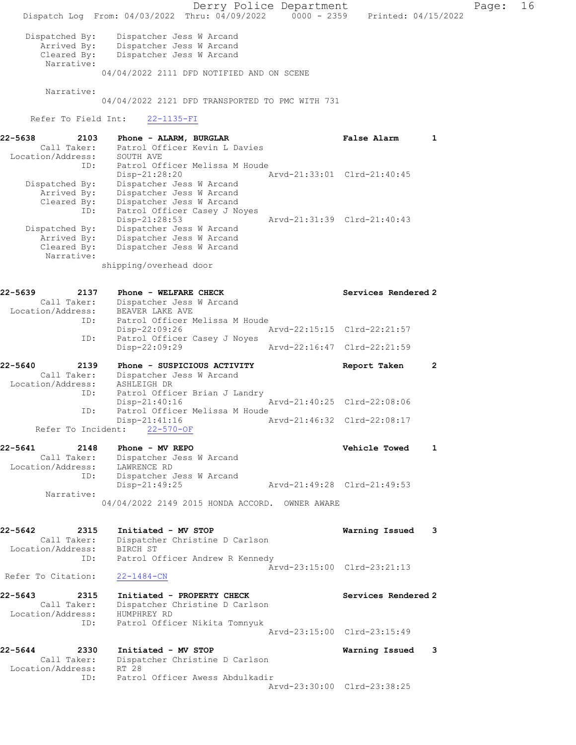```
    Dispatched By:     Dispatcher Jess W Arcand
      Arrived By:      Dispatcher Jess W Arcand
      Cleared By:      Dispatcher Jess W Arcand
       Narrative:
                 04/04/2022 2111 DFD NOTIFIED AND ON SCENE

       Narrative:
                 04/04/2022 2121 DFD TRANSPORTED TO PMC WITH 731

     Refer To Field Int:     22-1135-FI

22-5638        2103     Phone - ALARM, BURGLAR                        False Alarm       1
       Call Taker:      Patrol Officer Kevin L Davies
  Location/Address:     SOUTH AVE
               ID:      Patrol Officer Melissa M Houde
                        Disp-21:28:20                  Arvd-21:33:01  Clrd-21:40:45
    Dispatched By:      Dispatcher Jess W Arcand
      Arrived By:       Dispatcher Jess W Arcand
      Cleared By:       Dispatcher Jess W Arcand
               ID:      Patrol Officer Casey J Noyes
                        Disp-21:28:53                  Arvd-21:31:39  Clrd-21:40:43
    Dispatched By:      Dispatcher Jess W Arcand
      Arrived By:       Dispatcher Jess W Arcand
      Cleared By:       Dispatcher Jess W Arcand
       Narrative:
                 shipping/overhead door

22-5639        2137     Phone - WELFARE CHECK                         Services Rendered 2
       Call Taker:      Dispatcher Jess W Arcand
  Location/Address:     BEAVER LAKE AVE
               ID:      Patrol Officer Melissa M Houde
                        Disp-22:09:26                  Arvd-22:15:15  Clrd-22:21:57
               ID:      Patrol Officer Casey J Noyes
                        Disp-22:09:29                  Arvd-22:16:47  Clrd-22:21:59

22-5640        2139     Phone - SUSPICIOUS ACTIVITY                   Report Taken      2
       Call Taker:      Dispatcher Jess W Arcand
  Location/Address:     ASHLEIGH DR
               ID:      Patrol Officer Brian J Landry
                        Disp-21:40:16                  Arvd-21:40:25  Clrd-22:08:06
               ID:      Patrol Officer Melissa M Houde
                        Disp-21:41:16                  Arvd-21:46:32  Clrd-22:08:17
     Refer To Incident:     22-570-OF

22-5641        2148     Phone - MV REPO                               Vehicle Towed     1
       Call Taker:      Dispatcher Jess W Arcand
  Location/Address:     LAWRENCE RD
               ID:      Dispatcher Jess W Arcand
                        Disp-21:49:25                  Arvd-21:49:28  Clrd-21:49:53
       Narrative:
                 04/04/2022 2149 2015 HONDA ACCORD.  OWNER AWARE

22-5642        2315     Initiated - MV STOP                           Warning Issued    3
       Call Taker:      Dispatcher Christine D Carlson
  Location/Address:     BIRCH ST
               ID:      Patrol Officer Andrew R Kennedy
                                                       Arvd-23:15:00  Clrd-23:21:13
 Refer To Citation:     22-1484-CN

22-5643        2315     Initiated - PROPERTY CHECK                    Services Rendered 2
       Call Taker:      Dispatcher Christine D Carlson
  Location/Address:     HUMPHREY RD
               ID:      Patrol Officer Nikita Tomnyuk
                                                       Arvd-23:15:00  Clrd-23:15:49

22-5644        2330     Initiated - MV STOP                           Warning Issued    3
       Call Taker:      Dispatcher Christine D Carlson
  Location/Address:     RT 28
               ID:      Patrol Officer Awess Abdulkadir
                                                       Arvd-23:30:00  Clrd-23:38:25
```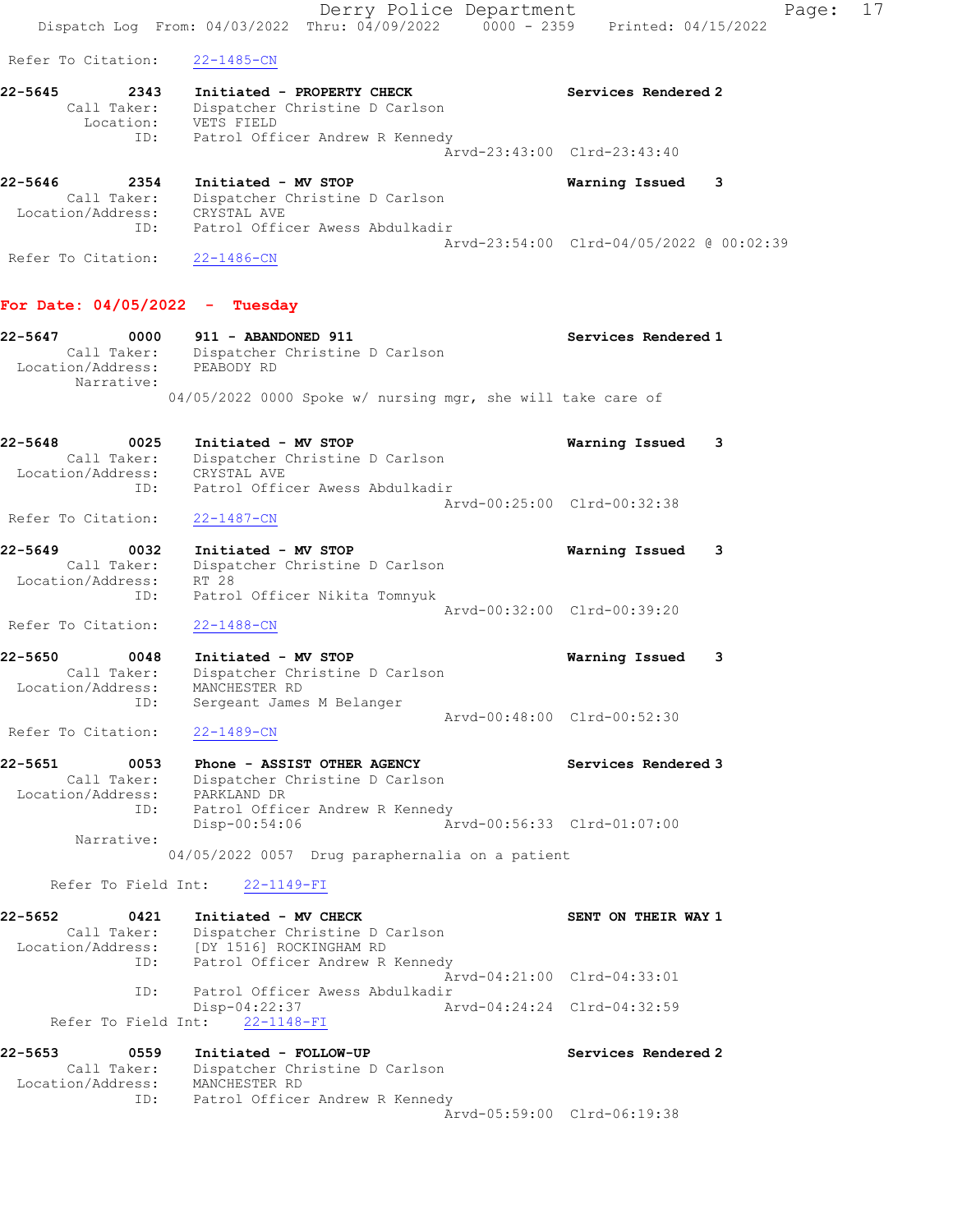Refer To Citation: 22-1485-CN

**22-5645** 2343 **Initiated - PROPERTY CHECK** **Services Rendered 2**
Call Taker: Dispatcher Christine D Carlson
Location: VETS FIELD
ID: Patrol Officer Andrew R Kennedy
Arvd-23:43:00 Clrd-23:43:40

**22-5646** 2354 **Initiated - MV STOP** **Warning Issued 3**
Call Taker: Dispatcher Christine D Carlson
Location/Address: CRYSTAL AVE
ID: Patrol Officer Awess Abdulkadir
Arvd-23:54:00 Clrd-04/05/2022 @ 00:02:39
Refer To Citation: 22-1486-CN

## For Date: 04/05/2022 - Tuesday

**22-5647** 0000 **911 - ABANDONED 911** **Services Rendered 1**
Call Taker: Dispatcher Christine D Carlson
Location/Address: PEABODY RD
Narrative:
04/05/2022 0000 Spoke w/ nursing mgr, she will take care of

**22-5648** 0025 **Initiated - MV STOP** **Warning Issued 3**
Call Taker: Dispatcher Christine D Carlson
Location/Address: CRYSTAL AVE
ID: Patrol Officer Awess Abdulkadir
Arvd-00:25:00 Clrd-00:32:38
Refer To Citation: 22-1487-CN

**22-5649** 0032 **Initiated - MV STOP** **Warning Issued 3**
Call Taker: Dispatcher Christine D Carlson
Location/Address: RT 28
ID: Patrol Officer Nikita Tomnyuk
Arvd-00:32:00 Clrd-00:39:20
Refer To Citation: 22-1488-CN

**22-5650** 0048 **Initiated - MV STOP** **Warning Issued 3**
Call Taker: Dispatcher Christine D Carlson
Location/Address: MANCHESTER RD
ID: Sergeant James M Belanger
Arvd-00:48:00 Clrd-00:52:30
Refer To Citation: 22-1489-CN

**22-5651** 0053 **Phone - ASSIST OTHER AGENCY** **Services Rendered 3**
Call Taker: Dispatcher Christine D Carlson
Location/Address: PARKLAND DR
ID: Patrol Officer Andrew R Kennedy
Disp-00:54:06 Arvd-00:56:33 Clrd-01:07:00
Narrative:
04/05/2022 0057 Drug paraphernalia on a patient
Refer To Field Int: 22-1149-FI

**22-5652** 0421 **Initiated - MV CHECK** **SENT ON THEIR WAY 1**
Call Taker: Dispatcher Christine D Carlson
Location/Address: [DY 1516] ROCKINGHAM RD
ID: Patrol Officer Andrew R Kennedy
Arvd-04:21:00 Clrd-04:33:01
ID: Patrol Officer Awess Abdulkadir
Disp-04:22:37 Arvd-04:24:24 Clrd-04:32:59
Refer To Field Int: 22-1148-FI

**22-5653** 0559 **Initiated - FOLLOW-UP** **Services Rendered 2**
Call Taker: Dispatcher Christine D Carlson
Location/Address: MANCHESTER RD
ID: Patrol Officer Andrew R Kennedy
Arvd-05:59:00 Clrd-06:19:38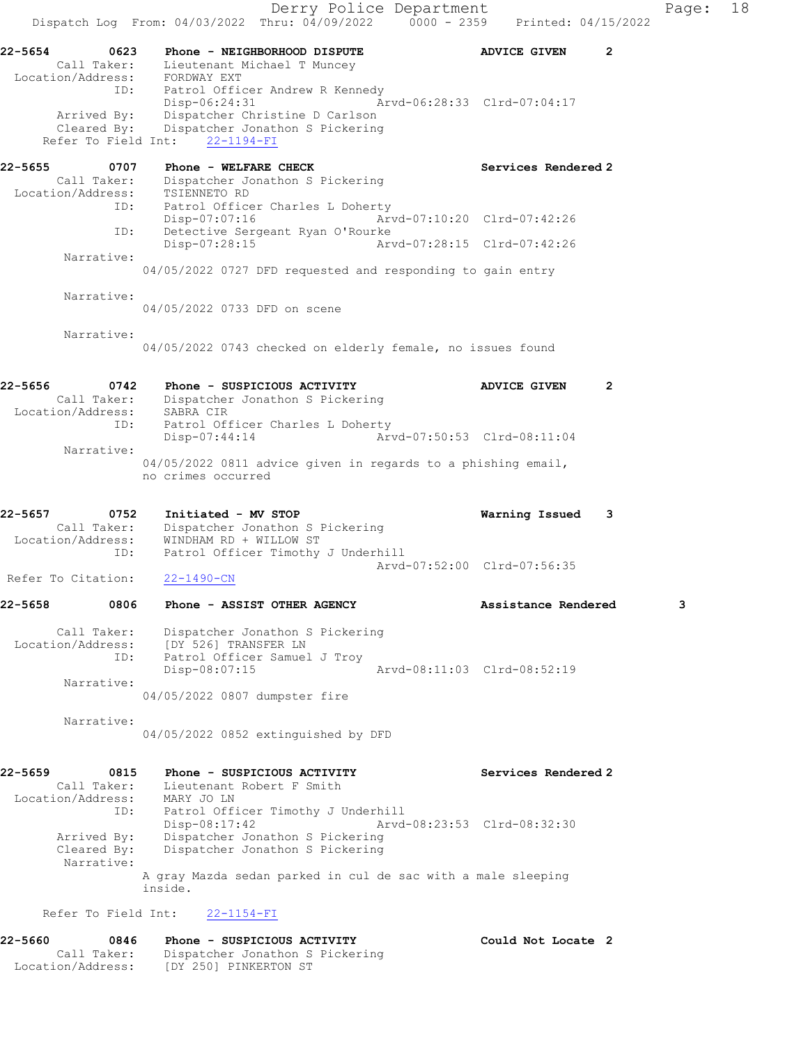Derry Police Department

Dispatch Log From: 04/03/2022 Thru: 04/09/2022 0000 - 2359 Printed: 04/15/2022

```
22-5654        0623    Phone - NEIGHBORHOOD DISPUTE                 ADVICE GIVEN      2
        Call Taker:    Lieutenant Michael T Muncey
  Location/Address:    FORDWAY EXT
                ID:    Patrol Officer Andrew R Kennedy
                       Disp-06:24:31                  Arvd-06:28:33  Clrd-07:04:17
        Arrived By:    Dispatcher Christine D Carlson
        Cleared By:    Dispatcher Jonathon S Pickering
     Refer To Field Int:     22-1194-FI

22-5655        0707    Phone - WELFARE CHECK                        Services Rendered 2
        Call Taker:    Dispatcher Jonathon S Pickering
  Location/Address:    TSIENNETO RD
                ID:    Patrol Officer Charles L Doherty
                       Disp-07:07:16                  Arvd-07:10:20  Clrd-07:42:26
                ID:    Detective Sergeant Ryan O'Rourke
                       Disp-07:28:15                  Arvd-07:28:15  Clrd-07:42:26
         Narrative:
                     04/05/2022 0727 DFD requested and responding to gain entry

         Narrative:
                     04/05/2022 0733 DFD on scene

         Narrative:
                     04/05/2022 0743 checked on elderly female, no issues found

22-5656        0742    Phone - SUSPICIOUS ACTIVITY                  ADVICE GIVEN      2
        Call Taker:    Dispatcher Jonathon S Pickering
  Location/Address:    SABRA CIR
                ID:    Patrol Officer Charles L Doherty
                       Disp-07:44:14                  Arvd-07:50:53  Clrd-08:11:04
         Narrative:
                     04/05/2022 0811 advice given in regards to a phishing email,
                     no crimes occurred

22-5657        0752    Initiated - MV STOP                          Warning Issued    3
        Call Taker:    Dispatcher Jonathon S Pickering
  Location/Address:    WINDHAM RD + WILLOW ST
                ID:    Patrol Officer Timothy J Underhill
                                                      Arvd-07:52:00  Clrd-07:56:35
 Refer To Citation:    22-1490-CN

22-5658        0806    Phone - ASSIST OTHER AGENCY                  Assistance Rendered       3

        Call Taker:    Dispatcher Jonathon S Pickering
  Location/Address:    [DY 526] TRANSFER LN
                ID:    Patrol Officer Samuel J Troy
                       Disp-08:07:15                  Arvd-08:11:03  Clrd-08:52:19
         Narrative:
                     04/05/2022 0807 dumpster fire

         Narrative:
                     04/05/2022 0852 extinguished by DFD

22-5659        0815    Phone - SUSPICIOUS ACTIVITY                  Services Rendered 2
        Call Taker:    Lieutenant Robert F Smith
  Location/Address:    MARY JO LN
                ID:    Patrol Officer Timothy J Underhill
                       Disp-08:17:42                  Arvd-08:23:53  Clrd-08:32:30
        Arrived By:    Dispatcher Jonathon S Pickering
        Cleared By:    Dispatcher Jonathon S Pickering
         Narrative:
                     A gray Mazda sedan parked in cul de sac with a male sleeping
                     inside.

     Refer To Field Int:     22-1154-FI

22-5660        0846    Phone - SUSPICIOUS ACTIVITY                  Could Not Locate  2
        Call Taker:    Dispatcher Jonathon S Pickering
  Location/Address:    [DY 250] PINKERTON ST
```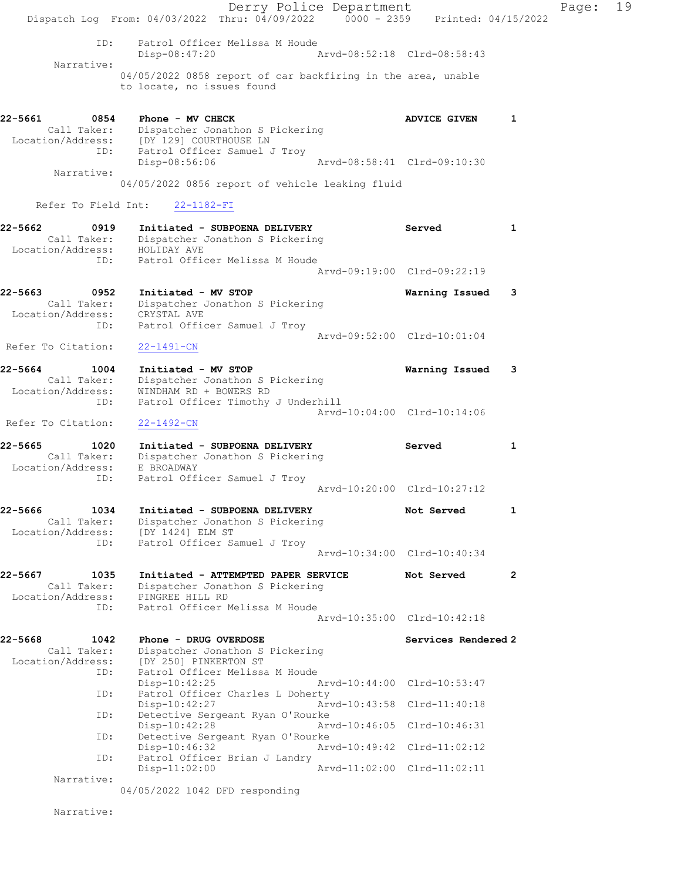```
            ID:      Patrol Officer Melissa M Houde
                     Disp-08:47:20                    Arvd-08:52:18  Clrd-08:58:43
        Narrative:
                    04/05/2022 0858 report of car backfiring in the area, unable
                    to locate, no issues found


22-5661        0854    Phone - MV CHECK                               ADVICE GIVEN       1
        Call Taker:    Dispatcher Jonathon S Pickering
  Location/Address:    [DY 129] COURTHOUSE LN
               ID:     Patrol Officer Samuel J Troy
                       Disp-08:56:06                  Arvd-08:58:41  Clrd-09:10:30
        Narrative:
                    04/05/2022 0856 report of vehicle leaking fluid

     Refer To Field Int:    22-1182-FI

22-5662        0919    Initiated - SUBPOENA DELIVERY                  Served             1
        Call Taker:    Dispatcher Jonathon S Pickering
  Location/Address:    HOLIDAY AVE
               ID:     Patrol Officer Melissa M Houde
                                                      Arvd-09:19:00  Clrd-09:22:19

22-5663        0952    Initiated - MV STOP                            Warning Issued     3
        Call Taker:    Dispatcher Jonathon S Pickering
  Location/Address:    CRYSTAL AVE
               ID:     Patrol Officer Samuel J Troy
                                                      Arvd-09:52:00  Clrd-10:01:04
 Refer To Citation:    22-1491-CN

22-5664        1004    Initiated - MV STOP                            Warning Issued     3
        Call Taker:    Dispatcher Jonathon S Pickering
  Location/Address:    WINDHAM RD + BOWERS RD
               ID:     Patrol Officer Timothy J Underhill
                                                      Arvd-10:04:00  Clrd-10:14:06
 Refer To Citation:    22-1492-CN

22-5665        1020    Initiated - SUBPOENA DELIVERY                  Served             1
        Call Taker:    Dispatcher Jonathon S Pickering
  Location/Address:    E BROADWAY
               ID:     Patrol Officer Samuel J Troy
                                                      Arvd-10:20:00  Clrd-10:27:12

22-5666        1034    Initiated - SUBPOENA DELIVERY                  Not Served         1
        Call Taker:    Dispatcher Jonathon S Pickering
  Location/Address:    [DY 1424] ELM ST
               ID:     Patrol Officer Samuel J Troy
                                                      Arvd-10:34:00  Clrd-10:40:34

22-5667        1035    Initiated - ATTEMPTED PAPER SERVICE            Not Served         2
        Call Taker:    Dispatcher Jonathon S Pickering
  Location/Address:    PINGREE HILL RD
               ID:     Patrol Officer Melissa M Houde
                                                      Arvd-10:35:00  Clrd-10:42:18

22-5668        1042    Phone - DRUG OVERDOSE                          Services Rendered 2
        Call Taker:    Dispatcher Jonathon S Pickering
  Location/Address:    [DY 250] PINKERTON ST
               ID:     Patrol Officer Melissa M Houde
                       Disp-10:42:25                  Arvd-10:44:00  Clrd-10:53:47
               ID:     Patrol Officer Charles L Doherty
                       Disp-10:42:27                  Arvd-10:43:58  Clrd-11:40:18
               ID:     Detective Sergeant Ryan O'Rourke
                       Disp-10:42:28                  Arvd-10:46:05  Clrd-10:46:31
               ID:     Detective Sergeant Ryan O'Rourke
                       Disp-10:46:32                  Arvd-10:49:42  Clrd-11:02:12
               ID:     Patrol Officer Brian J Landry
                       Disp-11:02:00                  Arvd-11:02:00  Clrd-11:02:11
        Narrative:
                    04/05/2022 1042 DFD responding

        Narrative:
```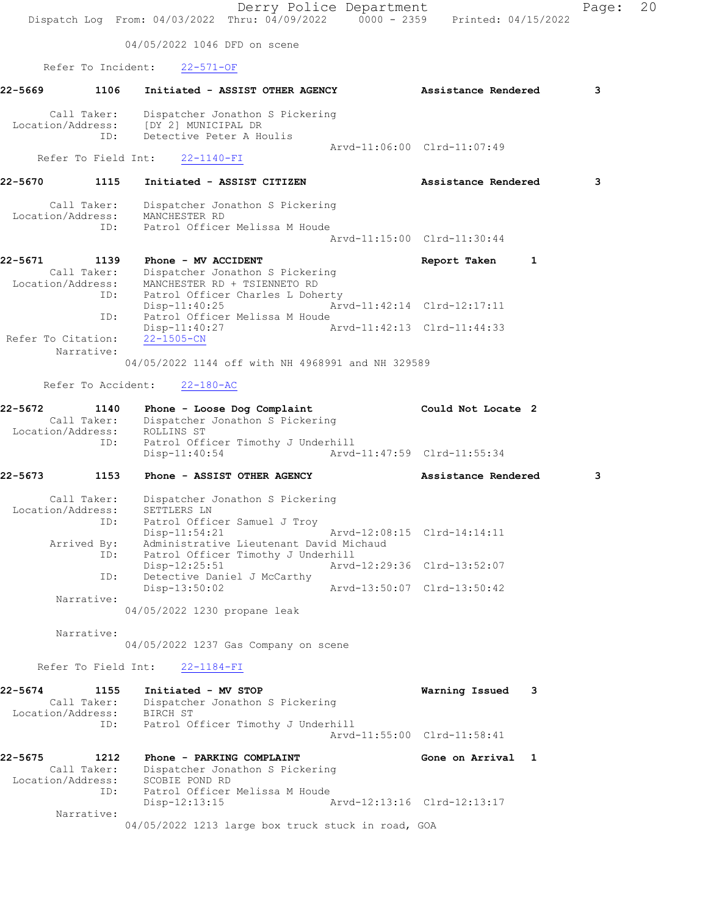04/05/2022 1046 DFD on scene

Refer To Incident: 22-571-OF

**22-5669 1106 Initiated - ASSIST OTHER AGENCY — Assistance Rendered 3**

Call Taker: Dispatcher Jonathon S Pickering
Location/Address: [DY 2] MUNICIPAL DR
ID: Detective Peter A Houlis
Arvd-11:06:00 Clrd-11:07:49
Refer To Field Int: 22-1140-FI

**22-5670 1115 Initiated - ASSIST CITIZEN — Assistance Rendered 3**

Call Taker: Dispatcher Jonathon S Pickering
Location/Address: MANCHESTER RD
ID: Patrol Officer Melissa M Houde
Arvd-11:15:00 Clrd-11:30:44

**22-5671 1139 Phone - MV ACCIDENT — Report Taken 1**

Call Taker: Dispatcher Jonathon S Pickering
Location/Address: MANCHESTER RD + TSIENNETO RD
ID: Patrol Officer Charles L Doherty
Disp-11:40:25 Arvd-11:42:14 Clrd-12:17:11
ID: Patrol Officer Melissa M Houde
Disp-11:40:27 Arvd-11:42:13 Clrd-11:44:33
Refer To Citation: 22-1505-CN
Narrative:
04/05/2022 1144 off with NH 4968991 and NH 329589

Refer To Accident: 22-180-AC

**22-5672 1140 Phone - Loose Dog Complaint — Could Not Locate 2**

Call Taker: Dispatcher Jonathon S Pickering
Location/Address: ROLLINS ST
ID: Patrol Officer Timothy J Underhill
Disp-11:40:54 Arvd-11:47:59 Clrd-11:55:34

**22-5673 1153 Phone - ASSIST OTHER AGENCY — Assistance Rendered 3**

Call Taker: Dispatcher Jonathon S Pickering
Location/Address: SETTLERS LN
ID: Patrol Officer Samuel J Troy
Disp-11:54:21 Arvd-12:08:15 Clrd-14:14:11
Arrived By: Administrative Lieutenant David Michaud
ID: Patrol Officer Timothy J Underhill
Disp-12:25:51 Arvd-12:29:36 Clrd-13:52:07
ID: Detective Daniel J McCarthy
Disp-13:50:02 Arvd-13:50:07 Clrd-13:50:42
Narrative:
04/05/2022 1230 propane leak

Narrative:
04/05/2022 1237 Gas Company on scene

Refer To Field Int: 22-1184-FI

**22-5674 1155 Initiated - MV STOP — Warning Issued 3**

Call Taker: Dispatcher Jonathon S Pickering
Location/Address: BIRCH ST
ID: Patrol Officer Timothy J Underhill
Arvd-11:55:00 Clrd-11:58:41

**22-5675 1212 Phone - PARKING COMPLAINT — Gone on Arrival 1**

Call Taker: Dispatcher Jonathon S Pickering
Location/Address: SCOBIE POND RD
ID: Patrol Officer Melissa M Houde
Disp-12:13:15 Arvd-12:13:16 Clrd-12:13:17
Narrative:
04/05/2022 1213 large box truck stuck in road, GOA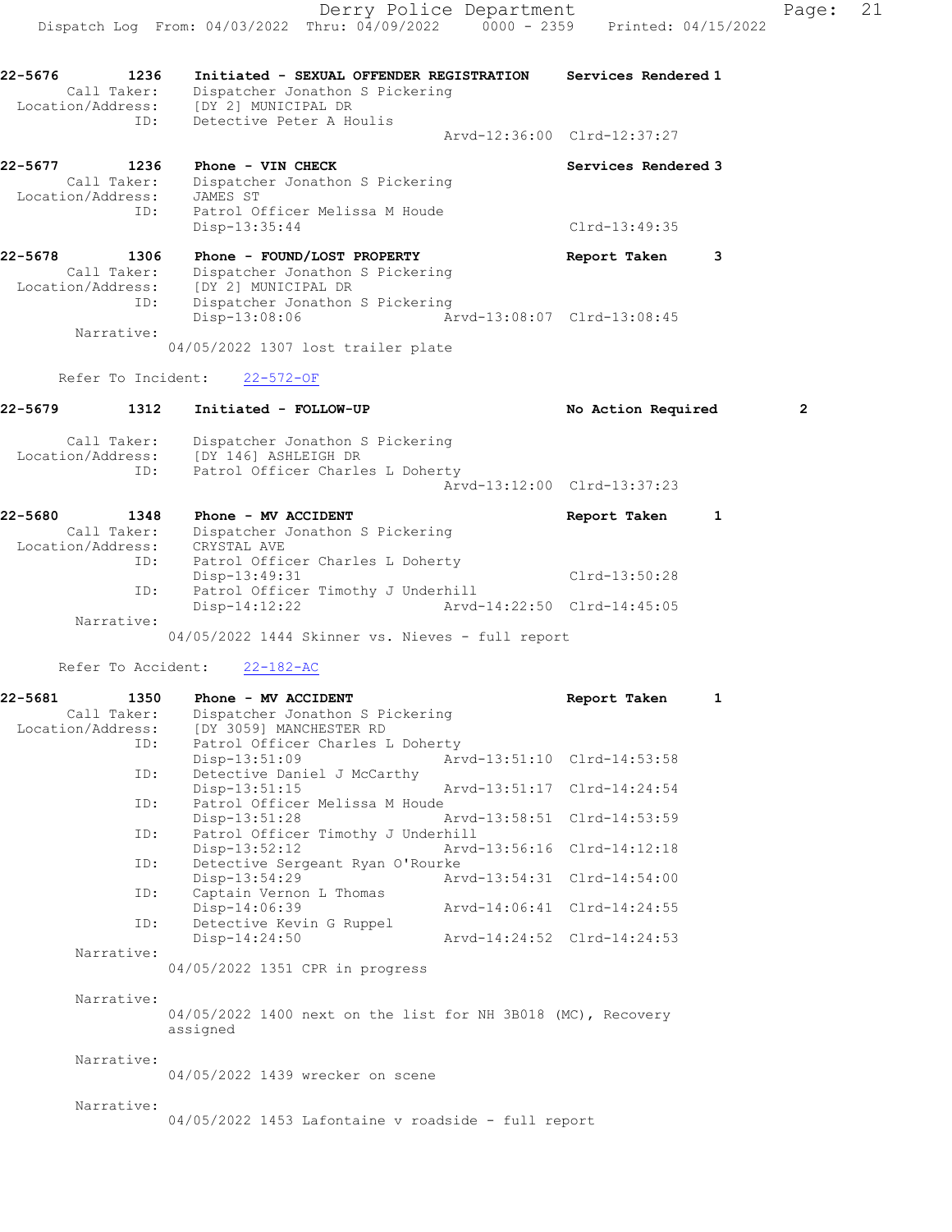22-5676 1236 Initiated - SEXUAL OFFENDER REGISTRATION Services Rendered 1
Call Taker: Dispatcher Jonathon S Pickering
Location/Address: [DY 2] MUNICIPAL DR
ID: Detective Peter A Houlis
Arvd-12:36:00 Clrd-12:37:27

22-5677 1236 Phone - VIN CHECK Services Rendered 3
Call Taker: Dispatcher Jonathon S Pickering
Location/Address: JAMES ST
ID: Patrol Officer Melissa M Houde
Disp-13:35:44 Clrd-13:49:35

22-5678 1306 Phone - FOUND/LOST PROPERTY Report Taken 3
Call Taker: Dispatcher Jonathon S Pickering
Location/Address: [DY 2] MUNICIPAL DR
ID: Dispatcher Jonathon S Pickering
Disp-13:08:06 Arvd-13:08:07 Clrd-13:08:45
Narrative:
04/05/2022 1307 lost trailer plate

Refer To Incident: 22-572-OF

22-5679 1312 Initiated - FOLLOW-UP No Action Required 2
Call Taker: Dispatcher Jonathon S Pickering
Location/Address: [DY 146] ASHLEIGH DR
ID: Patrol Officer Charles L Doherty
Arvd-13:12:00 Clrd-13:37:23

22-5680 1348 Phone - MV ACCIDENT Report Taken 1
Call Taker: Dispatcher Jonathon S Pickering
Location/Address: CRYSTAL AVE
ID: Patrol Officer Charles L Doherty
Disp-13:49:31 Clrd-13:50:28
ID: Patrol Officer Timothy J Underhill
Disp-14:12:22 Arvd-14:22:50 Clrd-14:45:05
Narrative:
04/05/2022 1444 Skinner vs. Nieves - full report

Refer To Accident: 22-182-AC

22-5681 1350 Phone - MV ACCIDENT Report Taken 1
Call Taker: Dispatcher Jonathon S Pickering
Location/Address: [DY 3059] MANCHESTER RD
ID: Patrol Officer Charles L Doherty
Disp-13:51:09 Arvd-13:51:10 Clrd-14:53:58
ID: Detective Daniel J McCarthy
Disp-13:51:15 Arvd-13:51:17 Clrd-14:24:54
ID: Patrol Officer Melissa M Houde
Disp-13:51:28 Arvd-13:58:51 Clrd-14:53:59
ID: Patrol Officer Timothy J Underhill
Disp-13:52:12 Arvd-13:56:16 Clrd-14:12:18
ID: Detective Sergeant Ryan O'Rourke
Disp-13:54:29 Arvd-13:54:31 Clrd-14:54:00
ID: Captain Vernon L Thomas
Disp-14:06:39 Arvd-14:06:41 Clrd-14:24:55
ID: Detective Kevin G Ruppel
Disp-14:24:50 Arvd-14:24:52 Clrd-14:24:53
Narrative:
04/05/2022 1351 CPR in progress

Narrative:
04/05/2022 1400 next on the list for NH 3B018 (MC), Recovery assigned

Narrative:
04/05/2022 1439 wrecker on scene

Narrative:
04/05/2022 1453 Lafontaine v roadside - full report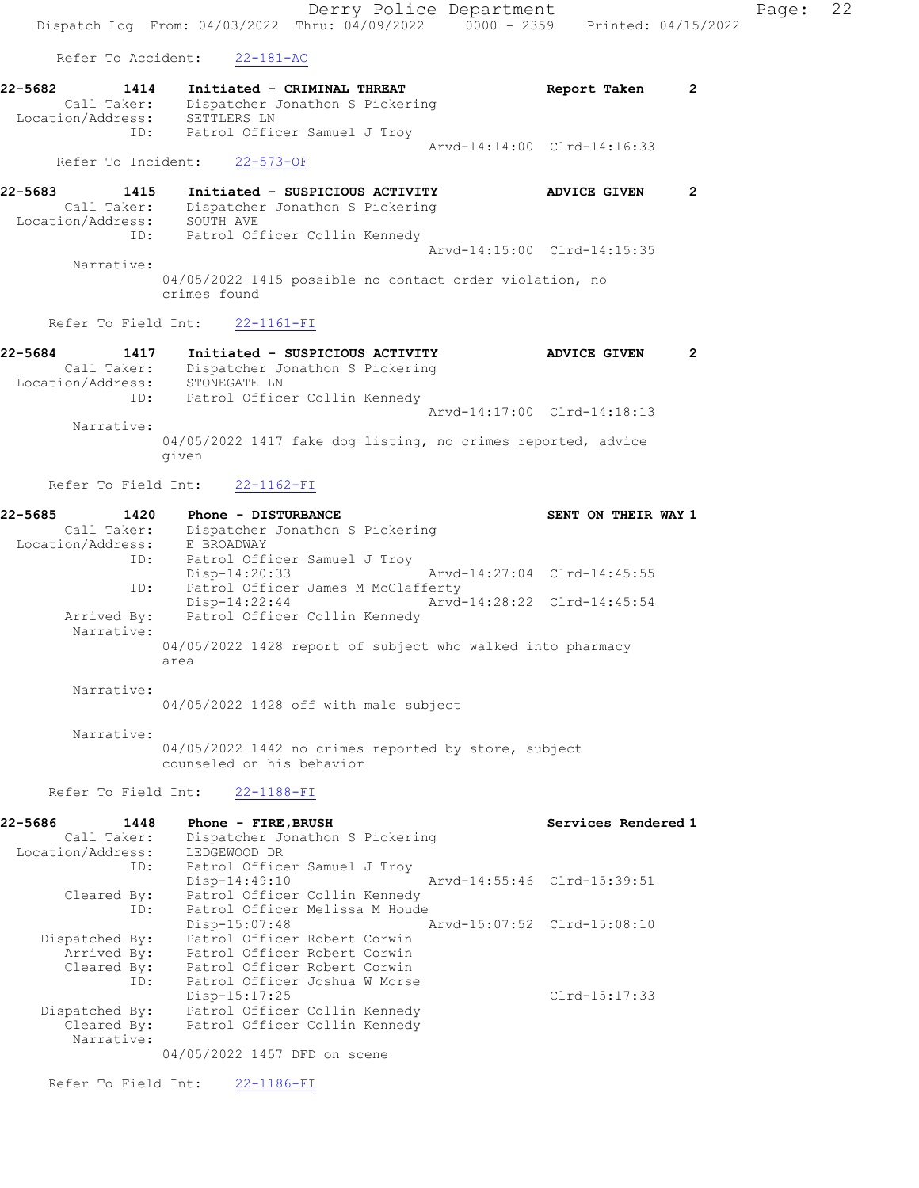Refer To Accident: 22-181-AC

**22-5682 1414 Initiated - CRIMINAL THREAT** Report Taken 2
Call Taker: Dispatcher Jonathon S Pickering
Location/Address: SETTLERS LN
ID: Patrol Officer Samuel J Troy
Arvd-14:14:00 Clrd-14:16:33
Refer To Incident: 22-573-OF

**22-5683 1415 Initiated - SUSPICIOUS ACTIVITY** ADVICE GIVEN 2
Call Taker: Dispatcher Jonathon S Pickering
Location/Address: SOUTH AVE
ID: Patrol Officer Collin Kennedy
Arvd-14:15:00 Clrd-14:15:35
Narrative:
04/05/2022 1415 possible no contact order violation, no crimes found

Refer To Field Int: 22-1161-FI

**22-5684 1417 Initiated - SUSPICIOUS ACTIVITY** ADVICE GIVEN 2
Call Taker: Dispatcher Jonathon S Pickering
Location/Address: STONEGATE LN
ID: Patrol Officer Collin Kennedy
Arvd-14:17:00 Clrd-14:18:13
Narrative:
04/05/2022 1417 fake dog listing, no crimes reported, advice given

Refer To Field Int: 22-1162-FI

**22-5685 1420 Phone - DISTURBANCE** SENT ON THEIR WAY 1
Call Taker: Dispatcher Jonathon S Pickering
Location/Address: E BROADWAY
ID: Patrol Officer Samuel J Troy
Disp-14:20:33 Arvd-14:27:04 Clrd-14:45:55
ID: Patrol Officer James M McClafferty
Disp-14:22:44 Arvd-14:28:22 Clrd-14:45:54
Arrived By: Patrol Officer Collin Kennedy
Narrative:
04/05/2022 1428 report of subject who walked into pharmacy area

Narrative:
04/05/2022 1428 off with male subject

Narrative:
04/05/2022 1442 no crimes reported by store, subject counseled on his behavior

Refer To Field Int: 22-1188-FI

**22-5686 1448 Phone - FIRE,BRUSH** Services Rendered 1
Call Taker: Dispatcher Jonathon S Pickering
Location/Address: LEDGEWOOD DR
ID: Patrol Officer Samuel J Troy
Disp-14:49:10 Arvd-14:55:46 Clrd-15:39:51
Cleared By: Patrol Officer Collin Kennedy
ID: Patrol Officer Melissa M Houde
Disp-15:07:48 Arvd-15:07:52 Clrd-15:08:10
Dispatched By: Patrol Officer Robert Corwin
Arrived By: Patrol Officer Robert Corwin
Cleared By: Patrol Officer Robert Corwin
ID: Patrol Officer Joshua W Morse
Disp-15:17:25 Clrd-15:17:33
Dispatched By: Patrol Officer Collin Kennedy
Cleared By: Patrol Officer Collin Kennedy
Narrative:
04/05/2022 1457 DFD on scene

Refer To Field Int: 22-1186-FI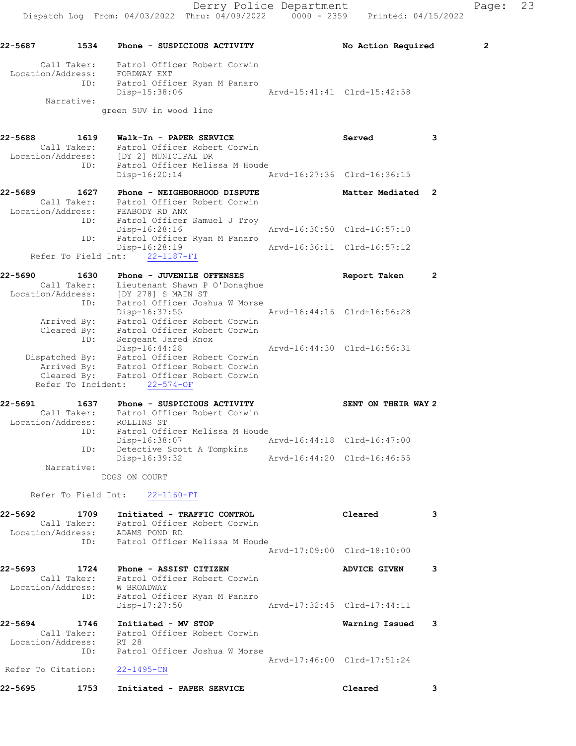```
22-5687        1534    Phone - SUSPICIOUS ACTIVITY                  No Action Required        2

       Call Taker:    Patrol Officer Robert Corwin
  Location/Address:    FORDWAY EXT
                ID:    Patrol Officer Ryan M Panaro
                       Disp-15:38:06                   Arvd-15:41:41  Clrd-15:42:58
         Narrative:
                     green SUV in wood line

22-5688        1619    Walk-In - PAPER SERVICE                      Served              3
       Call Taker:    Patrol Officer Robert Corwin
  Location/Address:    [DY 2] MUNICIPAL DR
                ID:    Patrol Officer Melissa M Houde
                       Disp-16:20:14                   Arvd-16:27:36  Clrd-16:36:15

22-5689        1627    Phone - NEIGHBORHOOD DISPUTE                 Matter Mediated  2
       Call Taker:    Patrol Officer Robert Corwin
  Location/Address:    PEABODY RD ANX
                ID:    Patrol Officer Samuel J Troy
                       Disp-16:28:16                   Arvd-16:30:50  Clrd-16:57:10
                ID:    Patrol Officer Ryan M Panaro
                       Disp-16:28:19                   Arvd-16:36:11  Clrd-16:57:12
    Refer To Field Int:    22-1187-FI

22-5690        1630    Phone - JUVENILE OFFENSES                    Report Taken        2
       Call Taker:    Lieutenant Shawn P O'Donaghue
  Location/Address:    [DY 278] S MAIN ST
                ID:    Patrol Officer Joshua W Morse
                       Disp-16:37:55                   Arvd-16:44:16  Clrd-16:56:28
       Arrived By:    Patrol Officer Robert Corwin
       Cleared By:    Patrol Officer Robert Corwin
                ID:    Sergeant Jared Knox
                       Disp-16:44:28                   Arvd-16:44:30  Clrd-16:56:31
    Dispatched By:    Patrol Officer Robert Corwin
       Arrived By:    Patrol Officer Robert Corwin
       Cleared By:    Patrol Officer Robert Corwin
     Refer To Incident:    22-574-OF

22-5691        1637    Phone - SUSPICIOUS ACTIVITY                  SENT ON THEIR WAY 2
       Call Taker:    Patrol Officer Robert Corwin
  Location/Address:    ROLLINS ST
                ID:    Patrol Officer Melissa M Houde
                       Disp-16:38:07                   Arvd-16:44:18  Clrd-16:47:00
                ID:    Detective Scott A Tompkins
                       Disp-16:39:32                   Arvd-16:44:20  Clrd-16:46:55
         Narrative:
                     DOGS ON COURT

    Refer To Field Int:    22-1160-FI

22-5692        1709    Initiated - TRAFFIC CONTROL                  Cleared             3
       Call Taker:    Patrol Officer Robert Corwin
  Location/Address:    ADAMS POND RD
                ID:    Patrol Officer Melissa M Houde
                                                       Arvd-17:09:00  Clrd-18:10:00

22-5693        1724    Phone - ASSIST CITIZEN                       ADVICE GIVEN        3
       Call Taker:    Patrol Officer Robert Corwin
  Location/Address:    W BROADWAY
                ID:    Patrol Officer Ryan M Panaro
                       Disp-17:27:50                   Arvd-17:32:45  Clrd-17:44:11

22-5694        1746    Initiated - MV STOP                          Warning Issued      3
       Call Taker:    Patrol Officer Robert Corwin
  Location/Address:    RT 28
                ID:    Patrol Officer Joshua W Morse
                                                       Arvd-17:46:00  Clrd-17:51:24
 Refer To Citation:    22-1495-CN

22-5695        1753    Initiated - PAPER SERVICE                    Cleared             3
```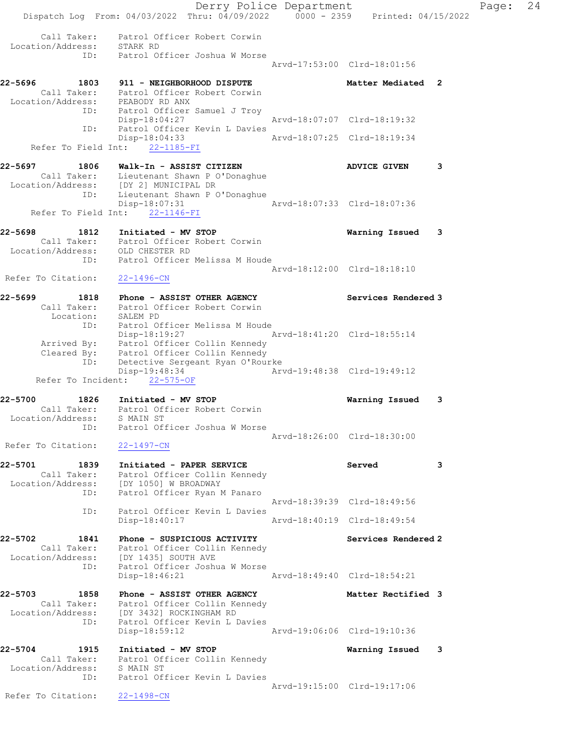```
Call Taker:        Patrol Officer Robert Corwin
Location/Address:  STARK RD
ID:                Patrol Officer Joshua W Morse
                                                   Arvd-17:53:00  Clrd-18:01:56

22-5696        1803    911 - NEIGHBORHOOD DISPUTE                  Matter Mediated  2
Call Taker:        Patrol Officer Robert Corwin
Location/Address:  PEABODY RD ANX
ID:                Patrol Officer Samuel J Troy
                   Disp-18:04:27                   Arvd-18:07:07  Clrd-18:19:32
ID:                Patrol Officer Kevin L Davies
                   Disp-18:04:33                   Arvd-18:07:25  Clrd-18:19:34
Refer To Field Int:    22-1185-FI

22-5697        1806    Walk-In - ASSIST CITIZEN                    ADVICE GIVEN     3
Call Taker:        Lieutenant Shawn P O'Donaghue
Location/Address:  [DY 2] MUNICIPAL DR
ID:                Lieutenant Shawn P O'Donaghue
                   Disp-18:07:31                   Arvd-18:07:33  Clrd-18:07:36
Refer To Field Int:    22-1146-FI

22-5698        1812    Initiated - MV STOP                         Warning Issued   3
Call Taker:        Patrol Officer Robert Corwin
Location/Address:  OLD CHESTER RD
ID:                Patrol Officer Melissa M Houde
                                                   Arvd-18:12:00  Clrd-18:18:10
Refer To Citation:    22-1496-CN

22-5699        1818    Phone - ASSIST OTHER AGENCY                 Services Rendered 3
Call Taker:        Patrol Officer Robert Corwin
Location:          SALEM PD
ID:                Patrol Officer Melissa M Houde
                   Disp-18:19:27                   Arvd-18:41:20  Clrd-18:55:14
Arrived By:        Patrol Officer Collin Kennedy
Cleared By:        Patrol Officer Collin Kennedy
ID:                Detective Sergeant Ryan O'Rourke
                   Disp-19:48:34                   Arvd-19:48:38  Clrd-19:49:12
Refer To Incident:    22-575-OF

22-5700        1826    Initiated - MV STOP                         Warning Issued   3
Call Taker:        Patrol Officer Robert Corwin
Location/Address:  S MAIN ST
ID:                Patrol Officer Joshua W Morse
                                                   Arvd-18:26:00  Clrd-18:30:00
Refer To Citation:    22-1497-CN

22-5701        1839    Initiated - PAPER SERVICE                   Served           3
Call Taker:        Patrol Officer Collin Kennedy
Location/Address:  [DY 1050] W BROADWAY
ID:                Patrol Officer Ryan M Panaro
                                                   Arvd-18:39:39  Clrd-18:49:56
ID:                Patrol Officer Kevin L Davies
                   Disp-18:40:17                   Arvd-18:40:19  Clrd-18:49:54

22-5702        1841    Phone - SUSPICIOUS ACTIVITY                 Services Rendered 2
Call Taker:        Patrol Officer Collin Kennedy
Location/Address:  [DY 1435] SOUTH AVE
ID:                Patrol Officer Joshua W Morse
                   Disp-18:46:21                   Arvd-18:49:40  Clrd-18:54:21

22-5703        1858    Phone - ASSIST OTHER AGENCY                 Matter Rectified 3
Call Taker:        Patrol Officer Collin Kennedy
Location/Address:  [DY 3432] ROCKINGHAM RD
ID:                Patrol Officer Kevin L Davies
                   Disp-18:59:12                   Arvd-19:06:06  Clrd-19:10:36

22-5704        1915    Initiated - MV STOP                         Warning Issued   3
Call Taker:        Patrol Officer Collin Kennedy
Location/Address:  S MAIN ST
ID:                Patrol Officer Kevin L Davies
                                                   Arvd-19:15:00  Clrd-19:17:06
Refer To Citation:    22-1498-CN
```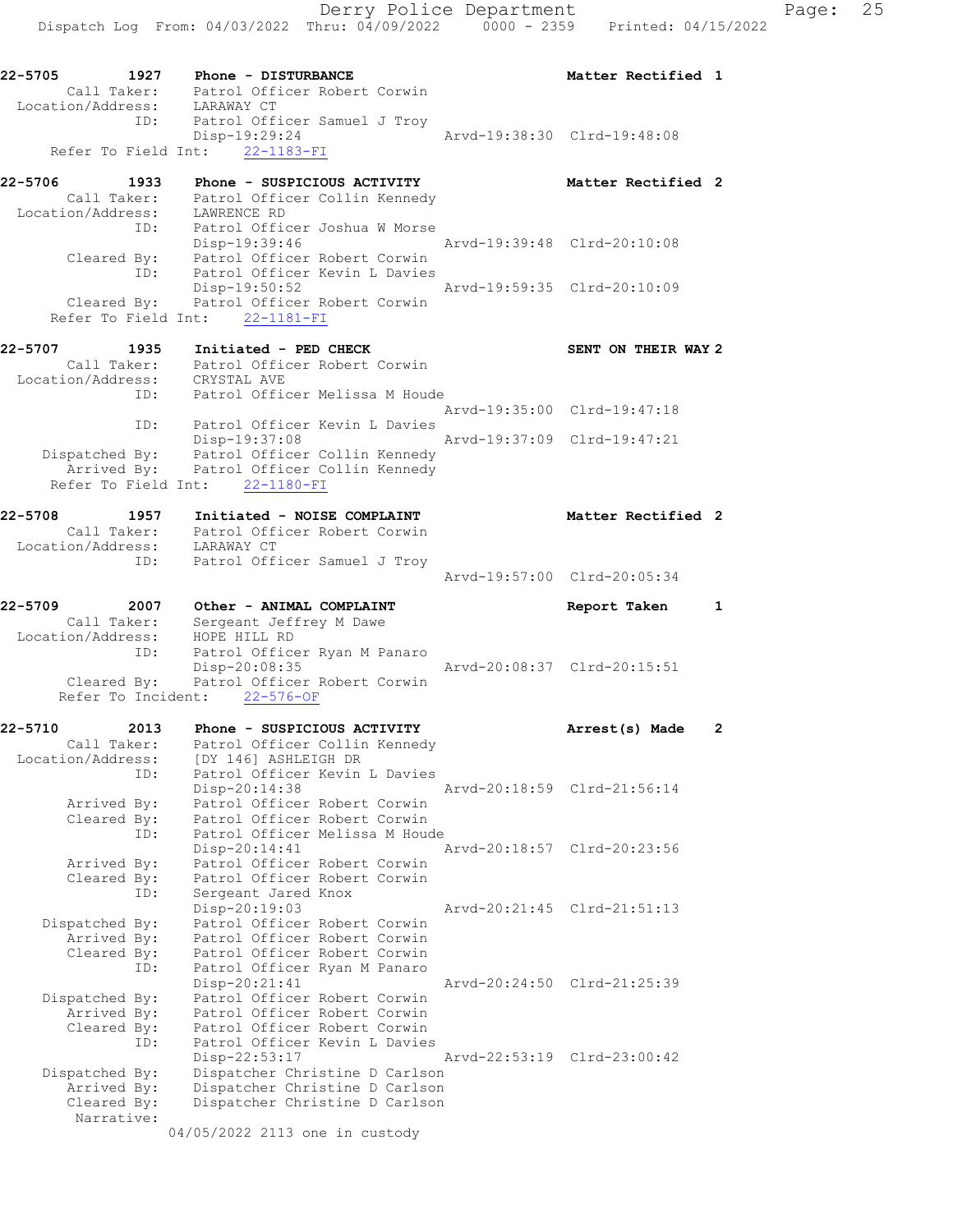```
22-5705        1927    Phone - DISTURBANCE                        Matter Rectified 1
        Call Taker:    Patrol Officer Robert Corwin
  Location/Address:    LARAWAY CT
                ID:    Patrol Officer Samuel J Troy
                       Disp-19:29:24                   Arvd-19:38:30  Clrd-19:48:08
      Refer To Field Int:    22-1183-FI

22-5706        1933    Phone - SUSPICIOUS ACTIVITY                Matter Rectified 2
        Call Taker:    Patrol Officer Collin Kennedy
  Location/Address:    LAWRENCE RD
                ID:    Patrol Officer Joshua W Morse
                       Disp-19:39:46                   Arvd-19:39:48  Clrd-20:10:08
        Cleared By:    Patrol Officer Robert Corwin
                ID:    Patrol Officer Kevin L Davies
                       Disp-19:50:52                   Arvd-19:59:35  Clrd-20:10:09
        Cleared By:    Patrol Officer Robert Corwin
      Refer To Field Int:    22-1181-FI

22-5707        1935    Initiated - PED CHECK                      SENT ON THEIR WAY 2
        Call Taker:    Patrol Officer Robert Corwin
  Location/Address:    CRYSTAL AVE
                ID:    Patrol Officer Melissa M Houde
                                                       Arvd-19:35:00  Clrd-19:47:18
                ID:    Patrol Officer Kevin L Davies
                       Disp-19:37:08                   Arvd-19:37:09  Clrd-19:47:21
     Dispatched By:    Patrol Officer Collin Kennedy
        Arrived By:    Patrol Officer Collin Kennedy
      Refer To Field Int:    22-1180-FI

22-5708        1957    Initiated - NOISE COMPLAINT                Matter Rectified 2
        Call Taker:    Patrol Officer Robert Corwin
  Location/Address:    LARAWAY CT
                ID:    Patrol Officer Samuel J Troy
                                                       Arvd-19:57:00  Clrd-20:05:34

22-5709        2007    Other - ANIMAL COMPLAINT                   Report Taken     1
        Call Taker:    Sergeant Jeffrey M Dawe
  Location/Address:    HOPE HILL RD
                ID:    Patrol Officer Ryan M Panaro
                       Disp-20:08:35                   Arvd-20:08:37  Clrd-20:15:51
        Cleared By:    Patrol Officer Robert Corwin
       Refer To Incident:    22-576-OF

22-5710        2013    Phone - SUSPICIOUS ACTIVITY                Arrest(s) Made   2
        Call Taker:    Patrol Officer Collin Kennedy
  Location/Address:    [DY 146] ASHLEIGH DR
                ID:    Patrol Officer Kevin L Davies
                       Disp-20:14:38                   Arvd-20:18:59  Clrd-21:56:14
        Arrived By:    Patrol Officer Robert Corwin
        Cleared By:    Patrol Officer Robert Corwin
                ID:    Patrol Officer Melissa M Houde
                       Disp-20:14:41                   Arvd-20:18:57  Clrd-20:23:56
        Arrived By:    Patrol Officer Robert Corwin
        Cleared By:    Patrol Officer Robert Corwin
                ID:    Sergeant Jared Knox
                       Disp-20:19:03                   Arvd-20:21:45  Clrd-21:51:13
     Dispatched By:    Patrol Officer Robert Corwin
        Arrived By:    Patrol Officer Robert Corwin
        Cleared By:    Patrol Officer Robert Corwin
                ID:    Patrol Officer Ryan M Panaro
                       Disp-20:21:41                   Arvd-20:24:50  Clrd-21:25:39
     Dispatched By:    Patrol Officer Robert Corwin
        Arrived By:    Patrol Officer Robert Corwin
        Cleared By:    Patrol Officer Robert Corwin
                ID:    Patrol Officer Kevin L Davies
                       Disp-22:53:17                   Arvd-22:53:19  Clrd-23:00:42
     Dispatched By:    Dispatcher Christine D Carlson
        Arrived By:    Dispatcher Christine D Carlson
        Cleared By:    Dispatcher Christine D Carlson
         Narrative:
                    04/05/2022 2113 one in custody
```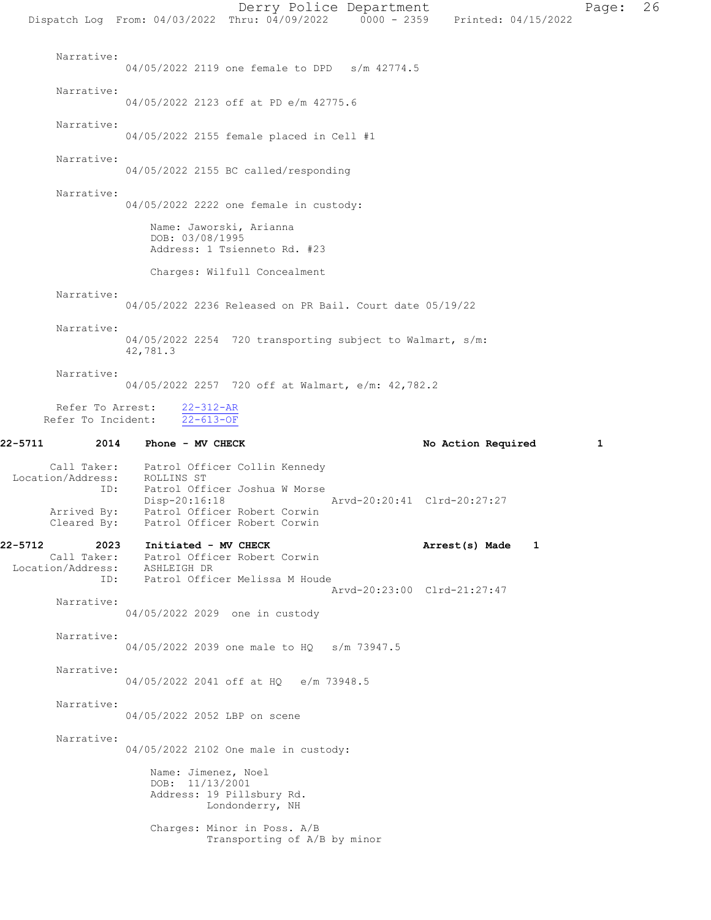Narrative:
04/05/2022 2119 one female to DPD s/m 42774.5

Narrative:
04/05/2022 2123 off at PD e/m 42775.6

Narrative:
04/05/2022 2155 female placed in Cell #1

Narrative:
04/05/2022 2155 BC called/responding

Narrative:
04/05/2022 2222 one female in custody:

Name: Jaworski, Arianna
DOB: 03/08/1995
Address: 1 Tsienneto Rd. #23

Charges: Wilfull Concealment

Narrative:
04/05/2022 2236 Released on PR Bail. Court date 05/19/22

Narrative:
04/05/2022 2254 720 transporting subject to Walmart, s/m: 42,781.3

Narrative:
04/05/2022 2257 720 off at Walmart, e/m: 42,782.2

Refer To Arrest: 22-312-AR
Refer To Incident: 22-613-OF

**22-5711 2014 Phone - MV CHECK — No Action Required 1**

Call Taker: Patrol Officer Collin Kennedy
Location/Address: ROLLINS ST
ID: Patrol Officer Joshua W Morse
Disp-20:16:18 Arvd-20:20:41 Clrd-20:27:27
Arrived By: Patrol Officer Robert Corwin
Cleared By: Patrol Officer Robert Corwin

**22-5712 2023 Initiated - MV CHECK — Arrest(s) Made 1**

Call Taker: Patrol Officer Robert Corwin
Location/Address: ASHLEIGH DR
ID: Patrol Officer Melissa M Houde
Arvd-20:23:00 Clrd-21:27:47

Narrative:
04/05/2022 2029 one in custody

Narrative:
04/05/2022 2039 one male to HQ s/m 73947.5

Narrative:
04/05/2022 2041 off at HQ e/m 73948.5

Narrative:
04/05/2022 2052 LBP on scene

Narrative:
04/05/2022 2102 One male in custody:

Name: Jimenez, Noel
DOB: 11/13/2001
Address: 19 Pillsbury Rd.
Londonderry, NH

Charges: Minor in Poss. A/B
Transporting of A/B by minor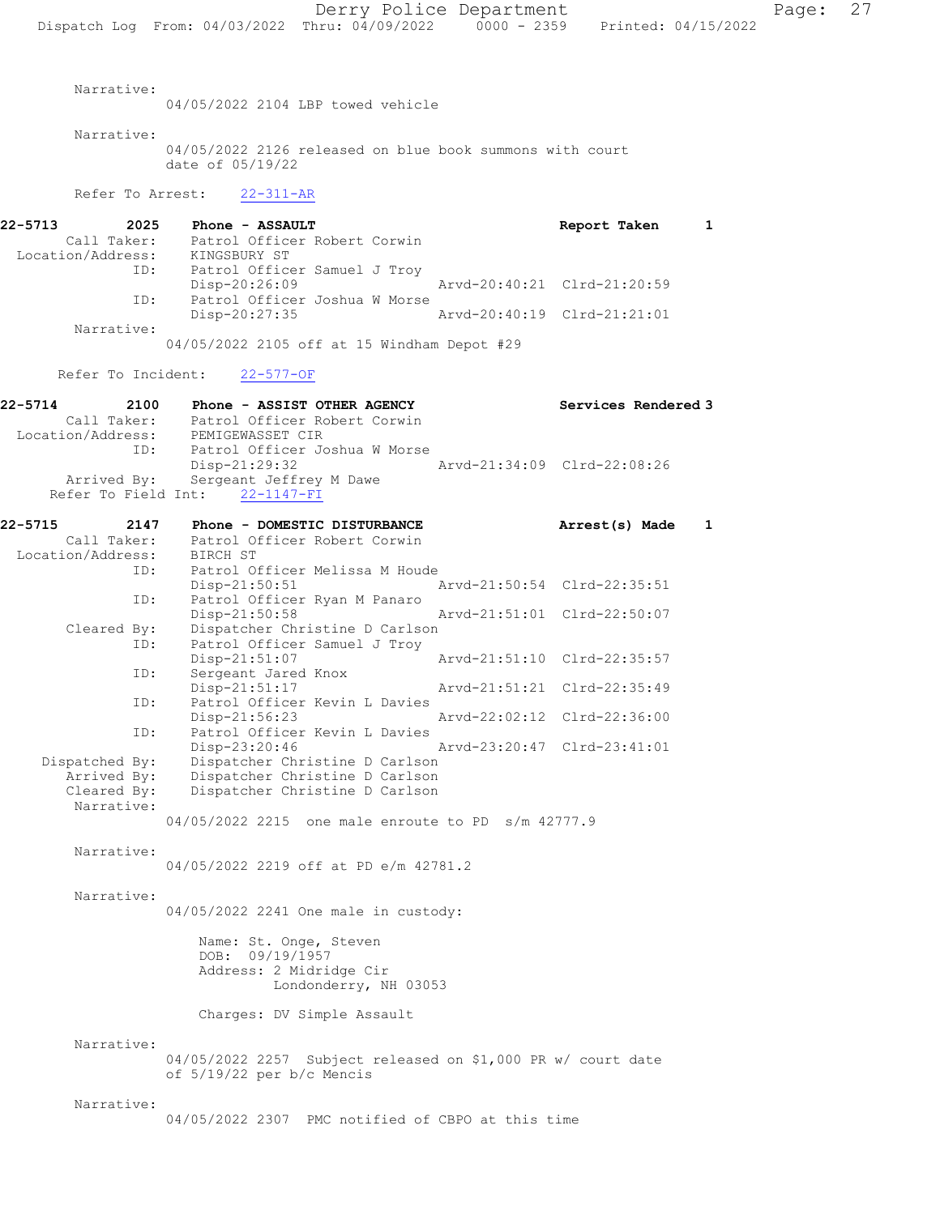Narrative:
04/05/2022 2104 LBP towed vehicle

Narrative:
04/05/2022 2126 released on blue book summons with court date of 05/19/22

Refer To Arrest: 22-311-AR

**22-5713 2025 Phone - ASSAULT Report Taken 1**

Call Taker: Patrol Officer Robert Corwin
Location/Address: KINGSBURY ST
ID: Patrol Officer Samuel J Troy
Disp-20:26:09 Arvd-20:40:21 Clrd-21:20:59
ID: Patrol Officer Joshua W Morse
Disp-20:27:35 Arvd-20:40:19 Clrd-21:21:01
Narrative:
04/05/2022 2105 off at 15 Windham Depot #29

Refer To Incident: 22-577-OF

**22-5714 2100 Phone - ASSIST OTHER AGENCY Services Rendered 3**

Call Taker: Patrol Officer Robert Corwin
Location/Address: PEMIGEWASSET CIR
ID: Patrol Officer Joshua W Morse
Disp-21:29:32 Arvd-21:34:09 Clrd-22:08:26
Arrived By: Sergeant Jeffrey M Dawe
Refer To Field Int: 22-1147-FI

**22-5715 2147 Phone - DOMESTIC DISTURBANCE Arrest(s) Made 1**

Call Taker: Patrol Officer Robert Corwin
Location/Address: BIRCH ST
ID: Patrol Officer Melissa M Houde
Disp-21:50:51 Arvd-21:50:54 Clrd-22:35:51
ID: Patrol Officer Ryan M Panaro
Disp-21:50:58 Arvd-21:51:01 Clrd-22:50:07
Cleared By: Dispatcher Christine D Carlson
ID: Patrol Officer Samuel J Troy
Disp-21:51:07 Arvd-21:51:10 Clrd-22:35:57
ID: Sergeant Jared Knox
Disp-21:51:17 Arvd-21:51:21 Clrd-22:35:49
ID: Patrol Officer Kevin L Davies
Disp-21:56:23 Arvd-22:02:12 Clrd-22:36:00
ID: Patrol Officer Kevin L Davies
Disp-23:20:46 Arvd-23:20:47 Clrd-23:41:01
Dispatched By: Dispatcher Christine D Carlson
Arrived By: Dispatcher Christine D Carlson
Cleared By: Dispatcher Christine D Carlson
Narrative:
04/05/2022 2215 one male enroute to PD s/m 42777.9

Narrative:
04/05/2022 2219 off at PD e/m 42781.2

Narrative:
04/05/2022 2241 One male in custody:

Name: St. Onge, Steven
DOB: 09/19/1957
Address: 2 Midridge Cir
Londonderry, NH 03053

Charges: DV Simple Assault

Narrative:
04/05/2022 2257 Subject released on $1,000 PR w/ court date of 5/19/22 per b/c Mencis

Narrative:
04/05/2022 2307 PMC notified of CBPO at this time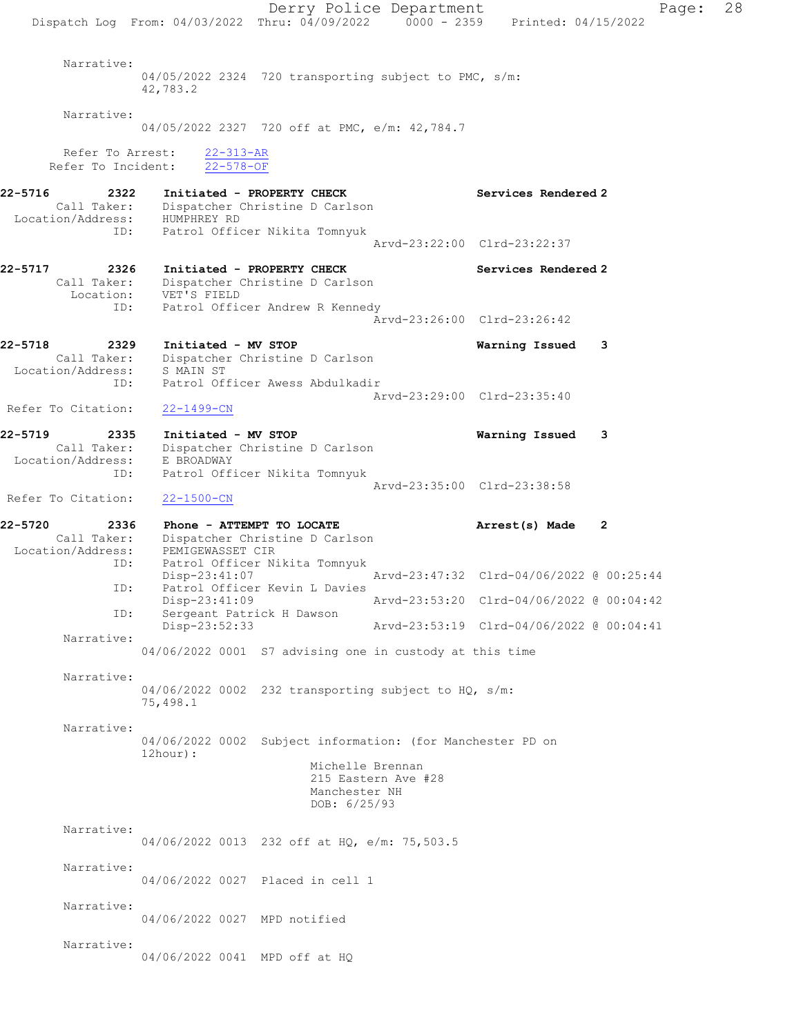Narrative:
04/05/2022 2324 720 transporting subject to PMC, s/m: 42,783.2

Narrative:
04/05/2022 2327 720 off at PMC, e/m: 42,784.7

Refer To Arrest: 22-313-AR
Refer To Incident: 22-578-OF

**22-5716 2322 Initiated - PROPERTY CHECK** **Services Rendered 2**
Call Taker: Dispatcher Christine D Carlson
Location/Address: HUMPHREY RD
ID: Patrol Officer Nikita Tomnyuk
Arvd-23:22:00 Clrd-23:22:37

**22-5717 2326 Initiated - PROPERTY CHECK** **Services Rendered 2**
Call Taker: Dispatcher Christine D Carlson
Location: VET'S FIELD
ID: Patrol Officer Andrew R Kennedy
Arvd-23:26:00 Clrd-23:26:42

**22-5718 2329 Initiated - MV STOP** **Warning Issued 3**
Call Taker: Dispatcher Christine D Carlson
Location/Address: S MAIN ST
ID: Patrol Officer Awess Abdulkadir
Arvd-23:29:00 Clrd-23:35:40
Refer To Citation: 22-1499-CN

**22-5719 2335 Initiated - MV STOP** **Warning Issued 3**
Call Taker: Dispatcher Christine D Carlson
Location/Address: E BROADWAY
ID: Patrol Officer Nikita Tomnyuk
Arvd-23:35:00 Clrd-23:38:58
Refer To Citation: 22-1500-CN

**22-5720 2336 Phone - ATTEMPT TO LOCATE** **Arrest(s) Made 2**
Call Taker: Dispatcher Christine D Carlson
Location/Address: PEMIGEWASSET CIR
ID: Patrol Officer Nikita Tomnyuk
Disp-23:41:07 Arvd-23:47:32 Clrd-04/06/2022 @ 00:25:44
ID: Patrol Officer Kevin L Davies
Disp-23:41:09 Arvd-23:53:20 Clrd-04/06/2022 @ 00:04:42
ID: Sergeant Patrick H Dawson
Disp-23:52:33 Arvd-23:53:19 Clrd-04/06/2022 @ 00:04:41

Narrative:
04/06/2022 0001 S7 advising one in custody at this time

Narrative:
04/06/2022 0002 232 transporting subject to HQ, s/m: 75,498.1

Narrative:
04/06/2022 0002 Subject information: (for Manchester PD on 12hour):
Michelle Brennan
215 Eastern Ave #28
Manchester NH
DOB: 6/25/93

Narrative:
04/06/2022 0013 232 off at HQ, e/m: 75,503.5

Narrative:
04/06/2022 0027 Placed in cell 1

Narrative:
04/06/2022 0027 MPD notified

Narrative:
04/06/2022 0041 MPD off at HQ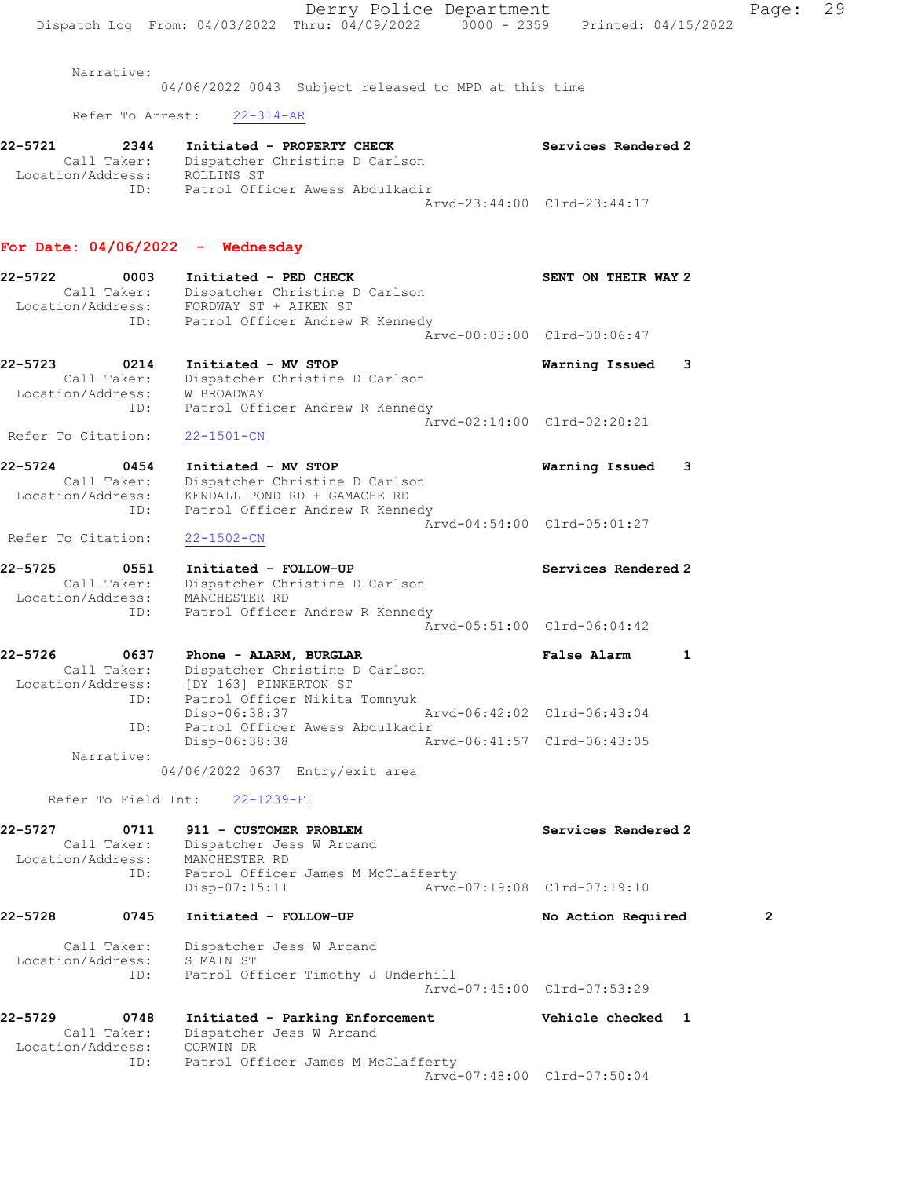Narrative:
04/06/2022 0043 Subject released to MPD at this time

Refer To Arrest: 22-314-AR

**22-5721 2344 Initiated - PROPERTY CHECK** **Services Rendered 2**
Call Taker: Dispatcher Christine D Carlson
Location/Address: ROLLINS ST
ID: Patrol Officer Awess Abdulkadir
Arvd-23:44:00 Clrd-23:44:17

## For Date: 04/06/2022 - Wednesday

**22-5722 0003 Initiated - PED CHECK** **SENT ON THEIR WAY 2**
Call Taker: Dispatcher Christine D Carlson
Location/Address: FORDWAY ST + AIKEN ST
ID: Patrol Officer Andrew R Kennedy
Arvd-00:03:00 Clrd-00:06:47

**22-5723 0214 Initiated - MV STOP** **Warning Issued 3**
Call Taker: Dispatcher Christine D Carlson
Location/Address: W BROADWAY
ID: Patrol Officer Andrew R Kennedy
Arvd-02:14:00 Clrd-02:20:21
Refer To Citation: 22-1501-CN

**22-5724 0454 Initiated - MV STOP** **Warning Issued 3**
Call Taker: Dispatcher Christine D Carlson
Location/Address: KENDALL POND RD + GAMACHE RD
ID: Patrol Officer Andrew R Kennedy
Arvd-04:54:00 Clrd-05:01:27
Refer To Citation: 22-1502-CN

**22-5725 0551 Initiated - FOLLOW-UP** **Services Rendered 2**
Call Taker: Dispatcher Christine D Carlson
Location/Address: MANCHESTER RD
ID: Patrol Officer Andrew R Kennedy
Arvd-05:51:00 Clrd-06:04:42

**22-5726 0637 Phone - ALARM, BURGLAR** **False Alarm 1**
Call Taker: Dispatcher Christine D Carlson
Location/Address: [DY 163] PINKERTON ST
ID: Patrol Officer Nikita Tomnyuk
Disp-06:38:37 Arvd-06:42:02 Clrd-06:43:04
ID: Patrol Officer Awess Abdulkadir
Disp-06:38:38 Arvd-06:41:57 Clrd-06:43:05
Narrative:
04/06/2022 0637 Entry/exit area

Refer To Field Int: 22-1239-FI

**22-5727 0711 911 - CUSTOMER PROBLEM** **Services Rendered 2**
Call Taker: Dispatcher Jess W Arcand
Location/Address: MANCHESTER RD
ID: Patrol Officer James M McClafferty
Disp-07:15:11 Arvd-07:19:08 Clrd-07:19:10

**22-5728 0745 Initiated - FOLLOW-UP** **No Action Required 2**
Call Taker: Dispatcher Jess W Arcand
Location/Address: S MAIN ST
ID: Patrol Officer Timothy J Underhill
Arvd-07:45:00 Clrd-07:53:29

**22-5729 0748 Initiated - Parking Enforcement** **Vehicle checked 1**
Call Taker: Dispatcher Jess W Arcand
Location/Address: CORWIN DR
ID: Patrol Officer James M McClafferty
Arvd-07:48:00 Clrd-07:50:04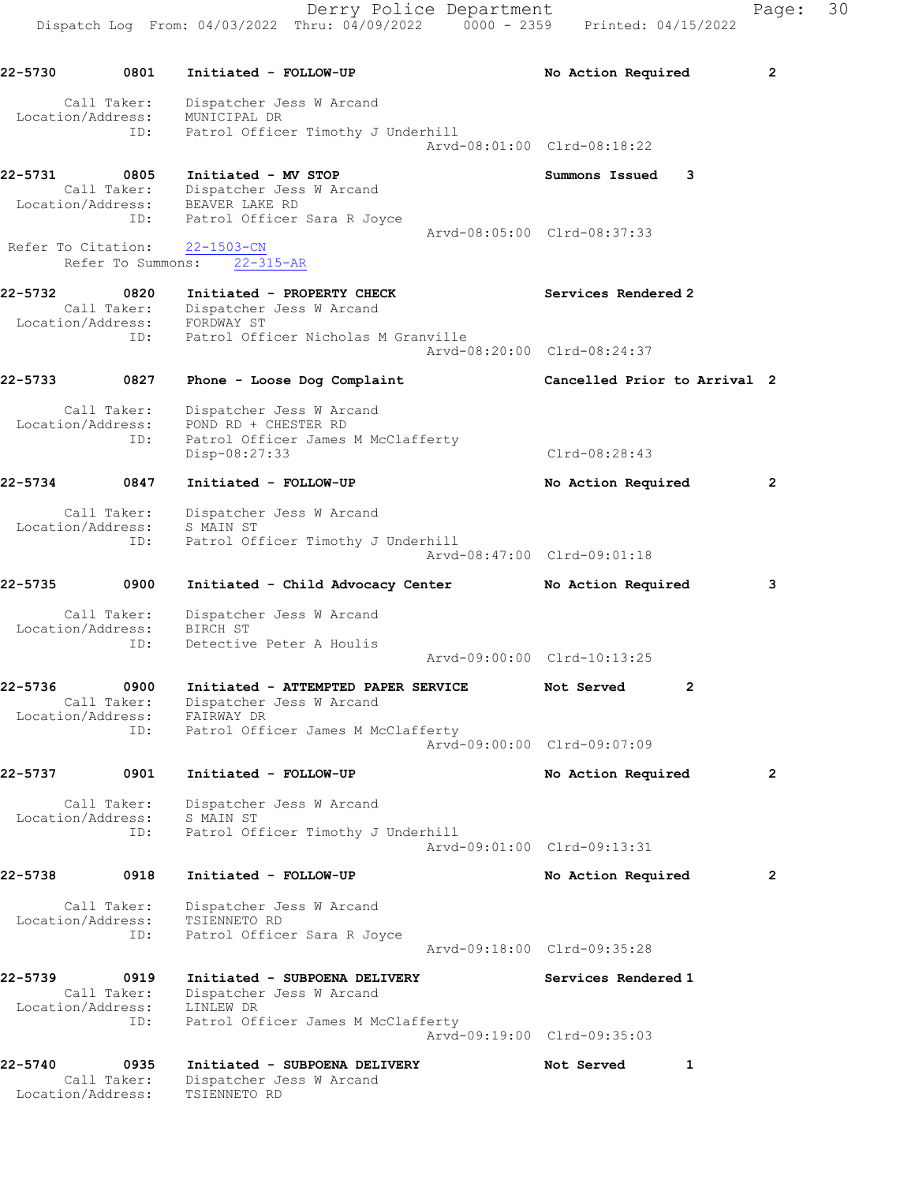22-5730 0801 Initiated - FOLLOW-UP No Action Required 2

Call Taker: Dispatcher Jess W Arcand
Location/Address: MUNICIPAL DR
ID: Patrol Officer Timothy J Underhill
Arvd-08:01:00 Clrd-08:18:22

22-5731 0805 Initiated - MV STOP Summons Issued 3
Call Taker: Dispatcher Jess W Arcand
Location/Address: BEAVER LAKE RD
ID: Patrol Officer Sara R Joyce
Arvd-08:05:00 Clrd-08:37:33
Refer To Citation: 22-1503-CN
Refer To Summons: 22-315-AR

22-5732 0820 Initiated - PROPERTY CHECK Services Rendered 2
Call Taker: Dispatcher Jess W Arcand
Location/Address: FORDWAY ST
ID: Patrol Officer Nicholas M Granville
Arvd-08:20:00 Clrd-08:24:37

22-5733 0827 Phone - Loose Dog Complaint Cancelled Prior to Arrival 2

Call Taker: Dispatcher Jess W Arcand
Location/Address: POND RD + CHESTER RD
ID: Patrol Officer James M McClafferty
Disp-08:27:33 Clrd-08:28:43

22-5734 0847 Initiated - FOLLOW-UP No Action Required 2

Call Taker: Dispatcher Jess W Arcand
Location/Address: S MAIN ST
ID: Patrol Officer Timothy J Underhill
Arvd-08:47:00 Clrd-09:01:18

22-5735 0900 Initiated - Child Advocacy Center No Action Required 3

Call Taker: Dispatcher Jess W Arcand
Location/Address: BIRCH ST
ID: Detective Peter A Houlis
Arvd-09:00:00 Clrd-10:13:25

22-5736 0900 Initiated - ATTEMPTED PAPER SERVICE Not Served 2
Call Taker: Dispatcher Jess W Arcand
Location/Address: FAIRWAY DR
ID: Patrol Officer James M McClafferty
Arvd-09:00:00 Clrd-09:07:09

22-5737 0901 Initiated - FOLLOW-UP No Action Required 2

Call Taker: Dispatcher Jess W Arcand
Location/Address: S MAIN ST
ID: Patrol Officer Timothy J Underhill
Arvd-09:01:00 Clrd-09:13:31

22-5738 0918 Initiated - FOLLOW-UP No Action Required 2

Call Taker: Dispatcher Jess W Arcand
Location/Address: TSIENNETO RD
ID: Patrol Officer Sara R Joyce
Arvd-09:18:00 Clrd-09:35:28

22-5739 0919 Initiated - SUBPOENA DELIVERY Services Rendered 1
Call Taker: Dispatcher Jess W Arcand
Location/Address: LINLEW DR
ID: Patrol Officer James M McClafferty
Arvd-09:19:00 Clrd-09:35:03

22-5740 0935 Initiated - SUBPOENA DELIVERY Not Served 1
Call Taker: Dispatcher Jess W Arcand
Location/Address: TSIENNETO RD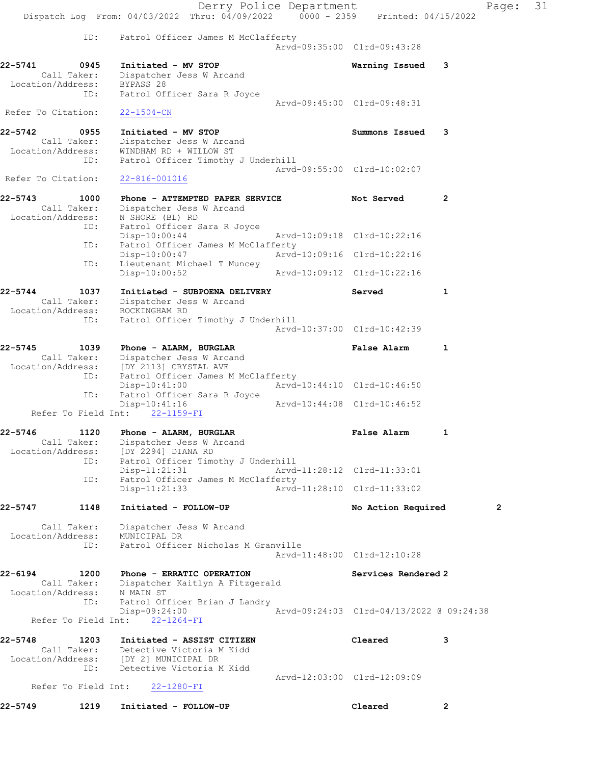ID: Patrol Officer James M McClafferty
Arvd-09:35:00 Clrd-09:43:28

**22-5741 0945 Initiated - MV STOP** Warning Issued 3
Call Taker: Dispatcher Jess W Arcand
Location/Address: BYPASS 28
ID: Patrol Officer Sara R Joyce
Arvd-09:45:00 Clrd-09:48:31
Refer To Citation: 22-1504-CN

**22-5742 0955 Initiated - MV STOP** Summons Issued 3
Call Taker: Dispatcher Jess W Arcand
Location/Address: WINDHAM RD + WILLOW ST
ID: Patrol Officer Timothy J Underhill
Arvd-09:55:00 Clrd-10:02:07
Refer To Citation: 22-816-001016

**22-5743 1000 Phone - ATTEMPTED PAPER SERVICE** Not Served 2
Call Taker: Dispatcher Jess W Arcand
Location/Address: N SHORE (BL) RD
ID: Patrol Officer Sara R Joyce
Disp-10:00:44 Arvd-10:09:18 Clrd-10:22:16
ID: Patrol Officer James M McClafferty
Disp-10:00:47 Arvd-10:09:16 Clrd-10:22:16
ID: Lieutenant Michael T Muncey
Disp-10:00:52 Arvd-10:09:12 Clrd-10:22:16

**22-5744 1037 Initiated - SUBPOENA DELIVERY** Served 1
Call Taker: Dispatcher Jess W Arcand
Location/Address: ROCKINGHAM RD
ID: Patrol Officer Timothy J Underhill
Arvd-10:37:00 Clrd-10:42:39

**22-5745 1039 Phone - ALARM, BURGLAR** False Alarm 1
Call Taker: Dispatcher Jess W Arcand
Location/Address: [DY 2113] CRYSTAL AVE
ID: Patrol Officer James M McClafferty
Disp-10:41:00 Arvd-10:44:10 Clrd-10:46:50
ID: Patrol Officer Sara R Joyce
Disp-10:41:16 Arvd-10:44:08 Clrd-10:46:52
Refer To Field Int: 22-1159-FI

**22-5746 1120 Phone - ALARM, BURGLAR** False Alarm 1
Call Taker: Dispatcher Jess W Arcand
Location/Address: [DY 2294] DIANA RD
ID: Patrol Officer Timothy J Underhill
Disp-11:21:31 Arvd-11:28:12 Clrd-11:33:01
ID: Patrol Officer James M McClafferty
Disp-11:21:33 Arvd-11:28:10 Clrd-11:33:02

**22-5747 1148 Initiated - FOLLOW-UP** No Action Required 2
Call Taker: Dispatcher Jess W Arcand
Location/Address: MUNICIPAL DR
ID: Patrol Officer Nicholas M Granville
Arvd-11:48:00 Clrd-12:10:28

**22-6194 1200 Phone - ERRATIC OPERATION** Services Rendered 2
Call Taker: Dispatcher Kaitlyn A Fitzgerald
Location/Address: N MAIN ST
ID: Patrol Officer Brian J Landry
Disp-09:24:00 Arvd-09:24:03 Clrd-04/13/2022 @ 09:24:38
Refer To Field Int: 22-1264-FI

**22-5748 1203 Initiated - ASSIST CITIZEN** Cleared 3
Call Taker: Detective Victoria M Kidd
Location/Address: [DY 2] MUNICIPAL DR
ID: Detective Victoria M Kidd
Arvd-12:03:00 Clrd-12:09:09
Refer To Field Int: 22-1280-FI

**22-5749 1219 Initiated - FOLLOW-UP** Cleared 2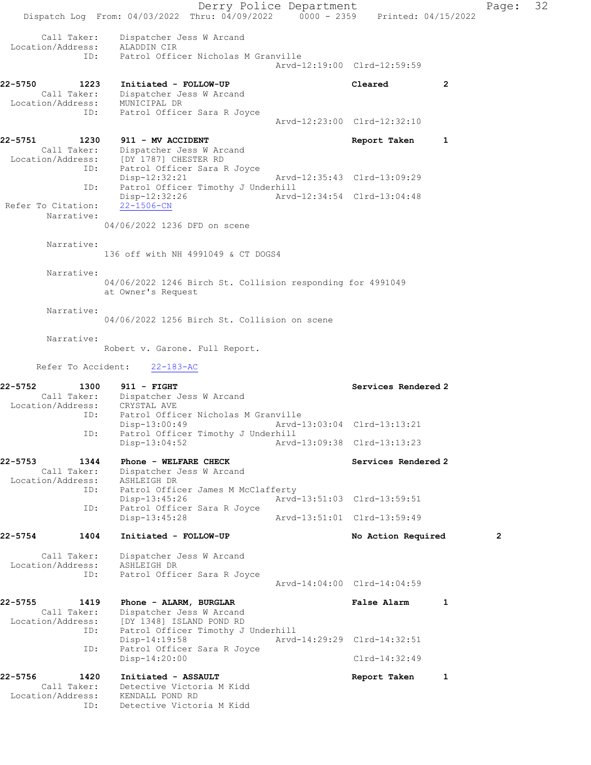```
    Call Taker:    Dispatcher Jess W Arcand
  Location/Address:    ALADDIN CIR
             ID:    Patrol Officer Nicholas M Granville
                                         Arvd-12:19:00  Clrd-12:59:59

22-5750        1223    Initiated - FOLLOW-UP                  Cleared          2
    Call Taker:    Dispatcher Jess W Arcand
  Location/Address:    MUNICIPAL DR
             ID:    Patrol Officer Sara R Joyce
                                         Arvd-12:23:00  Clrd-12:32:10

22-5751        1230    911 - MV ACCIDENT                      Report Taken     1
    Call Taker:    Dispatcher Jess W Arcand
  Location/Address:    [DY 1787] CHESTER RD
             ID:    Patrol Officer Sara R Joyce
                    Disp-12:32:21        Arvd-12:35:43  Clrd-13:09:29
             ID:    Patrol Officer Timothy J Underhill
                    Disp-12:32:26        Arvd-12:34:54  Clrd-13:04:48
 Refer To Citation:    22-1506-CN
        Narrative:
                04/06/2022 1236 DFD on scene

        Narrative:
                136 off with NH 4991049 & CT DOGS4

        Narrative:
                04/06/2022 1246 Birch St. Collision responding for 4991049
                at Owner's Request

        Narrative:
                04/06/2022 1256 Birch St. Collision on scene

        Narrative:
                Robert v. Garone. Full Report.

     Refer To Accident:    22-183-AC

22-5752        1300    911 - FIGHT                            Services Rendered 2
    Call Taker:    Dispatcher Jess W Arcand
  Location/Address:    CRYSTAL AVE
             ID:    Patrol Officer Nicholas M Granville
                    Disp-13:00:49        Arvd-13:03:04  Clrd-13:13:21
             ID:    Patrol Officer Timothy J Underhill
                    Disp-13:04:52        Arvd-13:09:38  Clrd-13:13:23

22-5753        1344    Phone - WELFARE CHECK                  Services Rendered 2
    Call Taker:    Dispatcher Jess W Arcand
  Location/Address:    ASHLEIGH DR
             ID:    Patrol Officer James M McClafferty
                    Disp-13:45:26        Arvd-13:51:03  Clrd-13:59:51
             ID:    Patrol Officer Sara R Joyce
                    Disp-13:45:28        Arvd-13:51:01  Clrd-13:59:49

22-5754        1404    Initiated - FOLLOW-UP                  No Action Required        2

    Call Taker:    Dispatcher Jess W Arcand
  Location/Address:    ASHLEIGH DR
             ID:    Patrol Officer Sara R Joyce
                                         Arvd-14:04:00  Clrd-14:04:59

22-5755        1419    Phone - ALARM, BURGLAR                 False Alarm      1
    Call Taker:    Dispatcher Jess W Arcand
  Location/Address:    [DY 1348] ISLAND POND RD
             ID:    Patrol Officer Timothy J Underhill
                    Disp-14:19:58        Arvd-14:29:29  Clrd-14:32:51
             ID:    Patrol Officer Sara R Joyce
                    Disp-14:20:00                       Clrd-14:32:49

22-5756        1420    Initiated - ASSAULT                    Report Taken     1
    Call Taker:    Detective Victoria M Kidd
  Location/Address:    KENDALL POND RD
             ID:    Detective Victoria M Kidd
```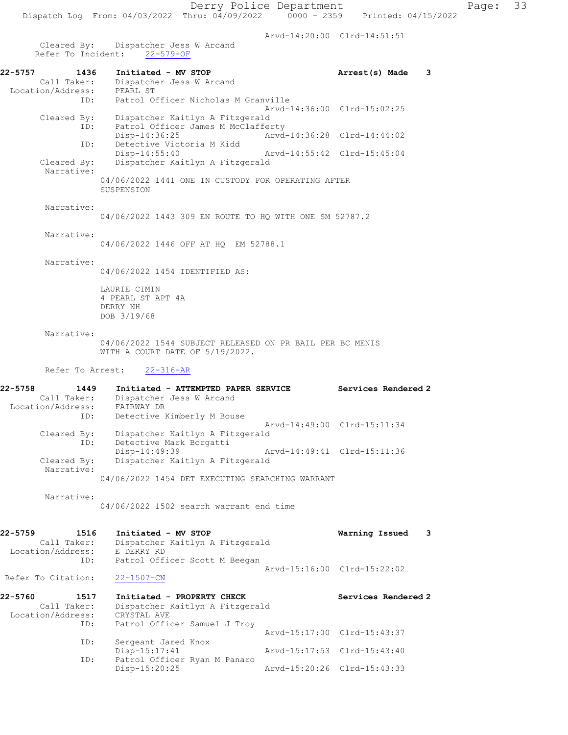Arvd-14:20:00 Clrd-14:51:51

Cleared By: Dispatcher Jess W Arcand
Refer To Incident: 22-579-OF

**22-5757 1436 Initiated - MV STOP — Arrest(s) Made 3**

Call Taker: Dispatcher Jess W Arcand
Location/Address: PEARL ST
ID: Patrol Officer Nicholas M Granville
Arvd-14:36:00 Clrd-15:02:25
Cleared By: Dispatcher Kaitlyn A Fitzgerald
ID: Patrol Officer James M McClafferty
Disp-14:36:25 Arvd-14:36:28 Clrd-14:44:02
ID: Detective Victoria M Kidd
Disp-14:55:40 Arvd-14:55:42 Clrd-15:45:04
Cleared By: Dispatcher Kaitlyn A Fitzgerald

Narrative:
04/06/2022 1441 ONE IN CUSTODY FOR OPERATING AFTER SUSPENSION

Narrative:
04/06/2022 1443 309 EN ROUTE TO HQ WITH ONE SM 52787.2

Narrative:
04/06/2022 1446 OFF AT HQ EM 52788.1

Narrative:
04/06/2022 1454 IDENTIFIED AS:

LAURIE CIMIN
4 PEARL ST APT 4A
DERRY NH
DOB 3/19/68

Narrative:
04/06/2022 1544 SUBJECT RELEASED ON PR BAIL PER BC MENIS WITH A COURT DATE OF 5/19/2022.

Refer To Arrest: 22-316-AR

**22-5758 1449 Initiated - ATTEMPTED PAPER SERVICE — Services Rendered 2**

Call Taker: Dispatcher Jess W Arcand
Location/Address: FAIRWAY DR
ID: Detective Kimberly M Bouse
Arvd-14:49:00 Clrd-15:11:34
Cleared By: Dispatcher Kaitlyn A Fitzgerald
ID: Detective Mark Borgatti
Disp-14:49:39 Arvd-14:49:41 Clrd-15:11:36
Cleared By: Dispatcher Kaitlyn A Fitzgerald

Narrative:
04/06/2022 1454 DET EXECUTING SEARCHING WARRANT

Narrative:
04/06/2022 1502 search warrant end time

**22-5759 1516 Initiated - MV STOP — Warning Issued 3**

Call Taker: Dispatcher Kaitlyn A Fitzgerald
Location/Address: E DERRY RD
ID: Patrol Officer Scott M Beegan
Arvd-15:16:00 Clrd-15:22:02
Refer To Citation: 22-1507-CN

**22-5760 1517 Initiated - PROPERTY CHECK — Services Rendered 2**

Call Taker: Dispatcher Kaitlyn A Fitzgerald
Location/Address: CRYSTAL AVE
ID: Patrol Officer Samuel J Troy
Arvd-15:17:00 Clrd-15:43:37
ID: Sergeant Jared Knox
Disp-15:17:41 Arvd-15:17:53 Clrd-15:43:40
ID: Patrol Officer Ryan M Panaro
Disp-15:20:25 Arvd-15:20:26 Clrd-15:43:33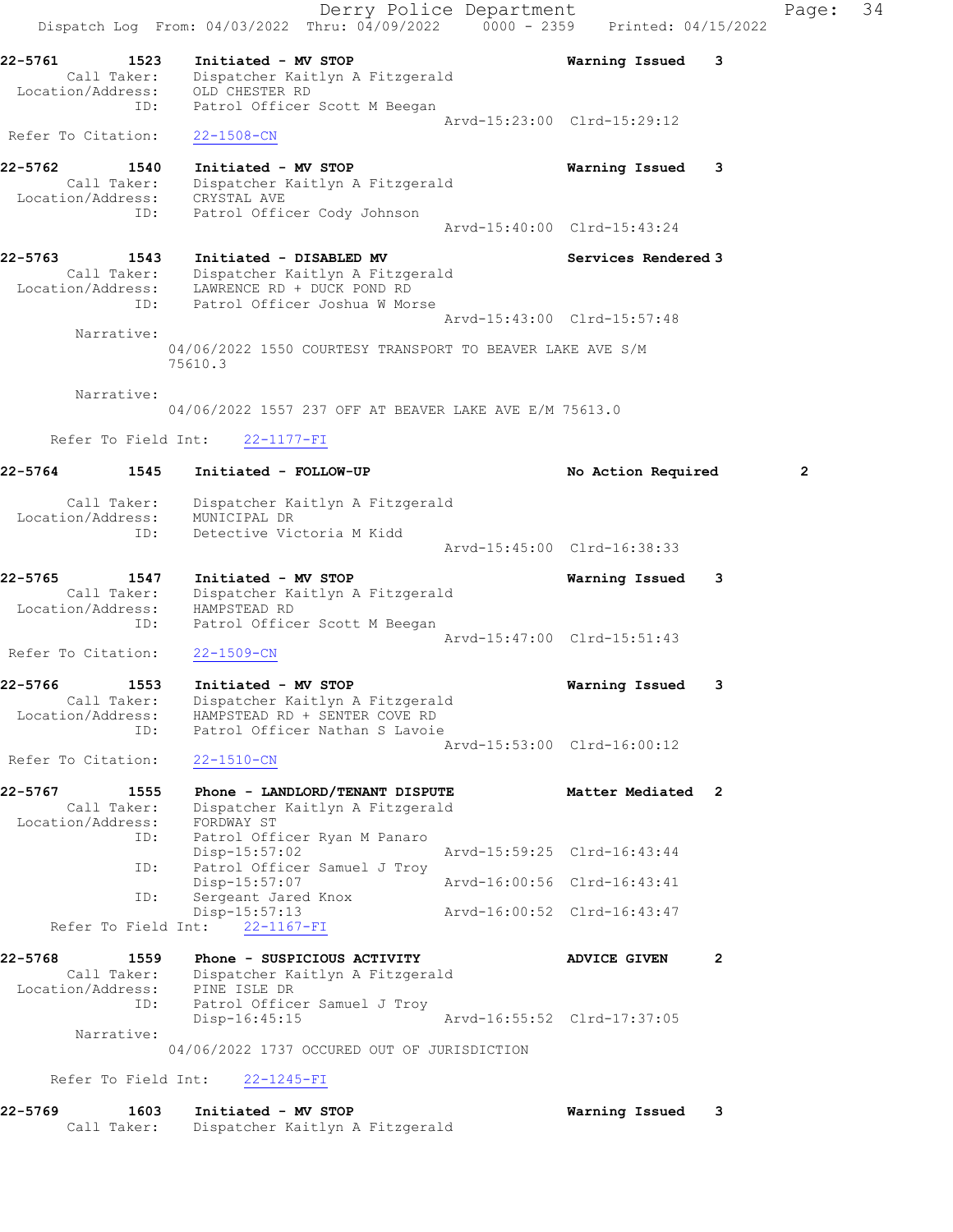Derry Police Department
Dispatch Log From: 04/03/2022 Thru: 04/09/2022 0000 - 2359 Printed: 04/15/2022

**22-5761** 1523 **Initiated - MV STOP** **Warning Issued** 3
Call Taker: Dispatcher Kaitlyn A Fitzgerald
Location/Address: OLD CHESTER RD
ID: Patrol Officer Scott M Beegan
Arvd-15:23:00 Clrd-15:29:12
Refer To Citation: 22-1508-CN

**22-5762** 1540 **Initiated - MV STOP** **Warning Issued** 3
Call Taker: Dispatcher Kaitlyn A Fitzgerald
Location/Address: CRYSTAL AVE
ID: Patrol Officer Cody Johnson
Arvd-15:40:00 Clrd-15:43:24

**22-5763** 1543 **Initiated - DISABLED MV** **Services Rendered** 3
Call Taker: Dispatcher Kaitlyn A Fitzgerald
Location/Address: LAWRENCE RD + DUCK POND RD
ID: Patrol Officer Joshua W Morse
Arvd-15:43:00 Clrd-15:57:48
Narrative:
04/06/2022 1550 COURTESY TRANSPORT TO BEAVER LAKE AVE S/M 75610.3
Narrative:
04/06/2022 1557 237 OFF AT BEAVER LAKE AVE E/M 75613.0
Refer To Field Int: 22-1177-FI

**22-5764** 1545 **Initiated - FOLLOW-UP** **No Action Required** 2
Call Taker: Dispatcher Kaitlyn A Fitzgerald
Location/Address: MUNICIPAL DR
ID: Detective Victoria M Kidd
Arvd-15:45:00 Clrd-16:38:33

**22-5765** 1547 **Initiated - MV STOP** **Warning Issued** 3
Call Taker: Dispatcher Kaitlyn A Fitzgerald
Location/Address: HAMPSTEAD RD
ID: Patrol Officer Scott M Beegan
Arvd-15:47:00 Clrd-15:51:43
Refer To Citation: 22-1509-CN

**22-5766** 1553 **Initiated - MV STOP** **Warning Issued** 3
Call Taker: Dispatcher Kaitlyn A Fitzgerald
Location/Address: HAMPSTEAD RD + SENTER COVE RD
ID: Patrol Officer Nathan S Lavoie
Arvd-15:53:00 Clrd-16:00:12
Refer To Citation: 22-1510-CN

**22-5767** 1555 **Phone - LANDLORD/TENANT DISPUTE** **Matter Mediated** 2
Call Taker: Dispatcher Kaitlyn A Fitzgerald
Location/Address: FORDWAY ST
ID: Patrol Officer Ryan M Panaro
Disp-15:57:02 Arvd-15:59:25 Clrd-16:43:44
ID: Patrol Officer Samuel J Troy
Disp-15:57:07 Arvd-16:00:56 Clrd-16:43:41
ID: Sergeant Jared Knox
Disp-15:57:13 Arvd-16:00:52 Clrd-16:43:47
Refer To Field Int: 22-1167-FI

**22-5768** 1559 **Phone - SUSPICIOUS ACTIVITY** **ADVICE GIVEN** 2
Call Taker: Dispatcher Kaitlyn A Fitzgerald
Location/Address: PINE ISLE DR
ID: Patrol Officer Samuel J Troy
Disp-16:45:15 Arvd-16:55:52 Clrd-17:37:05
Narrative:
04/06/2022 1737 OCCURED OUT OF JURISDICTION
Refer To Field Int: 22-1245-FI

**22-5769** 1603 **Initiated - MV STOP** **Warning Issued** 3
Call Taker: Dispatcher Kaitlyn A Fitzgerald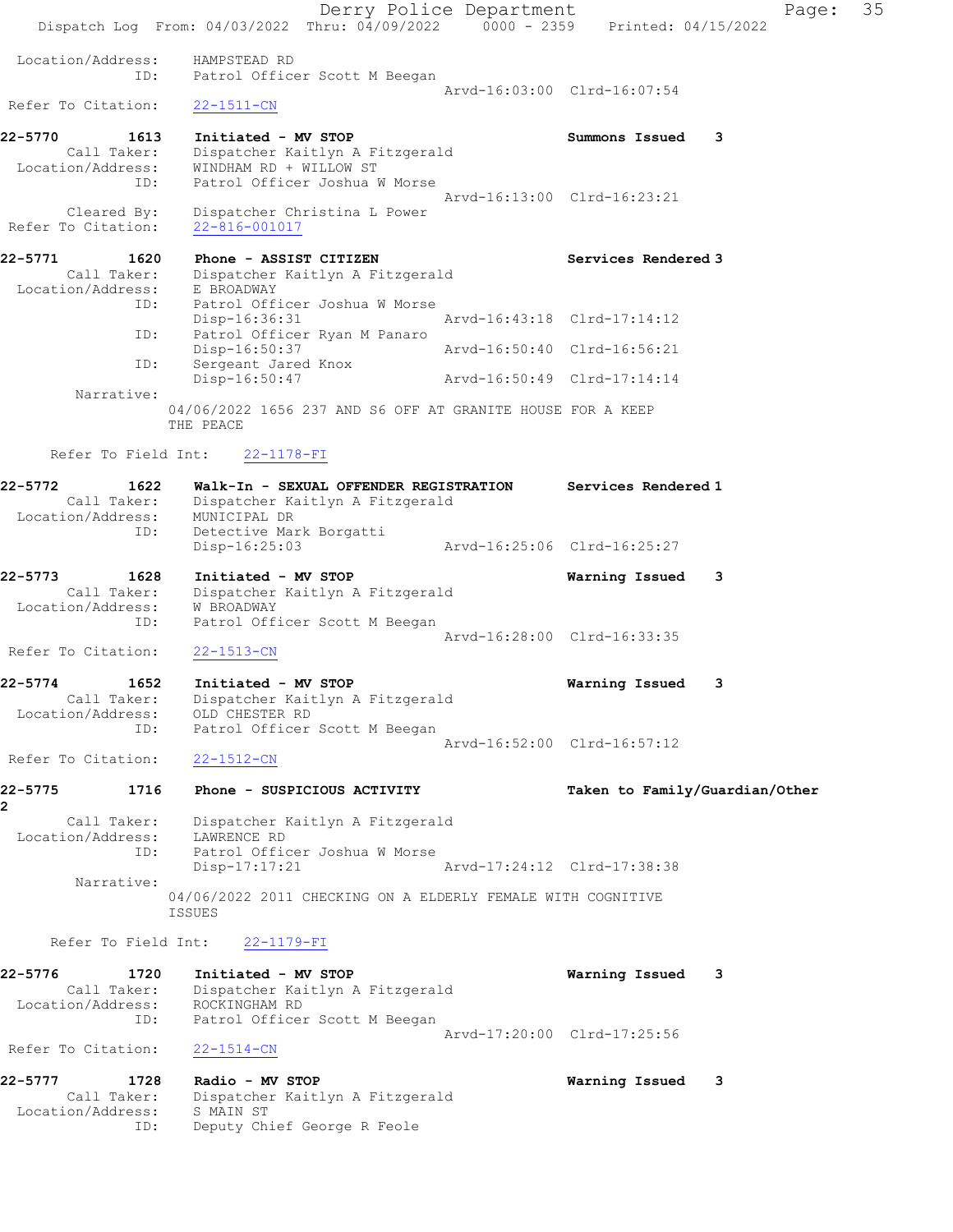```
 Location/Address:    HAMPSTEAD RD
               ID:    Patrol Officer Scott M Beegan
                                                Arvd-16:03:00  Clrd-16:07:54
 Refer To Citation:   22-1511-CN

22-5770        1613    Initiated - MV STOP                      Summons Issued    3
        Call Taker:    Dispatcher Kaitlyn A Fitzgerald
  Location/Address:    WINDHAM RD + WILLOW ST
               ID:    Patrol Officer Joshua W Morse
                                                Arvd-16:13:00  Clrd-16:23:21
        Cleared By:    Dispatcher Christina L Power
 Refer To Citation:   22-816-001017

22-5771        1620    Phone - ASSIST CITIZEN                   Services Rendered 3
        Call Taker:    Dispatcher Kaitlyn A Fitzgerald
  Location/Address:    E BROADWAY
               ID:    Patrol Officer Joshua W Morse
                      Disp-16:36:31             Arvd-16:43:18  Clrd-17:14:12
               ID:    Patrol Officer Ryan M Panaro
                      Disp-16:50:37             Arvd-16:50:40  Clrd-16:56:21
               ID:    Sergeant Jared Knox
                      Disp-16:50:47             Arvd-16:50:49  Clrd-17:14:14
         Narrative:
                    04/06/2022 1656 237 AND S6 OFF AT GRANITE HOUSE FOR A KEEP
                    THE PEACE

      Refer To Field Int:    22-1178-FI

22-5772        1622    Walk-In - SEXUAL OFFENDER REGISTRATION   Services Rendered 1
        Call Taker:    Dispatcher Kaitlyn A Fitzgerald
  Location/Address:    MUNICIPAL DR
               ID:    Detective Mark Borgatti
                      Disp-16:25:03             Arvd-16:25:06  Clrd-16:25:27

22-5773        1628    Initiated - MV STOP                      Warning Issued    3
        Call Taker:    Dispatcher Kaitlyn A Fitzgerald
  Location/Address:    W BROADWAY
               ID:    Patrol Officer Scott M Beegan
                                                Arvd-16:28:00  Clrd-16:33:35
 Refer To Citation:   22-1513-CN

22-5774        1652    Initiated - MV STOP                      Warning Issued    3
        Call Taker:    Dispatcher Kaitlyn A Fitzgerald
  Location/Address:    OLD CHESTER RD
               ID:    Patrol Officer Scott M Beegan
                                                Arvd-16:52:00  Clrd-16:57:12
 Refer To Citation:   22-1512-CN

22-5775        1716    Phone - SUSPICIOUS ACTIVITY              Taken to Family/Guardian/Other
2
        Call Taker:    Dispatcher Kaitlyn A Fitzgerald
  Location/Address:    LAWRENCE RD
               ID:    Patrol Officer Joshua W Morse
                      Disp-17:17:21             Arvd-17:24:12  Clrd-17:38:38
         Narrative:
                    04/06/2022 2011 CHECKING ON A ELDERLY FEMALE WITH COGNITIVE
                    ISSUES

      Refer To Field Int:    22-1179-FI

22-5776        1720    Initiated - MV STOP                      Warning Issued    3
        Call Taker:    Dispatcher Kaitlyn A Fitzgerald
  Location/Address:    ROCKINGHAM RD
               ID:    Patrol Officer Scott M Beegan
                                                Arvd-17:20:00  Clrd-17:25:56
 Refer To Citation:   22-1514-CN

22-5777        1728    Radio - MV STOP                          Warning Issued    3
        Call Taker:    Dispatcher Kaitlyn A Fitzgerald
  Location/Address:    S MAIN ST
               ID:    Deputy Chief George R Feole
```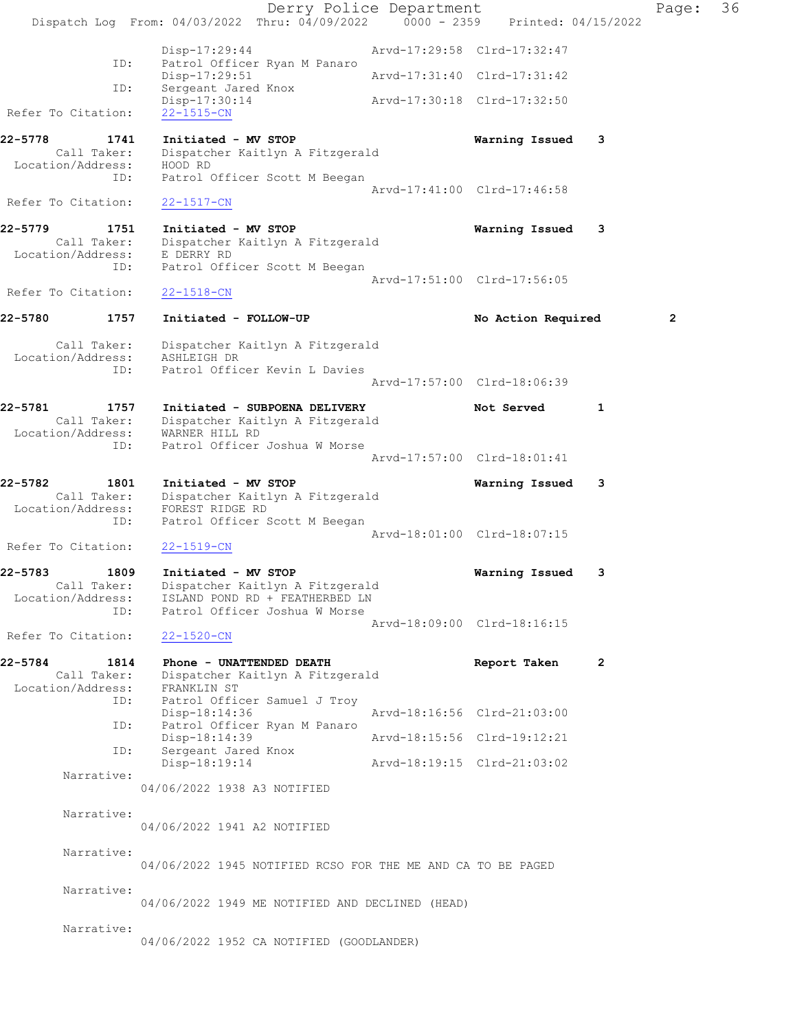```
              Disp-17:29:44                 Arvd-17:29:58  Clrd-17:32:47
         ID:  Patrol Officer Ryan M Panaro
              Disp-17:29:51                 Arvd-17:31:40  Clrd-17:31:42
         ID:  Sergeant Jared Knox
              Disp-17:30:14                 Arvd-17:30:18  Clrd-17:32:50
 Refer To Citation:   22-1515-CN

22-5778        1741   Initiated - MV STOP                  Warning Issued    3
      Call Taker:     Dispatcher Kaitlyn A Fitzgerald
  Location/Address:   HOOD RD
               ID:    Patrol Officer Scott M Beegan
                                            Arvd-17:41:00  Clrd-17:46:58
 Refer To Citation:   22-1517-CN

22-5779        1751   Initiated - MV STOP                  Warning Issued    3
      Call Taker:     Dispatcher Kaitlyn A Fitzgerald
  Location/Address:   E DERRY RD
               ID:    Patrol Officer Scott M Beegan
                                            Arvd-17:51:00  Clrd-17:56:05
 Refer To Citation:   22-1518-CN

22-5780        1757   Initiated - FOLLOW-UP                No Action Required         2

      Call Taker:     Dispatcher Kaitlyn A Fitzgerald
  Location/Address:   ASHLEIGH DR
               ID:    Patrol Officer Kevin L Davies
                                            Arvd-17:57:00  Clrd-18:06:39

22-5781        1757   Initiated - SUBPOENA DELIVERY        Not Served        1
      Call Taker:     Dispatcher Kaitlyn A Fitzgerald
  Location/Address:   WARNER HILL RD
               ID:    Patrol Officer Joshua W Morse
                                            Arvd-17:57:00  Clrd-18:01:41

22-5782        1801   Initiated - MV STOP                  Warning Issued    3
      Call Taker:     Dispatcher Kaitlyn A Fitzgerald
  Location/Address:   FOREST RIDGE RD
               ID:    Patrol Officer Scott M Beegan
                                            Arvd-18:01:00  Clrd-18:07:15
 Refer To Citation:   22-1519-CN

22-5783        1809   Initiated - MV STOP                  Warning Issued    3
      Call Taker:     Dispatcher Kaitlyn A Fitzgerald
  Location/Address:   ISLAND POND RD + FEATHERBED LN
               ID:    Patrol Officer Joshua W Morse
                                            Arvd-18:09:00  Clrd-18:16:15
 Refer To Citation:   22-1520-CN

22-5784        1814   Phone - UNATTENDED DEATH             Report Taken      2
      Call Taker:     Dispatcher Kaitlyn A Fitzgerald
  Location/Address:   FRANKLIN ST
               ID:    Patrol Officer Samuel J Troy
                      Disp-18:14:36                 Arvd-18:16:56  Clrd-21:03:00
               ID:    Patrol Officer Ryan M Panaro
                      Disp-18:14:39                 Arvd-18:15:56  Clrd-19:12:21
               ID:    Sergeant Jared Knox
                      Disp-18:19:14                 Arvd-18:19:15  Clrd-21:03:02
         Narrative:
                  04/06/2022 1938 A3 NOTIFIED

         Narrative:
                  04/06/2022 1941 A2 NOTIFIED

         Narrative:
                  04/06/2022 1945 NOTIFIED RCSO FOR THE ME AND CA TO BE PAGED

         Narrative:
                  04/06/2022 1949 ME NOTIFIED AND DECLINED (HEAD)

         Narrative:
                  04/06/2022 1952 CA NOTIFIED (GOODLANDER)
```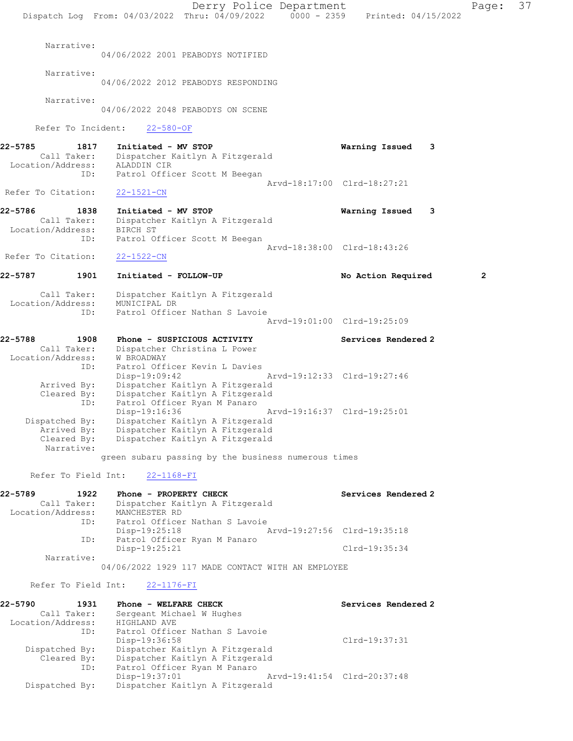Narrative:
04/06/2022 2001 PEABODYS NOTIFIED

Narrative:
04/06/2022 2012 PEABODYS RESPONDING

Narrative:
04/06/2022 2048 PEABODYS ON SCENE

Refer To Incident: 22-580-OF

```
22-5785        1817    Initiated - MV STOP                          Warning Issued    3
        Call Taker:    Dispatcher Kaitlyn A Fitzgerald
  Location/Address:    ALADDIN CIR
                ID:    Patrol Officer Scott M Beegan
                                                    Arvd-18:17:00  Clrd-18:27:21
 Refer To Citation:    22-1521-CN

22-5786        1838    Initiated - MV STOP                          Warning Issued    3
        Call Taker:    Dispatcher Kaitlyn A Fitzgerald
  Location/Address:    BIRCH ST
                ID:    Patrol Officer Scott M Beegan
                                                    Arvd-18:38:00  Clrd-18:43:26
 Refer To Citation:    22-1522-CN

22-5787        1901    Initiated - FOLLOW-UP                        No Action Required        2

        Call Taker:    Dispatcher Kaitlyn A Fitzgerald
  Location/Address:    MUNICIPAL DR
                ID:    Patrol Officer Nathan S Lavoie
                                                    Arvd-19:01:00  Clrd-19:25:09

22-5788        1908    Phone - SUSPICIOUS ACTIVITY                  Services Rendered 2
        Call Taker:    Dispatcher Christina L Power
  Location/Address:    W BROADWAY
                ID:    Patrol Officer Kevin L Davies
                       Disp-19:09:42                Arvd-19:12:33  Clrd-19:27:46
        Arrived By:    Dispatcher Kaitlyn A Fitzgerald
        Cleared By:    Dispatcher Kaitlyn A Fitzgerald
                ID:    Patrol Officer Ryan M Panaro
                       Disp-19:16:36                Arvd-19:16:37  Clrd-19:25:01
     Dispatched By:    Dispatcher Kaitlyn A Fitzgerald
        Arrived By:    Dispatcher Kaitlyn A Fitzgerald
        Cleared By:    Dispatcher Kaitlyn A Fitzgerald
         Narrative:
                       green subaru passing by the business numerous times

   Refer To Field Int:    22-1168-FI

22-5789        1922    Phone - PROPERTY CHECK                       Services Rendered 2
        Call Taker:    Dispatcher Kaitlyn A Fitzgerald
  Location/Address:    MANCHESTER RD
                ID:    Patrol Officer Nathan S Lavoie
                       Disp-19:25:18                Arvd-19:27:56  Clrd-19:35:18
                ID:    Patrol Officer Ryan M Panaro
                       Disp-19:25:21                               Clrd-19:35:34
         Narrative:
                       04/06/2022 1929 117 MADE CONTACT WITH AN EMPLOYEE

   Refer To Field Int:    22-1176-FI

22-5790        1931    Phone - WELFARE CHECK                        Services Rendered 2
        Call Taker:    Sergeant Michael W Hughes
  Location/Address:    HIGHLAND AVE
                ID:    Patrol Officer Nathan S Lavoie
                       Disp-19:36:58                               Clrd-19:37:31
     Dispatched By:    Dispatcher Kaitlyn A Fitzgerald
        Cleared By:    Dispatcher Kaitlyn A Fitzgerald
                ID:    Patrol Officer Ryan M Panaro
                       Disp-19:37:01                Arvd-19:41:54  Clrd-20:37:48
     Dispatched By:    Dispatcher Kaitlyn A Fitzgerald
```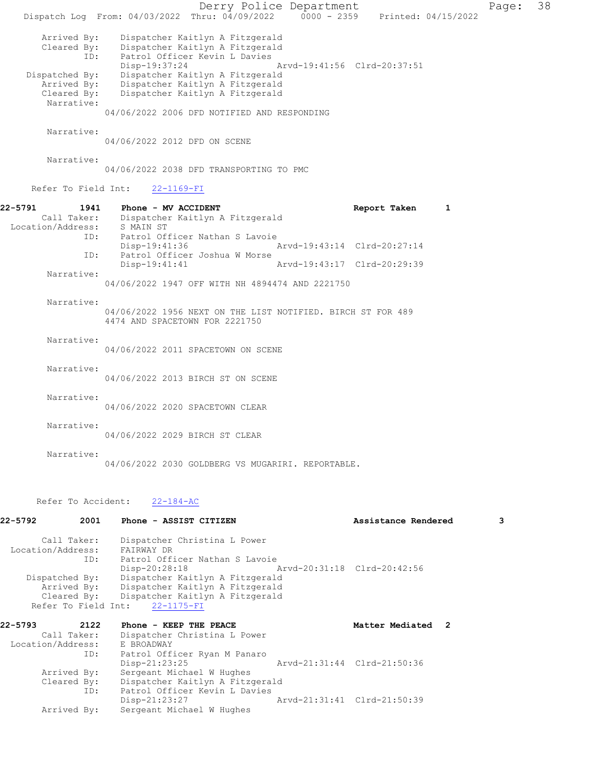```
 Arrived By:    Dispatcher Kaitlyn A Fitzgerald
 Cleared By:    Dispatcher Kaitlyn A Fitzgerald
        ID:     Patrol Officer Kevin L Davies
                Disp-19:37:24              Arvd-19:41:56  Clrd-20:37:51
 Dispatched By: Dispatcher Kaitlyn A Fitzgerald
 Arrived By:    Dispatcher Kaitlyn A Fitzgerald
 Cleared By:    Dispatcher Kaitlyn A Fitzgerald
 Narrative:
             04/06/2022 2006 DFD NOTIFIED AND RESPONDING

 Narrative:
             04/06/2022 2012 DFD ON SCENE

 Narrative:
             04/06/2022 2038 DFD TRANSPORTING TO PMC

 Refer To Field Int:    22-1169-FI

22-5791        1941    Phone - MV ACCIDENT                       Report Taken      1
 Call Taker:        Dispatcher Kaitlyn A Fitzgerald
 Location/Address:  S MAIN ST
        ID:         Patrol Officer Nathan S Lavoie
                    Disp-19:41:36              Arvd-19:43:14  Clrd-20:27:14
        ID:         Patrol Officer Joshua W Morse
                    Disp-19:41:41              Arvd-19:43:17  Clrd-20:29:39
 Narrative:
             04/06/2022 1947 OFF WITH NH 4894474 AND 2221750

 Narrative:
             04/06/2022 1956 NEXT ON THE LIST NOTIFIED. BIRCH ST FOR 489
             4474 AND SPACETOWN FOR 2221750

 Narrative:
             04/06/2022 2011 SPACETOWN ON SCENE

 Narrative:
             04/06/2022 2013 BIRCH ST ON SCENE

 Narrative:
             04/06/2022 2020 SPACETOWN CLEAR

 Narrative:
             04/06/2022 2029 BIRCH ST CLEAR

 Narrative:
             04/06/2022 2030 GOLDBERG VS MUGARIRI. REPORTABLE.

 Refer To Accident:    22-184-AC

22-5792        2001    Phone - ASSIST CITIZEN                    Assistance Rendered     3

 Call Taker:        Dispatcher Christina L Power
 Location/Address:  FAIRWAY DR
        ID:         Patrol Officer Nathan S Lavoie
                    Disp-20:28:18              Arvd-20:31:18  Clrd-20:42:56
 Dispatched By:     Dispatcher Kaitlyn A Fitzgerald
 Arrived By:        Dispatcher Kaitlyn A Fitzgerald
 Cleared By:        Dispatcher Kaitlyn A Fitzgerald
 Refer To Field Int:    22-1175-FI

22-5793        2122    Phone - KEEP THE PEACE                    Matter Mediated  2
 Call Taker:        Dispatcher Christina L Power
 Location/Address:  E BROADWAY
        ID:         Patrol Officer Ryan M Panaro
                    Disp-21:23:25              Arvd-21:31:44  Clrd-21:50:36
 Arrived By:        Sergeant Michael W Hughes
 Cleared By:        Dispatcher Kaitlyn A Fitzgerald
        ID:         Patrol Officer Kevin L Davies
                    Disp-21:23:27              Arvd-21:31:41  Clrd-21:50:39
 Arrived By:        Sergeant Michael W Hughes
```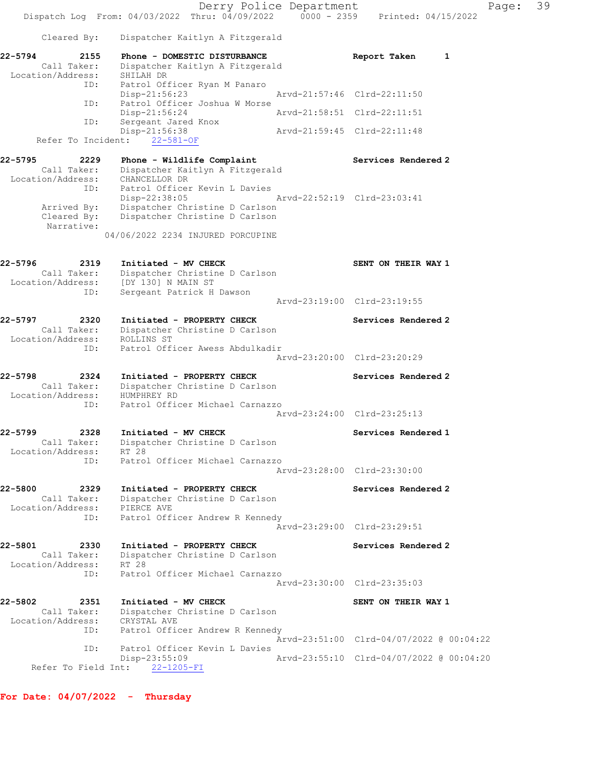Cleared By: Dispatcher Kaitlyn A Fitzgerald

**22-5794 2155 Phone - DOMESTIC DISTURBANCE** Report Taken 1
Call Taker: Dispatcher Kaitlyn A Fitzgerald
Location/Address: SHILAH DR
ID: Patrol Officer Ryan M Panaro
Disp-21:56:23 Arvd-21:57:46 Clrd-22:11:50
ID: Patrol Officer Joshua W Morse
Disp-21:56:24 Arvd-21:58:51 Clrd-22:11:51
ID: Sergeant Jared Knox
Disp-21:56:38 Arvd-21:59:45 Clrd-22:11:48
Refer To Incident: 22-581-OF

**22-5795 2229 Phone - Wildlife Complaint** Services Rendered 2
Call Taker: Dispatcher Kaitlyn A Fitzgerald
Location/Address: CHANCELLOR DR
ID: Patrol Officer Kevin L Davies
Disp-22:38:05 Arvd-22:52:19 Clrd-23:03:41
Arrived By: Dispatcher Christine D Carlson
Cleared By: Dispatcher Christine D Carlson
Narrative:
04/06/2022 2234 INJURED PORCUPINE

**22-5796 2319 Initiated - MV CHECK** SENT ON THEIR WAY 1
Call Taker: Dispatcher Christine D Carlson
Location/Address: [DY 130] N MAIN ST
ID: Sergeant Patrick H Dawson
Arvd-23:19:00 Clrd-23:19:55

**22-5797 2320 Initiated - PROPERTY CHECK** Services Rendered 2
Call Taker: Dispatcher Christine D Carlson
Location/Address: ROLLINS ST
ID: Patrol Officer Awess Abdulkadir
Arvd-23:20:00 Clrd-23:20:29

**22-5798 2324 Initiated - PROPERTY CHECK** Services Rendered 2
Call Taker: Dispatcher Christine D Carlson
Location/Address: HUMPHREY RD
ID: Patrol Officer Michael Carnazzo
Arvd-23:24:00 Clrd-23:25:13

**22-5799 2328 Initiated - MV CHECK** Services Rendered 1
Call Taker: Dispatcher Christine D Carlson
Location/Address: RT 28
ID: Patrol Officer Michael Carnazzo
Arvd-23:28:00 Clrd-23:30:00

**22-5800 2329 Initiated - PROPERTY CHECK** Services Rendered 2
Call Taker: Dispatcher Christine D Carlson
Location/Address: PIERCE AVE
ID: Patrol Officer Andrew R Kennedy
Arvd-23:29:00 Clrd-23:29:51

**22-5801 2330 Initiated - PROPERTY CHECK** Services Rendered 2
Call Taker: Dispatcher Christine D Carlson
Location/Address: RT 28
ID: Patrol Officer Michael Carnazzo
Arvd-23:30:00 Clrd-23:35:03

**22-5802 2351 Initiated - MV CHECK** SENT ON THEIR WAY 1
Call Taker: Dispatcher Christine D Carlson
Location/Address: CRYSTAL AVE
ID: Patrol Officer Andrew R Kennedy
Arvd-23:51:00 Clrd-04/07/2022 @ 00:04:22
ID: Patrol Officer Kevin L Davies
Disp-23:55:09 Arvd-23:55:10 Clrd-04/07/2022 @ 00:04:20
Refer To Field Int: 22-1205-FI

**For Date: 04/07/2022 - Thursday**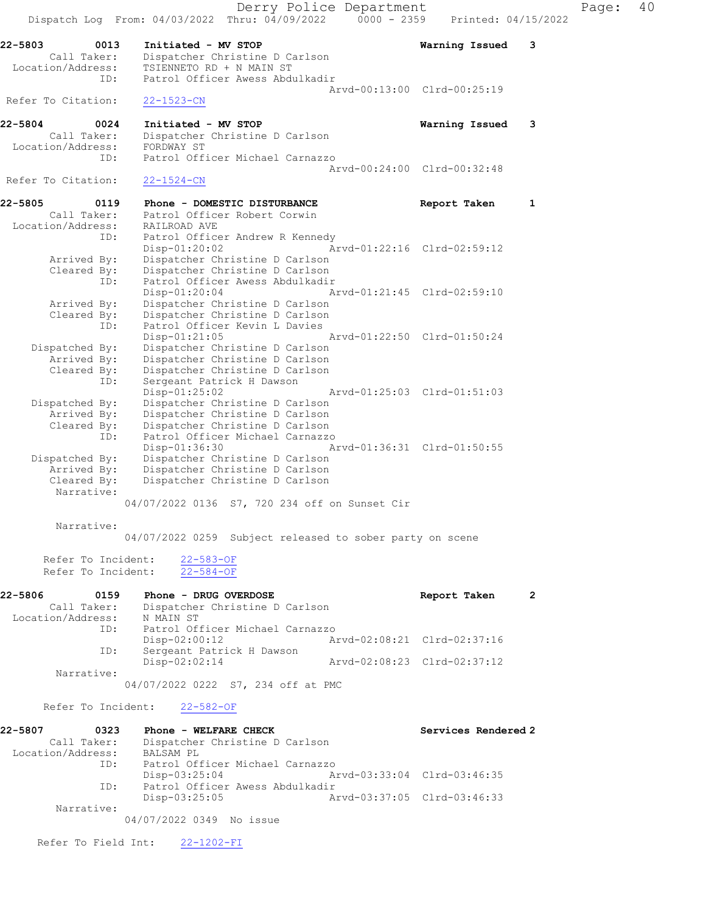Derry Police Department
Dispatch Log From: 04/03/2022 Thru: 04/09/2022 0000 - 2359 Printed: 04/15/2022

**22-5803 0013 Initiated - MV STOP** **Warning Issued 3**
Call Taker: Dispatcher Christine D Carlson
Location/Address: TSIENNETO RD + N MAIN ST
ID: Patrol Officer Awess Abdulkadir
Arvd-00:13:00 Clrd-00:25:19
Refer To Citation: 22-1523-CN

**22-5804 0024 Initiated - MV STOP** **Warning Issued 3**
Call Taker: Dispatcher Christine D Carlson
Location/Address: FORDWAY ST
ID: Patrol Officer Michael Carnazzo
Arvd-00:24:00 Clrd-00:32:48
Refer To Citation: 22-1524-CN

**22-5805 0119 Phone - DOMESTIC DISTURBANCE** **Report Taken 1**
Call Taker: Patrol Officer Robert Corwin
Location/Address: RAILROAD AVE
ID: Patrol Officer Andrew R Kennedy
Disp-01:20:02 Arvd-01:22:16 Clrd-02:59:12
Arrived By: Dispatcher Christine D Carlson
Cleared By: Dispatcher Christine D Carlson
ID: Patrol Officer Awess Abdulkadir
Disp-01:20:04 Arvd-01:21:45 Clrd-02:59:10
Arrived By: Dispatcher Christine D Carlson
Cleared By: Dispatcher Christine D Carlson
ID: Patrol Officer Kevin L Davies
Disp-01:21:05 Arvd-01:22:50 Clrd-01:50:24
Dispatched By: Dispatcher Christine D Carlson
Arrived By: Dispatcher Christine D Carlson
Cleared By: Dispatcher Christine D Carlson
ID: Sergeant Patrick H Dawson
Disp-01:25:02 Arvd-01:25:03 Clrd-01:51:03
Dispatched By: Dispatcher Christine D Carlson
Arrived By: Dispatcher Christine D Carlson
Cleared By: Dispatcher Christine D Carlson
ID: Patrol Officer Michael Carnazzo
Disp-01:36:30 Arvd-01:36:31 Clrd-01:50:55
Dispatched By: Dispatcher Christine D Carlson
Arrived By: Dispatcher Christine D Carlson
Cleared By: Dispatcher Christine D Carlson
Narrative:
04/07/2022 0136 S7, 720 234 off on Sunset Cir

Narrative:
04/07/2022 0259 Subject released to sober party on scene

Refer To Incident: 22-583-OF
Refer To Incident: 22-584-OF

**22-5806 0159 Phone - DRUG OVERDOSE** **Report Taken 2**
Call Taker: Dispatcher Christine D Carlson
Location/Address: N MAIN ST
ID: Patrol Officer Michael Carnazzo
Disp-02:00:12 Arvd-02:08:21 Clrd-02:37:16
ID: Sergeant Patrick H Dawson
Disp-02:02:14 Arvd-02:08:23 Clrd-02:37:12
Narrative:
04/07/2022 0222 S7, 234 off at PMC

Refer To Incident: 22-582-OF

**22-5807 0323 Phone - WELFARE CHECK** **Services Rendered 2**
Call Taker: Dispatcher Christine D Carlson
Location/Address: BALSAM PL
ID: Patrol Officer Michael Carnazzo
Disp-03:25:04 Arvd-03:33:04 Clrd-03:46:35
ID: Patrol Officer Awess Abdulkadir
Disp-03:25:05 Arvd-03:37:05 Clrd-03:46:33
Narrative:
04/07/2022 0349 No issue

Refer To Field Int: 22-1202-FI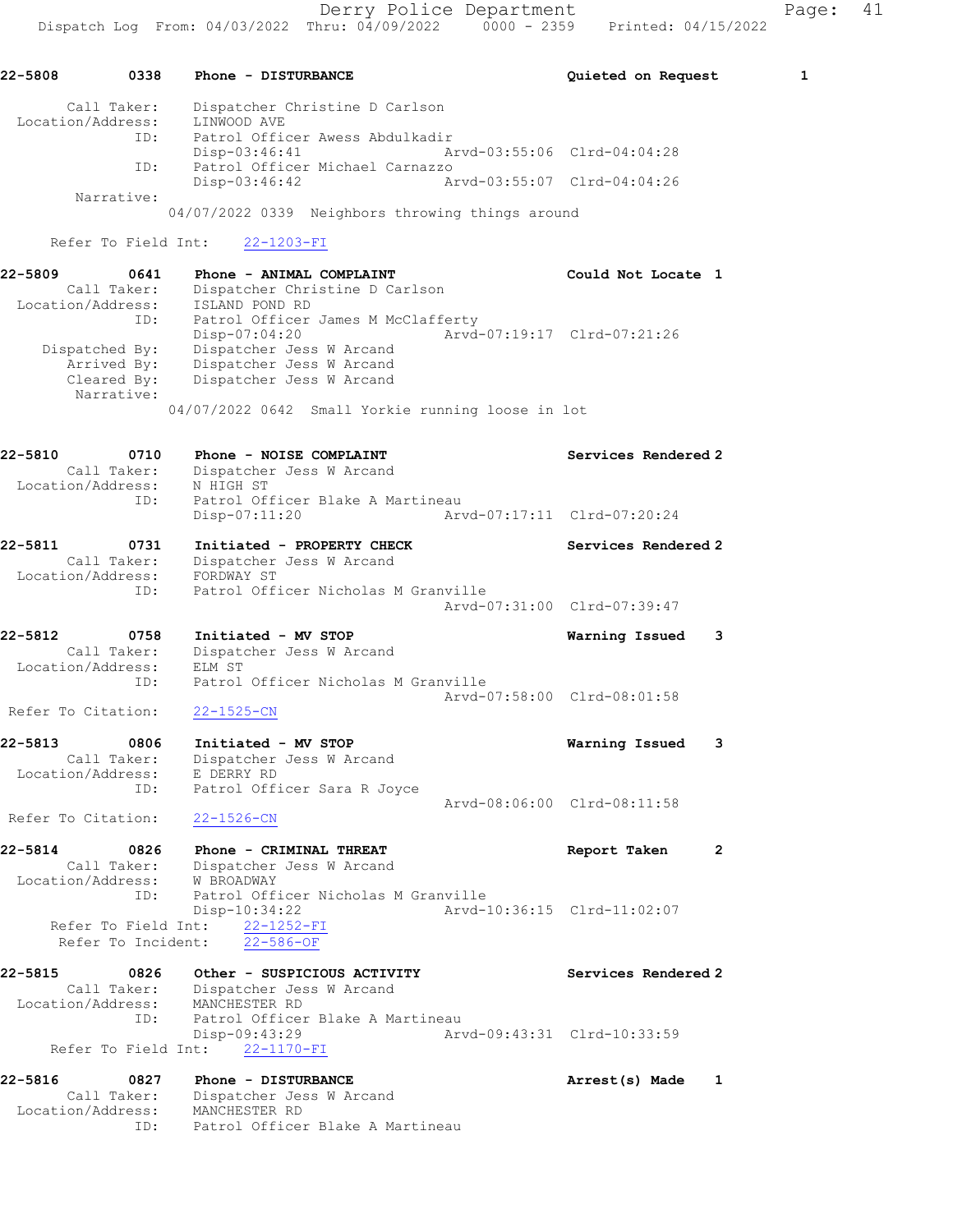22-5808 0338 Phone - DISTURBANCE Quieted on Request 1

Call Taker: Dispatcher Christine D Carlson
Location/Address: LINWOOD AVE
ID: Patrol Officer Awess Abdulkadir
Disp-03:46:41 Arvd-03:55:06 Clrd-04:04:28
ID: Patrol Officer Michael Carnazzo
Disp-03:46:42 Arvd-03:55:07 Clrd-04:04:26
Narrative:
04/07/2022 0339 Neighbors throwing things around

Refer To Field Int: 22-1203-FI

22-5809 0641 Phone - ANIMAL COMPLAINT Could Not Locate 1
Call Taker: Dispatcher Christine D Carlson
Location/Address: ISLAND POND RD
ID: Patrol Officer James M McClafferty
Disp-07:04:20 Arvd-07:19:17 Clrd-07:21:26
Dispatched By: Dispatcher Jess W Arcand
Arrived By: Dispatcher Jess W Arcand
Cleared By: Dispatcher Jess W Arcand
Narrative:
04/07/2022 0642 Small Yorkie running loose in lot

22-5810 0710 Phone - NOISE COMPLAINT Services Rendered 2
Call Taker: Dispatcher Jess W Arcand
Location/Address: N HIGH ST
ID: Patrol Officer Blake A Martineau
Disp-07:11:20 Arvd-07:17:11 Clrd-07:20:24

22-5811 0731 Initiated - PROPERTY CHECK Services Rendered 2
Call Taker: Dispatcher Jess W Arcand
Location/Address: FORDWAY ST
ID: Patrol Officer Nicholas M Granville
Arvd-07:31:00 Clrd-07:39:47

22-5812 0758 Initiated - MV STOP Warning Issued 3
Call Taker: Dispatcher Jess W Arcand
Location/Address: ELM ST
ID: Patrol Officer Nicholas M Granville
Arvd-07:58:00 Clrd-08:01:58
Refer To Citation: 22-1525-CN

22-5813 0806 Initiated - MV STOP Warning Issued 3
Call Taker: Dispatcher Jess W Arcand
Location/Address: E DERRY RD
ID: Patrol Officer Sara R Joyce
Arvd-08:06:00 Clrd-08:11:58
Refer To Citation: 22-1526-CN

22-5814 0826 Phone - CRIMINAL THREAT Report Taken 2
Call Taker: Dispatcher Jess W Arcand
Location/Address: W BROADWAY
ID: Patrol Officer Nicholas M Granville
Disp-10:34:22 Arvd-10:36:15 Clrd-11:02:07
Refer To Field Int: 22-1252-FI
Refer To Incident: 22-586-OF

22-5815 0826 Other - SUSPICIOUS ACTIVITY Services Rendered 2
Call Taker: Dispatcher Jess W Arcand
Location/Address: MANCHESTER RD
ID: Patrol Officer Blake A Martineau
Disp-09:43:29 Arvd-09:43:31 Clrd-10:33:59
Refer To Field Int: 22-1170-FI

22-5816 0827 Phone - DISTURBANCE Arrest(s) Made 1
Call Taker: Dispatcher Jess W Arcand
Location/Address: MANCHESTER RD
ID: Patrol Officer Blake A Martineau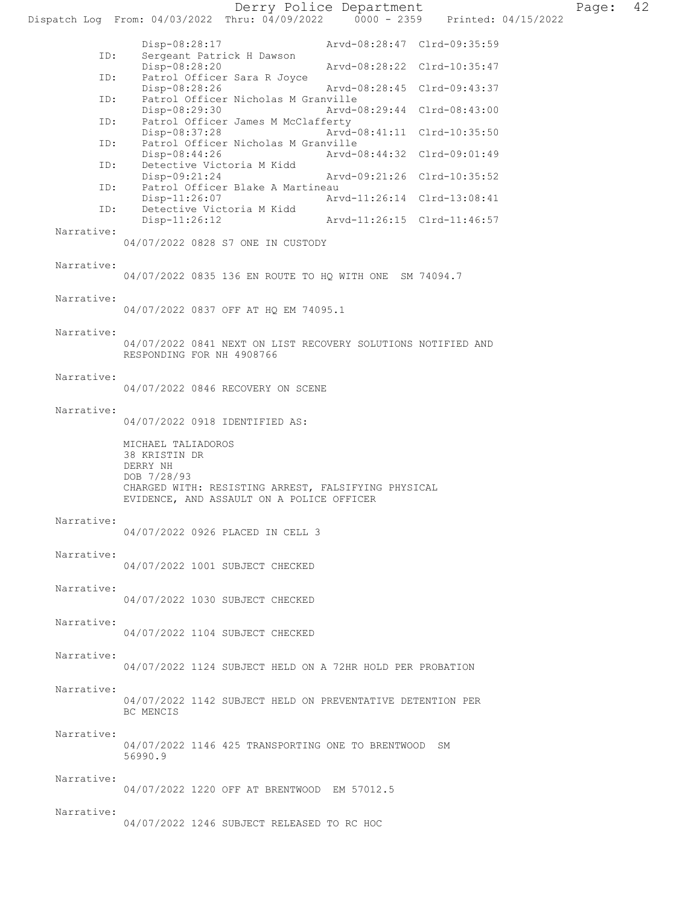Disp-08:28:17 Arvd-08:28:47 Clrd-09:35:59
ID: Sergeant Patrick H Dawson
Disp-08:28:20 Arvd-08:28:22 Clrd-10:35:47
ID: Patrol Officer Sara R Joyce
Disp-08:28:26 Arvd-08:28:45 Clrd-09:43:37
ID: Patrol Officer Nicholas M Granville
Disp-08:29:30 Arvd-08:29:44 Clrd-08:43:00
ID: Patrol Officer James M McClafferty
Disp-08:37:28 Arvd-08:41:11 Clrd-10:35:50
ID: Patrol Officer Nicholas M Granville
Disp-08:44:26 Arvd-08:44:32 Clrd-09:01:49
ID: Detective Victoria M Kidd
Disp-09:21:24 Arvd-09:21:26 Clrd-10:35:52
ID: Patrol Officer Blake A Martineau
Disp-11:26:07 Arvd-11:26:14 Clrd-13:08:41
ID: Detective Victoria M Kidd
Disp-11:26:12 Arvd-11:26:15 Clrd-11:46:57

Narrative:
04/07/2022 0828 S7 ONE IN CUSTODY

Narrative:
04/07/2022 0835 136 EN ROUTE TO HQ WITH ONE SM 74094.7

Narrative:
04/07/2022 0837 OFF AT HQ EM 74095.1

Narrative:
04/07/2022 0841 NEXT ON LIST RECOVERY SOLUTIONS NOTIFIED AND RESPONDING FOR NH 4908766

Narrative:
04/07/2022 0846 RECOVERY ON SCENE

Narrative:
04/07/2022 0918 IDENTIFIED AS:

MICHAEL TALIADOROS
38 KRISTIN DR
DERRY NH
DOB 7/28/93
CHARGED WITH: RESISTING ARREST, FALSIFYING PHYSICAL EVIDENCE, AND ASSAULT ON A POLICE OFFICER

Narrative:
04/07/2022 0926 PLACED IN CELL 3

Narrative:
04/07/2022 1001 SUBJECT CHECKED

Narrative:
04/07/2022 1030 SUBJECT CHECKED

Narrative:
04/07/2022 1104 SUBJECT CHECKED

Narrative:
04/07/2022 1124 SUBJECT HELD ON A 72HR HOLD PER PROBATION

Narrative:
04/07/2022 1142 SUBJECT HELD ON PREVENTATIVE DETENTION PER BC MENCIS

Narrative:
04/07/2022 1146 425 TRANSPORTING ONE TO BRENTWOOD SM 56990.9

Narrative:
04/07/2022 1220 OFF AT BRENTWOOD EM 57012.5

Narrative:
04/07/2022 1246 SUBJECT RELEASED TO RC HOC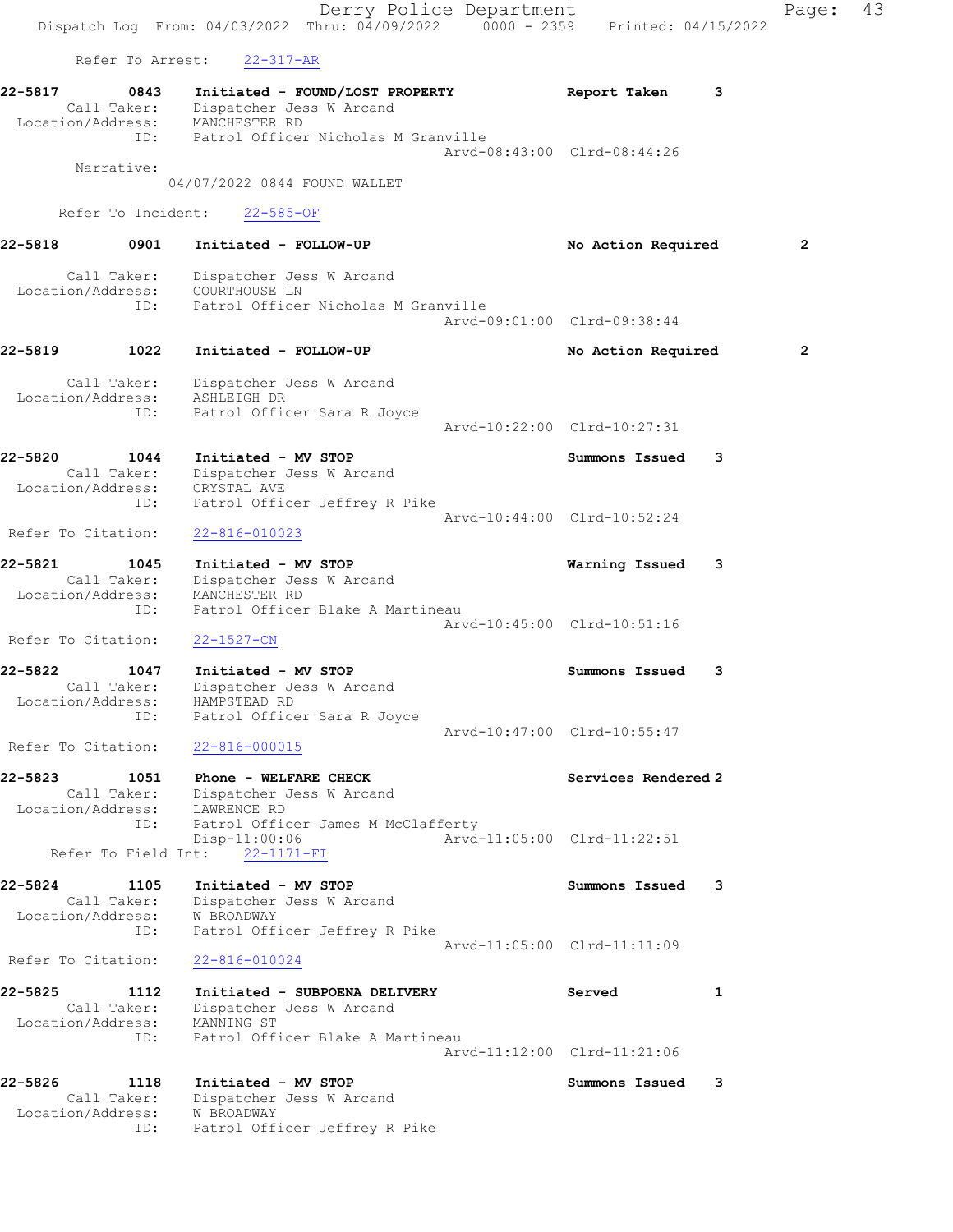Refer To Arrest: 22-317-AR

**22-5817 0843 Initiated - FOUND/LOST PROPERTY — Report Taken 3**
Call Taker: Dispatcher Jess W Arcand
Location/Address: MANCHESTER RD
ID: Patrol Officer Nicholas M Granville
Arvd-08:43:00 Clrd-08:44:26
Narrative:
04/07/2022 0844 FOUND WALLET

Refer To Incident: 22-585-OF

**22-5818 0901 Initiated - FOLLOW-UP — No Action Required 2**
Call Taker: Dispatcher Jess W Arcand
Location/Address: COURTHOUSE LN
ID: Patrol Officer Nicholas M Granville
Arvd-09:01:00 Clrd-09:38:44

**22-5819 1022 Initiated - FOLLOW-UP — No Action Required 2**
Call Taker: Dispatcher Jess W Arcand
Location/Address: ASHLEIGH DR
ID: Patrol Officer Sara R Joyce
Arvd-10:22:00 Clrd-10:27:31

**22-5820 1044 Initiated - MV STOP — Summons Issued 3**
Call Taker: Dispatcher Jess W Arcand
Location/Address: CRYSTAL AVE
ID: Patrol Officer Jeffrey R Pike
Arvd-10:44:00 Clrd-10:52:24
Refer To Citation: 22-816-010023

**22-5821 1045 Initiated - MV STOP — Warning Issued 3**
Call Taker: Dispatcher Jess W Arcand
Location/Address: MANCHESTER RD
ID: Patrol Officer Blake A Martineau
Arvd-10:45:00 Clrd-10:51:16
Refer To Citation: 22-1527-CN

**22-5822 1047 Initiated - MV STOP — Summons Issued 3**
Call Taker: Dispatcher Jess W Arcand
Location/Address: HAMPSTEAD RD
ID: Patrol Officer Sara R Joyce
Arvd-10:47:00 Clrd-10:55:47
Refer To Citation: 22-816-000015

**22-5823 1051 Phone - WELFARE CHECK — Services Rendered 2**
Call Taker: Dispatcher Jess W Arcand
Location/Address: LAWRENCE RD
ID: Patrol Officer James M McClafferty
Disp-11:00:06 Arvd-11:05:00 Clrd-11:22:51
Refer To Field Int: 22-1171-FI

**22-5824 1105 Initiated - MV STOP — Summons Issued 3**
Call Taker: Dispatcher Jess W Arcand
Location/Address: W BROADWAY
ID: Patrol Officer Jeffrey R Pike
Arvd-11:05:00 Clrd-11:11:09
Refer To Citation: 22-816-010024

**22-5825 1112 Initiated - SUBPOENA DELIVERY — Served 1**
Call Taker: Dispatcher Jess W Arcand
Location/Address: MANNING ST
ID: Patrol Officer Blake A Martineau
Arvd-11:12:00 Clrd-11:21:06

**22-5826 1118 Initiated - MV STOP — Summons Issued 3**
Call Taker: Dispatcher Jess W Arcand
Location/Address: W BROADWAY
ID: Patrol Officer Jeffrey R Pike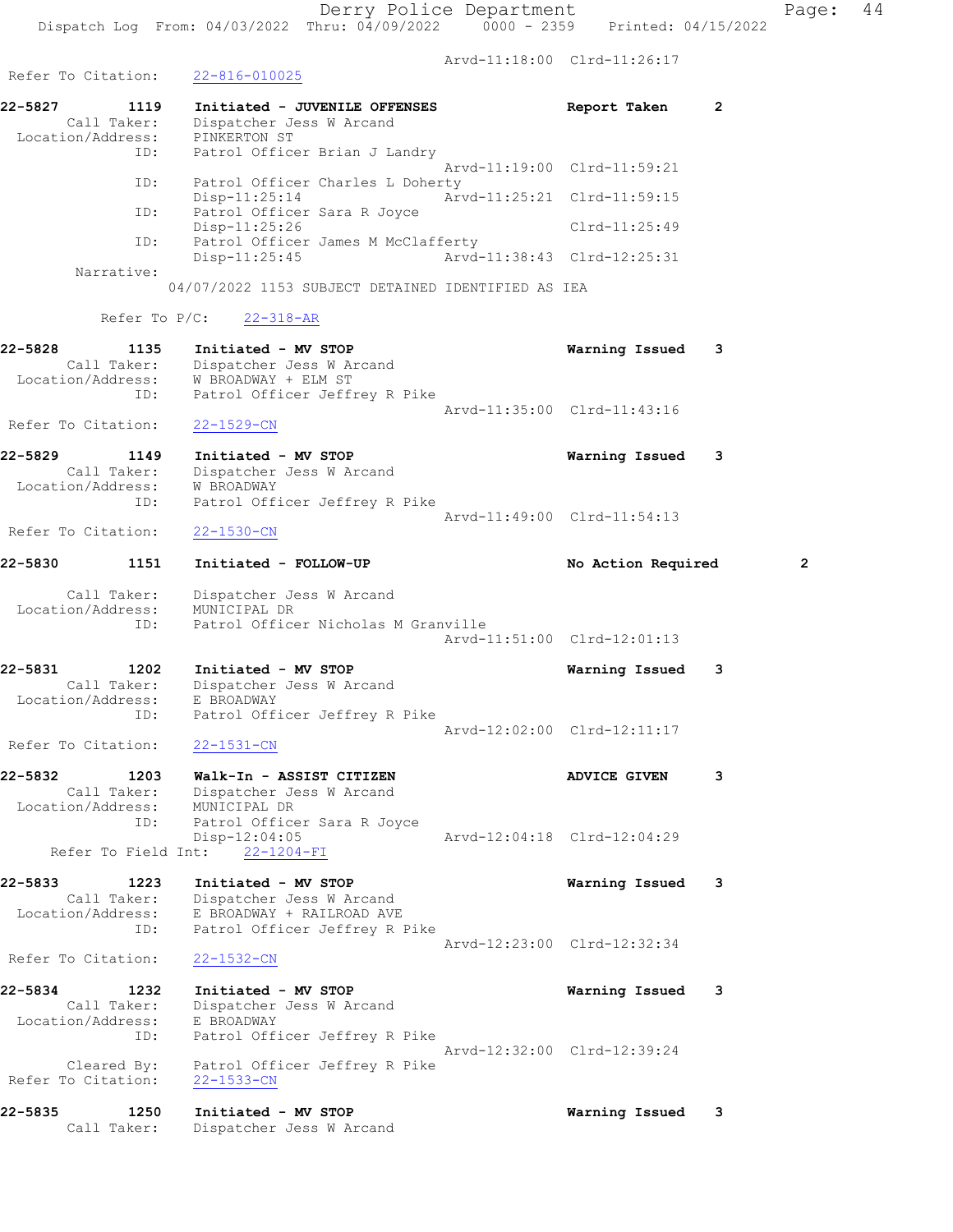Arvd-11:18:00 Clrd-11:26:17

Refer To Citation: 22-816-010025

**22-5827 1119 Initiated - JUVENILE OFFENSES** **Report Taken 2**

Call Taker: Dispatcher Jess W Arcand
Location/Address: PINKERTON ST
ID: Patrol Officer Brian J Landry
Arvd-11:19:00 Clrd-11:59:21
ID: Patrol Officer Charles L Doherty
Disp-11:25:14 Arvd-11:25:21 Clrd-11:59:15
ID: Patrol Officer Sara R Joyce
Disp-11:25:26 Clrd-11:25:49
ID: Patrol Officer James M McClafferty
Disp-11:25:45 Arvd-11:38:43 Clrd-12:25:31
Narrative:
04/07/2022 1153 SUBJECT DETAINED IDENTIFIED AS IEA

Refer To P/C: 22-318-AR

**22-5828 1135 Initiated - MV STOP** **Warning Issued 3**

Call Taker: Dispatcher Jess W Arcand
Location/Address: W BROADWAY + ELM ST
ID: Patrol Officer Jeffrey R Pike
Arvd-11:35:00 Clrd-11:43:16
Refer To Citation: 22-1529-CN

**22-5829 1149 Initiated - MV STOP** **Warning Issued 3**

Call Taker: Dispatcher Jess W Arcand
Location/Address: W BROADWAY
ID: Patrol Officer Jeffrey R Pike
Arvd-11:49:00 Clrd-11:54:13
Refer To Citation: 22-1530-CN

**22-5830 1151 Initiated - FOLLOW-UP** **No Action Required 2**

Call Taker: Dispatcher Jess W Arcand
Location/Address: MUNICIPAL DR
ID: Patrol Officer Nicholas M Granville
Arvd-11:51:00 Clrd-12:01:13

**22-5831 1202 Initiated - MV STOP** **Warning Issued 3**

Call Taker: Dispatcher Jess W Arcand
Location/Address: E BROADWAY
ID: Patrol Officer Jeffrey R Pike
Arvd-12:02:00 Clrd-12:11:17
Refer To Citation: 22-1531-CN

**22-5832 1203 Walk-In - ASSIST CITIZEN** **ADVICE GIVEN 3**

Call Taker: Dispatcher Jess W Arcand
Location/Address: MUNICIPAL DR
ID: Patrol Officer Sara R Joyce
Disp-12:04:05 Arvd-12:04:18 Clrd-12:04:29
Refer To Field Int: 22-1204-FI

**22-5833 1223 Initiated - MV STOP** **Warning Issued 3**

Call Taker: Dispatcher Jess W Arcand
Location/Address: E BROADWAY + RAILROAD AVE
ID: Patrol Officer Jeffrey R Pike
Arvd-12:23:00 Clrd-12:32:34
Refer To Citation: 22-1532-CN

**22-5834 1232 Initiated - MV STOP** **Warning Issued 3**

Call Taker: Dispatcher Jess W Arcand
Location/Address: E BROADWAY
ID: Patrol Officer Jeffrey R Pike
Arvd-12:32:00 Clrd-12:39:24
Cleared By: Patrol Officer Jeffrey R Pike
Refer To Citation: 22-1533-CN

**22-5835 1250 Initiated - MV STOP** **Warning Issued 3**

Call Taker: Dispatcher Jess W Arcand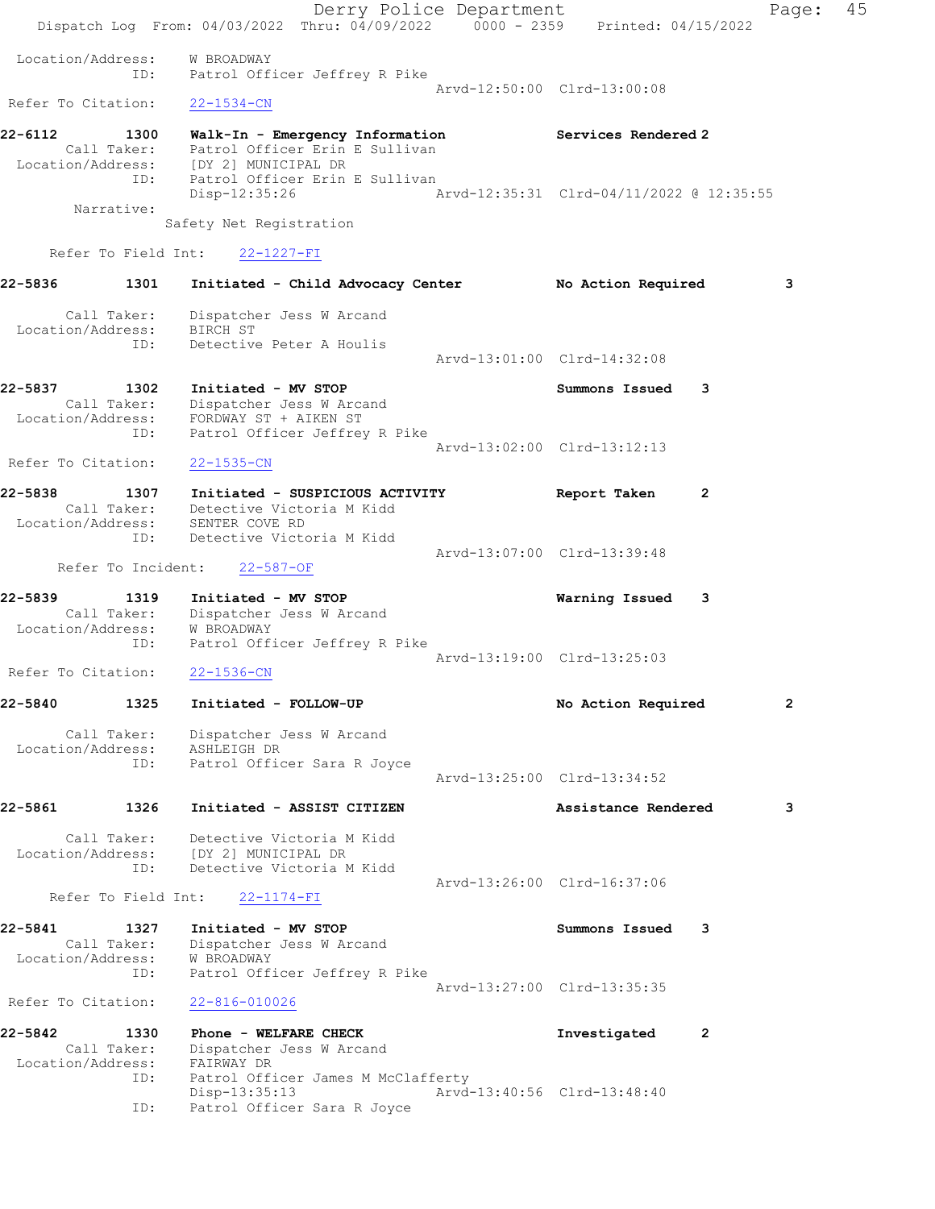```
 Location/Address:    W BROADWAY
               ID:    Patrol Officer Jeffrey R Pike
                                                     Arvd-12:50:00  Clrd-13:00:08
 Refer To Citation:   22-1534-CN

22-6112        1300   Walk-In - Emergency Information           Services Rendered 2
         Call Taker:    Patrol Officer Erin E Sullivan
   Location/Address:    [DY 2] MUNICIPAL DR
                 ID:    Patrol Officer Erin E Sullivan
                        Disp-12:35:26                Arvd-12:35:31  Clrd-04/11/2022 @ 12:35:55
          Narrative:
                     Safety Net Registration

      Refer To Field Int:     22-1227-FI

22-5836        1301   Initiated - Child Advocacy Center         No Action Required         3

         Call Taker:    Dispatcher Jess W Arcand
   Location/Address:    BIRCH ST
                 ID:    Detective Peter A Houlis
                                                     Arvd-13:01:00  Clrd-14:32:08

22-5837        1302   Initiated - MV STOP                       Summons Issued    3
         Call Taker:    Dispatcher Jess W Arcand
   Location/Address:    FORDWAY ST + AIKEN ST
                 ID:    Patrol Officer Jeffrey R Pike
                                                     Arvd-13:02:00  Clrd-13:12:13
 Refer To Citation:   22-1535-CN

22-5838        1307   Initiated - SUSPICIOUS ACTIVITY           Report Taken      2
         Call Taker:    Detective Victoria M Kidd
   Location/Address:    SENTER COVE RD
                 ID:    Detective Victoria M Kidd
                                                     Arvd-13:07:00  Clrd-13:39:48
       Refer To Incident:     22-587-OF

22-5839        1319   Initiated - MV STOP                       Warning Issued    3
         Call Taker:    Dispatcher Jess W Arcand
   Location/Address:    W BROADWAY
                 ID:    Patrol Officer Jeffrey R Pike
                                                     Arvd-13:19:00  Clrd-13:25:03
 Refer To Citation:   22-1536-CN

22-5840        1325   Initiated - FOLLOW-UP                     No Action Required         2

         Call Taker:    Dispatcher Jess W Arcand
   Location/Address:    ASHLEIGH DR
                 ID:    Patrol Officer Sara R Joyce
                                                     Arvd-13:25:00  Clrd-13:34:52

22-5861        1326   Initiated - ASSIST CITIZEN                Assistance Rendered        3

         Call Taker:    Detective Victoria M Kidd
   Location/Address:    [DY 2] MUNICIPAL DR
                 ID:    Detective Victoria M Kidd
                                                     Arvd-13:26:00  Clrd-16:37:06
      Refer To Field Int:     22-1174-FI

22-5841        1327   Initiated - MV STOP                       Summons Issued    3
         Call Taker:    Dispatcher Jess W Arcand
   Location/Address:    W BROADWAY
                 ID:    Patrol Officer Jeffrey R Pike
                                                     Arvd-13:27:00  Clrd-13:35:35
 Refer To Citation:   22-816-010026

22-5842        1330   Phone - WELFARE CHECK                     Investigated      2
         Call Taker:    Dispatcher Jess W Arcand
   Location/Address:    FAIRWAY DR
                 ID:    Patrol Officer James M McClafferty
                        Disp-13:35:13                Arvd-13:40:56  Clrd-13:48:40
                 ID:    Patrol Officer Sara R Joyce
```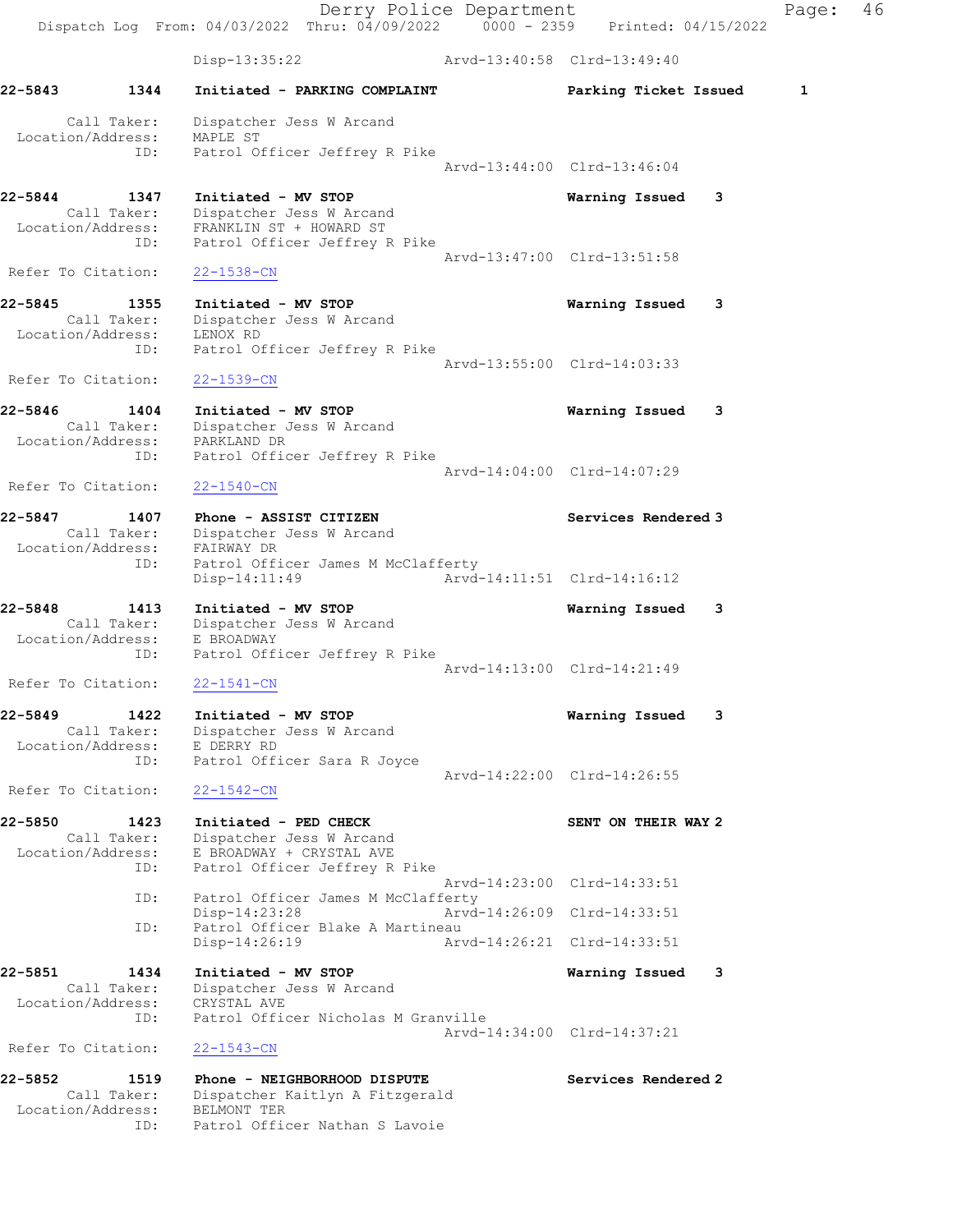Disp-13:35:22 Arvd-13:40:58 Clrd-13:49:40

**22-5843 1344 Initiated - PARKING COMPLAINT** **Parking Ticket Issued** 1

Call Taker: Dispatcher Jess W Arcand
Location/Address: MAPLE ST
ID: Patrol Officer Jeffrey R Pike
Arvd-13:44:00 Clrd-13:46:04

**22-5844 1347 Initiated - MV STOP** **Warning Issued** 3
Call Taker: Dispatcher Jess W Arcand
Location/Address: FRANKLIN ST + HOWARD ST
ID: Patrol Officer Jeffrey R Pike
Arvd-13:47:00 Clrd-13:51:58
Refer To Citation: 22-1538-CN

**22-5845 1355 Initiated - MV STOP** **Warning Issued** 3
Call Taker: Dispatcher Jess W Arcand
Location/Address: LENOX RD
ID: Patrol Officer Jeffrey R Pike
Arvd-13:55:00 Clrd-14:03:33
Refer To Citation: 22-1539-CN

**22-5846 1404 Initiated - MV STOP** **Warning Issued** 3
Call Taker: Dispatcher Jess W Arcand
Location/Address: PARKLAND DR
ID: Patrol Officer Jeffrey R Pike
Arvd-14:04:00 Clrd-14:07:29
Refer To Citation: 22-1540-CN

**22-5847 1407 Phone - ASSIST CITIZEN** **Services Rendered** 3
Call Taker: Dispatcher Jess W Arcand
Location/Address: FAIRWAY DR
ID: Patrol Officer James M McClafferty
Disp-14:11:49 Arvd-14:11:51 Clrd-14:16:12

**22-5848 1413 Initiated - MV STOP** **Warning Issued** 3
Call Taker: Dispatcher Jess W Arcand
Location/Address: E BROADWAY
ID: Patrol Officer Jeffrey R Pike
Arvd-14:13:00 Clrd-14:21:49
Refer To Citation: 22-1541-CN

**22-5849 1422 Initiated - MV STOP** **Warning Issued** 3
Call Taker: Dispatcher Jess W Arcand
Location/Address: E DERRY RD
ID: Patrol Officer Sara R Joyce
Arvd-14:22:00 Clrd-14:26:55
Refer To Citation: 22-1542-CN

**22-5850 1423 Initiated - PED CHECK** **SENT ON THEIR WAY** 2
Call Taker: Dispatcher Jess W Arcand
Location/Address: E BROADWAY + CRYSTAL AVE
ID: Patrol Officer Jeffrey R Pike
Arvd-14:23:00 Clrd-14:33:51
ID: Patrol Officer James M McClafferty
Disp-14:23:28 Arvd-14:26:09 Clrd-14:33:51
ID: Patrol Officer Blake A Martineau
Disp-14:26:19 Arvd-14:26:21 Clrd-14:33:51

**22-5851 1434 Initiated - MV STOP** **Warning Issued** 3
Call Taker: Dispatcher Jess W Arcand
Location/Address: CRYSTAL AVE
ID: Patrol Officer Nicholas M Granville
Arvd-14:34:00 Clrd-14:37:21
Refer To Citation: 22-1543-CN

**22-5852 1519 Phone - NEIGHBORHOOD DISPUTE** **Services Rendered** 2
Call Taker: Dispatcher Kaitlyn A Fitzgerald
Location/Address: BELMONT TER
ID: Patrol Officer Nathan S Lavoie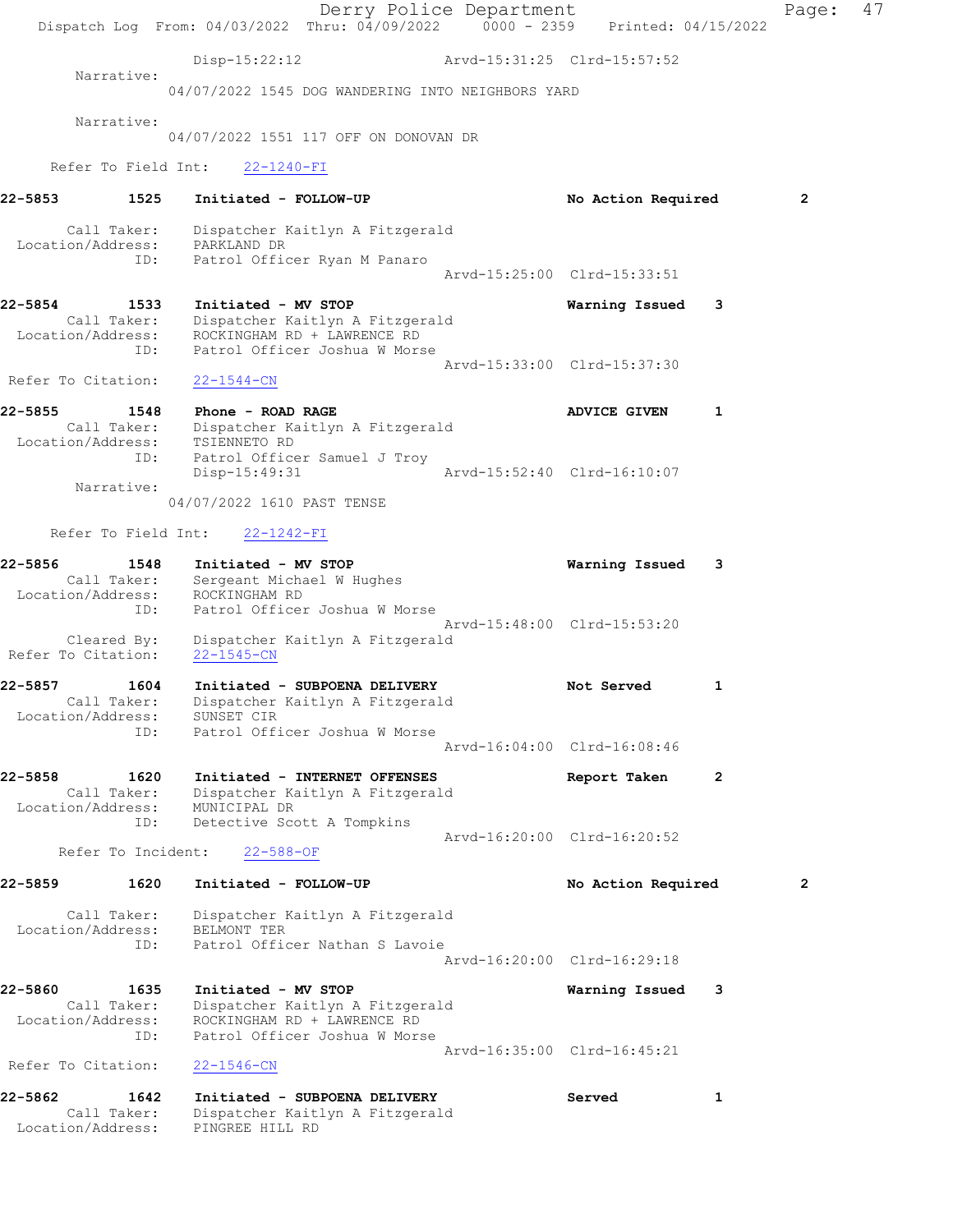Disp-15:22:12 Arvd-15:31:25 Clrd-15:57:52

Narrative:
04/07/2022 1545 DOG WANDERING INTO NEIGHBORS YARD

Narrative:
04/07/2022 1551 117 OFF ON DONOVAN DR

Refer To Field Int: 22-1240-FI

**22-5853 1525 Initiated - FOLLOW-UP** — No Action Required — 2

Call Taker: Dispatcher Kaitlyn A Fitzgerald
Location/Address: PARKLAND DR
ID: Patrol Officer Ryan M Panaro
Arvd-15:25:00 Clrd-15:33:51

**22-5854 1533 Initiated - MV STOP** — Warning Issued — 3

Call Taker: Dispatcher Kaitlyn A Fitzgerald
Location/Address: ROCKINGHAM RD + LAWRENCE RD
ID: Patrol Officer Joshua W Morse
Arvd-15:33:00 Clrd-15:37:30
Refer To Citation: 22-1544-CN

**22-5855 1548 Phone - ROAD RAGE** — ADVICE GIVEN — 1

Call Taker: Dispatcher Kaitlyn A Fitzgerald
Location/Address: TSIENNETO RD
ID: Patrol Officer Samuel J Troy
Disp-15:49:31 Arvd-15:52:40 Clrd-16:10:07

Narrative:
04/07/2022 1610 PAST TENSE

Refer To Field Int: 22-1242-FI

**22-5856 1548 Initiated - MV STOP** — Warning Issued — 3

Call Taker: Sergeant Michael W Hughes
Location/Address: ROCKINGHAM RD
ID: Patrol Officer Joshua W Morse
Arvd-15:48:00 Clrd-15:53:20
Cleared By: Dispatcher Kaitlyn A Fitzgerald
Refer To Citation: 22-1545-CN

**22-5857 1604 Initiated - SUBPOENA DELIVERY** — Not Served — 1

Call Taker: Dispatcher Kaitlyn A Fitzgerald
Location/Address: SUNSET CIR
ID: Patrol Officer Joshua W Morse
Arvd-16:04:00 Clrd-16:08:46

**22-5858 1620 Initiated - INTERNET OFFENSES** — Report Taken — 2

Call Taker: Dispatcher Kaitlyn A Fitzgerald
Location/Address: MUNICIPAL DR
ID: Detective Scott A Tompkins
Arvd-16:20:00 Clrd-16:20:52
Refer To Incident: 22-588-OF

**22-5859 1620 Initiated - FOLLOW-UP** — No Action Required — 2

Call Taker: Dispatcher Kaitlyn A Fitzgerald
Location/Address: BELMONT TER
ID: Patrol Officer Nathan S Lavoie
Arvd-16:20:00 Clrd-16:29:18

**22-5860 1635 Initiated - MV STOP** — Warning Issued — 3

Call Taker: Dispatcher Kaitlyn A Fitzgerald
Location/Address: ROCKINGHAM RD + LAWRENCE RD
ID: Patrol Officer Joshua W Morse
Arvd-16:35:00 Clrd-16:45:21
Refer To Citation: 22-1546-CN

**22-5862 1642 Initiated - SUBPOENA DELIVERY** — Served — 1

Call Taker: Dispatcher Kaitlyn A Fitzgerald
Location/Address: PINGREE HILL RD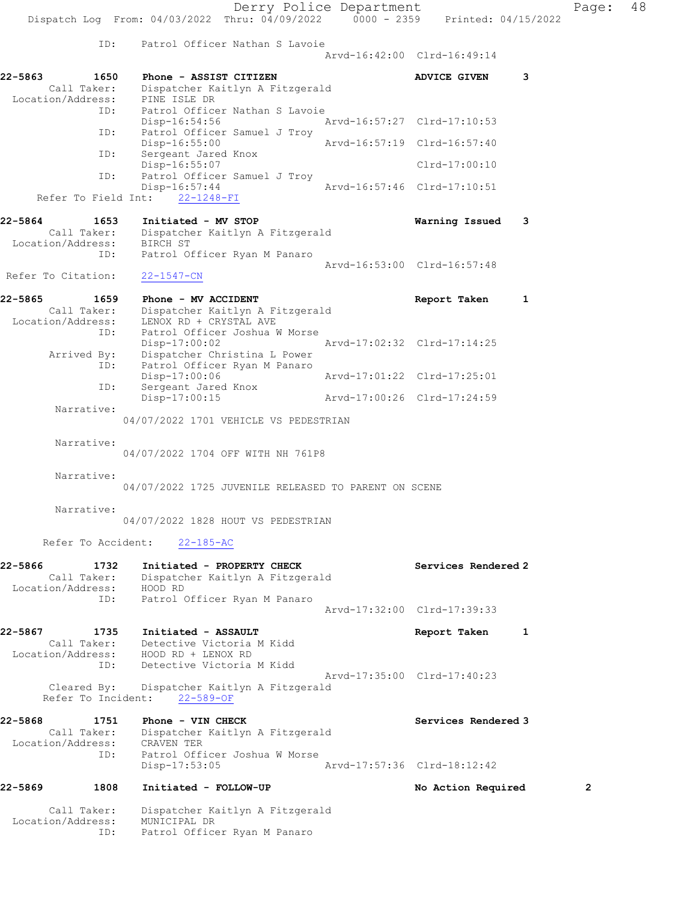```
            ID:     Patrol Officer Nathan S Lavoie
                                                 Arvd-16:42:00  Clrd-16:49:14

22-5863        1650    Phone - ASSIST CITIZEN                      ADVICE GIVEN      3
        Call Taker:    Dispatcher Kaitlyn A Fitzgerald
  Location/Address:    PINE ISLE DR
               ID:     Patrol Officer Nathan S Lavoie
                       Disp-16:54:56             Arvd-16:57:27  Clrd-17:10:53
               ID:     Patrol Officer Samuel J Troy
                       Disp-16:55:00             Arvd-16:57:19  Clrd-16:57:40
               ID:     Sergeant Jared Knox
                       Disp-16:55:07                            Clrd-17:00:10
               ID:     Patrol Officer Samuel J Troy
                       Disp-16:57:44             Arvd-16:57:46  Clrd-17:10:51
     Refer To Field Int:    22-1248-FI

22-5864        1653    Initiated - MV STOP                         Warning Issued    3
        Call Taker:    Dispatcher Kaitlyn A Fitzgerald
  Location/Address:    BIRCH ST
               ID:     Patrol Officer Ryan M Panaro
                                                 Arvd-16:53:00  Clrd-16:57:48
 Refer To Citation:    22-1547-CN

22-5865        1659    Phone - MV ACCIDENT                         Report Taken      1
        Call Taker:    Dispatcher Kaitlyn A Fitzgerald
  Location/Address:    LENOX RD + CRYSTAL AVE
               ID:     Patrol Officer Joshua W Morse
                       Disp-17:00:02             Arvd-17:02:32  Clrd-17:14:25
       Arrived By:     Dispatcher Christina L Power
               ID:     Patrol Officer Ryan M Panaro
                       Disp-17:00:06             Arvd-17:01:22  Clrd-17:25:01
               ID:     Sergeant Jared Knox
                       Disp-17:00:15             Arvd-17:00:26  Clrd-17:24:59
        Narrative:
                  04/07/2022 1701 VEHICLE VS PEDESTRIAN

        Narrative:
                  04/07/2022 1704 OFF WITH NH 761P8

        Narrative:
                  04/07/2022 1725 JUVENILE RELEASED TO PARENT ON SCENE

        Narrative:
                  04/07/2022 1828 HOUT VS PEDESTRIAN

      Refer To Accident:    22-185-AC

22-5866        1732    Initiated - PROPERTY CHECK                  Services Rendered 2
        Call Taker:    Dispatcher Kaitlyn A Fitzgerald
  Location/Address:    HOOD RD
               ID:     Patrol Officer Ryan M Panaro
                                                 Arvd-17:32:00  Clrd-17:39:33

22-5867        1735    Initiated - ASSAULT                         Report Taken      1
        Call Taker:    Detective Victoria M Kidd
  Location/Address:    HOOD RD + LENOX RD
               ID:     Detective Victoria M Kidd
                                                 Arvd-17:35:00  Clrd-17:40:23
       Cleared By:     Dispatcher Kaitlyn A Fitzgerald
      Refer To Incident:    22-589-OF

22-5868        1751    Phone - VIN CHECK                           Services Rendered 3
        Call Taker:    Dispatcher Kaitlyn A Fitzgerald
  Location/Address:    CRAVEN TER
               ID:     Patrol Officer Joshua W Morse
                       Disp-17:53:05             Arvd-17:57:36  Clrd-18:12:42

22-5869        1808    Initiated - FOLLOW-UP                       No Action Required         2

        Call Taker:    Dispatcher Kaitlyn A Fitzgerald
  Location/Address:    MUNICIPAL DR
               ID:     Patrol Officer Ryan M Panaro
```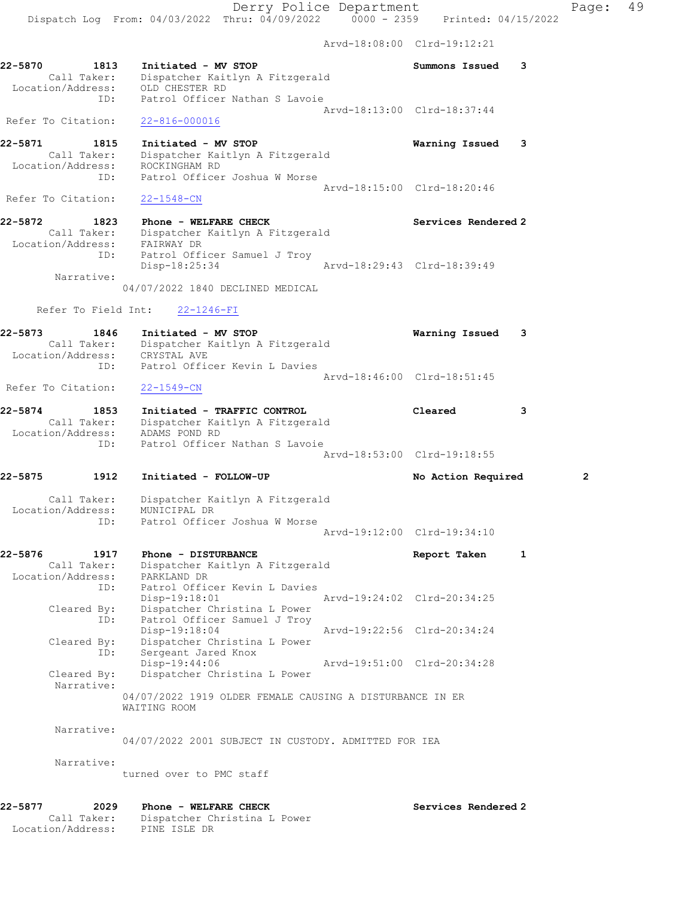Arvd-18:08:00 Clrd-19:12:21

```
22-5870        1813    Initiated - MV STOP                          Summons Issued    3
      Call Taker:      Dispatcher Kaitlyn A Fitzgerald
 Location/Address:     OLD CHESTER RD
               ID:     Patrol Officer Nathan S Lavoie
                                                     Arvd-18:13:00  Clrd-18:37:44
 Refer To Citation:    22-816-000016

22-5871        1815    Initiated - MV STOP                          Warning Issued    3
      Call Taker:      Dispatcher Kaitlyn A Fitzgerald
 Location/Address:     ROCKINGHAM RD
               ID:     Patrol Officer Joshua W Morse
                                                     Arvd-18:15:00  Clrd-18:20:46
 Refer To Citation:    22-1548-CN

22-5872        1823    Phone - WELFARE CHECK                        Services Rendered 2
      Call Taker:      Dispatcher Kaitlyn A Fitzgerald
 Location/Address:     FAIRWAY DR
               ID:     Patrol Officer Samuel J Troy
                       Disp-18:25:34                 Arvd-18:29:43  Clrd-18:39:49
       Narrative:
                     04/07/2022 1840 DECLINED MEDICAL

     Refer To Field Int:    22-1246-FI

22-5873        1846    Initiated - MV STOP                          Warning Issued    3
      Call Taker:      Dispatcher Kaitlyn A Fitzgerald
 Location/Address:     CRYSTAL AVE
               ID:     Patrol Officer Kevin L Davies
                                                     Arvd-18:46:00  Clrd-18:51:45
 Refer To Citation:    22-1549-CN

22-5874        1853    Initiated - TRAFFIC CONTROL                  Cleared           3
      Call Taker:      Dispatcher Kaitlyn A Fitzgerald
 Location/Address:     ADAMS POND RD
               ID:     Patrol Officer Nathan S Lavoie
                                                     Arvd-18:53:00  Clrd-19:18:55

22-5875        1912    Initiated - FOLLOW-UP                        No Action Required         2

      Call Taker:      Dispatcher Kaitlyn A Fitzgerald
 Location/Address:     MUNICIPAL DR
               ID:     Patrol Officer Joshua W Morse
                                                     Arvd-19:12:00  Clrd-19:34:10

22-5876        1917    Phone - DISTURBANCE                          Report Taken      1
      Call Taker:      Dispatcher Kaitlyn A Fitzgerald
 Location/Address:     PARKLAND DR
               ID:     Patrol Officer Kevin L Davies
                       Disp-19:18:01                 Arvd-19:24:02  Clrd-20:34:25
      Cleared By:      Dispatcher Christina L Power
               ID:     Patrol Officer Samuel J Troy
                       Disp-19:18:04                 Arvd-19:22:56  Clrd-20:34:24
      Cleared By:      Dispatcher Christina L Power
               ID:     Sergeant Jared Knox
                       Disp-19:44:06                 Arvd-19:51:00  Clrd-20:34:28
      Cleared By:      Dispatcher Christina L Power
       Narrative:
                     04/07/2022 1919 OLDER FEMALE CAUSING A DISTURBANCE IN ER
                     WAITING ROOM

       Narrative:
                     04/07/2022 2001 SUBJECT IN CUSTODY. ADMITTED FOR IEA

       Narrative:
                     turned over to PMC staff


22-5877        2029    Phone - WELFARE CHECK                        Services Rendered 2
      Call Taker:      Dispatcher Christina L Power
 Location/Address:     PINE ISLE DR
```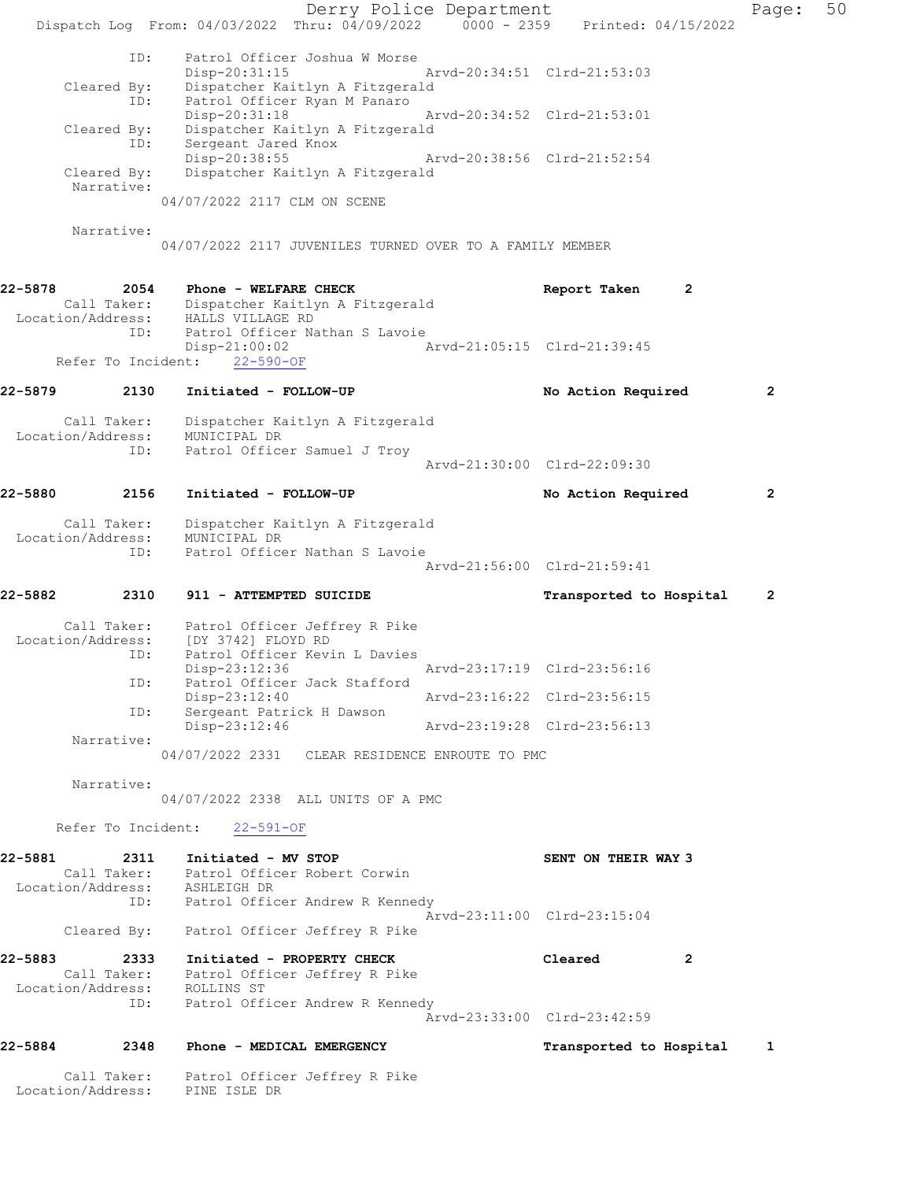```
        ID:     Patrol Officer Joshua W Morse
                Disp-20:31:15              Arvd-20:34:51  Clrd-21:53:03
   Cleared By:  Dispatcher Kaitlyn A Fitzgerald
        ID:     Patrol Officer Ryan M Panaro
                Disp-20:31:18              Arvd-20:34:52  Clrd-21:53:01
   Cleared By:  Dispatcher Kaitlyn A Fitzgerald
        ID:     Sergeant Jared Knox
                Disp-20:38:55              Arvd-20:38:56  Clrd-21:52:54
   Cleared By:  Dispatcher Kaitlyn A Fitzgerald
    Narrative:
              04/07/2022 2117 CLM ON SCENE

    Narrative:
              04/07/2022 2117 JUVENILES TURNED OVER TO A FAMILY MEMBER


22-5878        2054   Phone - WELFARE CHECK                     Report Taken      2
     Call Taker:    Dispatcher Kaitlyn A Fitzgerald
 Location/Address:  HALLS VILLAGE RD
            ID:     Patrol Officer Nathan S Lavoie
                    Disp-21:00:02              Arvd-21:05:15  Clrd-21:39:45
   Refer To Incident:    22-590-OF

22-5879        2130   Initiated - FOLLOW-UP                     No Action Required        2

     Call Taker:    Dispatcher Kaitlyn A Fitzgerald
 Location/Address:  MUNICIPAL DR
            ID:     Patrol Officer Samuel J Troy
                                               Arvd-21:30:00  Clrd-22:09:30

22-5880        2156   Initiated - FOLLOW-UP                     No Action Required        2

     Call Taker:    Dispatcher Kaitlyn A Fitzgerald
 Location/Address:  MUNICIPAL DR
            ID:     Patrol Officer Nathan S Lavoie
                                               Arvd-21:56:00  Clrd-21:59:41

22-5882        2310   911 - ATTEMPTED SUICIDE                   Transported to Hospital   2

     Call Taker:    Patrol Officer Jeffrey R Pike
 Location/Address:  [DY 3742] FLOYD RD
            ID:     Patrol Officer Kevin L Davies
                    Disp-23:12:36              Arvd-23:17:19  Clrd-23:56:16
            ID:     Patrol Officer Jack Stafford
                    Disp-23:12:40              Arvd-23:16:22  Clrd-23:56:15
            ID:     Sergeant Patrick H Dawson
                    Disp-23:12:46              Arvd-23:19:28  Clrd-23:56:13
    Narrative:
              04/07/2022 2331   CLEAR RESIDENCE ENROUTE TO PMC

    Narrative:
              04/07/2022 2338  ALL UNITS OF A PMC

   Refer To Incident:    22-591-OF

22-5881        2311   Initiated - MV STOP                       SENT ON THEIR WAY 3
     Call Taker:    Patrol Officer Robert Corwin
 Location/Address:  ASHLEIGH DR
            ID:     Patrol Officer Andrew R Kennedy
                                               Arvd-23:11:00  Clrd-23:15:04
   Cleared By:    Patrol Officer Jeffrey R Pike

22-5883        2333   Initiated - PROPERTY CHECK                Cleared           2
     Call Taker:    Patrol Officer Jeffrey R Pike
 Location/Address:  ROLLINS ST
            ID:     Patrol Officer Andrew R Kennedy
                                               Arvd-23:33:00  Clrd-23:42:59

22-5884        2348   Phone - MEDICAL EMERGENCY                 Transported to Hospital   1

     Call Taker:    Patrol Officer Jeffrey R Pike
 Location/Address:  PINE ISLE DR
```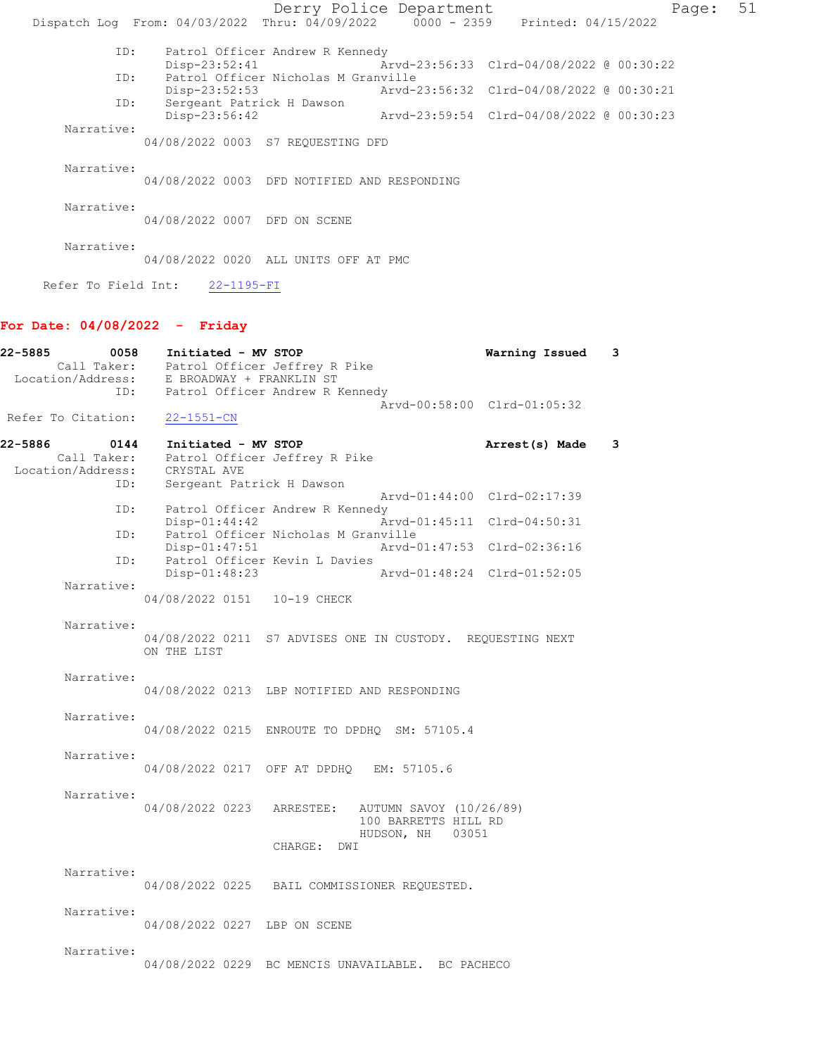ID: Patrol Officer Andrew R Kennedy
Disp-23:52:41 Arvd-23:56:33 Clrd-04/08/2022 @ 00:30:22

ID: Patrol Officer Nicholas M Granville
Disp-23:52:53 Arvd-23:56:32 Clrd-04/08/2022 @ 00:30:21

ID: Sergeant Patrick H Dawson
Disp-23:56:42 Arvd-23:59:54 Clrd-04/08/2022 @ 00:30:23

Narrative:
04/08/2022 0003 S7 REQUESTING DFD

Narrative:
04/08/2022 0003 DFD NOTIFIED AND RESPONDING

Narrative:
04/08/2022 0007 DFD ON SCENE

Narrative:
04/08/2022 0020 ALL UNITS OFF AT PMC

Refer To Field Int: 22-1195-FI

## For Date: 04/08/2022 - Friday

**22-5885 0058 Initiated - MV STOP** — Warning Issued 3

Call Taker: Patrol Officer Jeffrey R Pike
Location/Address: E BROADWAY + FRANKLIN ST
ID: Patrol Officer Andrew R Kennedy
Arvd-00:58:00 Clrd-01:05:32

Refer To Citation: 22-1551-CN

**22-5886 0144 Initiated - MV STOP** — Arrest(s) Made 3

Call Taker: Patrol Officer Jeffrey R Pike
Location/Address: CRYSTAL AVE
ID: Sergeant Patrick H Dawson
Arvd-01:44:00 Clrd-02:17:39

ID: Patrol Officer Andrew R Kennedy
Disp-01:44:42 Arvd-01:45:11 Clrd-04:50:31

ID: Patrol Officer Nicholas M Granville
Disp-01:47:51 Arvd-01:47:53 Clrd-02:36:16

ID: Patrol Officer Kevin L Davies
Disp-01:48:23 Arvd-01:48:24 Clrd-01:52:05

Narrative:
04/08/2022 0151 10-19 CHECK

Narrative:
04/08/2022 0211 S7 ADVISES ONE IN CUSTODY. REQUESTING NEXT ON THE LIST

Narrative:
04/08/2022 0213 LBP NOTIFIED AND RESPONDING

Narrative:
04/08/2022 0215 ENROUTE TO DPDHQ SM: 57105.4

Narrative:
04/08/2022 0217 OFF AT DPDHQ EM: 57105.6

Narrative:
04/08/2022 0223 ARRESTEE: AUTUMN SAVOY (10/26/89)
100 BARRETTS HILL RD
HUDSON, NH 03051
CHARGE: DWI

Narrative:
04/08/2022 0225 BAIL COMMISSIONER REQUESTED.

Narrative:
04/08/2022 0227 LBP ON SCENE

Narrative:
04/08/2022 0229 BC MENCIS UNAVAILABLE. BC PACHECO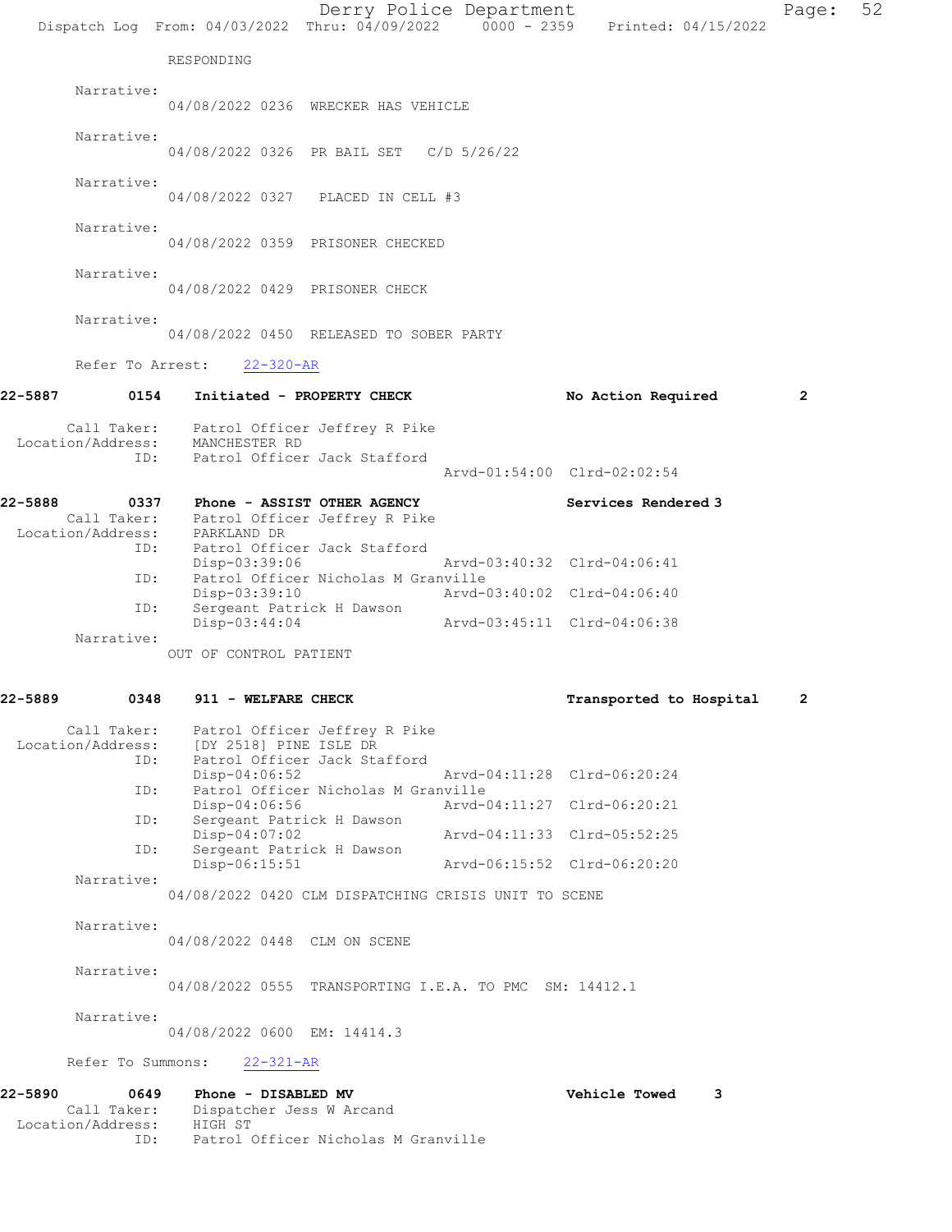RESPONDING

Narrative:
04/08/2022 0236 WRECKER HAS VEHICLE

Narrative:
04/08/2022 0326 PR BAIL SET C/D 5/26/22

Narrative:
04/08/2022 0327 PLACED IN CELL #3

Narrative:
04/08/2022 0359 PRISONER CHECKED

Narrative:
04/08/2022 0429 PRISONER CHECK

Narrative:
04/08/2022 0450 RELEASED TO SOBER PARTY

Refer To Arrest: 22-320-AR

**22-5887 0154 Initiated - PROPERTY CHECK — No Action Required 2**

Call Taker: Patrol Officer Jeffrey R Pike
Location/Address: MANCHESTER RD
ID: Patrol Officer Jack Stafford
Arvd-01:54:00 Clrd-02:02:54

**22-5888 0337 Phone - ASSIST OTHER AGENCY — Services Rendered 3**

Call Taker: Patrol Officer Jeffrey R Pike
Location/Address: PARKLAND DR
ID: Patrol Officer Jack Stafford
Disp-03:39:06 Arvd-03:40:32 Clrd-04:06:41
ID: Patrol Officer Nicholas M Granville
Disp-03:39:10 Arvd-03:40:02 Clrd-04:06:40
ID: Sergeant Patrick H Dawson
Disp-03:44:04 Arvd-03:45:11 Clrd-04:06:38
Narrative:
OUT OF CONTROL PATIENT

**22-5889 0348 911 - WELFARE CHECK — Transported to Hospital 2**

Call Taker: Patrol Officer Jeffrey R Pike
Location/Address: [DY 2518] PINE ISLE DR
ID: Patrol Officer Jack Stafford
Disp-04:06:52 Arvd-04:11:28 Clrd-06:20:24
ID: Patrol Officer Nicholas M Granville
Disp-04:06:56 Arvd-04:11:27 Clrd-06:20:21
ID: Sergeant Patrick H Dawson
Disp-04:07:02 Arvd-04:11:33 Clrd-05:52:25
ID: Sergeant Patrick H Dawson
Disp-06:15:51 Arvd-06:15:52 Clrd-06:20:20

Narrative:
04/08/2022 0420 CLM DISPATCHING CRISIS UNIT TO SCENE

Narrative:
04/08/2022 0448 CLM ON SCENE

Narrative:
04/08/2022 0555 TRANSPORTING I.E.A. TO PMC SM: 14412.1

Narrative:
04/08/2022 0600 EM: 14414.3

Refer To Summons: 22-321-AR

**22-5890 0649 Phone - DISABLED MV — Vehicle Towed 3**

Call Taker: Dispatcher Jess W Arcand
Location/Address: HIGH ST
ID: Patrol Officer Nicholas M Granville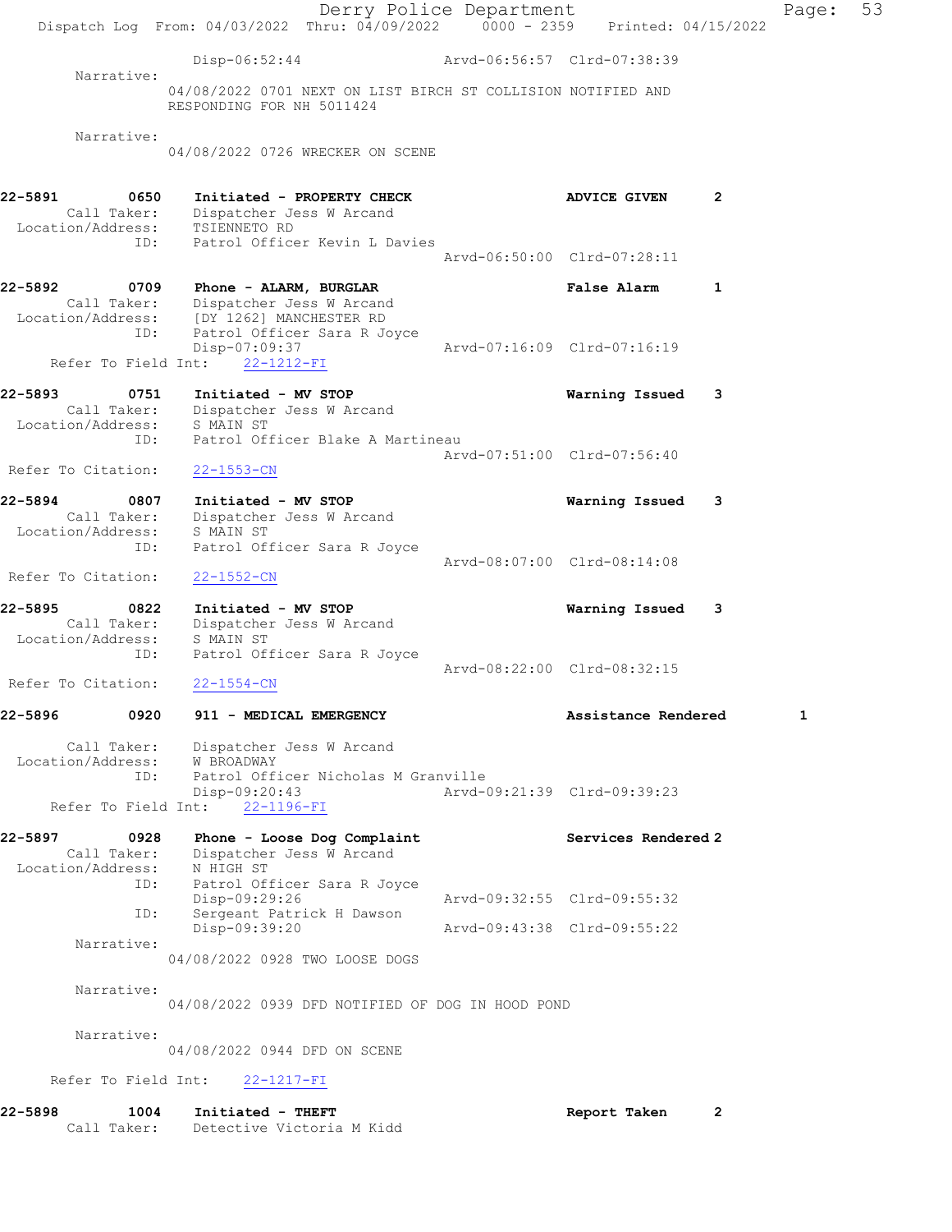Disp-06:52:44 Arvd-06:56:57 Clrd-07:38:39

Narrative:
04/08/2022 0701 NEXT ON LIST BIRCH ST COLLISION NOTIFIED AND RESPONDING FOR NH 5011424

Narrative:
04/08/2022 0726 WRECKER ON SCENE

**22-5891 0650 Initiated - PROPERTY CHECK** ADVICE GIVEN 2
Call Taker: Dispatcher Jess W Arcand
Location/Address: TSIENNETO RD
ID: Patrol Officer Kevin L Davies
Arvd-06:50:00 Clrd-07:28:11

**22-5892 0709 Phone - ALARM, BURGLAR** False Alarm 1
Call Taker: Dispatcher Jess W Arcand
Location/Address: [DY 1262] MANCHESTER RD
ID: Patrol Officer Sara R Joyce
Disp-07:09:37 Arvd-07:16:09 Clrd-07:16:19
Refer To Field Int: 22-1212-FI

**22-5893 0751 Initiated - MV STOP** Warning Issued 3
Call Taker: Dispatcher Jess W Arcand
Location/Address: S MAIN ST
ID: Patrol Officer Blake A Martineau
Arvd-07:51:00 Clrd-07:56:40
Refer To Citation: 22-1553-CN

**22-5894 0807 Initiated - MV STOP** Warning Issued 3
Call Taker: Dispatcher Jess W Arcand
Location/Address: S MAIN ST
ID: Patrol Officer Sara R Joyce
Arvd-08:07:00 Clrd-08:14:08
Refer To Citation: 22-1552-CN

**22-5895 0822 Initiated - MV STOP** Warning Issued 3
Call Taker: Dispatcher Jess W Arcand
Location/Address: S MAIN ST
ID: Patrol Officer Sara R Joyce
Arvd-08:22:00 Clrd-08:32:15
Refer To Citation: 22-1554-CN

**22-5896 0920 911 - MEDICAL EMERGENCY** Assistance Rendered 1
Call Taker: Dispatcher Jess W Arcand
Location/Address: W BROADWAY
ID: Patrol Officer Nicholas M Granville
Disp-09:20:43 Arvd-09:21:39 Clrd-09:39:23
Refer To Field Int: 22-1196-FI

**22-5897 0928 Phone - Loose Dog Complaint** Services Rendered 2
Call Taker: Dispatcher Jess W Arcand
Location/Address: N HIGH ST
ID: Patrol Officer Sara R Joyce
Disp-09:29:26 Arvd-09:32:55 Clrd-09:55:32
ID: Sergeant Patrick H Dawson
Disp-09:39:20 Arvd-09:43:38 Clrd-09:55:22

Narrative:
04/08/2022 0928 TWO LOOSE DOGS

Narrative:
04/08/2022 0939 DFD NOTIFIED OF DOG IN HOOD POND

Narrative:
04/08/2022 0944 DFD ON SCENE

Refer To Field Int: 22-1217-FI

**22-5898 1004 Initiated - THEFT** Report Taken 2
Call Taker: Detective Victoria M Kidd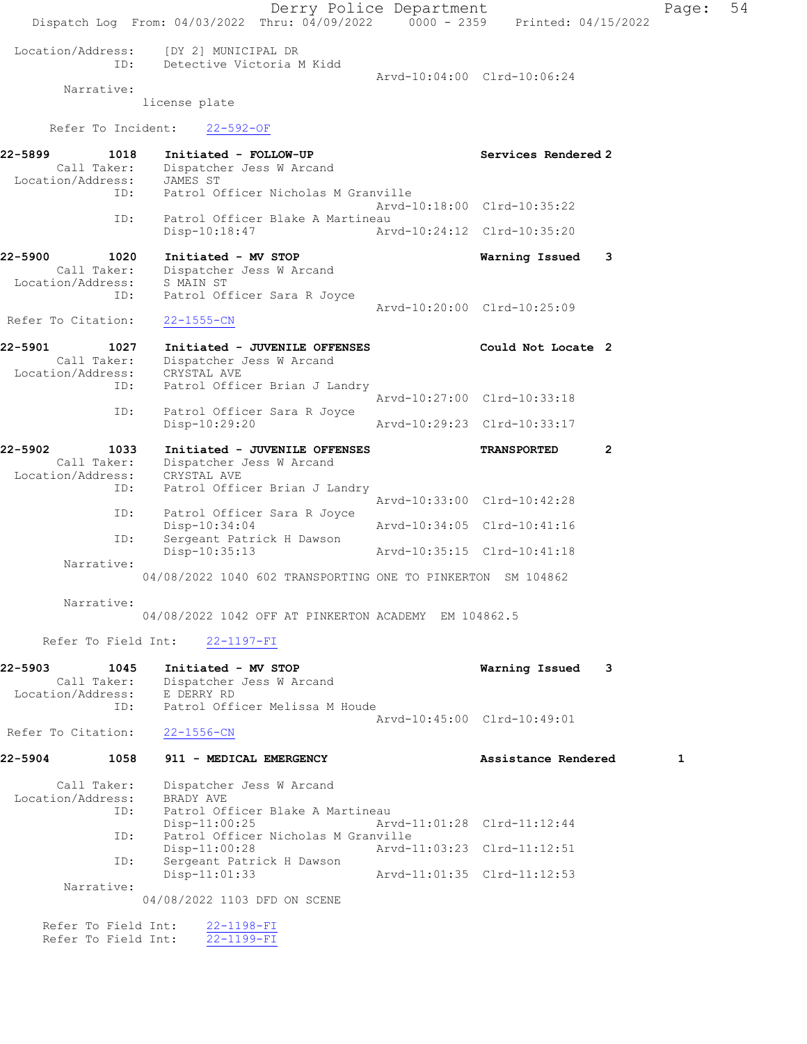```
 Location/Address:     [DY 2] MUNICIPAL DR
               ID:     Detective Victoria M Kidd
                                              Arvd-10:04:00  Clrd-10:06:24
        Narrative:
                     license plate

      Refer To Incident:     22-592-OF

22-5899         1018     Initiated - FOLLOW-UP                        Services Rendered 2
        Call Taker:     Dispatcher Jess W Arcand
  Location/Address:     JAMES ST
                ID:     Patrol Officer Nicholas M Granville
                                              Arvd-10:18:00  Clrd-10:35:22
                ID:     Patrol Officer Blake A Martineau
                        Disp-10:18:47         Arvd-10:24:12  Clrd-10:35:20

22-5900         1020     Initiated - MV STOP                          Warning Issued    3
        Call Taker:     Dispatcher Jess W Arcand
  Location/Address:     S MAIN ST
                ID:     Patrol Officer Sara R Joyce
                                              Arvd-10:20:00  Clrd-10:25:09
 Refer To Citation:     22-1555-CN

22-5901         1027     Initiated - JUVENILE OFFENSES                Could Not Locate 2
        Call Taker:     Dispatcher Jess W Arcand
  Location/Address:     CRYSTAL AVE
                ID:     Patrol Officer Brian J Landry
                                              Arvd-10:27:00  Clrd-10:33:18
                ID:     Patrol Officer Sara R Joyce
                        Disp-10:29:20         Arvd-10:29:23  Clrd-10:33:17

22-5902         1033     Initiated - JUVENILE OFFENSES                TRANSPORTED       2
        Call Taker:     Dispatcher Jess W Arcand
  Location/Address:     CRYSTAL AVE
                ID:     Patrol Officer Brian J Landry
                                              Arvd-10:33:00  Clrd-10:42:28
                ID:     Patrol Officer Sara R Joyce
                        Disp-10:34:04         Arvd-10:34:05  Clrd-10:41:16
                ID:     Sergeant Patrick H Dawson
                        Disp-10:35:13         Arvd-10:35:15  Clrd-10:41:18
         Narrative:
                     04/08/2022 1040 602 TRANSPORTING ONE TO PINKERTON  SM 104862

         Narrative:
                     04/08/2022 1042 OFF AT PINKERTON ACADEMY  EM 104862.5

      Refer To Field Int:     22-1197-FI

22-5903         1045     Initiated - MV STOP                          Warning Issued    3
        Call Taker:     Dispatcher Jess W Arcand
  Location/Address:     E DERRY RD
                ID:     Patrol Officer Melissa M Houde
                                              Arvd-10:45:00  Clrd-10:49:01
 Refer To Citation:     22-1556-CN

22-5904         1058     911 - MEDICAL EMERGENCY                      Assistance Rendered        1

        Call Taker:     Dispatcher Jess W Arcand
  Location/Address:     BRADY AVE
                ID:     Patrol Officer Blake A Martineau
                        Disp-11:00:25         Arvd-11:01:28  Clrd-11:12:44
                ID:     Patrol Officer Nicholas M Granville
                        Disp-11:00:28         Arvd-11:03:23  Clrd-11:12:51
                ID:     Sergeant Patrick H Dawson
                        Disp-11:01:33         Arvd-11:01:35  Clrd-11:12:53
         Narrative:
                     04/08/2022 1103 DFD ON SCENE

      Refer To Field Int:     22-1198-FI
      Refer To Field Int:     22-1199-FI
```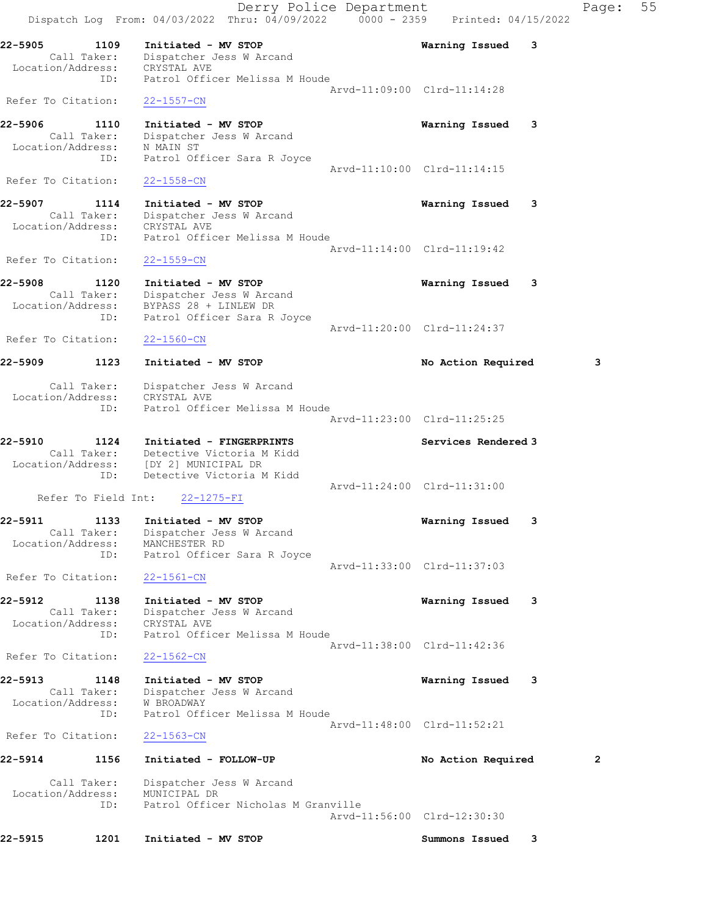Derry Police Department
Dispatch Log From: 04/03/2022 Thru: 04/09/2022 0000 - 2359 Printed: 04/15/2022

**22-5905** 1109 **Initiated - MV STOP** **Warning Issued** 3
Call Taker: Dispatcher Jess W Arcand
Location/Address: CRYSTAL AVE
ID: Patrol Officer Melissa M Houde
Arvd-11:09:00 Clrd-11:14:28
Refer To Citation: 22-1557-CN

**22-5906** 1110 **Initiated - MV STOP** **Warning Issued** 3
Call Taker: Dispatcher Jess W Arcand
Location/Address: N MAIN ST
ID: Patrol Officer Sara R Joyce
Arvd-11:10:00 Clrd-11:14:15
Refer To Citation: 22-1558-CN

**22-5907** 1114 **Initiated - MV STOP** **Warning Issued** 3
Call Taker: Dispatcher Jess W Arcand
Location/Address: CRYSTAL AVE
ID: Patrol Officer Melissa M Houde
Arvd-11:14:00 Clrd-11:19:42
Refer To Citation: 22-1559-CN

**22-5908** 1120 **Initiated - MV STOP** **Warning Issued** 3
Call Taker: Dispatcher Jess W Arcand
Location/Address: BYPASS 28 + LINLEW DR
ID: Patrol Officer Sara R Joyce
Arvd-11:20:00 Clrd-11:24:37
Refer To Citation: 22-1560-CN

**22-5909** 1123 **Initiated - MV STOP** **No Action Required** 3
Call Taker: Dispatcher Jess W Arcand
Location/Address: CRYSTAL AVE
ID: Patrol Officer Melissa M Houde
Arvd-11:23:00 Clrd-11:25:25

**22-5910** 1124 **Initiated - FINGERPRINTS** **Services Rendered** 3
Call Taker: Detective Victoria M Kidd
Location/Address: [DY 2] MUNICIPAL DR
ID: Detective Victoria M Kidd
Arvd-11:24:00 Clrd-11:31:00
Refer To Field Int: 22-1275-FI

**22-5911** 1133 **Initiated - MV STOP** **Warning Issued** 3
Call Taker: Dispatcher Jess W Arcand
Location/Address: MANCHESTER RD
ID: Patrol Officer Sara R Joyce
Arvd-11:33:00 Clrd-11:37:03
Refer To Citation: 22-1561-CN

**22-5912** 1138 **Initiated - MV STOP** **Warning Issued** 3
Call Taker: Dispatcher Jess W Arcand
Location/Address: CRYSTAL AVE
ID: Patrol Officer Melissa M Houde
Arvd-11:38:00 Clrd-11:42:36
Refer To Citation: 22-1562-CN

**22-5913** 1148 **Initiated - MV STOP** **Warning Issued** 3
Call Taker: Dispatcher Jess W Arcand
Location/Address: W BROADWAY
ID: Patrol Officer Melissa M Houde
Arvd-11:48:00 Clrd-11:52:21
Refer To Citation: 22-1563-CN

**22-5914** 1156 **Initiated - FOLLOW-UP** **No Action Required** 2
Call Taker: Dispatcher Jess W Arcand
Location/Address: MUNICIPAL DR
ID: Patrol Officer Nicholas M Granville
Arvd-11:56:00 Clrd-12:30:30

**22-5915** 1201 **Initiated - MV STOP** **Summons Issued** 3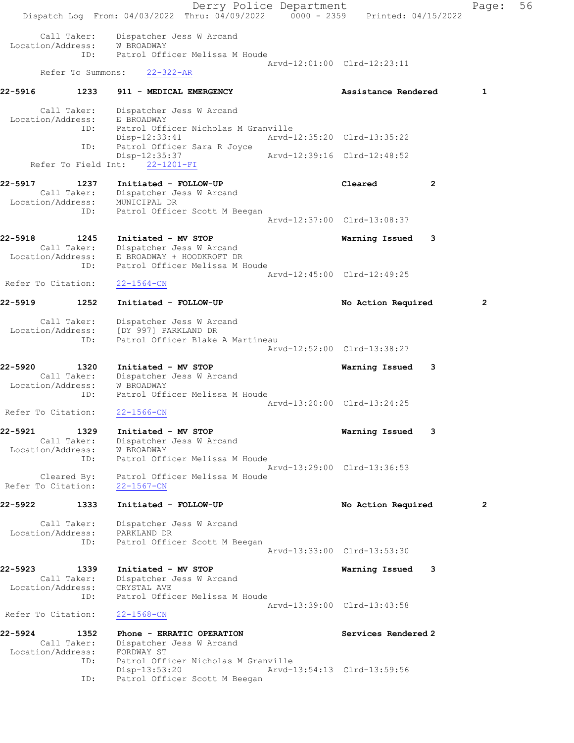```
Call Taker:    Dispatcher Jess W Arcand
Location/Address:    W BROADWAY
            ID:    Patrol Officer Melissa M Houde
                                          Arvd-12:01:00  Clrd-12:23:11
   Refer To Summons:    22-322-AR

22-5916         1233    911 - MEDICAL EMERGENCY              Assistance Rendered        1

     Call Taker:    Dispatcher Jess W Arcand
Location/Address:    E BROADWAY
            ID:    Patrol Officer Nicholas M Granville
                   Disp-12:33:41              Arvd-12:35:20  Clrd-13:35:22
            ID:    Patrol Officer Sara R Joyce
                   Disp-12:35:37              Arvd-12:39:16  Clrd-12:48:52
   Refer To Field Int:    22-1201-FI

22-5917         1237    Initiated - FOLLOW-UP                Cleared            2
     Call Taker:    Dispatcher Jess W Arcand
Location/Address:    MUNICIPAL DR
            ID:    Patrol Officer Scott M Beegan
                                          Arvd-12:37:00  Clrd-13:08:37

22-5918         1245    Initiated - MV STOP                  Warning Issued     3
     Call Taker:    Dispatcher Jess W Arcand
Location/Address:    E BROADWAY + HOODKROFT DR
            ID:    Patrol Officer Melissa M Houde
                                          Arvd-12:45:00  Clrd-12:49:25
 Refer To Citation:    22-1564-CN

22-5919         1252    Initiated - FOLLOW-UP                No Action Required         2

     Call Taker:    Dispatcher Jess W Arcand
Location/Address:    [DY 997] PARKLAND DR
            ID:    Patrol Officer Blake A Martineau
                                          Arvd-12:52:00  Clrd-13:38:27

22-5920         1320    Initiated - MV STOP                  Warning Issued     3
     Call Taker:    Dispatcher Jess W Arcand
Location/Address:    W BROADWAY
            ID:    Patrol Officer Melissa M Houde
                                          Arvd-13:20:00  Clrd-13:24:25
 Refer To Citation:    22-1566-CN

22-5921         1329    Initiated - MV STOP                  Warning Issued     3
     Call Taker:    Dispatcher Jess W Arcand
Location/Address:    W BROADWAY
            ID:    Patrol Officer Melissa M Houde
                                          Arvd-13:29:00  Clrd-13:36:53
     Cleared By:    Patrol Officer Melissa M Houde
 Refer To Citation:    22-1567-CN

22-5922         1333    Initiated - FOLLOW-UP                No Action Required         2

     Call Taker:    Dispatcher Jess W Arcand
Location/Address:    PARKLAND DR
            ID:    Patrol Officer Scott M Beegan
                                          Arvd-13:33:00  Clrd-13:53:30

22-5923         1339    Initiated - MV STOP                  Warning Issued     3
     Call Taker:    Dispatcher Jess W Arcand
Location/Address:    CRYSTAL AVE
            ID:    Patrol Officer Melissa M Houde
                                          Arvd-13:39:00  Clrd-13:43:58
 Refer To Citation:    22-1568-CN

22-5924         1352    Phone - ERRATIC OPERATION            Services Rendered 2
     Call Taker:    Dispatcher Jess W Arcand
Location/Address:    FORDWAY ST
            ID:    Patrol Officer Nicholas M Granville
                   Disp-13:53:20              Arvd-13:54:13  Clrd-13:59:56
            ID:    Patrol Officer Scott M Beegan
```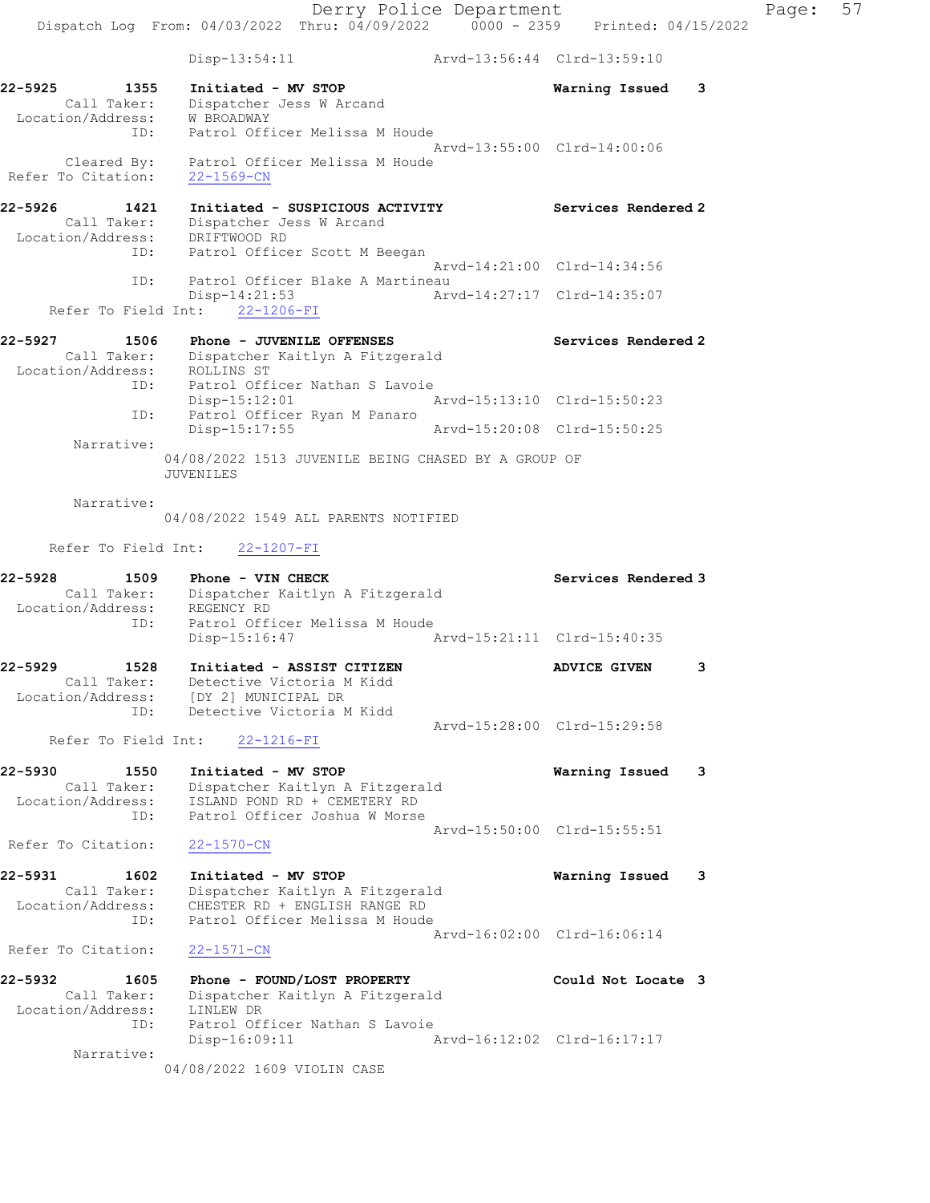Disp-13:54:11 Arvd-13:56:44 Clrd-13:59:10

**22-5925** 1355 Initiated - MV STOP — Warning Issued 3
Call Taker: Dispatcher Jess W Arcand
Location/Address: W BROADWAY
ID: Patrol Officer Melissa M Houde
Arvd-13:55:00 Clrd-14:00:06
Cleared By: Patrol Officer Melissa M Houde
Refer To Citation: 22-1569-CN

**22-5926** 1421 Initiated - SUSPICIOUS ACTIVITY — Services Rendered 2
Call Taker: Dispatcher Jess W Arcand
Location/Address: DRIFTWOOD RD
ID: Patrol Officer Scott M Beegan
Arvd-14:21:00 Clrd-14:34:56
ID: Patrol Officer Blake A Martineau
Disp-14:21:53 Arvd-14:27:17 Clrd-14:35:07
Refer To Field Int: 22-1206-FI

**22-5927** 1506 Phone - JUVENILE OFFENSES — Services Rendered 2
Call Taker: Dispatcher Kaitlyn A Fitzgerald
Location/Address: ROLLINS ST
ID: Patrol Officer Nathan S Lavoie
Disp-15:12:01 Arvd-15:13:10 Clrd-15:50:23
ID: Patrol Officer Ryan M Panaro
Disp-15:17:55 Arvd-15:20:08 Clrd-15:50:25
Narrative:
04/08/2022 1513 JUVENILE BEING CHASED BY A GROUP OF JUVENILES

Narrative:
04/08/2022 1549 ALL PARENTS NOTIFIED

Refer To Field Int: 22-1207-FI

**22-5928** 1509 Phone - VIN CHECK — Services Rendered 3
Call Taker: Dispatcher Kaitlyn A Fitzgerald
Location/Address: REGENCY RD
ID: Patrol Officer Melissa M Houde
Disp-15:16:47 Arvd-15:21:11 Clrd-15:40:35

**22-5929** 1528 Initiated - ASSIST CITIZEN — ADVICE GIVEN 3
Call Taker: Detective Victoria M Kidd
Location/Address: [DY 2] MUNICIPAL DR
ID: Detective Victoria M Kidd
Arvd-15:28:00 Clrd-15:29:58
Refer To Field Int: 22-1216-FI

**22-5930** 1550 Initiated - MV STOP — Warning Issued 3
Call Taker: Dispatcher Kaitlyn A Fitzgerald
Location/Address: ISLAND POND RD + CEMETERY RD
ID: Patrol Officer Joshua W Morse
Arvd-15:50:00 Clrd-15:55:51
Refer To Citation: 22-1570-CN

**22-5931** 1602 Initiated - MV STOP — Warning Issued 3
Call Taker: Dispatcher Kaitlyn A Fitzgerald
Location/Address: CHESTER RD + ENGLISH RANGE RD
ID: Patrol Officer Melissa M Houde
Arvd-16:02:00 Clrd-16:06:14
Refer To Citation: 22-1571-CN

**22-5932** 1605 Phone - FOUND/LOST PROPERTY — Could Not Locate 3
Call Taker: Dispatcher Kaitlyn A Fitzgerald
Location/Address: LINLEW DR
ID: Patrol Officer Nathan S Lavoie
Disp-16:09:11 Arvd-16:12:02 Clrd-16:17:17
Narrative:
04/08/2022 1609 VIOLIN CASE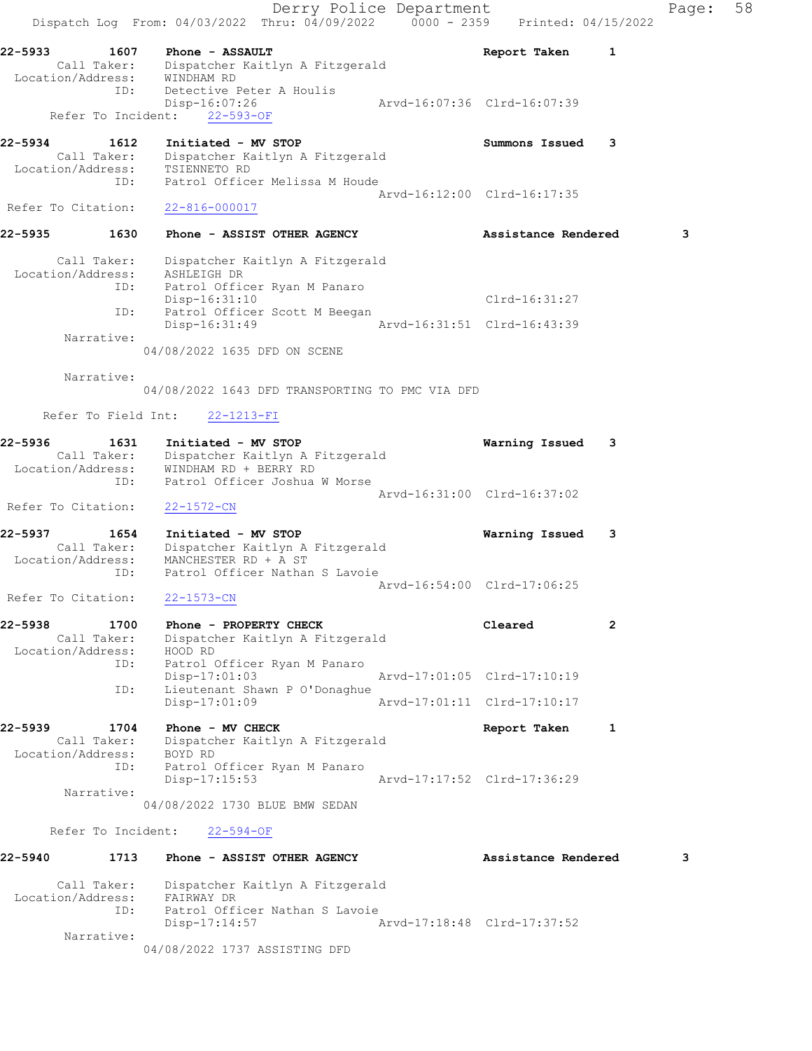22-5933 1607 Phone - ASSAULT Report Taken 1
Call Taker: Dispatcher Kaitlyn A Fitzgerald
Location/Address: WINDHAM RD
ID: Detective Peter A Houlis
Disp-16:07:26 Arvd-16:07:36 Clrd-16:07:39
Refer To Incident: 22-593-OF

22-5934 1612 Initiated - MV STOP Summons Issued 3
Call Taker: Dispatcher Kaitlyn A Fitzgerald
Location/Address: TSIENNETO RD
ID: Patrol Officer Melissa M Houde
Arvd-16:12:00 Clrd-16:17:35
Refer To Citation: 22-816-000017

22-5935 1630 Phone - ASSIST OTHER AGENCY Assistance Rendered 3
Call Taker: Dispatcher Kaitlyn A Fitzgerald
Location/Address: ASHLEIGH DR
ID: Patrol Officer Ryan M Panaro
Disp-16:31:10 Clrd-16:31:27
ID: Patrol Officer Scott M Beegan
Disp-16:31:49 Arvd-16:31:51 Clrd-16:43:39
Narrative:
04/08/2022 1635 DFD ON SCENE

Narrative:
04/08/2022 1643 DFD TRANSPORTING TO PMC VIA DFD

Refer To Field Int: 22-1213-FI

22-5936 1631 Initiated - MV STOP Warning Issued 3
Call Taker: Dispatcher Kaitlyn A Fitzgerald
Location/Address: WINDHAM RD + BERRY RD
ID: Patrol Officer Joshua W Morse
Arvd-16:31:00 Clrd-16:37:02
Refer To Citation: 22-1572-CN

22-5937 1654 Initiated - MV STOP Warning Issued 3
Call Taker: Dispatcher Kaitlyn A Fitzgerald
Location/Address: MANCHESTER RD + A ST
ID: Patrol Officer Nathan S Lavoie
Arvd-16:54:00 Clrd-17:06:25
Refer To Citation: 22-1573-CN

22-5938 1700 Phone - PROPERTY CHECK Cleared 2
Call Taker: Dispatcher Kaitlyn A Fitzgerald
Location/Address: HOOD RD
ID: Patrol Officer Ryan M Panaro
Disp-17:01:03 Arvd-17:01:05 Clrd-17:10:19
ID: Lieutenant Shawn P O'Donaghue
Disp-17:01:09 Arvd-17:01:11 Clrd-17:10:17

22-5939 1704 Phone - MV CHECK Report Taken 1
Call Taker: Dispatcher Kaitlyn A Fitzgerald
Location/Address: BOYD RD
ID: Patrol Officer Ryan M Panaro
Disp-17:15:53 Arvd-17:17:52 Clrd-17:36:29
Narrative:
04/08/2022 1730 BLUE BMW SEDAN

Refer To Incident: 22-594-OF

22-5940 1713 Phone - ASSIST OTHER AGENCY Assistance Rendered 3
Call Taker: Dispatcher Kaitlyn A Fitzgerald
Location/Address: FAIRWAY DR
ID: Patrol Officer Nathan S Lavoie
Disp-17:14:57 Arvd-17:18:48 Clrd-17:37:52
Narrative:
04/08/2022 1737 ASSISTING DFD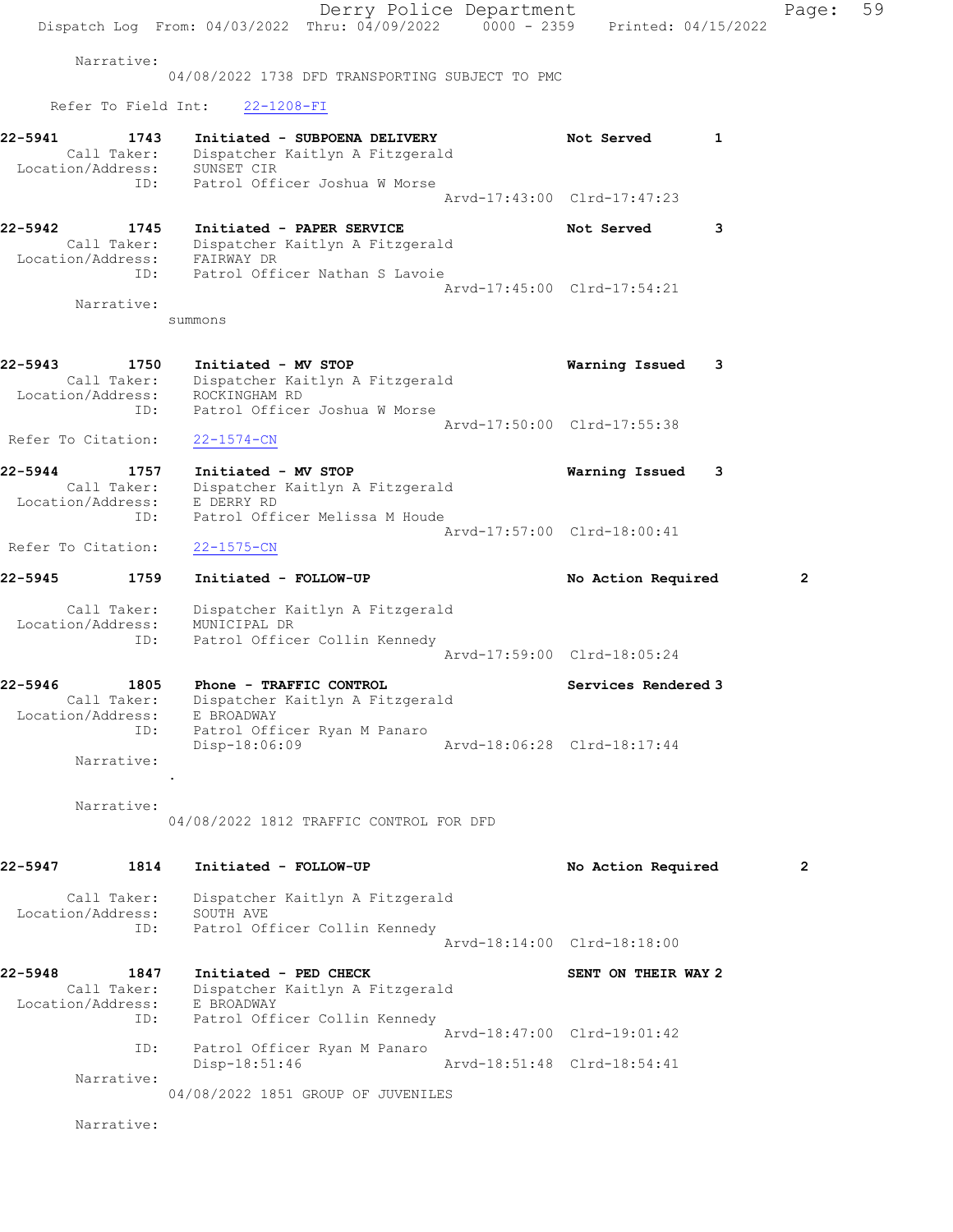Narrative:
04/08/2022 1738 DFD TRANSPORTING SUBJECT TO PMC

Refer To Field Int: 22-1208-FI

**22-5941 1743 Initiated - SUBPOENA DELIVERY** Not Served 1
Call Taker: Dispatcher Kaitlyn A Fitzgerald
Location/Address: SUNSET CIR
ID: Patrol Officer Joshua W Morse
Arvd-17:43:00 Clrd-17:47:23

**22-5942 1745 Initiated - PAPER SERVICE** Not Served 3
Call Taker: Dispatcher Kaitlyn A Fitzgerald
Location/Address: FAIRWAY DR
ID: Patrol Officer Nathan S Lavoie
Arvd-17:45:00 Clrd-17:54:21
Narrative:
summons

**22-5943 1750 Initiated - MV STOP** Warning Issued 3
Call Taker: Dispatcher Kaitlyn A Fitzgerald
Location/Address: ROCKINGHAM RD
ID: Patrol Officer Joshua W Morse
Arvd-17:50:00 Clrd-17:55:38
Refer To Citation: 22-1574-CN

**22-5944 1757 Initiated - MV STOP** Warning Issued 3
Call Taker: Dispatcher Kaitlyn A Fitzgerald
Location/Address: E DERRY RD
ID: Patrol Officer Melissa M Houde
Arvd-17:57:00 Clrd-18:00:41
Refer To Citation: 22-1575-CN

**22-5945 1759 Initiated - FOLLOW-UP** No Action Required 2
Call Taker: Dispatcher Kaitlyn A Fitzgerald
Location/Address: MUNICIPAL DR
ID: Patrol Officer Collin Kennedy
Arvd-17:59:00 Clrd-18:05:24

**22-5946 1805 Phone - TRAFFIC CONTROL** Services Rendered 3
Call Taker: Dispatcher Kaitlyn A Fitzgerald
Location/Address: E BROADWAY
ID: Patrol Officer Ryan M Panaro
Disp-18:06:09 Arvd-18:06:28 Clrd-18:17:44
Narrative:
.
Narrative:
04/08/2022 1812 TRAFFIC CONTROL FOR DFD

**22-5947 1814 Initiated - FOLLOW-UP** No Action Required 2
Call Taker: Dispatcher Kaitlyn A Fitzgerald
Location/Address: SOUTH AVE
ID: Patrol Officer Collin Kennedy
Arvd-18:14:00 Clrd-18:18:00

**22-5948 1847 Initiated - PED CHECK** SENT ON THEIR WAY 2
Call Taker: Dispatcher Kaitlyn A Fitzgerald
Location/Address: E BROADWAY
ID: Patrol Officer Collin Kennedy
Arvd-18:47:00 Clrd-19:01:42
ID: Patrol Officer Ryan M Panaro
Disp-18:51:46 Arvd-18:51:48 Clrd-18:54:41
Narrative:
04/08/2022 1851 GROUP OF JUVENILES
Narrative: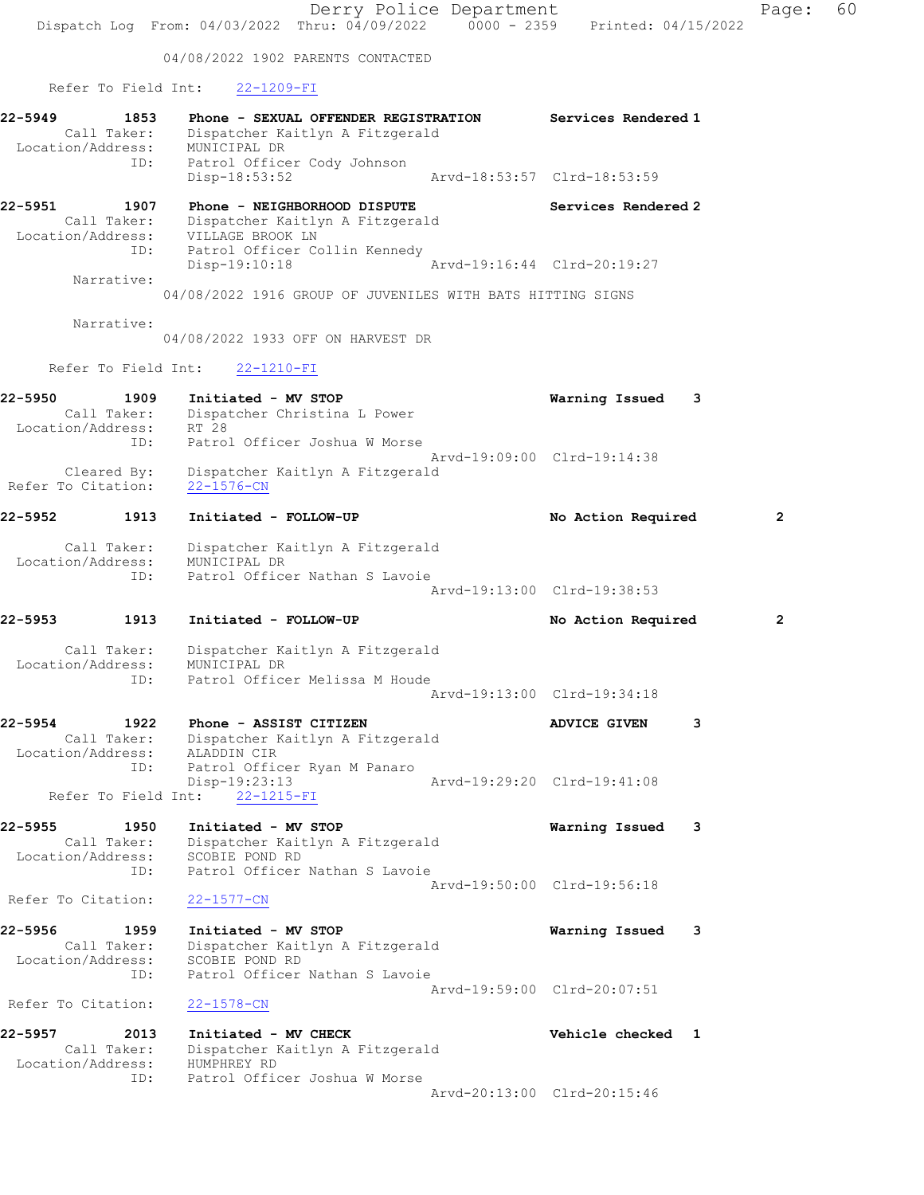04/08/2022 1902 PARENTS CONTACTED

Refer To Field Int: 22-1209-FI

**22-5949 1853 Phone - SEXUAL OFFENDER REGISTRATION Services Rendered 1**
Call Taker: Dispatcher Kaitlyn A Fitzgerald
Location/Address: MUNICIPAL DR
ID: Patrol Officer Cody Johnson
Disp-18:53:52 Arvd-18:53:57 Clrd-18:53:59

**22-5951 1907 Phone - NEIGHBORHOOD DISPUTE Services Rendered 2**
Call Taker: Dispatcher Kaitlyn A Fitzgerald
Location/Address: VILLAGE BROOK LN
ID: Patrol Officer Collin Kennedy
Disp-19:10:18 Arvd-19:16:44 Clrd-20:19:27
Narrative:
04/08/2022 1916 GROUP OF JUVENILES WITH BATS HITTING SIGNS

Narrative:
04/08/2022 1933 OFF ON HARVEST DR

Refer To Field Int: 22-1210-FI

**22-5950 1909 Initiated - MV STOP Warning Issued 3**
Call Taker: Dispatcher Christina L Power
Location/Address: RT 28
ID: Patrol Officer Joshua W Morse
Arvd-19:09:00 Clrd-19:14:38
Cleared By: Dispatcher Kaitlyn A Fitzgerald
Refer To Citation: 22-1576-CN

**22-5952 1913 Initiated - FOLLOW-UP No Action Required 2**
Call Taker: Dispatcher Kaitlyn A Fitzgerald
Location/Address: MUNICIPAL DR
ID: Patrol Officer Nathan S Lavoie
Arvd-19:13:00 Clrd-19:38:53

**22-5953 1913 Initiated - FOLLOW-UP No Action Required 2**
Call Taker: Dispatcher Kaitlyn A Fitzgerald
Location/Address: MUNICIPAL DR
ID: Patrol Officer Melissa M Houde
Arvd-19:13:00 Clrd-19:34:18

**22-5954 1922 Phone - ASSIST CITIZEN ADVICE GIVEN 3**
Call Taker: Dispatcher Kaitlyn A Fitzgerald
Location/Address: ALADDIN CIR
ID: Patrol Officer Ryan M Panaro
Disp-19:23:13 Arvd-19:29:20 Clrd-19:41:08
Refer To Field Int: 22-1215-FI

**22-5955 1950 Initiated - MV STOP Warning Issued 3**
Call Taker: Dispatcher Kaitlyn A Fitzgerald
Location/Address: SCOBIE POND RD
ID: Patrol Officer Nathan S Lavoie
Arvd-19:50:00 Clrd-19:56:18
Refer To Citation: 22-1577-CN

**22-5956 1959 Initiated - MV STOP Warning Issued 3**
Call Taker: Dispatcher Kaitlyn A Fitzgerald
Location/Address: SCOBIE POND RD
ID: Patrol Officer Nathan S Lavoie
Arvd-19:59:00 Clrd-20:07:51
Refer To Citation: 22-1578-CN

**22-5957 2013 Initiated - MV CHECK Vehicle checked 1**
Call Taker: Dispatcher Kaitlyn A Fitzgerald
Location/Address: HUMPHREY RD
ID: Patrol Officer Joshua W Morse
Arvd-20:13:00 Clrd-20:15:46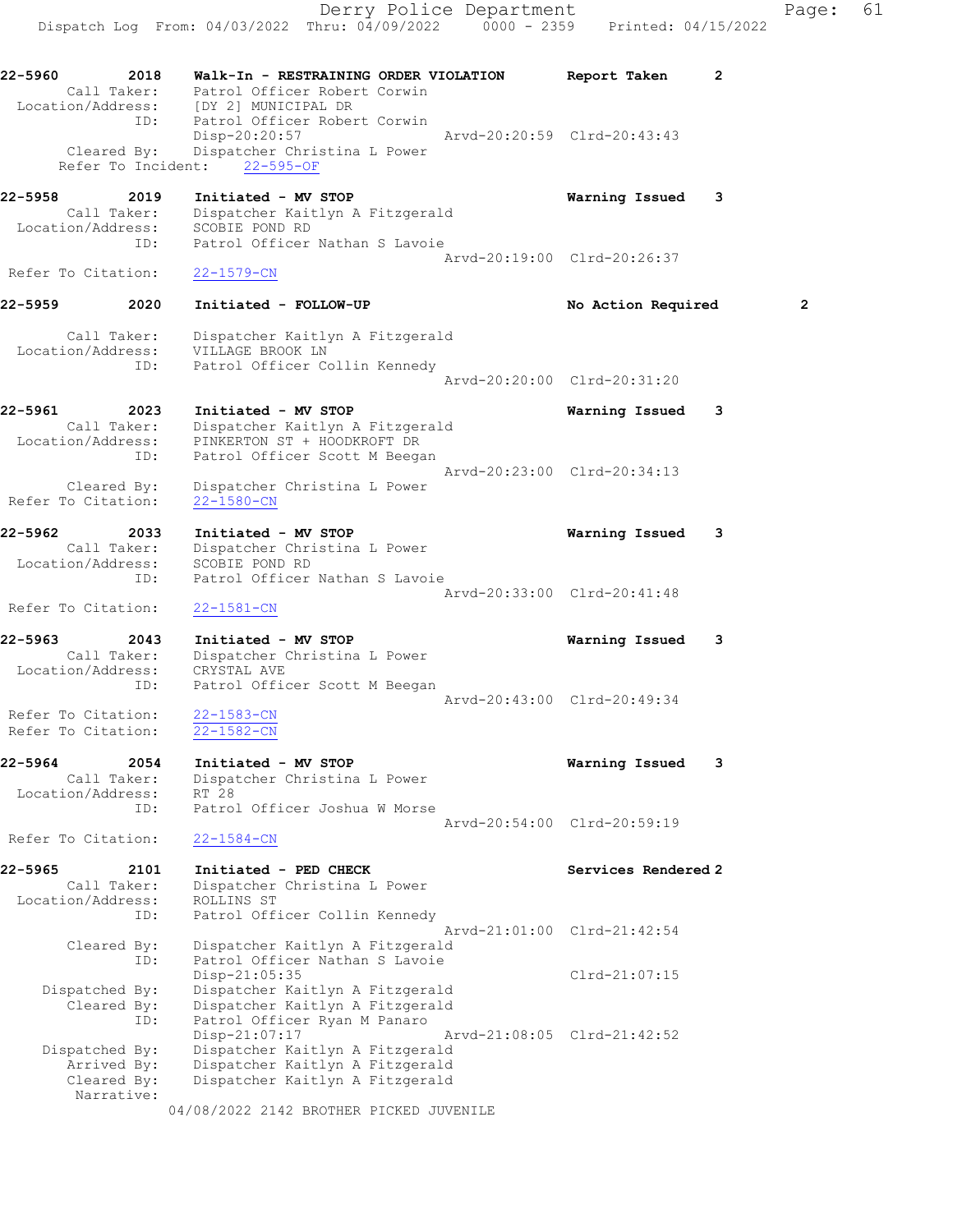```
22-5960        2018    Walk-In - RESTRAINING ORDER VIOLATION      Report Taken       2
        Call Taker:    Patrol Officer Robert Corwin
  Location/Address:    [DY 2] MUNICIPAL DR
                ID:    Patrol Officer Robert Corwin
                       Disp-20:20:57                  Arvd-20:20:59  Clrd-20:43:43
        Cleared By:    Dispatcher Christina L Power
      Refer To Incident:    22-595-OF

22-5958        2019    Initiated - MV STOP                         Warning Issued     3
        Call Taker:    Dispatcher Kaitlyn A Fitzgerald
  Location/Address:    SCOBIE POND RD
                ID:    Patrol Officer Nathan S Lavoie
                                                      Arvd-20:19:00  Clrd-20:26:37
 Refer To Citation:    22-1579-CN

22-5959        2020    Initiated - FOLLOW-UP                       No Action Required          2

        Call Taker:    Dispatcher Kaitlyn A Fitzgerald
  Location/Address:    VILLAGE BROOK LN
                ID:    Patrol Officer Collin Kennedy
                                                      Arvd-20:20:00  Clrd-20:31:20

22-5961        2023    Initiated - MV STOP                         Warning Issued     3
        Call Taker:    Dispatcher Kaitlyn A Fitzgerald
  Location/Address:    PINKERTON ST + HOODKROFT DR
                ID:    Patrol Officer Scott M Beegan
                                                      Arvd-20:23:00  Clrd-20:34:13
        Cleared By:    Dispatcher Christina L Power
 Refer To Citation:    22-1580-CN

22-5962        2033    Initiated - MV STOP                         Warning Issued     3
        Call Taker:    Dispatcher Christina L Power
  Location/Address:    SCOBIE POND RD
                ID:    Patrol Officer Nathan S Lavoie
                                                      Arvd-20:33:00  Clrd-20:41:48
 Refer To Citation:    22-1581-CN

22-5963        2043    Initiated - MV STOP                         Warning Issued     3
        Call Taker:    Dispatcher Christina L Power
  Location/Address:    CRYSTAL AVE
                ID:    Patrol Officer Scott M Beegan
                                                      Arvd-20:43:00  Clrd-20:49:34
 Refer To Citation:    22-1583-CN
 Refer To Citation:    22-1582-CN

22-5964        2054    Initiated - MV STOP                         Warning Issued     3
        Call Taker:    Dispatcher Christina L Power
  Location/Address:    RT 28
                ID:    Patrol Officer Joshua W Morse
                                                      Arvd-20:54:00  Clrd-20:59:19
 Refer To Citation:    22-1584-CN

22-5965        2101    Initiated - PED CHECK                       Services Rendered 2
        Call Taker:    Dispatcher Christina L Power
  Location/Address:    ROLLINS ST
                ID:    Patrol Officer Collin Kennedy
                                                      Arvd-21:01:00  Clrd-21:42:54
        Cleared By:    Dispatcher Kaitlyn A Fitzgerald
                ID:    Patrol Officer Nathan S Lavoie
                       Disp-21:05:35                                 Clrd-21:07:15
     Dispatched By:    Dispatcher Kaitlyn A Fitzgerald
        Cleared By:    Dispatcher Kaitlyn A Fitzgerald
                ID:    Patrol Officer Ryan M Panaro
                       Disp-21:07:17                  Arvd-21:08:05  Clrd-21:42:52
     Dispatched By:    Dispatcher Kaitlyn A Fitzgerald
        Arrived By:    Dispatcher Kaitlyn A Fitzgerald
        Cleared By:    Dispatcher Kaitlyn A Fitzgerald
         Narrative:
                   04/08/2022 2142 BROTHER PICKED JUVENILE
```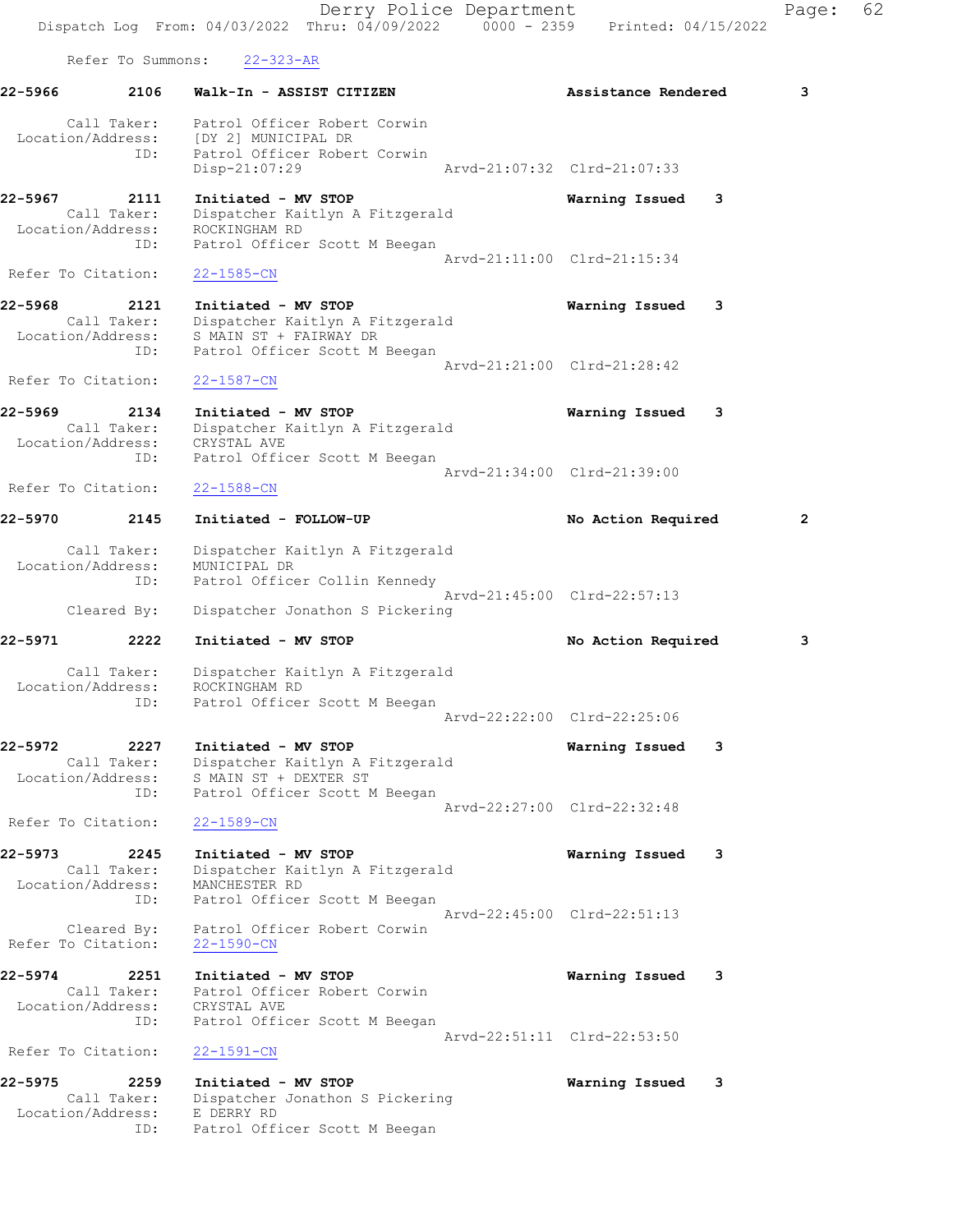Refer To Summons: 22-323-AR

**22-5966 2106 Walk-In - ASSIST CITIZEN** — Assistance Rendered 3

Call Taker: Patrol Officer Robert Corwin
Location/Address: [DY 2] MUNICIPAL DR
ID: Patrol Officer Robert Corwin
Disp-21:07:29 Arvd-21:07:32 Clrd-21:07:33

**22-5967 2111 Initiated - MV STOP** — Warning Issued 3

Call Taker: Dispatcher Kaitlyn A Fitzgerald
Location/Address: ROCKINGHAM RD
ID: Patrol Officer Scott M Beegan
Arvd-21:11:00 Clrd-21:15:34
Refer To Citation: 22-1585-CN

**22-5968 2121 Initiated - MV STOP** — Warning Issued 3

Call Taker: Dispatcher Kaitlyn A Fitzgerald
Location/Address: S MAIN ST + FAIRWAY DR
ID: Patrol Officer Scott M Beegan
Arvd-21:21:00 Clrd-21:28:42
Refer To Citation: 22-1587-CN

**22-5969 2134 Initiated - MV STOP** — Warning Issued 3

Call Taker: Dispatcher Kaitlyn A Fitzgerald
Location/Address: CRYSTAL AVE
ID: Patrol Officer Scott M Beegan
Arvd-21:34:00 Clrd-21:39:00
Refer To Citation: 22-1588-CN

**22-5970 2145 Initiated - FOLLOW-UP** — No Action Required 2

Call Taker: Dispatcher Kaitlyn A Fitzgerald
Location/Address: MUNICIPAL DR
ID: Patrol Officer Collin Kennedy
Arvd-21:45:00 Clrd-22:57:13
Cleared By: Dispatcher Jonathon S Pickering

**22-5971 2222 Initiated - MV STOP** — No Action Required 3

Call Taker: Dispatcher Kaitlyn A Fitzgerald
Location/Address: ROCKINGHAM RD
ID: Patrol Officer Scott M Beegan
Arvd-22:22:00 Clrd-22:25:06

**22-5972 2227 Initiated - MV STOP** — Warning Issued 3

Call Taker: Dispatcher Kaitlyn A Fitzgerald
Location/Address: S MAIN ST + DEXTER ST
ID: Patrol Officer Scott M Beegan
Arvd-22:27:00 Clrd-22:32:48
Refer To Citation: 22-1589-CN

**22-5973 2245 Initiated - MV STOP** — Warning Issued 3

Call Taker: Dispatcher Kaitlyn A Fitzgerald
Location/Address: MANCHESTER RD
ID: Patrol Officer Scott M Beegan
Arvd-22:45:00 Clrd-22:51:13
Cleared By: Patrol Officer Robert Corwin
Refer To Citation: 22-1590-CN

**22-5974 2251 Initiated - MV STOP** — Warning Issued 3

Call Taker: Patrol Officer Robert Corwin
Location/Address: CRYSTAL AVE
ID: Patrol Officer Scott M Beegan
Arvd-22:51:11 Clrd-22:53:50
Refer To Citation: 22-1591-CN

**22-5975 2259 Initiated - MV STOP** — Warning Issued 3

Call Taker: Dispatcher Jonathon S Pickering
Location/Address: E DERRY RD
ID: Patrol Officer Scott M Beegan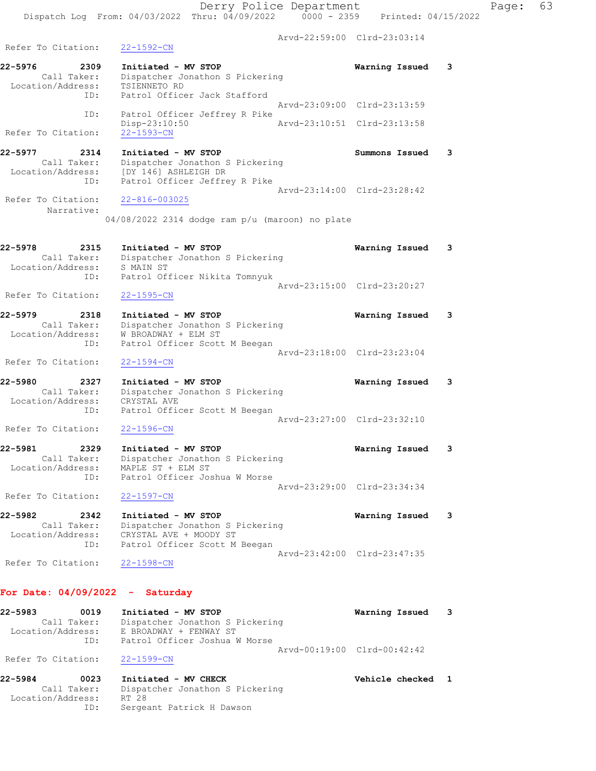Arvd-22:59:00 Clrd-23:03:14

Refer To Citation: 22-1592-CN

**22-5976** 2309 **Initiated - MV STOP** **Warning Issued** 3
Call Taker: Dispatcher Jonathon S Pickering
Location/Address: TSIENNETO RD
ID: Patrol Officer Jack Stafford
Arvd-23:09:00 Clrd-23:13:59
ID: Patrol Officer Jeffrey R Pike
Disp-23:10:50 Arvd-23:10:51 Clrd-23:13:58
Refer To Citation: 22-1593-CN

**22-5977** 2314 **Initiated - MV STOP** **Summons Issued** 3
Call Taker: Dispatcher Jonathon S Pickering
Location/Address: [DY 146] ASHLEIGH DR
ID: Patrol Officer Jeffrey R Pike
Arvd-23:14:00 Clrd-23:28:42
Refer To Citation: 22-816-003025
Narrative:
04/08/2022 2314 dodge ram p/u (maroon) no plate

**22-5978** 2315 **Initiated - MV STOP** **Warning Issued** 3
Call Taker: Dispatcher Jonathon S Pickering
Location/Address: S MAIN ST
ID: Patrol Officer Nikita Tomnyuk
Arvd-23:15:00 Clrd-23:20:27
Refer To Citation: 22-1595-CN

**22-5979** 2318 **Initiated - MV STOP** **Warning Issued** 3
Call Taker: Dispatcher Jonathon S Pickering
Location/Address: W BROADWAY + ELM ST
ID: Patrol Officer Scott M Beegan
Arvd-23:18:00 Clrd-23:23:04
Refer To Citation: 22-1594-CN

**22-5980** 2327 **Initiated - MV STOP** **Warning Issued** 3
Call Taker: Dispatcher Jonathon S Pickering
Location/Address: CRYSTAL AVE
ID: Patrol Officer Scott M Beegan
Arvd-23:27:00 Clrd-23:32:10
Refer To Citation: 22-1596-CN

**22-5981** 2329 **Initiated - MV STOP** **Warning Issued** 3
Call Taker: Dispatcher Jonathon S Pickering
Location/Address: MAPLE ST + ELM ST
ID: Patrol Officer Joshua W Morse
Arvd-23:29:00 Clrd-23:34:34
Refer To Citation: 22-1597-CN

**22-5982** 2342 **Initiated - MV STOP** **Warning Issued** 3
Call Taker: Dispatcher Jonathon S Pickering
Location/Address: CRYSTAL AVE + MOODY ST
ID: Patrol Officer Scott M Beegan
Arvd-23:42:00 Clrd-23:47:35
Refer To Citation: 22-1598-CN

## For Date: 04/09/2022 - Saturday

**22-5983** 0019 **Initiated - MV STOP** **Warning Issued** 3
Call Taker: Dispatcher Jonathon S Pickering
Location/Address: E BROADWAY + FENWAY ST
ID: Patrol Officer Joshua W Morse
Arvd-00:19:00 Clrd-00:42:42
Refer To Citation: 22-1599-CN

**22-5984** 0023 **Initiated - MV CHECK** **Vehicle checked** 1
Call Taker: Dispatcher Jonathon S Pickering
Location/Address: RT 28
ID: Sergeant Patrick H Dawson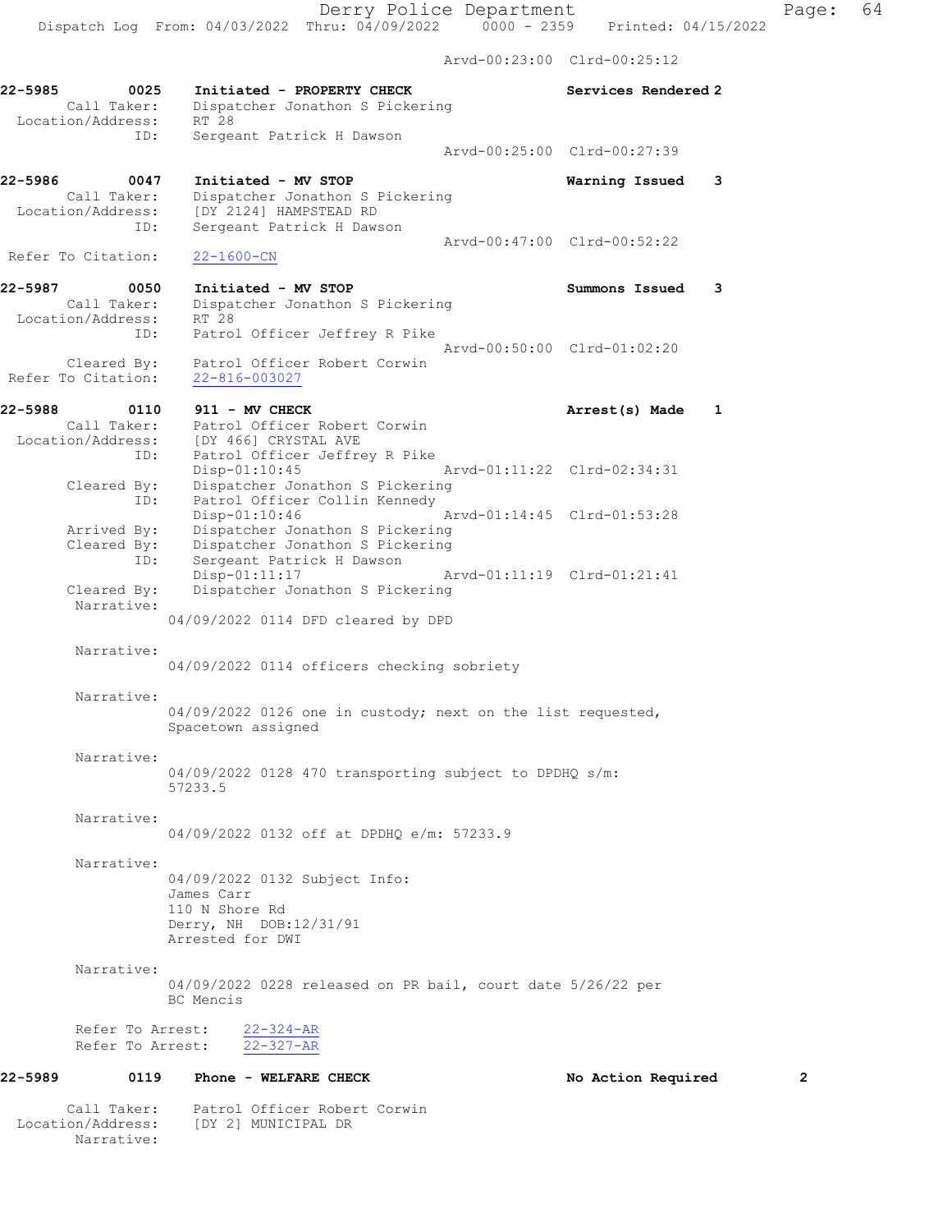Arvd-00:23:00 Clrd-00:25:12

**22-5985** 0025 **Initiated - PROPERTY CHECK** **Services Rendered 2**
Call Taker: Dispatcher Jonathon S Pickering
Location/Address: RT 28
ID: Sergeant Patrick H Dawson
Arvd-00:25:00 Clrd-00:27:39

**22-5986** 0047 **Initiated - MV STOP** **Warning Issued 3**
Call Taker: Dispatcher Jonathon S Pickering
Location/Address: [DY 2124] HAMPSTEAD RD
ID: Sergeant Patrick H Dawson
Arvd-00:47:00 Clrd-00:52:22
Refer To Citation: 22-1600-CN

**22-5987** 0050 **Initiated - MV STOP** **Summons Issued 3**
Call Taker: Dispatcher Jonathon S Pickering
Location/Address: RT 28
ID: Patrol Officer Jeffrey R Pike
Arvd-00:50:00 Clrd-01:02:20
Cleared By: Patrol Officer Robert Corwin
Refer To Citation: 22-816-003027

**22-5988** 0110 **911 - MV CHECK** **Arrest(s) Made 1**
Call Taker: Patrol Officer Robert Corwin
Location/Address: [DY 466] CRYSTAL AVE
ID: Patrol Officer Jeffrey R Pike
Disp-01:10:45 Arvd-01:11:22 Clrd-02:34:31
Cleared By: Dispatcher Jonathon S Pickering
ID: Patrol Officer Collin Kennedy
Disp-01:10:46 Arvd-01:14:45 Clrd-01:53:28
Arrived By: Dispatcher Jonathon S Pickering
Cleared By: Dispatcher Jonathon S Pickering
ID: Sergeant Patrick H Dawson
Disp-01:11:17 Arvd-01:11:19 Clrd-01:21:41
Cleared By: Dispatcher Jonathon S Pickering
Narrative:
04/09/2022 0114 DFD cleared by DPD

Narrative:
04/09/2022 0114 officers checking sobriety

Narrative:
04/09/2022 0126 one in custody; next on the list requested, Spacetown assigned

Narrative:
04/09/2022 0128 470 transporting subject to DPDHQ s/m: 57233.5

Narrative:
04/09/2022 0132 off at DPDHQ e/m: 57233.9

Narrative:
04/09/2022 0132 Subject Info:
James Carr
110 N Shore Rd
Derry, NH DOB:12/31/91
Arrested for DWI

Narrative:
04/09/2022 0228 released on PR bail, court date 5/26/22 per BC Mencis

Refer To Arrest: 22-324-AR
Refer To Arrest: 22-327-AR

**22-5989** 0119 **Phone - WELFARE CHECK** **No Action Required 2**
Call Taker: Patrol Officer Robert Corwin
Location/Address: [DY 2] MUNICIPAL DR
Narrative: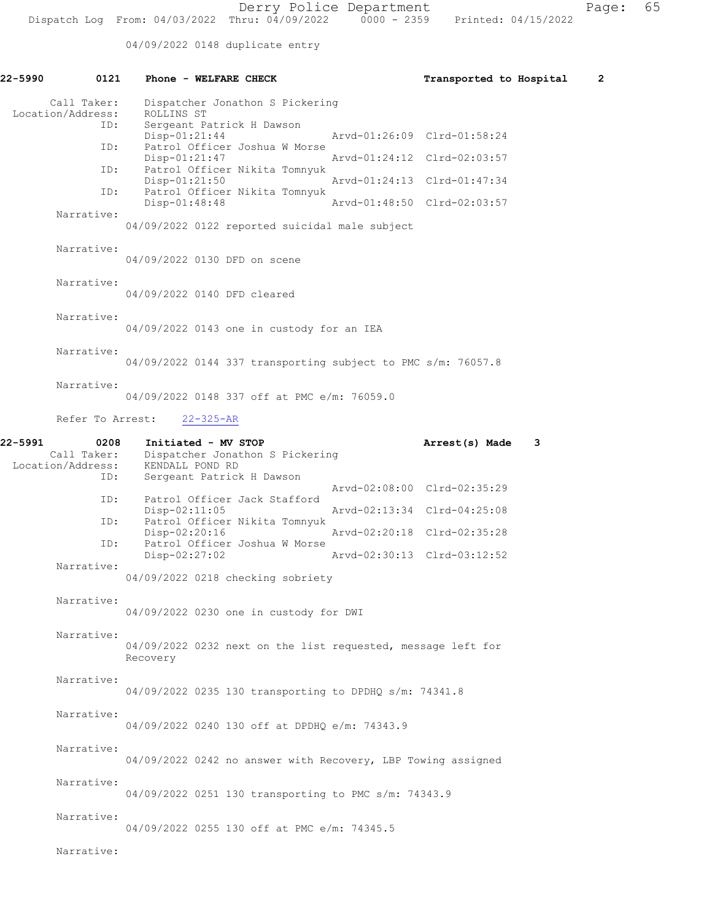04/09/2022 0148 duplicate entry

**22-5990 0121 Phone - WELFARE CHECK** — Transported to Hospital 2

Call Taker: Dispatcher Jonathon S Pickering
Location/Address: ROLLINS ST

| ID | Disp | Arvd | Clrd |
|---|---|---|---|
| Sergeant Patrick H Dawson | Disp-01:21:44 | Arvd-01:26:09 | Clrd-01:58:24 |
| Patrol Officer Joshua W Morse | Disp-01:21:47 | Arvd-01:24:12 | Clrd-02:03:57 |
| Patrol Officer Nikita Tomnyuk | Disp-01:21:50 | Arvd-01:24:13 | Clrd-01:47:34 |
| Patrol Officer Nikita Tomnyuk | Disp-01:48:48 | Arvd-01:48:50 | Clrd-02:03:57 |

Narrative:
04/09/2022 0122 reported suicidal male subject

Narrative:
04/09/2022 0130 DFD on scene

Narrative:
04/09/2022 0140 DFD cleared

Narrative:
04/09/2022 0143 one in custody for an IEA

Narrative:
04/09/2022 0144 337 transporting subject to PMC s/m: 76057.8

Narrative:
04/09/2022 0148 337 off at PMC e/m: 76059.0

Refer To Arrest: 22-325-AR

**22-5991 0208 Initiated - MV STOP** — Arrest(s) Made 3

Call Taker: Dispatcher Jonathon S Pickering
Location/Address: KENDALL POND RD

| ID | Disp | Arvd | Clrd |
|---|---|---|---|
| Sergeant Patrick H Dawson | | Arvd-02:08:00 | Clrd-02:35:29 |
| Patrol Officer Jack Stafford | Disp-02:11:05 | Arvd-02:13:34 | Clrd-04:25:08 |
| Patrol Officer Nikita Tomnyuk | Disp-02:20:16 | Arvd-02:20:18 | Clrd-02:35:28 |
| Patrol Officer Joshua W Morse | Disp-02:27:02 | Arvd-02:30:13 | Clrd-03:12:52 |

Narrative:
04/09/2022 0218 checking sobriety

Narrative:
04/09/2022 0230 one in custody for DWI

Narrative:
04/09/2022 0232 next on the list requested, message left for Recovery

Narrative:
04/09/2022 0235 130 transporting to DPDHQ s/m: 74341.8

Narrative:
04/09/2022 0240 130 off at DPDHQ e/m: 74343.9

Narrative:
04/09/2022 0242 no answer with Recovery, LBP Towing assigned

Narrative:
04/09/2022 0251 130 transporting to PMC s/m: 74343.9

Narrative:
04/09/2022 0255 130 off at PMC e/m: 74345.5

Narrative: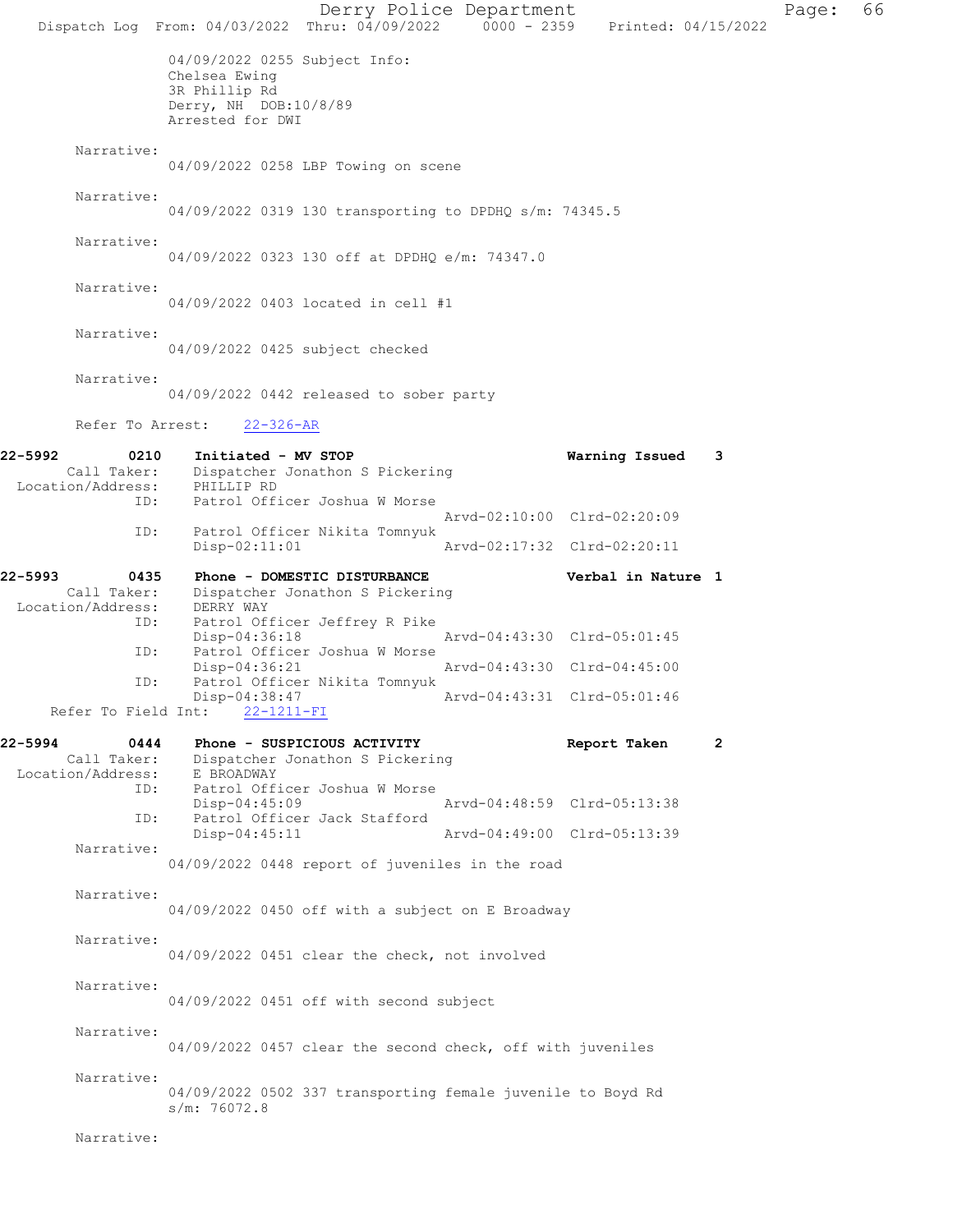04/09/2022 0255 Subject Info:
Chelsea Ewing
3R Phillip Rd
Derry, NH DOB:10/8/89
Arrested for DWI

Narrative:
04/09/2022 0258 LBP Towing on scene

Narrative:
04/09/2022 0319 130 transporting to DPDHQ s/m: 74345.5

Narrative:
04/09/2022 0323 130 off at DPDHQ e/m: 74347.0

Narrative:
04/09/2022 0403 located in cell #1

Narrative:
04/09/2022 0425 subject checked

Narrative:
04/09/2022 0442 released to sober party

Refer To Arrest: 22-326-AR

**22-5992 0210 Initiated - MV STOP** — Warning Issued 3
Call Taker: Dispatcher Jonathon S Pickering
Location/Address: PHILLIP RD
ID: Patrol Officer Joshua W Morse
Arvd-02:10:00 Clrd-02:20:09
ID: Patrol Officer Nikita Tomnyuk
Disp-02:11:01 Arvd-02:17:32 Clrd-02:20:11

**22-5993 0435 Phone - DOMESTIC DISTURBANCE** — Verbal in Nature 1
Call Taker: Dispatcher Jonathon S Pickering
Location/Address: DERRY WAY
ID: Patrol Officer Jeffrey R Pike
Disp-04:36:18 Arvd-04:43:30 Clrd-05:01:45
ID: Patrol Officer Joshua W Morse
Disp-04:36:21 Arvd-04:43:30 Clrd-04:45:00
ID: Patrol Officer Nikita Tomnyuk
Disp-04:38:47 Arvd-04:43:31 Clrd-05:01:46
Refer To Field Int: 22-1211-FI

**22-5994 0444 Phone - SUSPICIOUS ACTIVITY** — Report Taken 2
Call Taker: Dispatcher Jonathon S Pickering
Location/Address: E BROADWAY
ID: Patrol Officer Joshua W Morse
Disp-04:45:09 Arvd-04:48:59 Clrd-05:13:38
ID: Patrol Officer Jack Stafford
Disp-04:45:11 Arvd-04:49:00 Clrd-05:13:39

Narrative:
04/09/2022 0448 report of juveniles in the road

Narrative:
04/09/2022 0450 off with a subject on E Broadway

Narrative:
04/09/2022 0451 clear the check, not involved

Narrative:
04/09/2022 0451 off with second subject

Narrative:
04/09/2022 0457 clear the second check, off with juveniles

Narrative:
04/09/2022 0502 337 transporting female juvenile to Boyd Rd
s/m: 76072.8

Narrative: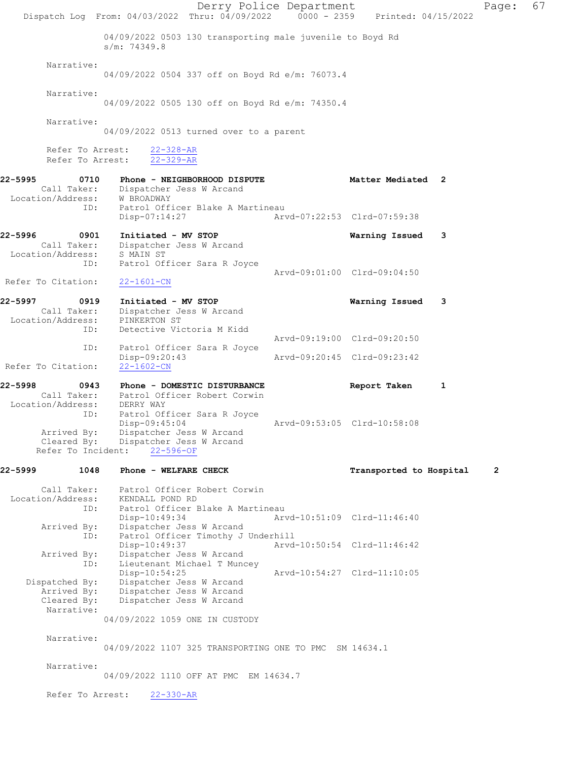04/09/2022 0503 130 transporting male juvenile to Boyd Rd
s/m: 74349.8

Narrative:
04/09/2022 0504 337 off on Boyd Rd e/m: 76073.4

Narrative:
04/09/2022 0505 130 off on Boyd Rd e/m: 74350.4

Narrative:
04/09/2022 0513 turned over to a parent

Refer To Arrest: 22-328-AR
Refer To Arrest: 22-329-AR

**22-5995 0710 Phone - NEIGHBORHOOD DISPUTE — Matter Mediated 2**
Call Taker: Dispatcher Jess W Arcand
Location/Address: W BROADWAY
ID: Patrol Officer Blake A Martineau
Disp-07:14:27 Arvd-07:22:53 Clrd-07:59:38

**22-5996 0901 Initiated - MV STOP — Warning Issued 3**
Call Taker: Dispatcher Jess W Arcand
Location/Address: S MAIN ST
ID: Patrol Officer Sara R Joyce
Arvd-09:01:00 Clrd-09:04:50
Refer To Citation: 22-1601-CN

**22-5997 0919 Initiated - MV STOP — Warning Issued 3**
Call Taker: Dispatcher Jess W Arcand
Location/Address: PINKERTON ST
ID: Detective Victoria M Kidd
Arvd-09:19:00 Clrd-09:20:50
ID: Patrol Officer Sara R Joyce
Disp-09:20:43 Arvd-09:20:45 Clrd-09:23:42
Refer To Citation: 22-1602-CN

**22-5998 0943 Phone - DOMESTIC DISTURBANCE — Report Taken 1**
Call Taker: Patrol Officer Robert Corwin
Location/Address: DERRY WAY
ID: Patrol Officer Sara R Joyce
Disp-09:45:04 Arvd-09:53:05 Clrd-10:58:08
Arrived By: Dispatcher Jess W Arcand
Cleared By: Dispatcher Jess W Arcand
Refer To Incident: 22-596-OF

**22-5999 1048 Phone - WELFARE CHECK — Transported to Hospital 2**
Call Taker: Patrol Officer Robert Corwin
Location/Address: KENDALL POND RD
ID: Patrol Officer Blake A Martineau
Disp-10:49:34 Arvd-10:51:09 Clrd-11:46:40
Arrived By: Dispatcher Jess W Arcand
ID: Patrol Officer Timothy J Underhill
Disp-10:49:37 Arvd-10:50:54 Clrd-11:46:42
Arrived By: Dispatcher Jess W Arcand
ID: Lieutenant Michael T Muncey
Disp-10:54:25 Arvd-10:54:27 Clrd-11:10:05
Dispatched By: Dispatcher Jess W Arcand
Arrived By: Dispatcher Jess W Arcand
Cleared By: Dispatcher Jess W Arcand
Narrative:
04/09/2022 1059 ONE IN CUSTODY

Narrative:
04/09/2022 1107 325 TRANSPORTING ONE TO PMC SM 14634.1

Narrative:
04/09/2022 1110 OFF AT PMC EM 14634.7

Refer To Arrest: 22-330-AR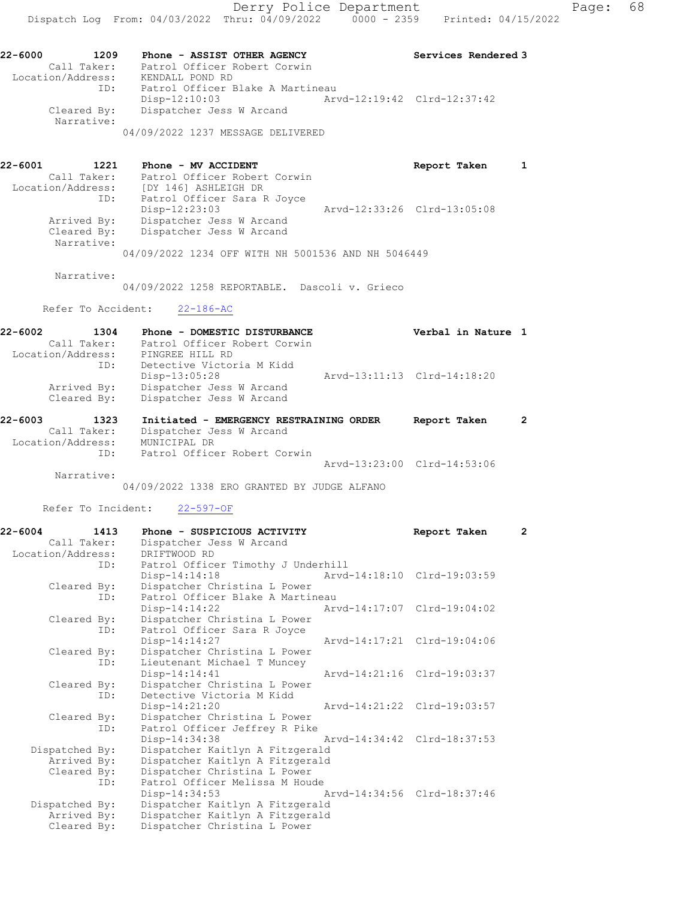22-6000 1209 Phone - ASSIST OTHER AGENCY Services Rendered 3
Call Taker: Patrol Officer Robert Corwin
Location/Address: KENDALL POND RD
ID: Patrol Officer Blake A Martineau
Disp-12:10:03 Arvd-12:19:42 Clrd-12:37:42
Cleared By: Dispatcher Jess W Arcand
Narrative:
04/09/2022 1237 MESSAGE DELIVERED

22-6001 1221 Phone - MV ACCIDENT Report Taken 1
Call Taker: Patrol Officer Robert Corwin
Location/Address: [DY 146] ASHLEIGH DR
ID: Patrol Officer Sara R Joyce
Disp-12:23:03 Arvd-12:33:26 Clrd-13:05:08
Arrived By: Dispatcher Jess W Arcand
Cleared By: Dispatcher Jess W Arcand
Narrative:
04/09/2022 1234 OFF WITH NH 5001536 AND NH 5046449

Narrative:
04/09/2022 1258 REPORTABLE. Dascoli v. Grieco

Refer To Accident: 22-186-AC

22-6002 1304 Phone - DOMESTIC DISTURBANCE Verbal in Nature 1
Call Taker: Patrol Officer Robert Corwin
Location/Address: PINGREE HILL RD
ID: Detective Victoria M Kidd
Disp-13:05:28 Arvd-13:11:13 Clrd-14:18:20
Arrived By: Dispatcher Jess W Arcand
Cleared By: Dispatcher Jess W Arcand

22-6003 1323 Initiated - EMERGENCY RESTRAINING ORDER Report Taken 2
Call Taker: Dispatcher Jess W Arcand
Location/Address: MUNICIPAL DR
ID: Patrol Officer Robert Corwin
Arvd-13:23:00 Clrd-14:53:06
Narrative:
04/09/2022 1338 ERO GRANTED BY JUDGE ALFANO

Refer To Incident: 22-597-OF

22-6004 1413 Phone - SUSPICIOUS ACTIVITY Report Taken 2
Call Taker: Dispatcher Jess W Arcand
Location/Address: DRIFTWOOD RD
ID: Patrol Officer Timothy J Underhill
Disp-14:14:18 Arvd-14:18:10 Clrd-19:03:59
Cleared By: Dispatcher Christina L Power
ID: Patrol Officer Blake A Martineau
Disp-14:14:22 Arvd-14:17:07 Clrd-19:04:02
Cleared By: Dispatcher Christina L Power
ID: Patrol Officer Sara R Joyce
Disp-14:14:27 Arvd-14:17:21 Clrd-19:04:06
Cleared By: Dispatcher Christina L Power
ID: Lieutenant Michael T Muncey
Disp-14:14:41 Arvd-14:21:16 Clrd-19:03:37
Cleared By: Dispatcher Christina L Power
ID: Detective Victoria M Kidd
Disp-14:21:20 Arvd-14:21:22 Clrd-19:03:57
Cleared By: Dispatcher Christina L Power
ID: Patrol Officer Jeffrey R Pike
Disp-14:34:38 Arvd-14:34:42 Clrd-18:37:53
Dispatched By: Dispatcher Kaitlyn A Fitzgerald
Arrived By: Dispatcher Kaitlyn A Fitzgerald
Cleared By: Dispatcher Christina L Power
ID: Patrol Officer Melissa M Houde
Disp-14:34:53 Arvd-14:34:56 Clrd-18:37:46
Dispatched By: Dispatcher Kaitlyn A Fitzgerald
Arrived By: Dispatcher Kaitlyn A Fitzgerald
Cleared By: Dispatcher Christina L Power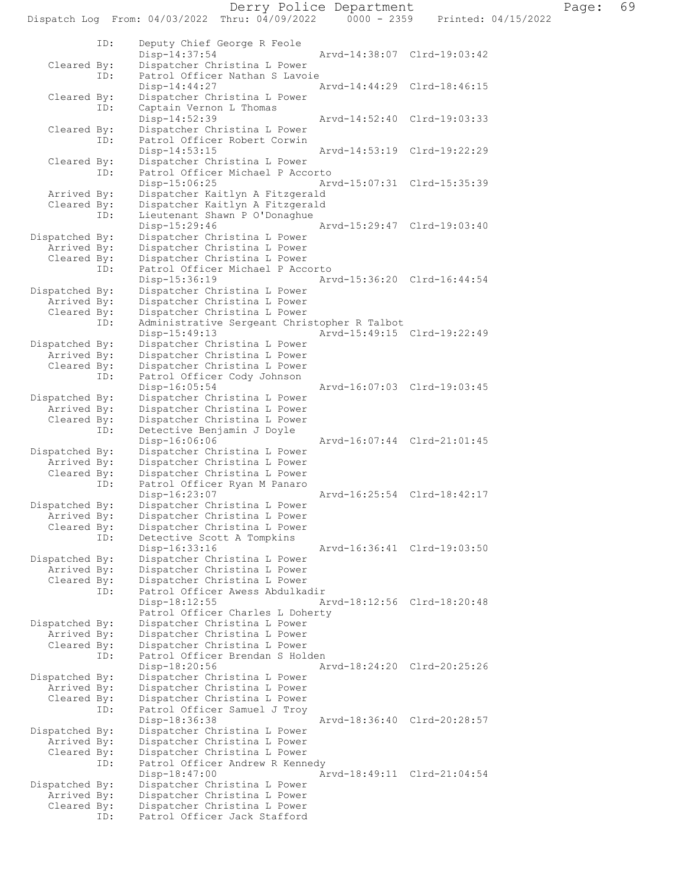```
         ID:    Deputy Chief George R Feole
                Disp-14:37:54                Arvd-14:38:07  Clrd-19:03:42
  Cleared By:   Dispatcher Christina L Power
         ID:    Patrol Officer Nathan S Lavoie
                Disp-14:44:27                Arvd-14:44:29  Clrd-18:46:15
  Cleared By:   Dispatcher Christina L Power
         ID:    Captain Vernon L Thomas
                Disp-14:52:39                Arvd-14:52:40  Clrd-19:03:33
  Cleared By:   Dispatcher Christina L Power
         ID:    Patrol Officer Robert Corwin
                Disp-14:53:15                Arvd-14:53:19  Clrd-19:22:29
  Cleared By:   Dispatcher Christina L Power
         ID:    Patrol Officer Michael P Accorto
                Disp-15:06:25                Arvd-15:07:31  Clrd-15:35:39
  Arrived By:   Dispatcher Kaitlyn A Fitzgerald
  Cleared By:   Dispatcher Kaitlyn A Fitzgerald
         ID:    Lieutenant Shawn P O'Donaghue
                Disp-15:29:46                Arvd-15:29:47  Clrd-19:03:40
Dispatched By:  Dispatcher Christina L Power
  Arrived By:   Dispatcher Christina L Power
  Cleared By:   Dispatcher Christina L Power
         ID:    Patrol Officer Michael P Accorto
                Disp-15:36:19                Arvd-15:36:20  Clrd-16:44:54
Dispatched By:  Dispatcher Christina L Power
  Arrived By:   Dispatcher Christina L Power
  Cleared By:   Dispatcher Christina L Power
         ID:    Administrative Sergeant Christopher R Talbot
                Disp-15:49:13                Arvd-15:49:15  Clrd-19:22:49
Dispatched By:  Dispatcher Christina L Power
  Arrived By:   Dispatcher Christina L Power
  Cleared By:   Dispatcher Christina L Power
         ID:    Patrol Officer Cody Johnson
                Disp-16:05:54                Arvd-16:07:03  Clrd-19:03:45
Dispatched By:  Dispatcher Christina L Power
  Arrived By:   Dispatcher Christina L Power
  Cleared By:   Dispatcher Christina L Power
         ID:    Detective Benjamin J Doyle
                Disp-16:06:06                Arvd-16:07:44  Clrd-21:01:45
Dispatched By:  Dispatcher Christina L Power
  Arrived By:   Dispatcher Christina L Power
  Cleared By:   Dispatcher Christina L Power
         ID:    Patrol Officer Ryan M Panaro
                Disp-16:23:07                Arvd-16:25:54  Clrd-18:42:17
Dispatched By:  Dispatcher Christina L Power
  Arrived By:   Dispatcher Christina L Power
  Cleared By:   Dispatcher Christina L Power
         ID:    Detective Scott A Tompkins
                Disp-16:33:16                Arvd-16:36:41  Clrd-19:03:50
Dispatched By:  Dispatcher Christina L Power
  Arrived By:   Dispatcher Christina L Power
  Cleared By:   Dispatcher Christina L Power
         ID:    Patrol Officer Awess Abdulkadir
                Disp-18:12:55                Arvd-18:12:56  Clrd-18:20:48
                Patrol Officer Charles L Doherty
Dispatched By:  Dispatcher Christina L Power
  Arrived By:   Dispatcher Christina L Power
  Cleared By:   Dispatcher Christina L Power
         ID:    Patrol Officer Brendan S Holden
                Disp-18:20:56                Arvd-18:24:20  Clrd-20:25:26
Dispatched By:  Dispatcher Christina L Power
  Arrived By:   Dispatcher Christina L Power
  Cleared By:   Dispatcher Christina L Power
         ID:    Patrol Officer Samuel J Troy
                Disp-18:36:38                Arvd-18:36:40  Clrd-20:28:57
Dispatched By:  Dispatcher Christina L Power
  Arrived By:   Dispatcher Christina L Power
  Cleared By:   Dispatcher Christina L Power
         ID:    Patrol Officer Andrew R Kennedy
                Disp-18:47:00                Arvd-18:49:11  Clrd-21:04:54
Dispatched By:  Dispatcher Christina L Power
  Arrived By:   Dispatcher Christina L Power
  Cleared By:   Dispatcher Christina L Power
         ID:    Patrol Officer Jack Stafford
```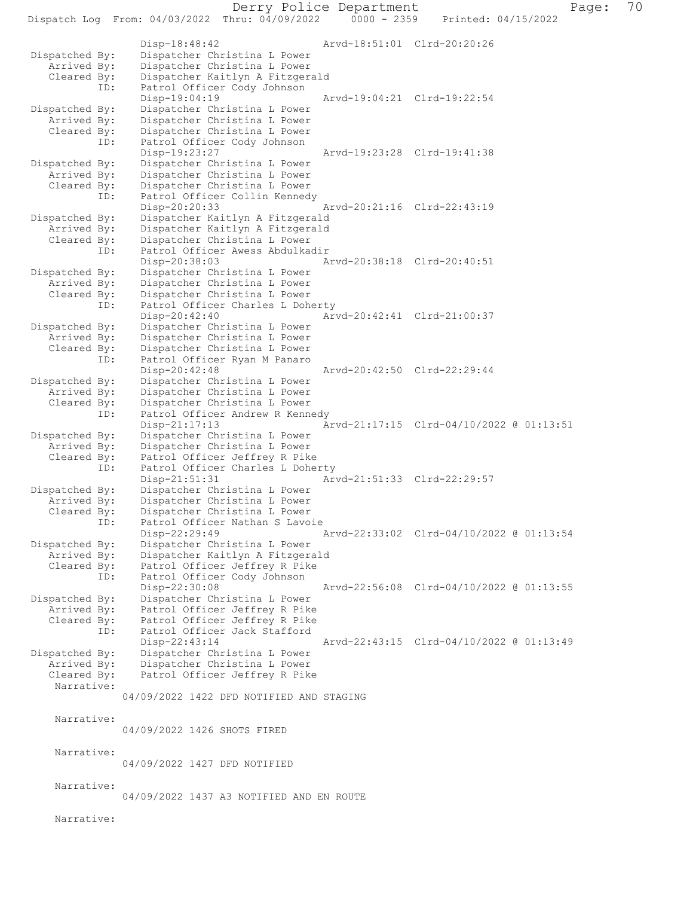```
              Disp-18:48:42                 Arvd-18:51:01  Clrd-20:20:26
Dispatched By:    Dispatcher Christina L Power
   Arrived By:    Dispatcher Christina L Power
   Cleared By:    Dispatcher Kaitlyn A Fitzgerald
          ID:     Patrol Officer Cody Johnson
              Disp-19:04:19                 Arvd-19:04:21  Clrd-19:22:54
Dispatched By:    Dispatcher Christina L Power
   Arrived By:    Dispatcher Christina L Power
   Cleared By:    Dispatcher Christina L Power
          ID:     Patrol Officer Cody Johnson
              Disp-19:23:27                 Arvd-19:23:28  Clrd-19:41:38
Dispatched By:    Dispatcher Christina L Power
   Arrived By:    Dispatcher Christina L Power
   Cleared By:    Dispatcher Christina L Power
          ID:     Patrol Officer Collin Kennedy
              Disp-20:20:33                 Arvd-20:21:16  Clrd-22:43:19
Dispatched By:    Dispatcher Kaitlyn A Fitzgerald
   Arrived By:    Dispatcher Kaitlyn A Fitzgerald
   Cleared By:    Dispatcher Christina L Power
          ID:     Patrol Officer Awess Abdulkadir
              Disp-20:38:03                 Arvd-20:38:18  Clrd-20:40:51
Dispatched By:    Dispatcher Christina L Power
   Arrived By:    Dispatcher Christina L Power
   Cleared By:    Dispatcher Christina L Power
          ID:     Patrol Officer Charles L Doherty
              Disp-20:42:40                 Arvd-20:42:41  Clrd-21:00:37
Dispatched By:    Dispatcher Christina L Power
   Arrived By:    Dispatcher Christina L Power
   Cleared By:    Dispatcher Christina L Power
          ID:     Patrol Officer Ryan M Panaro
              Disp-20:42:48                 Arvd-20:42:50  Clrd-22:29:44
Dispatched By:    Dispatcher Christina L Power
   Arrived By:    Dispatcher Christina L Power
   Cleared By:    Dispatcher Christina L Power
          ID:     Patrol Officer Andrew R Kennedy
              Disp-21:17:13                 Arvd-21:17:15  Clrd-04/10/2022 @ 01:13:51
Dispatched By:    Dispatcher Christina L Power
   Arrived By:    Dispatcher Christina L Power
   Cleared By:    Patrol Officer Jeffrey R Pike
          ID:     Patrol Officer Charles L Doherty
              Disp-21:51:31                 Arvd-21:51:33  Clrd-22:29:57
Dispatched By:    Dispatcher Christina L Power
   Arrived By:    Dispatcher Christina L Power
   Cleared By:    Dispatcher Christina L Power
          ID:     Patrol Officer Nathan S Lavoie
              Disp-22:29:49                 Arvd-22:33:02  Clrd-04/10/2022 @ 01:13:54
Dispatched By:    Dispatcher Christina L Power
   Arrived By:    Dispatcher Kaitlyn A Fitzgerald
   Cleared By:    Patrol Officer Jeffrey R Pike
          ID:     Patrol Officer Cody Johnson
              Disp-22:30:08                 Arvd-22:56:08  Clrd-04/10/2022 @ 01:13:55
Dispatched By:    Dispatcher Christina L Power
   Arrived By:    Patrol Officer Jeffrey R Pike
   Cleared By:    Patrol Officer Jeffrey R Pike
          ID:     Patrol Officer Jack Stafford
              Disp-22:43:14                 Arvd-22:43:15  Clrd-04/10/2022 @ 01:13:49
Dispatched By:    Dispatcher Christina L Power
   Arrived By:    Dispatcher Christina L Power
   Cleared By:    Patrol Officer Jeffrey R Pike
   Narrative:
              04/09/2022 1422 DFD NOTIFIED AND STAGING

   Narrative:
              04/09/2022 1426 SHOTS FIRED

   Narrative:
              04/09/2022 1427 DFD NOTIFIED

   Narrative:
              04/09/2022 1437 A3 NOTIFIED AND EN ROUTE

   Narrative:
```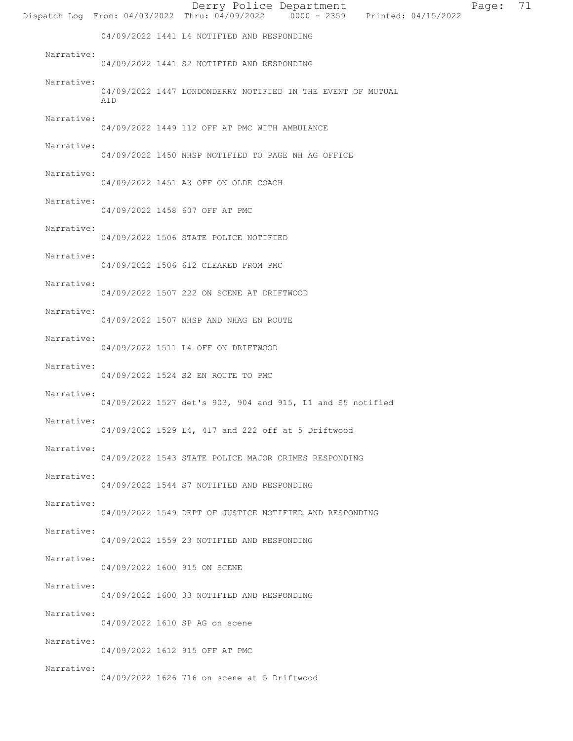04/09/2022 1441 L4 NOTIFIED AND RESPONDING

Narrative:
04/09/2022 1441 S2 NOTIFIED AND RESPONDING

Narrative:
04/09/2022 1447 LONDONDERRY NOTIFIED IN THE EVENT OF MUTUAL AID

Narrative:
04/09/2022 1449 112 OFF AT PMC WITH AMBULANCE

Narrative:
04/09/2022 1450 NHSP NOTIFIED TO PAGE NH AG OFFICE

Narrative:
04/09/2022 1451 A3 OFF ON OLDE COACH

Narrative:
04/09/2022 1458 607 OFF AT PMC

Narrative:
04/09/2022 1506 STATE POLICE NOTIFIED

Narrative:
04/09/2022 1506 612 CLEARED FROM PMC

Narrative:
04/09/2022 1507 222 ON SCENE AT DRIFTWOOD

Narrative:
04/09/2022 1507 NHSP AND NHAG EN ROUTE

Narrative:
04/09/2022 1511 L4 OFF ON DRIFTWOOD

Narrative:
04/09/2022 1524 S2 EN ROUTE TO PMC

Narrative:
04/09/2022 1527 det's 903, 904 and 915, L1 and S5 notified

Narrative:
04/09/2022 1529 L4, 417 and 222 off at 5 Driftwood

Narrative:
04/09/2022 1543 STATE POLICE MAJOR CRIMES RESPONDING

Narrative:
04/09/2022 1544 S7 NOTIFIED AND RESPONDING

Narrative:
04/09/2022 1549 DEPT OF JUSTICE NOTIFIED AND RESPONDING

Narrative:
04/09/2022 1559 23 NOTIFIED AND RESPONDING

Narrative:
04/09/2022 1600 915 ON SCENE

Narrative:
04/09/2022 1600 33 NOTIFIED AND RESPONDING

Narrative:
04/09/2022 1610 SP AG on scene

Narrative:
04/09/2022 1612 915 OFF AT PMC

Narrative:
04/09/2022 1626 716 on scene at 5 Driftwood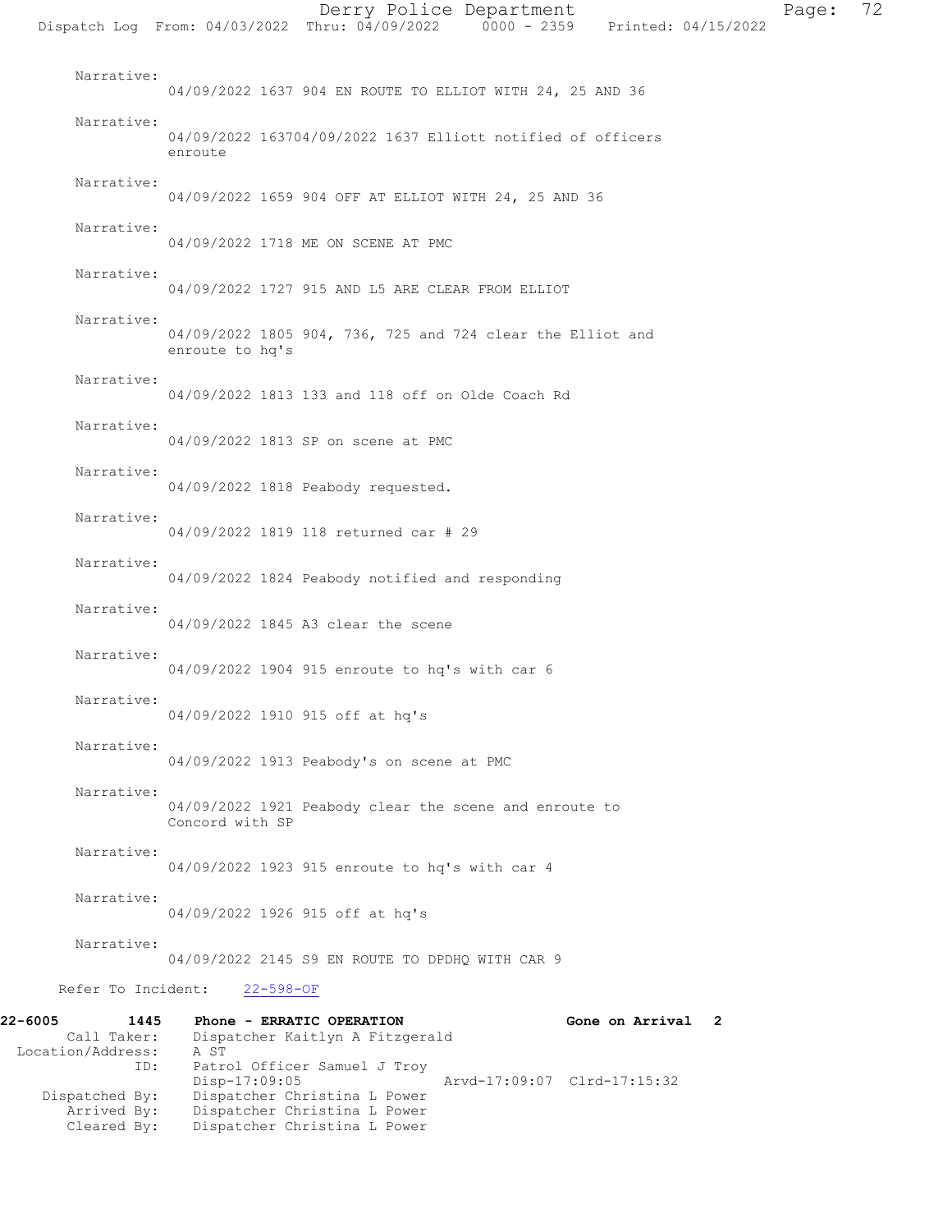Narrative:
04/09/2022 1637 904 EN ROUTE TO ELLIOT WITH 24, 25 AND 36

Narrative:
04/09/2022 163704/09/2022 1637 Elliott notified of officers enroute

Narrative:
04/09/2022 1659 904 OFF AT ELLIOT WITH 24, 25 AND 36

Narrative:
04/09/2022 1718 ME ON SCENE AT PMC

Narrative:
04/09/2022 1727 915 AND L5 ARE CLEAR FROM ELLIOT

Narrative:
04/09/2022 1805 904, 736, 725 and 724 clear the Elliot and enroute to hq's

Narrative:
04/09/2022 1813 133 and 118 off on Olde Coach Rd

Narrative:
04/09/2022 1813 SP on scene at PMC

Narrative:
04/09/2022 1818 Peabody requested.

Narrative:
04/09/2022 1819 118 returned car # 29

Narrative:
04/09/2022 1824 Peabody notified and responding

Narrative:
04/09/2022 1845 A3 clear the scene

Narrative:
04/09/2022 1904 915 enroute to hq's with car 6

Narrative:
04/09/2022 1910 915 off at hq's

Narrative:
04/09/2022 1913 Peabody's on scene at PMC

Narrative:
04/09/2022 1921 Peabody clear the scene and enroute to Concord with SP

Narrative:
04/09/2022 1923 915 enroute to hq's with car 4

Narrative:
04/09/2022 1926 915 off at hq's

Narrative:
04/09/2022 2145 S9 EN ROUTE TO DPDHQ WITH CAR 9

Refer To Incident: 22-598-OF

**22-6005 1445 Phone - ERRATIC OPERATION Gone on Arrival 2**

Call Taker: Dispatcher Kaitlyn A Fitzgerald
Location/Address: A ST
ID: Patrol Officer Samuel J Troy
Disp-17:09:05 Arvd-17:09:07 Clrd-17:15:32
Dispatched By: Dispatcher Christina L Power
Arrived By: Dispatcher Christina L Power
Cleared By: Dispatcher Christina L Power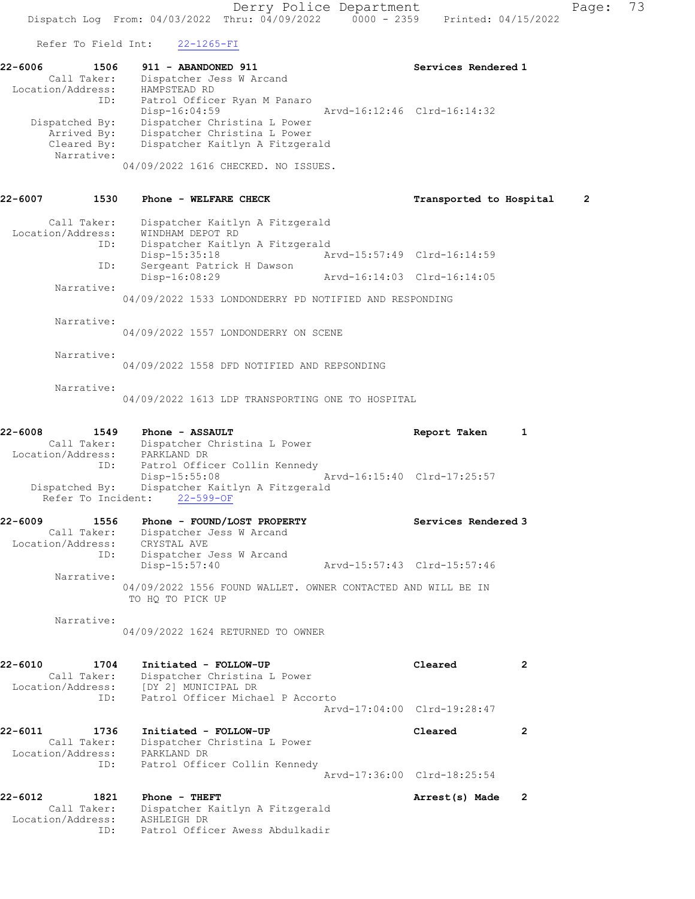Refer To Field Int: 22-1265-FI

**22-6006** 1506 **911 - ABANDONED 911** **Services Rendered 1**
Call Taker: Dispatcher Jess W Arcand
Location/Address: HAMPSTEAD RD
ID: Patrol Officer Ryan M Panaro
Disp-16:04:59 Arvd-16:12:46 Clrd-16:14:32
Dispatched By: Dispatcher Christina L Power
Arrived By: Dispatcher Christina L Power
Cleared By: Dispatcher Kaitlyn A Fitzgerald
Narrative:
04/09/2022 1616 CHECKED. NO ISSUES.

**22-6007** 1530 **Phone - WELFARE CHECK** **Transported to Hospital 2**
Call Taker: Dispatcher Kaitlyn A Fitzgerald
Location/Address: WINDHAM DEPOT RD
ID: Dispatcher Kaitlyn A Fitzgerald
Disp-15:35:18 Arvd-15:57:49 Clrd-16:14:59
ID: Sergeant Patrick H Dawson
Disp-16:08:29 Arvd-16:14:03 Clrd-16:14:05
Narrative:
04/09/2022 1533 LONDONDERRY PD NOTIFIED AND RESPONDING

Narrative:
04/09/2022 1557 LONDONDERRY ON SCENE

Narrative:
04/09/2022 1558 DFD NOTIFIED AND REPSONDING

Narrative:
04/09/2022 1613 LDP TRANSPORTING ONE TO HOSPITAL

**22-6008** 1549 **Phone - ASSAULT** **Report Taken 1**
Call Taker: Dispatcher Christina L Power
Location/Address: PARKLAND DR
ID: Patrol Officer Collin Kennedy
Disp-15:55:08 Arvd-16:15:40 Clrd-17:25:57
Dispatched By: Dispatcher Kaitlyn A Fitzgerald
Refer To Incident: 22-599-OF

**22-6009** 1556 **Phone - FOUND/LOST PROPERTY** **Services Rendered 3**
Call Taker: Dispatcher Jess W Arcand
Location/Address: CRYSTAL AVE
ID: Dispatcher Jess W Arcand
Disp-15:57:40 Arvd-15:57:43 Clrd-15:57:46
Narrative:
04/09/2022 1556 FOUND WALLET. OWNER CONTACTED AND WILL BE IN TO HQ TO PICK UP

Narrative:
04/09/2022 1624 RETURNED TO OWNER

**22-6010** 1704 **Initiated - FOLLOW-UP** **Cleared 2**
Call Taker: Dispatcher Christina L Power
Location/Address: [DY 2] MUNICIPAL DR
ID: Patrol Officer Michael P Accorto
Arvd-17:04:00 Clrd-19:28:47

**22-6011** 1736 **Initiated - FOLLOW-UP** **Cleared 2**
Call Taker: Dispatcher Christina L Power
Location/Address: PARKLAND DR
ID: Patrol Officer Collin Kennedy
Arvd-17:36:00 Clrd-18:25:54

**22-6012** 1821 **Phone - THEFT** **Arrest(s) Made 2**
Call Taker: Dispatcher Kaitlyn A Fitzgerald
Location/Address: ASHLEIGH DR
ID: Patrol Officer Awess Abdulkadir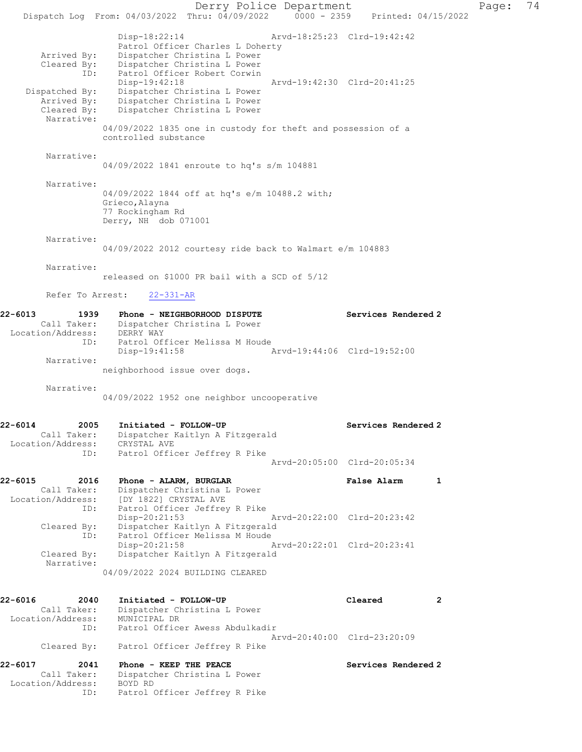```
              Disp-18:22:14                 Arvd-18:25:23  Clrd-19:42:42
              Patrol Officer Charles L Doherty
   Arrived By:  Dispatcher Christina L Power
   Cleared By:  Dispatcher Christina L Power
          ID:  Patrol Officer Robert Corwin
              Disp-19:42:18                 Arvd-19:42:30  Clrd-20:41:25
Dispatched By:  Dispatcher Christina L Power
   Arrived By:  Dispatcher Christina L Power
   Cleared By:  Dispatcher Christina L Power
    Narrative:
            04/09/2022 1835 one in custody for theft and possession of a
            controlled substance

    Narrative:
            04/09/2022 1841 enroute to hq's s/m 104881

    Narrative:
            04/09/2022 1844 off at hq's e/m 10488.2 with;
            Grieco,Alayna
            77 Rockingham Rd
            Derry, NH  dob 071001

    Narrative:
            04/09/2022 2012 courtesy ride back to Walmart e/m 104883

    Narrative:
            released on $1000 PR bail with a SCD of 5/12

    Refer To Arrest:    22-331-AR

22-6013        1939    Phone - NEIGHBORHOOD DISPUTE                 Services Rendered 2
     Call Taker:    Dispatcher Christina L Power
 Location/Address:    DERRY WAY
             ID:    Patrol Officer Melissa M Houde
                Disp-19:41:58                 Arvd-19:44:06  Clrd-19:52:00
      Narrative:
            neighborhood issue over dogs.

      Narrative:
            04/09/2022 1952 one neighbor uncooperative

22-6014        2005    Initiated - FOLLOW-UP                        Services Rendered 2
     Call Taker:    Dispatcher Kaitlyn A Fitzgerald
 Location/Address:    CRYSTAL AVE
             ID:    Patrol Officer Jeffrey R Pike
                                              Arvd-20:05:00  Clrd-20:05:34

22-6015        2016    Phone - ALARM, BURGLAR                       False Alarm       1
     Call Taker:    Dispatcher Christina L Power
 Location/Address:    [DY 1822] CRYSTAL AVE
             ID:    Patrol Officer Jeffrey R Pike
                Disp-20:21:53                 Arvd-20:22:00  Clrd-20:23:42
     Cleared By:    Dispatcher Kaitlyn A Fitzgerald
             ID:    Patrol Officer Melissa M Houde
                Disp-20:21:58                 Arvd-20:22:01  Clrd-20:23:41
     Cleared By:    Dispatcher Kaitlyn A Fitzgerald
      Narrative:
            04/09/2022 2024 BUILDING CLEARED

22-6016        2040    Initiated - FOLLOW-UP                        Cleared           2
     Call Taker:    Dispatcher Christina L Power
 Location/Address:    MUNICIPAL DR
             ID:    Patrol Officer Awess Abdulkadir
                                              Arvd-20:40:00  Clrd-23:20:09
     Cleared By:    Patrol Officer Jeffrey R Pike

22-6017        2041    Phone - KEEP THE PEACE                       Services Rendered 2
     Call Taker:    Dispatcher Christina L Power
 Location/Address:    BOYD RD
             ID:    Patrol Officer Jeffrey R Pike
```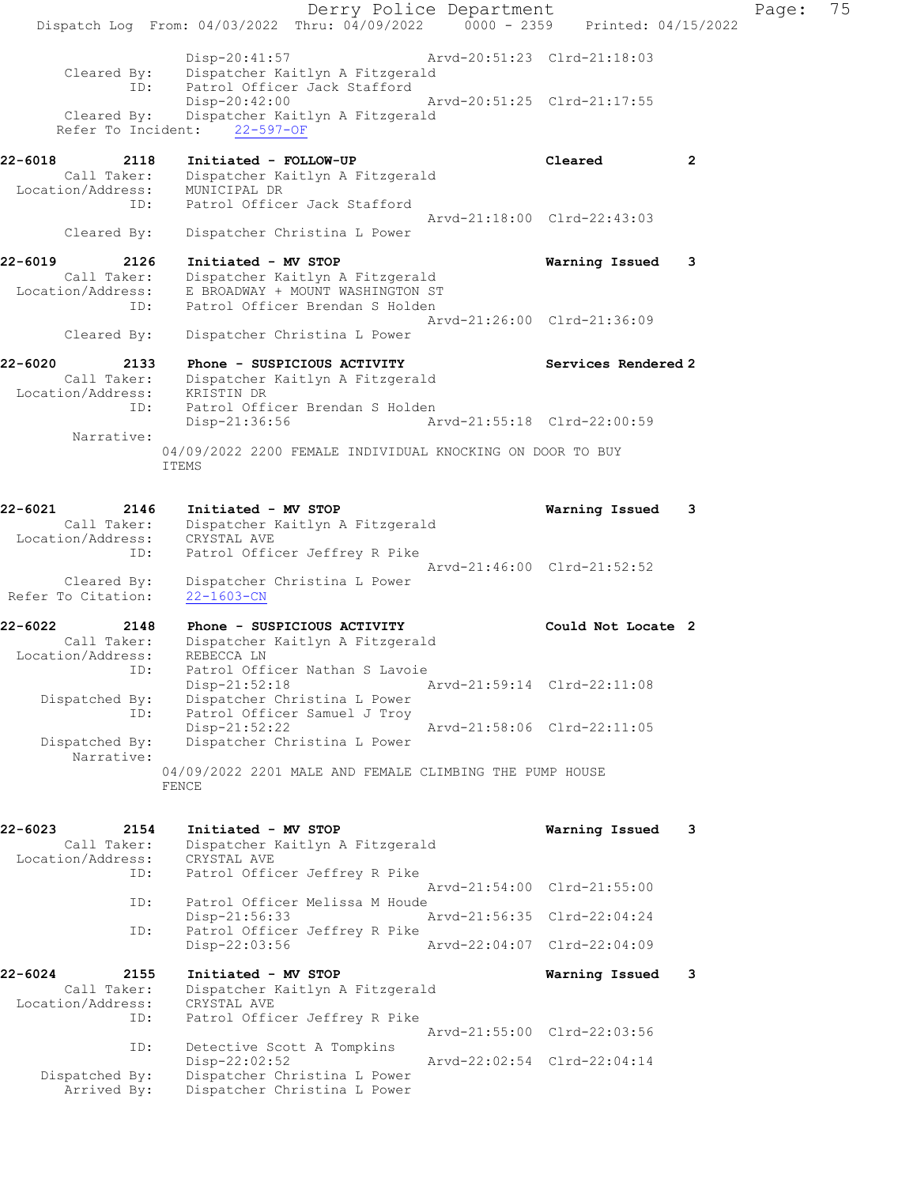```
                Disp-20:41:57                 Arvd-20:51:23  Clrd-21:18:03
     Cleared By:    Dispatcher Kaitlyn A Fitzgerald
            ID:     Patrol Officer Jack Stafford
                Disp-20:42:00                 Arvd-20:51:25  Clrd-21:17:55
     Cleared By:    Dispatcher Kaitlyn A Fitzgerald
 Refer To Incident:    22-597-OF

22-6018        2118    Initiated - FOLLOW-UP                    Cleared            2
      Call Taker:    Dispatcher Kaitlyn A Fitzgerald
 Location/Address:    MUNICIPAL DR
            ID:     Patrol Officer Jack Stafford
                                              Arvd-21:18:00  Clrd-22:43:03
     Cleared By:    Dispatcher Christina L Power

22-6019        2126    Initiated - MV STOP                      Warning Issued     3
      Call Taker:    Dispatcher Kaitlyn A Fitzgerald
 Location/Address:    E BROADWAY + MOUNT WASHINGTON ST
            ID:     Patrol Officer Brendan S Holden
                                              Arvd-21:26:00  Clrd-21:36:09
     Cleared By:    Dispatcher Christina L Power

22-6020        2133    Phone - SUSPICIOUS ACTIVITY              Services Rendered 2
      Call Taker:    Dispatcher Kaitlyn A Fitzgerald
 Location/Address:    KRISTIN DR
            ID:     Patrol Officer Brendan S Holden
                Disp-21:36:56                 Arvd-21:55:18  Clrd-22:00:59
      Narrative:
              04/09/2022 2200 FEMALE INDIVIDUAL KNOCKING ON DOOR TO BUY
              ITEMS

22-6021        2146    Initiated - MV STOP                      Warning Issued     3
      Call Taker:    Dispatcher Kaitlyn A Fitzgerald
 Location/Address:    CRYSTAL AVE
            ID:     Patrol Officer Jeffrey R Pike
                                              Arvd-21:46:00  Clrd-21:52:52
     Cleared By:    Dispatcher Christina L Power
 Refer To Citation:    22-1603-CN

22-6022        2148    Phone - SUSPICIOUS ACTIVITY              Could Not Locate  2
      Call Taker:    Dispatcher Kaitlyn A Fitzgerald
 Location/Address:    REBECCA LN
            ID:     Patrol Officer Nathan S Lavoie
                Disp-21:52:18                 Arvd-21:59:14  Clrd-22:11:08
   Dispatched By:    Dispatcher Christina L Power
            ID:     Patrol Officer Samuel J Troy
                Disp-21:52:22                 Arvd-21:58:06  Clrd-22:11:05
   Dispatched By:    Dispatcher Christina L Power
      Narrative:
              04/09/2022 2201 MALE AND FEMALE CLIMBING THE PUMP HOUSE
              FENCE

22-6023        2154    Initiated - MV STOP                      Warning Issued     3
      Call Taker:    Dispatcher Kaitlyn A Fitzgerald
 Location/Address:    CRYSTAL AVE
            ID:     Patrol Officer Jeffrey R Pike
                                              Arvd-21:54:00  Clrd-21:55:00
            ID:     Patrol Officer Melissa M Houde
                Disp-21:56:33                 Arvd-21:56:35  Clrd-22:04:24
            ID:     Patrol Officer Jeffrey R Pike
                Disp-22:03:56                 Arvd-22:04:07  Clrd-22:04:09

22-6024        2155    Initiated - MV STOP                      Warning Issued     3
      Call Taker:    Dispatcher Kaitlyn A Fitzgerald
 Location/Address:    CRYSTAL AVE
            ID:     Patrol Officer Jeffrey R Pike
                                              Arvd-21:55:00  Clrd-22:03:56
            ID:     Detective Scott A Tompkins
                Disp-22:02:52                 Arvd-22:02:54  Clrd-22:04:14
   Dispatched By:    Dispatcher Christina L Power
      Arrived By:    Dispatcher Christina L Power
```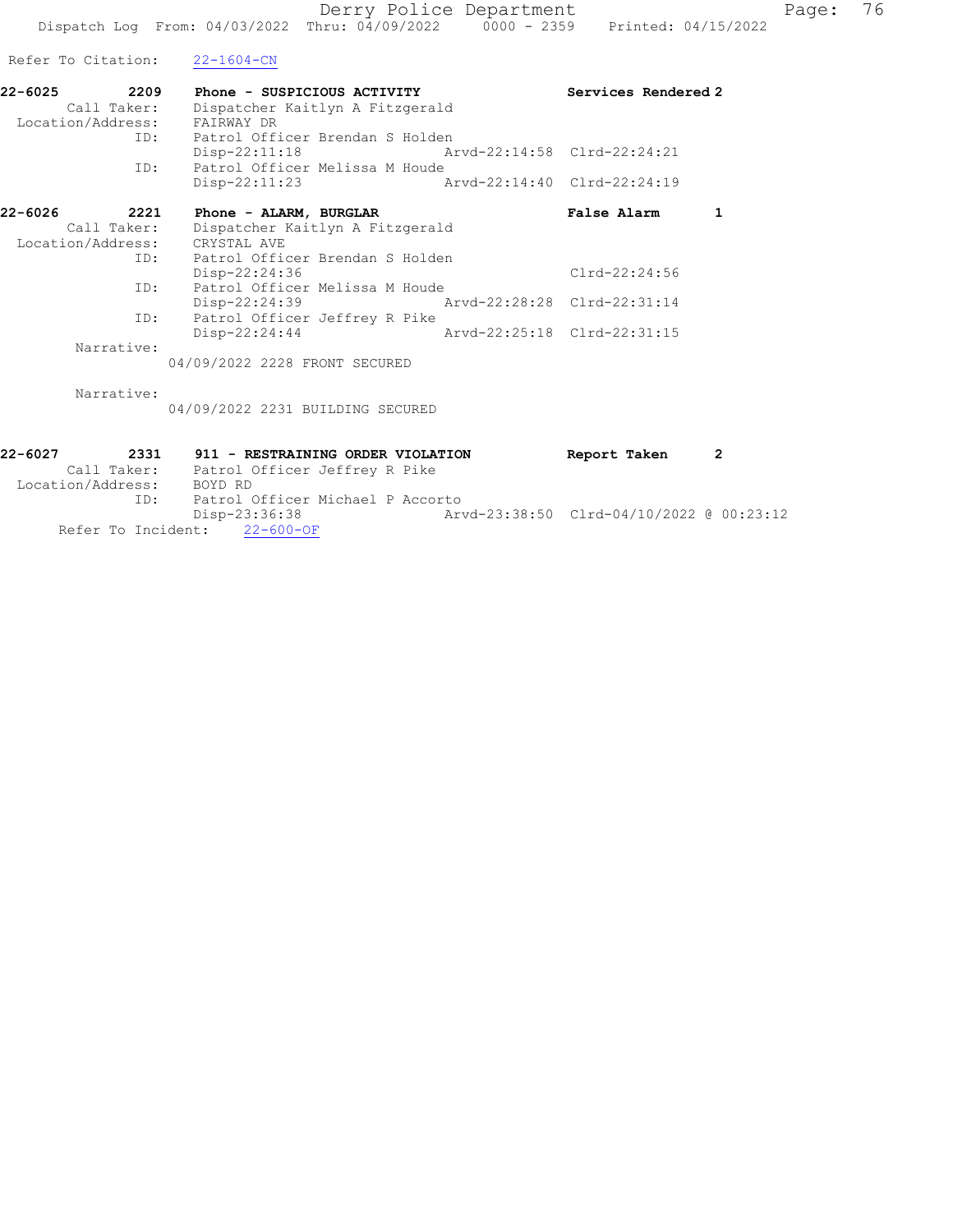Refer To Citation: 22-1604-CN

**22-6025 2209 Phone - SUSPICIOUS ACTIVITY** **Services Rendered 2**
Call Taker: Dispatcher Kaitlyn A Fitzgerald
Location/Address: FAIRWAY DR
ID: Patrol Officer Brendan S Holden
Disp-22:11:18 Arvd-22:14:58 Clrd-22:24:21
ID: Patrol Officer Melissa M Houde
Disp-22:11:23 Arvd-22:14:40 Clrd-22:24:19

**22-6026 2221 Phone - ALARM, BURGLAR** **False Alarm 1**
Call Taker: Dispatcher Kaitlyn A Fitzgerald
Location/Address: CRYSTAL AVE
ID: Patrol Officer Brendan S Holden
Disp-22:24:36 Clrd-22:24:56
ID: Patrol Officer Melissa M Houde
Disp-22:24:39 Arvd-22:28:28 Clrd-22:31:14
ID: Patrol Officer Jeffrey R Pike
Disp-22:24:44 Arvd-22:25:18 Clrd-22:31:15
Narrative:
04/09/2022 2228 FRONT SECURED

Narrative:
04/09/2022 2231 BUILDING SECURED

**22-6027 2331 911 - RESTRAINING ORDER VIOLATION** **Report Taken 2**
Call Taker: Patrol Officer Jeffrey R Pike
Location/Address: BOYD RD
ID: Patrol Officer Michael P Accorto
Disp-23:36:38 Arvd-23:38:50 Clrd-04/10/2022 @ 00:23:12
Refer To Incident: 22-600-OF